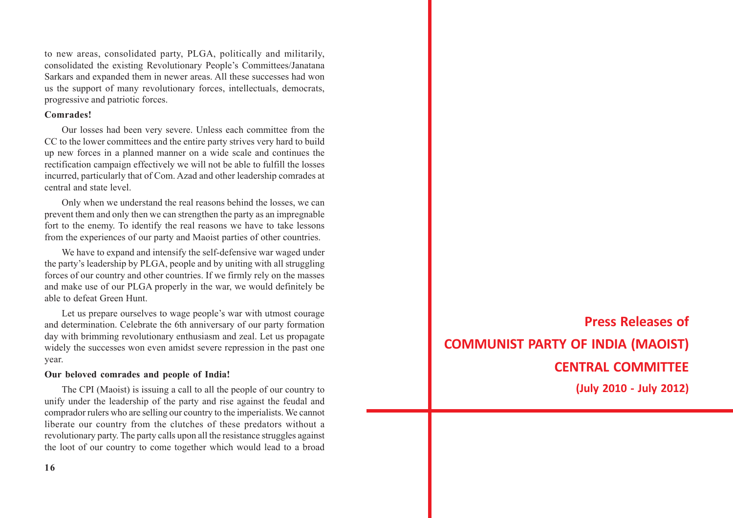to new areas, consolidated party, PLGA, politically and militarily, consolidated the existing Revolutionary People's Committees/Janatana Sarkars and expanded them in newer areas. All these successes had won us the support of many revolutionary forces, intellectuals, democrats, progressive and patriotic forces.

**Comrades!**

Our losses had been very severe. Unless each committee from the CC to the lower committees and the entire party strives very hard to build up new forces in a planned manner on a wide scale and continues the rectification campaign effectively we will not be able to fulfill the losses incurred, particularly that of Com. Azad and other leadership comrades at central and state level.

Only when we understand the real reasons behind the losses, we can prevent them and only then we can strengthen the party as an impregnable fort to the enemy. To identify the real reasons we have to take lessons from the experiences of our party and Maoist parties of other countries.

We have to expand and intensify the self-defensive war waged under the party's leadership by PLGA, people and by uniting with all struggling forces of our country and other countries. If we firmly rely on the masses and make use of our PLGA properly in the war, we would definitely be able to defeat Green Hunt.

Let us prepare ourselves to wage people's war with utmost courage and determination. Celebrate the 6th anniversary of our party formation day with brimming revolutionary enthusiasm and zeal. Let us propagate widely the successes won even amidst severe repression in the past one year.

**Our beloved comrades and people of India!**

The CPI (Maoist) is issuing a call to all the people of our country to unify under the leadership of the party and rise against the feudal and comprador rulers who are selling our country to the imperialists. We cannot liberate our country from the clutches of these predators without a revolutionary party. The party calls upon all the resistance struggles against the loot of our country to come together which would lead to a broad

# Press Releases of

# COMMUNIST PARTY OF INDIA (MAOIST)

# CENTRAL COMMITTEE

## (July 2010 - July 2012)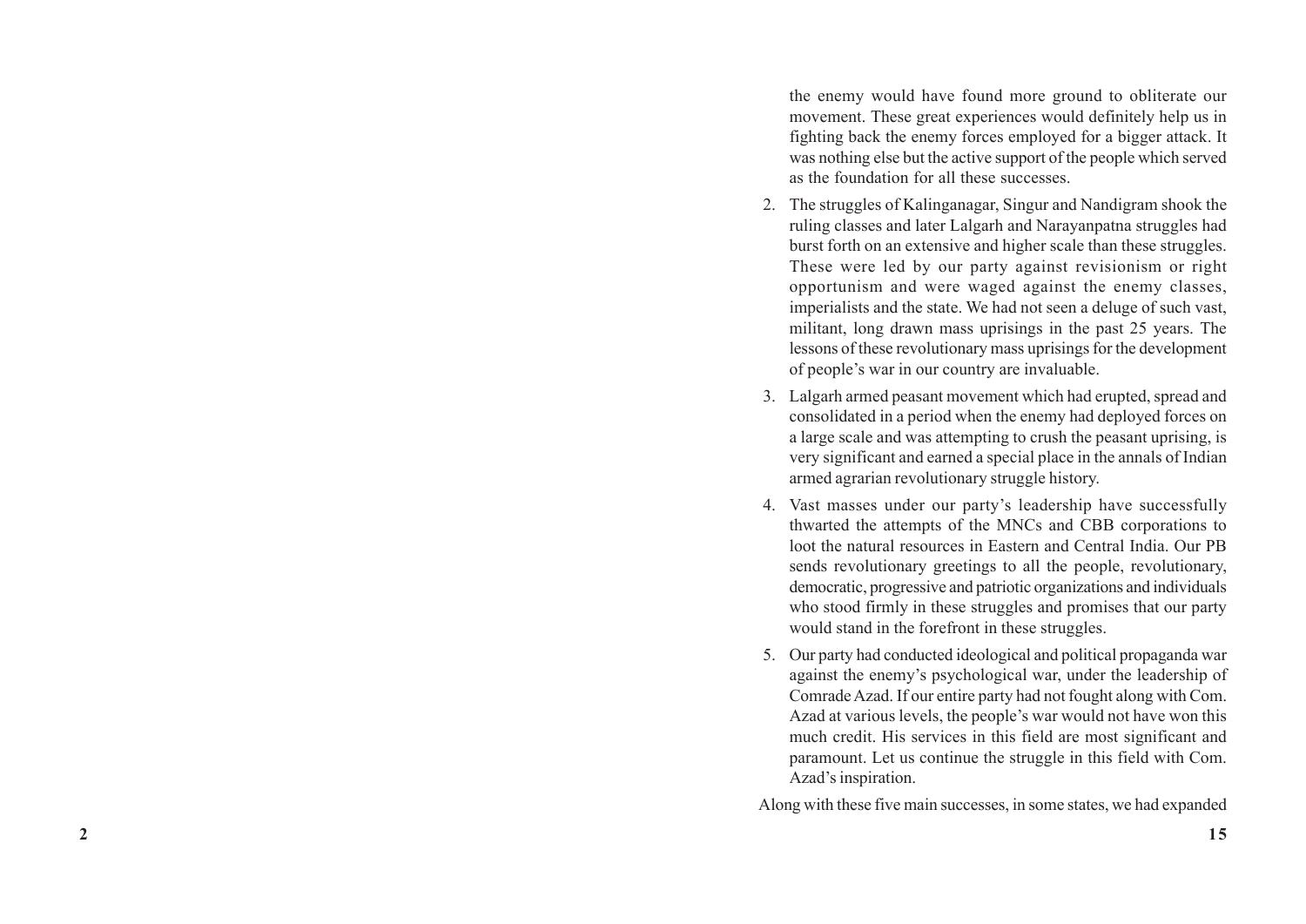the enemy would have found more ground to obliterate our movement. These great experiences would definitely help us in fighting back the enemy forces employed for a bigger attack. It was nothing else but the active support of the people which served as the foundation for all these successes.

2. The struggles of Kalinganagar, Singur and Nandigram shook the ruling classes and later Lalgarh and Narayanpatna struggles had burst forth on an extensive and higher scale than these struggles. These were led by our party against revisionism or right opportunism and were waged against the enemy classes, imperialists and the state. We had not seen a deluge of such vast, militant, long drawn mass uprisings in the past 25 years. The lessons of these revolutionary mass uprisings for the development of people's war in our country are invaluable.
3. Lalgarh armed peasant movement which had erupted, spread and consolidated in a period when the enemy had deployed forces on a large scale and was attempting to crush the peasant uprising, is very significant and earned a special place in the annals of Indian armed agrarian revolutionary struggle history.
4. Vast masses under our party's leadership have successfully thwarted the attempts of the MNCs and CBB corporations to loot the natural resources in Eastern and Central India. Our PB sends revolutionary greetings to all the people, revolutionary, democratic, progressive and patriotic organizations and individuals who stood firmly in these struggles and promises that our party would stand in the forefront in these struggles.
5. Our party had conducted ideological and political propaganda war against the enemy's psychological war, under the leadership of Comrade Azad. If our entire party had not fought along with Com. Azad at various levels, the people's war would not have won this much credit. His services in this field are most significant and paramount. Let us continue the struggle in this field with Com. Azad's inspiration.

Along with these five main successes, in some states, we had expanded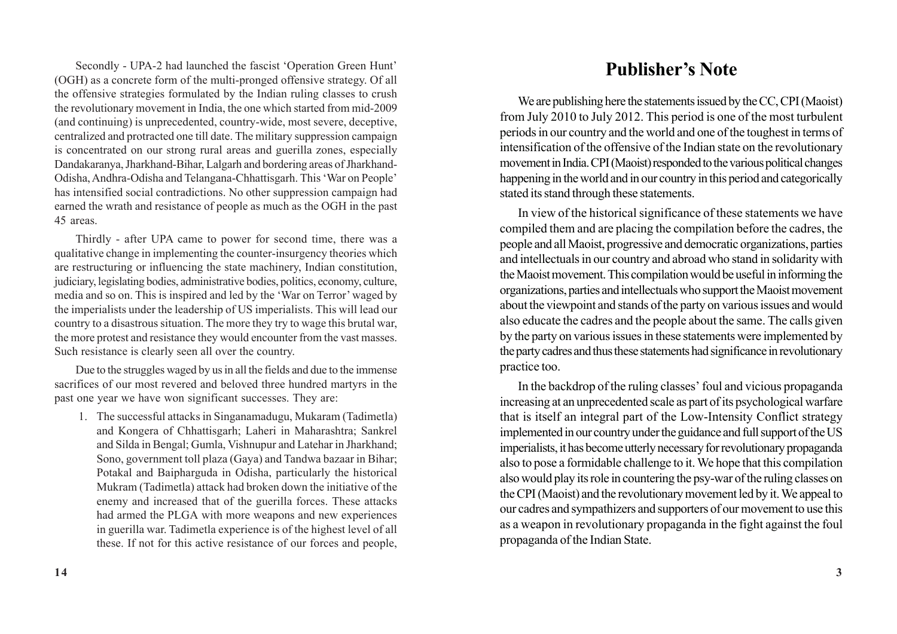Secondly - UPA-2 had launched the fascist 'Operation Green Hunt' (OGH) as a concrete form of the multi-pronged offensive strategy. Of all the offensive strategies formulated by the Indian ruling classes to crush the revolutionary movement in India, the one which started from mid-2009 (and continuing) is unprecedented, country-wide, most severe, deceptive, centralized and protracted one till date. The military suppression campaign is concentrated on our strong rural areas and guerilla zones, especially Dandakaranya, Jharkhand-Bihar, Lalgarh and bordering areas of Jharkhand-Odisha, Andhra-Odisha and Telangana-Chhattisgarh. This 'War on People' has intensified social contradictions. No other suppression campaign had earned the wrath and resistance of people as much as the OGH in the past 45 areas.

Thirdly - after UPA came to power for second time, there was a qualitative change in implementing the counter-insurgency theories which are restructuring or influencing the state machinery, Indian constitution, judiciary, legislating bodies, administrative bodies, politics, economy, culture, media and so on. This is inspired and led by the 'War on Terror' waged by the imperialists under the leadership of US imperialists. This will lead our country to a disastrous situation. The more they try to wage this brutal war, the more protest and resistance they would encounter from the vast masses. Such resistance is clearly seen all over the country.

Due to the struggles waged by us in all the fields and due to the immense sacrifices of our most revered and beloved three hundred martyrs in the past one year we have won significant successes. They are:

1. The successful attacks in Singanamadugu, Mukaram (Tadimetla) and Kongera of Chhattisgarh; Laheri in Maharashtra; Sankrel and Silda in Bengal; Gumla, Vishnupur and Latehar in Jharkhand; Sono, government toll plaza (Gaya) and Tandwa bazaar in Bihar; Potakal and Baipharguda in Odisha, particularly the historical Mukram (Tadimetla) attack had broken down the initiative of the enemy and increased that of the guerilla forces. These attacks had armed the PLGA with more weapons and new experiences in guerilla war. Tadimetla experience is of the highest level of all these. If not for this active resistance of our forces and people,

# Publisher's Note

We are publishing here the statements issued by the CC, CPI (Maoist) from July 2010 to July 2012. This period is one of the most turbulent periods in our country and the world and one of the toughest in terms of intensification of the offensive of the Indian state on the revolutionary movement in India. CPI (Maoist) responded to the various political changes happening in the world and in our country in this period and categorically stated its stand through these statements.

In view of the historical significance of these statements we have compiled them and are placing the compilation before the cadres, the people and all Maoist, progressive and democratic organizations, parties and intellectuals in our country and abroad who stand in solidarity with the Maoist movement. This compilation would be useful in informing the organizations, parties and intellectuals who support the Maoist movement about the viewpoint and stands of the party on various issues and would also educate the cadres and the people about the same. The calls given by the party on various issues in these statements were implemented by the party cadres and thus these statements had significance in revolutionary practice too.

In the backdrop of the ruling classes' foul and vicious propaganda increasing at an unprecedented scale as part of its psychological warfare that is itself an integral part of the Low-Intensity Conflict strategy implemented in our country under the guidance and full support of the US imperialists, it has become utterly necessary for revolutionary propaganda also to pose a formidable challenge to it. We hope that this compilation also would play its role in countering the psy-war of the ruling classes on the CPI (Maoist) and the revolutionary movement led by it. We appeal to our cadres and sympathizers and supporters of our movement to use this as a weapon in revolutionary propaganda in the fight against the foul propaganda of the Indian State.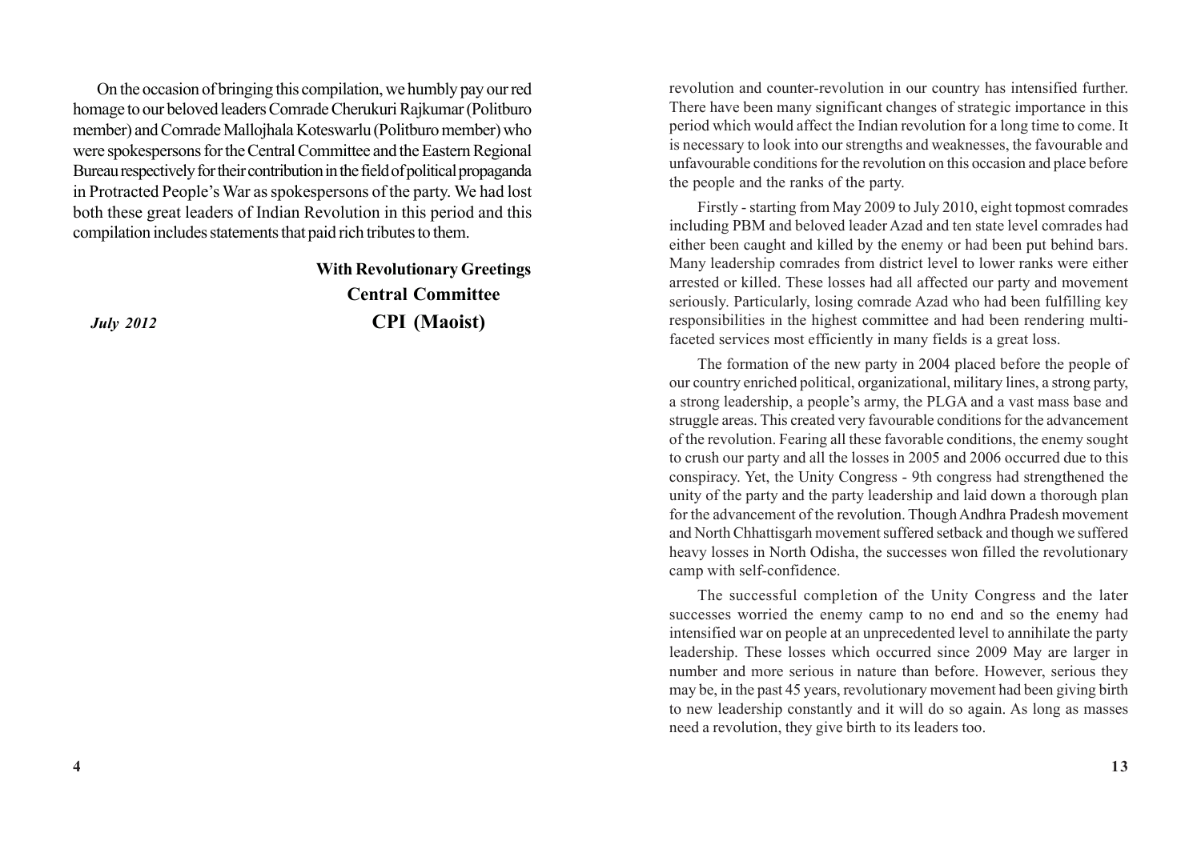On the occasion of bringing this compilation, we humbly pay our red homage to our beloved leaders Comrade Cherukuri Rajkumar (Politburo member) and Comrade Mallojhala Koteswarlu (Politburo member) who were spokespersons for the Central Committee and the Eastern Regional Bureau respectively for their contribution in the field of political propaganda in Protracted People's War as spokespersons of the party. We had lost both these great leaders of Indian Revolution in this period and this compilation includes statements that paid rich tributes to them.

**With Revolutionary Greetings**
**Central Committee**
**CPI (Maoist)**

*July 2012*

revolution and counter-revolution in our country has intensified further. There have been many significant changes of strategic importance in this period which would affect the Indian revolution for a long time to come. It is necessary to look into our strengths and weaknesses, the favourable and unfavourable conditions for the revolution on this occasion and place before the people and the ranks of the party.

Firstly - starting from May 2009 to July 2010, eight topmost comrades including PBM and beloved leader Azad and ten state level comrades had either been caught and killed by the enemy or had been put behind bars. Many leadership comrades from district level to lower ranks were either arrested or killed. These losses had all affected our party and movement seriously. Particularly, losing comrade Azad who had been fulfilling key responsibilities in the highest committee and had been rendering multi-faceted services most efficiently in many fields is a great loss.

The formation of the new party in 2004 placed before the people of our country enriched political, organizational, military lines, a strong party, a strong leadership, a people's army, the PLGA and a vast mass base and struggle areas. This created very favourable conditions for the advancement of the revolution. Fearing all these favorable conditions, the enemy sought to crush our party and all the losses in 2005 and 2006 occurred due to this conspiracy. Yet, the Unity Congress - 9th congress had strengthened the unity of the party and the party leadership and laid down a thorough plan for the advancement of the revolution. Though Andhra Pradesh movement and North Chhattisgarh movement suffered setback and though we suffered heavy losses in North Odisha, the successes won filled the revolutionary camp with self-confidence.

The successful completion of the Unity Congress and the later successes worried the enemy camp to no end and so the enemy had intensified war on people at an unprecedented level to annihilate the party leadership. These losses which occurred since 2009 May are larger in number and more serious in nature than before. However, serious they may be, in the past 45 years, revolutionary movement had been giving birth to new leadership constantly and it will do so again. As long as masses need a revolution, they give birth to its leaders too.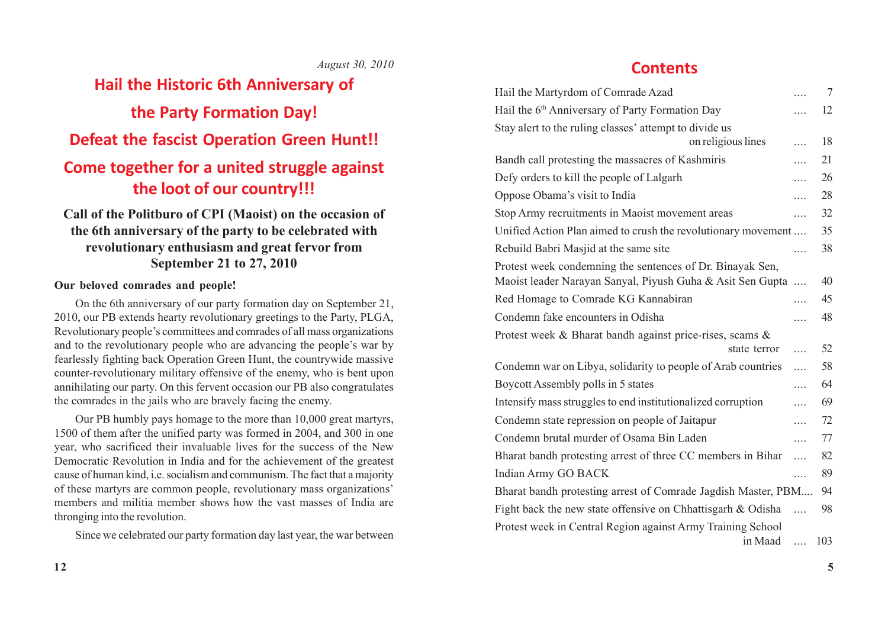*August 30, 2010*

# Hail the Historic 6th Anniversary of the Party Formation Day! Defeat the fascist Operation Green Hunt!! Come together for a united struggle against the loot of our country!!!

**Call of the Politburo of CPI (Maoist) on the occasion of the 6th anniversary of the party to be celebrated with revolutionary enthusiasm and great fervor from September 21 to 27, 2010**

**Our beloved comrades and people!**

On the 6th anniversary of our party formation day on September 21, 2010, our PB extends hearty revolutionary greetings to the Party, PLGA, Revolutionary people's committees and comrades of all mass organizations and to the revolutionary people who are advancing the people's war by fearlessly fighting back Operation Green Hunt, the countrywide massive counter-revolutionary military offensive of the enemy, who is bent upon annihilating our party. On this fervent occasion our PB also congratulates the comrades in the jails who are bravely facing the enemy.

Our PB humbly pays homage to the more than 10,000 great martyrs, 1500 of them after the unified party was formed in 2004, and 300 in one year, who sacrificed their invaluable lives for the success of the New Democratic Revolution in India and for the achievement of the greatest cause of human kind, i.e. socialism and communism. The fact that a majority of these martyrs are common people, revolutionary mass organizations' members and militia member shows how the vast masses of India are thronging into the revolution.

Since we celebrated our party formation day last year, the war between

## Contents

| | |
|---|---|
| Hail the Martyrdom of Comrade Azad | 7 |
| Hail the 6th Anniversary of Party Formation Day | 12 |
| Stay alert to the ruling classes' attempt to divide us on religious lines | 18 |
| Bandh call protesting the massacres of Kashmiris | 21 |
| Defy orders to kill the people of Lalgarh | 26 |
| Oppose Obama's visit to India | 28 |
| Stop Army recruitments in Maoist movement areas | 32 |
| Unified Action Plan aimed to crush the revolutionary movement | 35 |
| Rebuild Babri Masjid at the same site | 38 |
| Protest week condemning the sentences of Dr. Binayak Sen, Maoist leader Narayan Sanyal, Piyush Guha & Asit Sen Gupta | 40 |
| Red Homage to Comrade KG Kannabiran | 45 |
| Condemn fake encounters in Odisha | 48 |
| Protest week & Bharat bandh against price-rises, scams & state terror | 52 |
| Condemn war on Libya, solidarity to people of Arab countries | 58 |
| Boycott Assembly polls in 5 states | 64 |
| Intensify mass struggles to end institutionalized corruption | 69 |
| Condemn state repression on people of Jaitapur | 72 |
| Condemn brutal murder of Osama Bin Laden | 77 |
| Bharat bandh protesting arrest of three CC members in Bihar | 82 |
| Indian Army GO BACK | 89 |
| Bharat bandh protesting arrest of Comrade Jagdish Master, PBM | 94 |
| Fight back the new state offensive on Chhattisgarh & Odisha | 98 |
| Protest week in Central Region against Army Training School in Maad | 103 |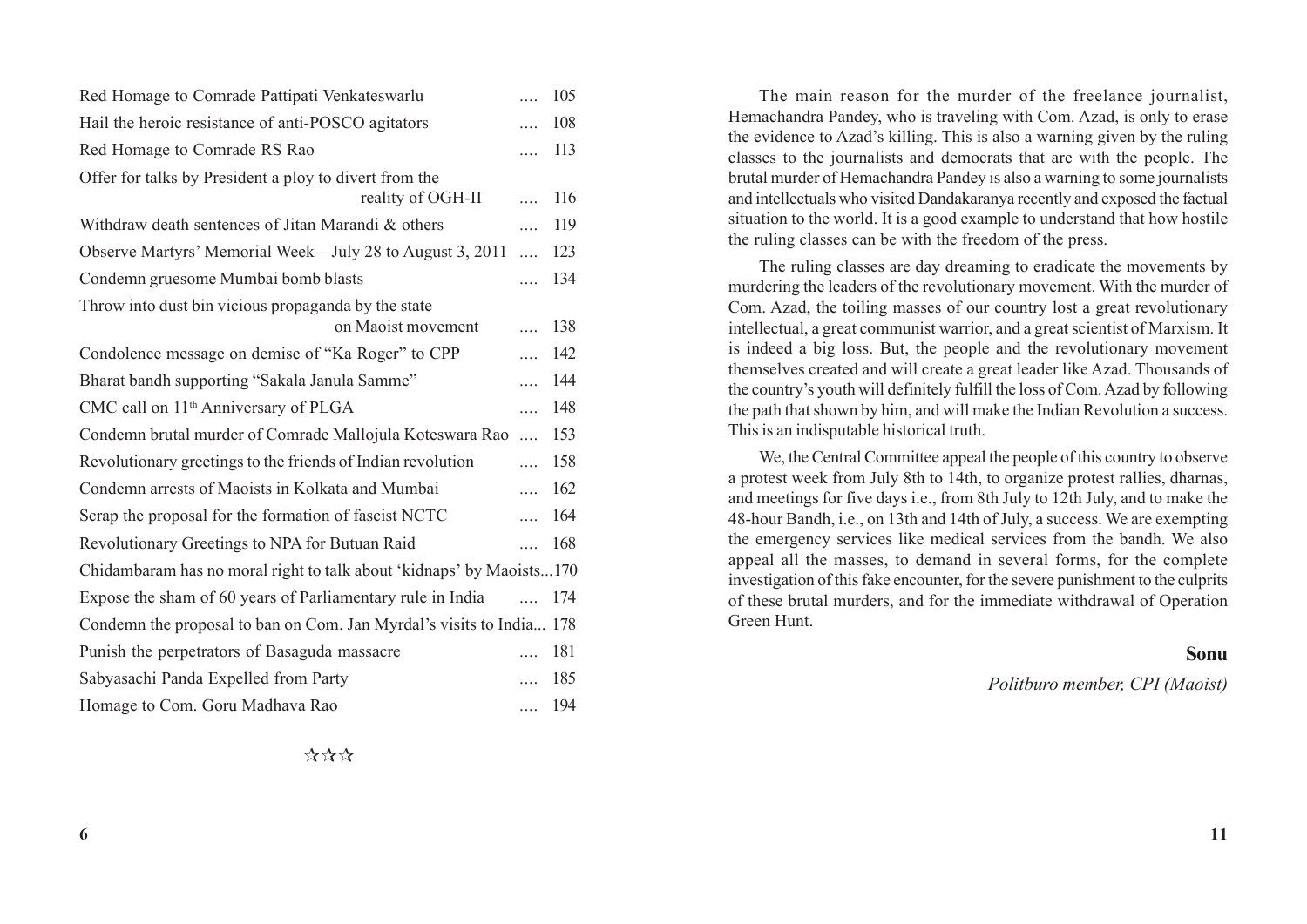| | | |
|---|---|---|
| Red Homage to Comrade Pattipati Venkateswarlu | .... | 105 |
| Hail the heroic resistance of anti-POSCO agitators | .... | 108 |
| Red Homage to Comrade RS Rao | .... | 113 |
| Offer for talks by President a ploy to divert from the reality of OGH-II | .... | 116 |
| Withdraw death sentences of Jitan Marandi & others | .... | 119 |
| Observe Martyrs' Memorial Week – July 28 to August 3, 2011 | .... | 123 |
| Condemn gruesome Mumbai bomb blasts | .... | 134 |
| Throw into dust bin vicious propaganda by the state on Maoist movement | .... | 138 |
| Condolence message on demise of "Ka Roger" to CPP | .... | 142 |
| Bharat bandh supporting "Sakala Janula Samme" | .... | 144 |
| CMC call on 11th Anniversary of PLGA | .... | 148 |
| Condemn brutal murder of Comrade Mallojula Koteswara Rao | .... | 153 |
| Revolutionary greetings to the friends of Indian revolution | .... | 158 |
| Condemn arrests of Maoists in Kolkata and Mumbai | .... | 162 |
| Scrap the proposal for the formation of fascist NCTC | .... | 164 |
| Revolutionary Greetings to NPA for Butuan Raid | .... | 168 |
| Chidambaram has no moral right to talk about 'kidnaps' by Maoists | ... | 170 |
| Expose the sham of 60 years of Parliamentary rule in India | .... | 174 |
| Condemn the proposal to ban on Com. Jan Myrdal's visits to India | ... | 178 |
| Punish the perpetrators of Basaguda massacre | .... | 181 |
| Sabyasachi Panda Expelled from Party | .... | 185 |
| Homage to Com. Goru Madhava Rao | .... | 194 |

☆☆☆

The main reason for the murder of the freelance journalist, Hemachandra Pandey, who is traveling with Com. Azad, is only to erase the evidence to Azad's killing. This is also a warning given by the ruling classes to the journalists and democrats that are with the people. The brutal murder of Hemachandra Pandey is also a warning to some journalists and intellectuals who visited Dandakaranya recently and exposed the factual situation to the world. It is a good example to understand that how hostile the ruling classes can be with the freedom of the press.

The ruling classes are day dreaming to eradicate the movements by murdering the leaders of the revolutionary movement. With the murder of Com. Azad, the toiling masses of our country lost a great revolutionary intellectual, a great communist warrior, and a great scientist of Marxism. It is indeed a big loss. But, the people and the revolutionary movement themselves created and will create a great leader like Azad. Thousands of the country's youth will definitely fulfill the loss of Com. Azad by following the path that shown by him, and will make the Indian Revolution a success. This is an indisputable historical truth.

We, the Central Committee appeal the people of this country to observe a protest week from July 8th to 14th, to organize protest rallies, dharnas, and meetings for five days i.e., from 8th July to 12th July, and to make the 48-hour Bandh, i.e., on 13th and 14th of July, a success. We are exempting the emergency services like medical services from the bandh. We also appeal all the masses, to demand in several forms, for the complete investigation of this fake encounter, for the severe punishment to the culprits of these brutal murders, and for the immediate withdrawal of Operation Green Hunt.

**Sonu**

*Politburo member, CPI (Maoist)*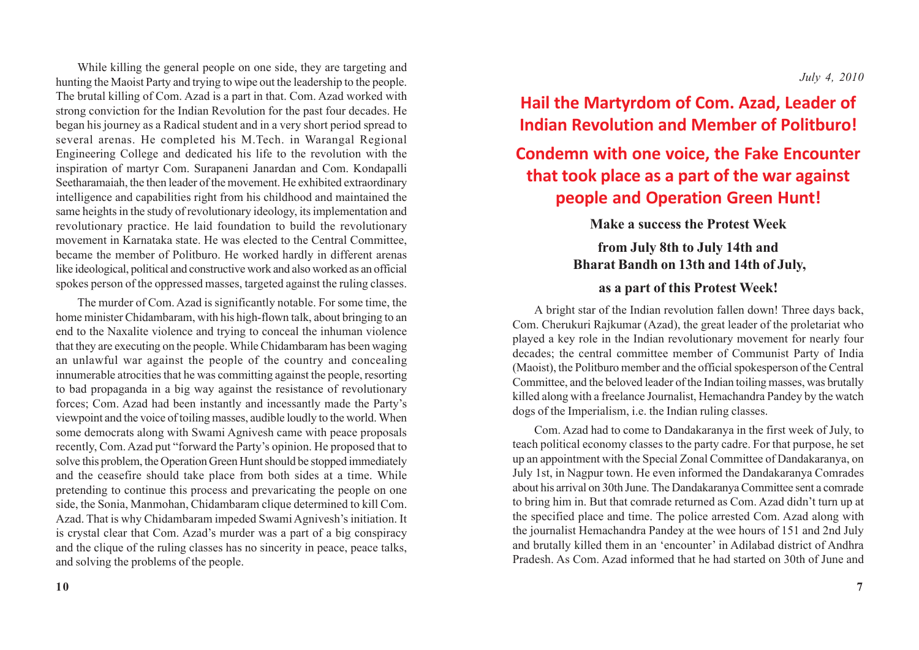While killing the general people on one side, they are targeting and hunting the Maoist Party and trying to wipe out the leadership to the people. The brutal killing of Com. Azad is a part in that. Com. Azad worked with strong conviction for the Indian Revolution for the past four decades. He began his journey as a Radical student and in a very short period spread to several arenas. He completed his M.Tech. in Warangal Regional Engineering College and dedicated his life to the revolution with the inspiration of martyr Com. Surapaneni Janardan and Com. Kondapalli Seetharamaiah, the then leader of the movement. He exhibited extraordinary intelligence and capabilities right from his childhood and maintained the same heights in the study of revolutionary ideology, its implementation and revolutionary practice. He laid foundation to build the revolutionary movement in Karnataka state. He was elected to the Central Committee, became the member of Politburo. He worked hardly in different arenas like ideological, political and constructive work and also worked as an official spokes person of the oppressed masses, targeted against the ruling classes.

The murder of Com. Azad is significantly notable. For some time, the home minister Chidambaram, with his high-flown talk, about bringing to an end to the Naxalite violence and trying to conceal the inhuman violence that they are executing on the people. While Chidambaram has been waging an unlawful war against the people of the country and concealing innumerable atrocities that he was committing against the people, resorting to bad propaganda in a big way against the resistance of revolutionary forces; Com. Azad had been instantly and incessantly made the Party's viewpoint and the voice of toiling masses, audible loudly to the world. When some democrats along with Swami Agnivesh came with peace proposals recently, Com. Azad put "forward the Party's opinion. He proposed that to solve this problem, the Operation Green Hunt should be stopped immediately and the ceasefire should take place from both sides at a time. While pretending to continue this process and prevaricating the people on one side, the Sonia, Manmohan, Chidambaram clique determined to kill Com. Azad. That is why Chidambaram impeded Swami Agnivesh's initiation. It is crystal clear that Com. Azad's murder was a part of a big conspiracy and the clique of the ruling classes has no sincerity in peace, peace talks, and solving the problems of the people.

*July 4, 2010*

# Hail the Martyrdom of Com. Azad, Leader of Indian Revolution and Member of Politburo!

# Condemn with one voice, the Fake Encounter that took place as a part of the war against people and Operation Green Hunt!

**Make a success the Protest Week**

**from July 8th to July 14th and Bharat Bandh on 13th and 14th of July,**

**as a part of this Protest Week!**

A bright star of the Indian revolution fallen down! Three days back, Com. Cherukuri Rajkumar (Azad), the great leader of the proletariat who played a key role in the Indian revolutionary movement for nearly four decades; the central committee member of Communist Party of India (Maoist), the Politburo member and the official spokesperson of the Central Committee, and the beloved leader of the Indian toiling masses, was brutally killed along with a freelance Journalist, Hemachandra Pandey by the watch dogs of the Imperialism, i.e. the Indian ruling classes.

Com. Azad had to come to Dandakaranya in the first week of July, to teach political economy classes to the party cadre. For that purpose, he set up an appointment with the Special Zonal Committee of Dandakaranya, on July 1st, in Nagpur town. He even informed the Dandakaranya Comrades about his arrival on 30th June. The Dandakaranya Committee sent a comrade to bring him in. But that comrade returned as Com. Azad didn't turn up at the specified place and time. The police arrested Com. Azad along with the journalist Hemachandra Pandey at the wee hours of 151 and 2nd July and brutally killed them in an 'encounter' in Adilabad district of Andhra Pradesh. As Com. Azad informed that he had started on 30th of June and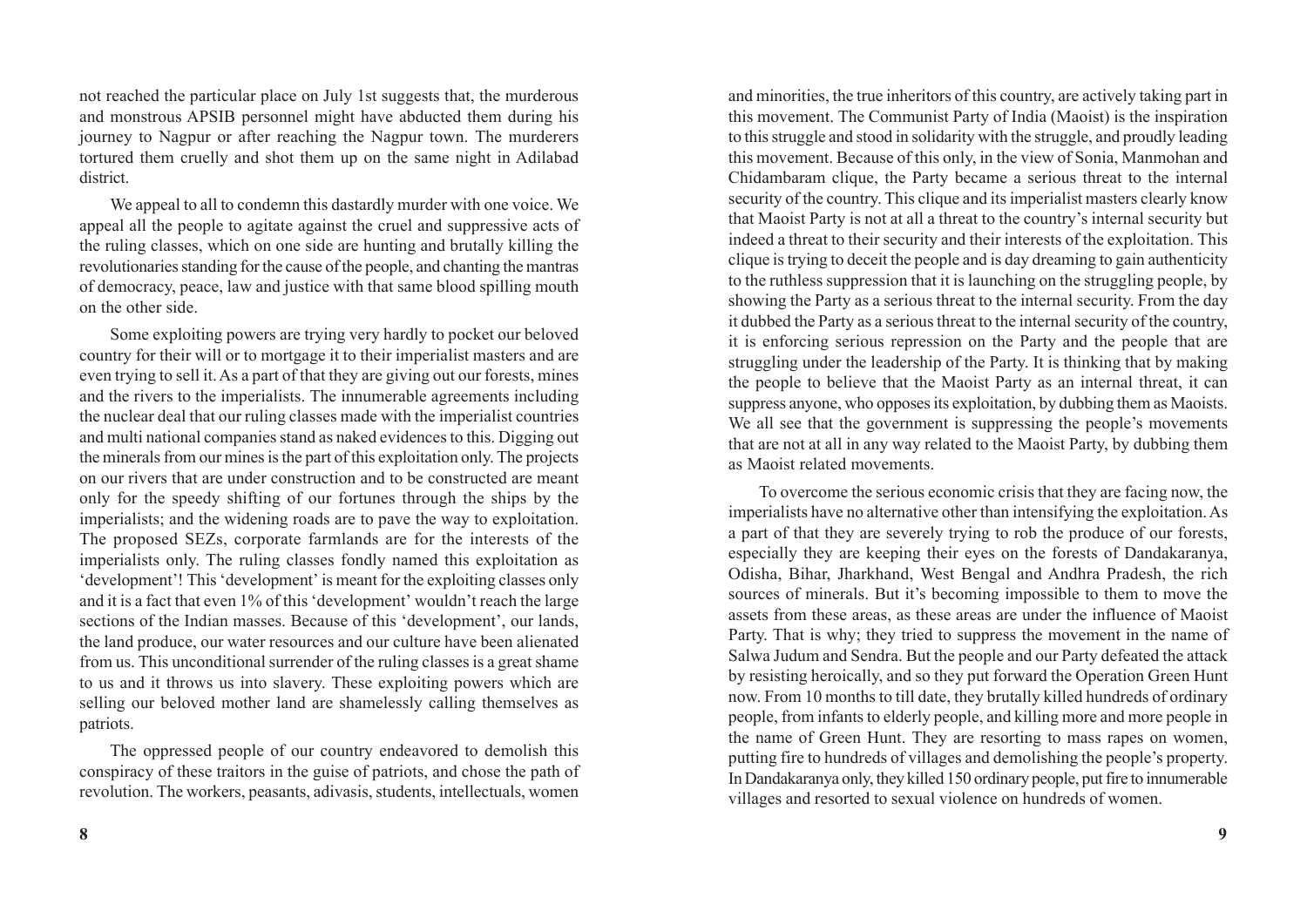not reached the particular place on July 1st suggests that, the murderous and monstrous APSIB personnel might have abducted them during his journey to Nagpur or after reaching the Nagpur town. The murderers tortured them cruelly and shot them up on the same night in Adilabad district.

We appeal to all to condemn this dastardly murder with one voice. We appeal all the people to agitate against the cruel and suppressive acts of the ruling classes, which on one side are hunting and brutally killing the revolutionaries standing for the cause of the people, and chanting the mantras of democracy, peace, law and justice with that same blood spilling mouth on the other side.

Some exploiting powers are trying very hardly to pocket our beloved country for their will or to mortgage it to their imperialist masters and are even trying to sell it. As a part of that they are giving out our forests, mines and the rivers to the imperialists. The innumerable agreements including the nuclear deal that our ruling classes made with the imperialist countries and multi national companies stand as naked evidences to this. Digging out the minerals from our mines is the part of this exploitation only. The projects on our rivers that are under construction and to be constructed are meant only for the speedy shifting of our fortunes through the ships by the imperialists; and the widening roads are to pave the way to exploitation. The proposed SEZs, corporate farmlands are for the interests of the imperialists only. The ruling classes fondly named this exploitation as 'development'! This 'development' is meant for the exploiting classes only and it is a fact that even 1% of this 'development' wouldn't reach the large sections of the Indian masses. Because of this 'development', our lands, the land produce, our water resources and our culture have been alienated from us. This unconditional surrender of the ruling classes is a great shame to us and it throws us into slavery. These exploiting powers which are selling our beloved mother land are shamelessly calling themselves as patriots.

The oppressed people of our country endeavored to demolish this conspiracy of these traitors in the guise of patriots, and chose the path of revolution. The workers, peasants, adivasis, students, intellectuals, women and minorities, the true inheritors of this country, are actively taking part in this movement. The Communist Party of India (Maoist) is the inspiration to this struggle and stood in solidarity with the struggle, and proudly leading this movement. Because of this only, in the view of Sonia, Manmohan and Chidambaram clique, the Party became a serious threat to the internal security of the country. This clique and its imperialist masters clearly know that Maoist Party is not at all a threat to the country's internal security but indeed a threat to their security and their interests of the exploitation. This clique is trying to deceit the people and is day dreaming to gain authenticity to the ruthless suppression that it is launching on the struggling people, by showing the Party as a serious threat to the internal security. From the day it dubbed the Party as a serious threat to the internal security of the country, it is enforcing serious repression on the Party and the people that are struggling under the leadership of the Party. It is thinking that by making the people to believe that the Maoist Party as an internal threat, it can suppress anyone, who opposes its exploitation, by dubbing them as Maoists. We all see that the government is suppressing the people's movements that are not at all in any way related to the Maoist Party, by dubbing them as Maoist related movements.

To overcome the serious economic crisis that they are facing now, the imperialists have no alternative other than intensifying the exploitation. As a part of that they are severely trying to rob the produce of our forests, especially they are keeping their eyes on the forests of Dandakaranya, Odisha, Bihar, Jharkhand, West Bengal and Andhra Pradesh, the rich sources of minerals. But it's becoming impossible to them to move the assets from these areas, as these areas are under the influence of Maoist Party. That is why; they tried to suppress the movement in the name of Salwa Judum and Sendra. But the people and our Party defeated the attack by resisting heroically, and so they put forward the Operation Green Hunt now. From 10 months to till date, they brutally killed hundreds of ordinary people, from infants to elderly people, and killing more and more people in the name of Green Hunt. They are resorting to mass rapes on women, putting fire to hundreds of villages and demolishing the people's property. In Dandakaranya only, they killed 150 ordinary people, put fire to innumerable villages and resorted to sexual violence on hundreds of women.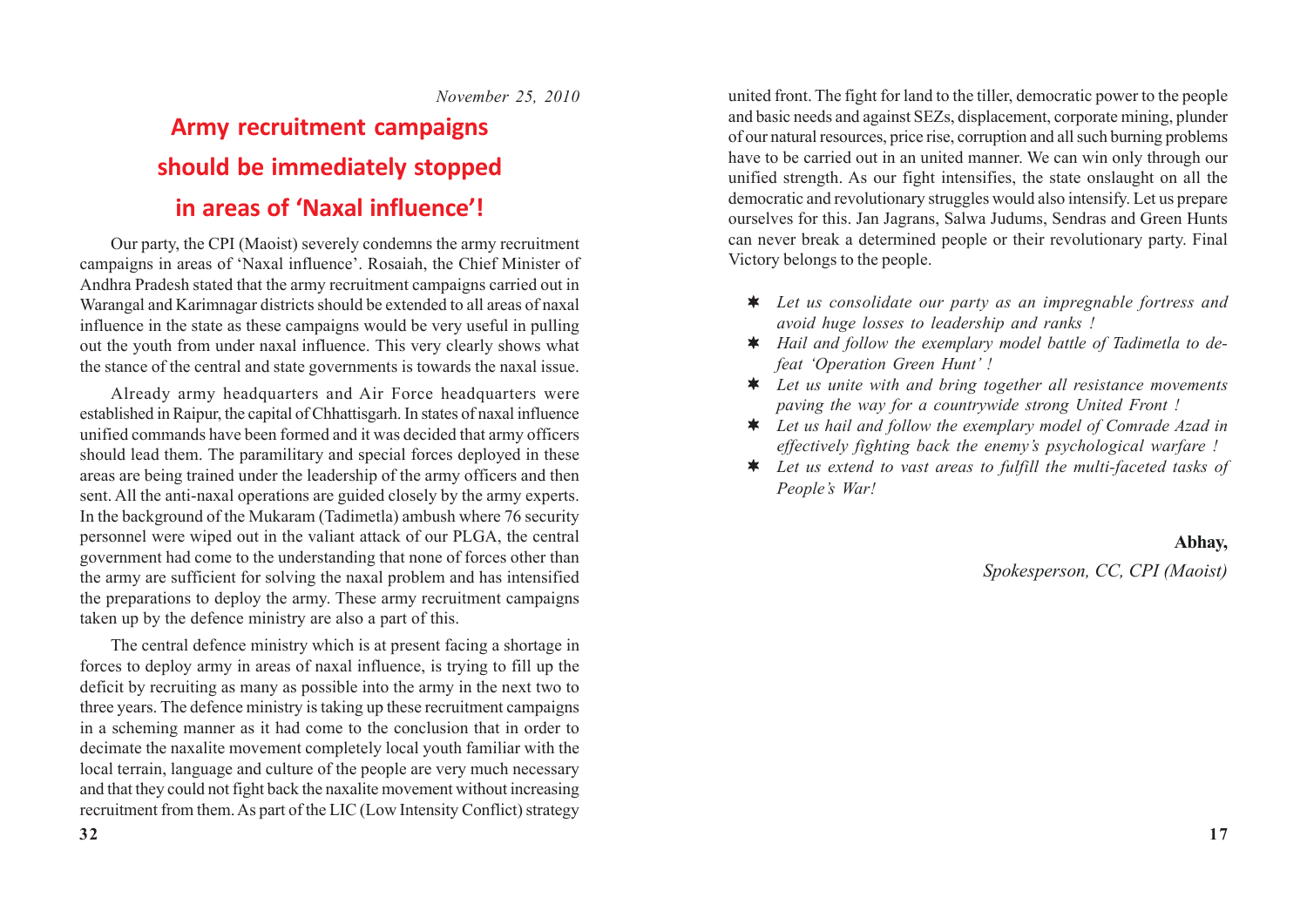*November 25, 2010*

# Army recruitment campaigns should be immediately stopped in areas of 'Naxal influence'!

Our party, the CPI (Maoist) severely condemns the army recruitment campaigns in areas of 'Naxal influence'. Rosaiah, the Chief Minister of Andhra Pradesh stated that the army recruitment campaigns carried out in Warangal and Karimnagar districts should be extended to all areas of naxal influence in the state as these campaigns would be very useful in pulling out the youth from under naxal influence. This very clearly shows what the stance of the central and state governments is towards the naxal issue.

Already army headquarters and Air Force headquarters were established in Raipur, the capital of Chhattisgarh. In states of naxal influence unified commands have been formed and it was decided that army officers should lead them. The paramilitary and special forces deployed in these areas are being trained under the leadership of the army officers and then sent. All the anti-naxal operations are guided closely by the army experts. In the background of the Mukaram (Tadimetla) ambush where 76 security personnel were wiped out in the valiant attack of our PLGA, the central government had come to the understanding that none of forces other than the army are sufficient for solving the naxal problem and has intensified the preparations to deploy the army. These army recruitment campaigns taken up by the defence ministry are also a part of this.

The central defence ministry which is at present facing a shortage in forces to deploy army in areas of naxal influence, is trying to fill up the deficit by recruiting as many as possible into the army in the next two to three years. The defence ministry is taking up these recruitment campaigns in a scheming manner as it had come to the conclusion that in order to decimate the naxalite movement completely local youth familiar with the local terrain, language and culture of the people are very much necessary and that they could not fight back the naxalite movement without increasing recruitment from them. As part of the LIC (Low Intensity Conflict) strategy

united front. The fight for land to the tiller, democratic power to the people and basic needs and against SEZs, displacement, corporate mining, plunder of our natural resources, price rise, corruption and all such burning problems have to be carried out in an united manner. We can win only through our unified strength. As our fight intensifies, the state onslaught on all the democratic and revolutionary struggles would also intensify. Let us prepare ourselves for this. Jan Jagrans, Salwa Judums, Sendras and Green Hunts can never break a determined people or their revolutionary party. Final Victory belongs to the people.

- *Let us consolidate our party as an impregnable fortress and avoid huge losses to leadership and ranks !*
- *Hail and follow the exemplary model battle of Tadimetla to defeat 'Operation Green Hunt' !*
- *Let us unite with and bring together all resistance movements paving the way for a countrywide strong United Front !*
- *Let us hail and follow the exemplary model of Comrade Azad in effectively fighting back the enemy's psychological warfare !*
- *Let us extend to vast areas to fulfill the multi-faceted tasks of People's War!*

**Abhay,**

*Spokesperson, CC, CPI (Maoist)*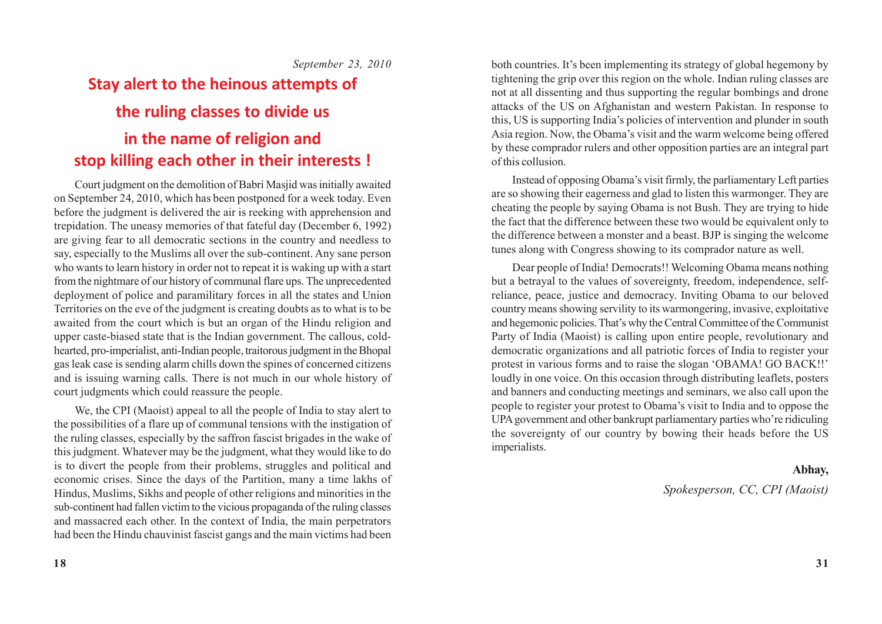*September 23, 2010*

# Stay alert to the heinous attempts of the ruling classes to divide us in the name of religion and stop killing each other in their interests !

Court judgment on the demolition of Babri Masjid was initially awaited on September 24, 2010, which has been postponed for a week today. Even before the judgment is delivered the air is reeking with apprehension and trepidation. The uneasy memories of that fateful day (December 6, 1992) are giving fear to all democratic sections in the country and needless to say, especially to the Muslims all over the sub-continent. Any sane person who wants to learn history in order not to repeat it is waking up with a start from the nightmare of our history of communal flare ups. The unprecedented deployment of police and paramilitary forces in all the states and Union Territories on the eve of the judgment is creating doubts as to what is to be awaited from the court which is but an organ of the Hindu religion and upper caste-biased state that is the Indian government. The callous, cold-hearted, pro-imperialist, anti-Indian people, traitorous judgment in the Bhopal gas leak case is sending alarm chills down the spines of concerned citizens and is issuing warning calls. There is not much in our whole history of court judgments which could reassure the people.

We, the CPI (Maoist) appeal to all the people of India to stay alert to the possibilities of a flare up of communal tensions with the instigation of the ruling classes, especially by the saffron fascist brigades in the wake of this judgment. Whatever may be the judgment, what they would like to do is to divert the people from their problems, struggles and political and economic crises. Since the days of the Partition, many a time lakhs of Hindus, Muslims, Sikhs and people of other religions and minorities in the sub-continent had fallen victim to the vicious propaganda of the ruling classes and massacred each other. In the context of India, the main perpetrators had been the Hindu chauvinist fascist gangs and the main victims had been

both countries. It's been implementing its strategy of global hegemony by tightening the grip over this region on the whole. Indian ruling classes are not at all dissenting and thus supporting the regular bombings and drone attacks of the US on Afghanistan and western Pakistan. In response to this, US is supporting India's policies of intervention and plunder in south Asia region. Now, the Obama's visit and the warm welcome being offered by these comprador rulers and other opposition parties are an integral part of this collusion.

Instead of opposing Obama's visit firmly, the parliamentary Left parties are so showing their eagerness and glad to listen this warmonger. They are cheating the people by saying Obama is not Bush. They are trying to hide the fact that the difference between these two would be equivalent only to the difference between a monster and a beast. BJP is singing the welcome tunes along with Congress showing to its comprador nature as well.

Dear people of India! Democrats!! Welcoming Obama means nothing but a betrayal to the values of sovereignty, freedom, independence, self-reliance, peace, justice and democracy. Inviting Obama to our beloved country means showing servility to its warmongering, invasive, exploitative and hegemonic policies. That's why the Central Committee of the Communist Party of India (Maoist) is calling upon entire people, revolutionary and democratic organizations and all patriotic forces of India to register your protest in various forms and to raise the slogan 'OBAMA! GO BACK!!' loudly in one voice. On this occasion through distributing leaflets, posters and banners and conducting meetings and seminars, we also call upon the people to register your protest to Obama's visit to India and to oppose the UPA government and other bankrupt parliamentary parties who're ridiculing the sovereignty of our country by bowing their heads before the US imperialists.

**Abhay,**

*Spokesperson, CC, CPI (Maoist)*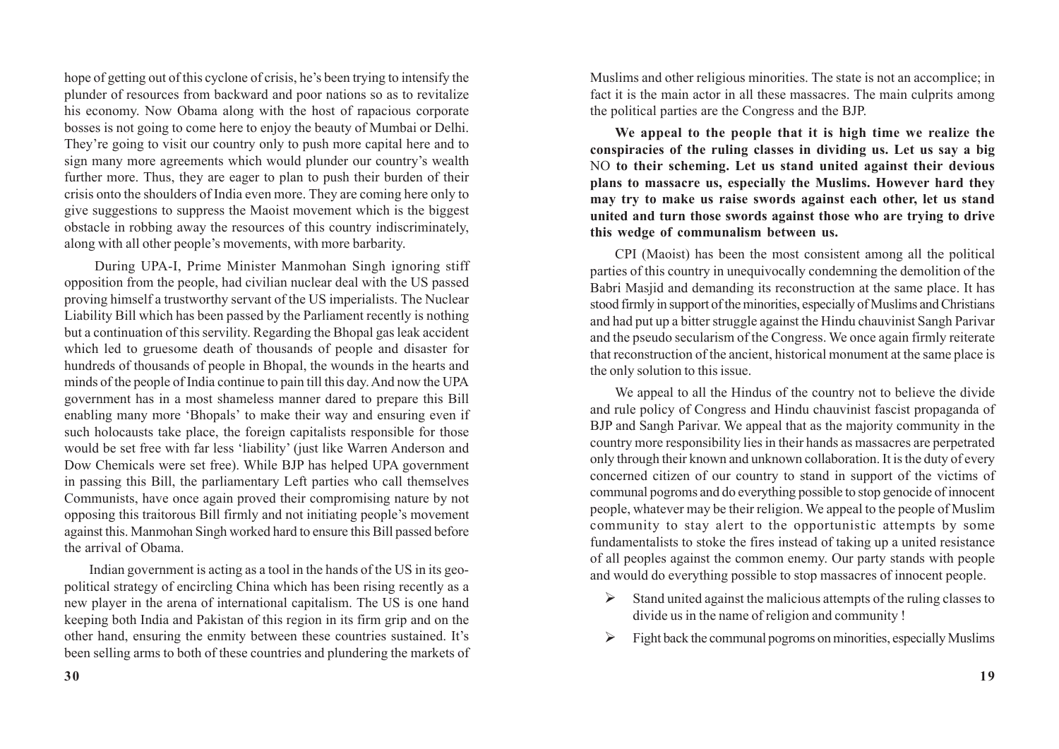hope of getting out of this cyclone of crisis, he's been trying to intensify the plunder of resources from backward and poor nations so as to revitalize his economy. Now Obama along with the host of rapacious corporate bosses is not going to come here to enjoy the beauty of Mumbai or Delhi. They're going to visit our country only to push more capital here and to sign many more agreements which would plunder our country's wealth further more. Thus, they are eager to plan to push their burden of their crisis onto the shoulders of India even more. They are coming here only to give suggestions to suppress the Maoist movement which is the biggest obstacle in robbing away the resources of this country indiscriminately, along with all other people's movements, with more barbarity.

During UPA-I, Prime Minister Manmohan Singh ignoring stiff opposition from the people, had civilian nuclear deal with the US passed proving himself a trustworthy servant of the US imperialists. The Nuclear Liability Bill which has been passed by the Parliament recently is nothing but a continuation of this servility. Regarding the Bhopal gas leak accident which led to gruesome death of thousands of people and disaster for hundreds of thousands of people in Bhopal, the wounds in the hearts and minds of the people of India continue to pain till this day. And now the UPA government has in a most shameless manner dared to prepare this Bill enabling many more 'Bhopals' to make their way and ensuring even if such holocausts take place, the foreign capitalists responsible for those would be set free with far less 'liability' (just like Warren Anderson and Dow Chemicals were set free). While BJP has helped UPA government in passing this Bill, the parliamentary Left parties who call themselves Communists, have once again proved their compromising nature by not opposing this traitorous Bill firmly and not initiating people's movement against this. Manmohan Singh worked hard to ensure this Bill passed before the arrival of Obama.

Indian government is acting as a tool in the hands of the US in its geo-political strategy of encircling China which has been rising recently as a new player in the arena of international capitalism. The US is one hand keeping both India and Pakistan of this region in its firm grip and on the other hand, ensuring the enmity between these countries sustained. It's been selling arms to both of these countries and plundering the markets of

Muslims and other religious minorities. The state is not an accomplice; in fact it is the main actor in all these massacres. The main culprits among the political parties are the Congress and the BJP.

**We appeal to the people that it is high time we realize the conspiracies of the ruling classes in dividing us. Let us say a big** NO **to their scheming. Let us stand united against their devious plans to massacre us, especially the Muslims. However hard they may try to make us raise swords against each other, let us stand united and turn those swords against those who are trying to drive this wedge of communalism between us.**

CPI (Maoist) has been the most consistent among all the political parties of this country in unequivocally condemning the demolition of the Babri Masjid and demanding its reconstruction at the same place. It has stood firmly in support of the minorities, especially of Muslims and Christians and had put up a bitter struggle against the Hindu chauvinist Sangh Parivar and the pseudo secularism of the Congress. We once again firmly reiterate that reconstruction of the ancient, historical monument at the same place is the only solution to this issue.

We appeal to all the Hindus of the country not to believe the divide and rule policy of Congress and Hindu chauvinist fascist propaganda of BJP and Sangh Parivar. We appeal that as the majority community in the country more responsibility lies in their hands as massacres are perpetrated only through their known and unknown collaboration. It is the duty of every concerned citizen of our country to stand in support of the victims of communal pogroms and do everything possible to stop genocide of innocent people, whatever may be their religion. We appeal to the people of Muslim community to stay alert to the opportunistic attempts by some fundamentalists to stoke the fires instead of taking up a united resistance of all peoples against the common enemy. Our party stands with people and would do everything possible to stop massacres of innocent people.

- Stand united against the malicious attempts of the ruling classes to divide us in the name of religion and community !
- Fight back the communal pogroms on minorities, especially Muslims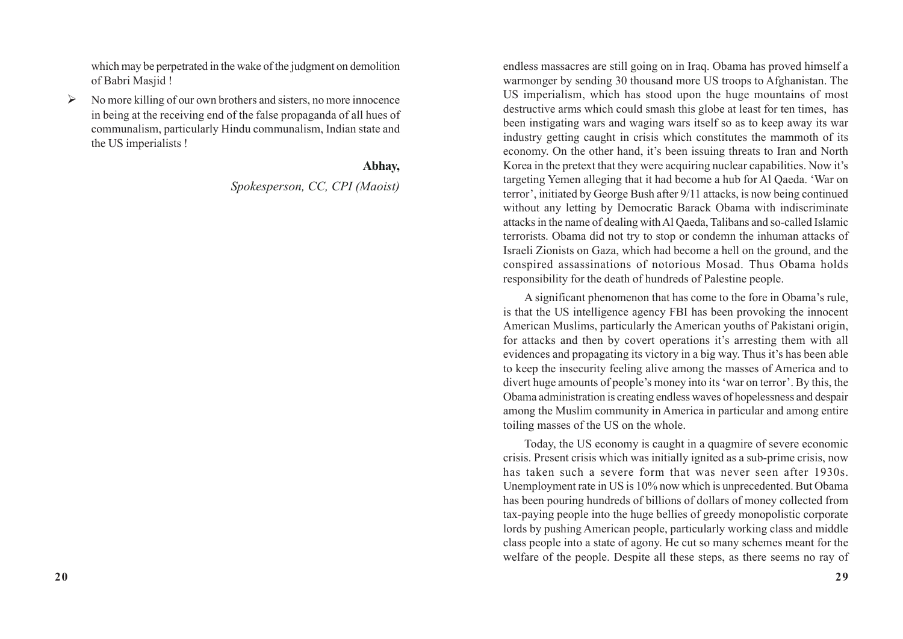which may be perpetrated in the wake of the judgment on demolition of Babri Masjid !

- No more killing of our own brothers and sisters, no more innocence in being at the receiving end of the false propaganda of all hues of communalism, particularly Hindu communalism, Indian state and the US imperialists !

**Abhay,**

*Spokesperson, CC, CPI (Maoist)*

endless massacres are still going on in Iraq. Obama has proved himself a warmonger by sending 30 thousand more US troops to Afghanistan. The US imperialism, which has stood upon the huge mountains of most destructive arms which could smash this globe at least for ten times, has been instigating wars and waging wars itself so as to keep away its war industry getting caught in crisis which constitutes the mammoth of its economy. On the other hand, it's been issuing threats to Iran and North Korea in the pretext that they were acquiring nuclear capabilities. Now it's targeting Yemen alleging that it had become a hub for Al Qaeda. 'War on terror', initiated by George Bush after 9/11 attacks, is now being continued without any letting by Democratic Barack Obama with indiscriminate attacks in the name of dealing with Al Qaeda, Talibans and so-called Islamic terrorists. Obama did not try to stop or condemn the inhuman attacks of Israeli Zionists on Gaza, which had become a hell on the ground, and the conspired assassinations of notorious Mosad. Thus Obama holds responsibility for the death of hundreds of Palestine people.

A significant phenomenon that has come to the fore in Obama's rule, is that the US intelligence agency FBI has been provoking the innocent American Muslims, particularly the American youths of Pakistani origin, for attacks and then by covert operations it's arresting them with all evidences and propagating its victory in a big way. Thus it's has been able to keep the insecurity feeling alive among the masses of America and to divert huge amounts of people's money into its 'war on terror'. By this, the Obama administration is creating endless waves of hopelessness and despair among the Muslim community in America in particular and among entire toiling masses of the US on the whole.

Today, the US economy is caught in a quagmire of severe economic crisis. Present crisis which was initially ignited as a sub-prime crisis, now has taken such a severe form that was never seen after 1930s. Unemployment rate in US is 10% now which is unprecedented. But Obama has been pouring hundreds of billions of dollars of money collected from tax-paying people into the huge bellies of greedy monopolistic corporate lords by pushing American people, particularly working class and middle class people into a state of agony. He cut so many schemes meant for the welfare of the people. Despite all these steps, as there seems no ray of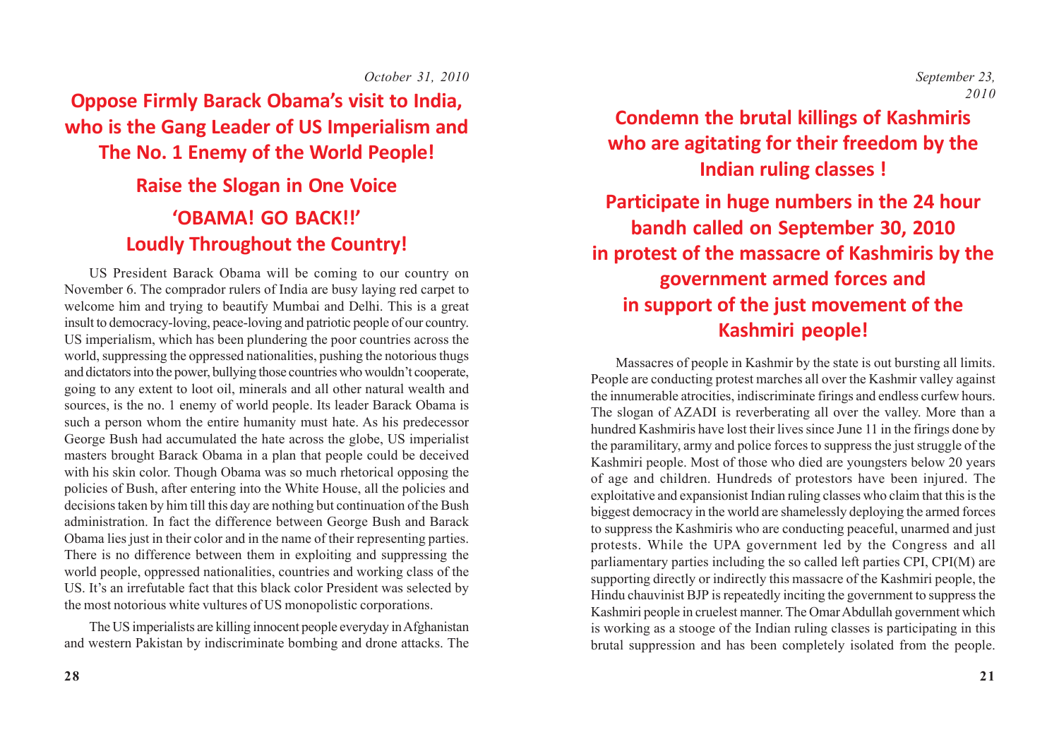*October 31, 2010*

# Oppose Firmly Barack Obama's visit to India, who is the Gang Leader of US Imperialism and The No. 1 Enemy of the World People!

## Raise the Slogan in One Voice 'OBAMA! GO BACK!!' Loudly Throughout the Country!

US President Barack Obama will be coming to our country on November 6. The comprador rulers of India are busy laying red carpet to welcome him and trying to beautify Mumbai and Delhi. This is a great insult to democracy-loving, peace-loving and patriotic people of our country. US imperialism, which has been plundering the poor countries across the world, suppressing the oppressed nationalities, pushing the notorious thugs and dictators into the power, bullying those countries who wouldn't cooperate, going to any extent to loot oil, minerals and all other natural wealth and sources, is the no. 1 enemy of world people. Its leader Barack Obama is such a person whom the entire humanity must hate. As his predecessor George Bush had accumulated the hate across the globe, US imperialist masters brought Barack Obama in a plan that people could be deceived with his skin color. Though Obama was so much rhetorical opposing the policies of Bush, after entering into the White House, all the policies and decisions taken by him till this day are nothing but continuation of the Bush administration. In fact the difference between George Bush and Barack Obama lies just in their color and in the name of their representing parties. There is no difference between them in exploiting and suppressing the world people, oppressed nationalities, countries and working class of the US. It's an irrefutable fact that this black color President was selected by the most notorious white vultures of US monopolistic corporations.

The US imperialists are killing innocent people everyday in Afghanistan and western Pakistan by indiscriminate bombing and drone attacks. The

*September 23, 2010*

# Condemn the brutal killings of Kashmiris who are agitating for their freedom by the Indian ruling classes !

## Participate in huge numbers in the 24 hour bandh called on September 30, 2010 in protest of the massacre of Kashmiris by the government armed forces and in support of the just movement of the Kashmiri people!

Massacres of people in Kashmir by the state is out bursting all limits. People are conducting protest marches all over the Kashmir valley against the innumerable atrocities, indiscriminate firings and endless curfew hours. The slogan of AZADI is reverberating all over the valley. More than a hundred Kashmiris have lost their lives since June 11 in the firings done by the paramilitary, army and police forces to suppress the just struggle of the Kashmiri people. Most of those who died are youngsters below 20 years of age and children. Hundreds of protestors have been injured. The exploitative and expansionist Indian ruling classes who claim that this is the biggest democracy in the world are shamelessly deploying the armed forces to suppress the Kashmiris who are conducting peaceful, unarmed and just protests. While the UPA government led by the Congress and all parliamentary parties including the so called left parties CPI, CPI(M) are supporting directly or indirectly this massacre of the Kashmiri people, the Hindu chauvinist BJP is repeatedly inciting the government to suppress the Kashmiri people in cruelest manner. The Omar Abdullah government which is working as a stooge of the Indian ruling classes is participating in this brutal suppression and has been completely isolated from the people.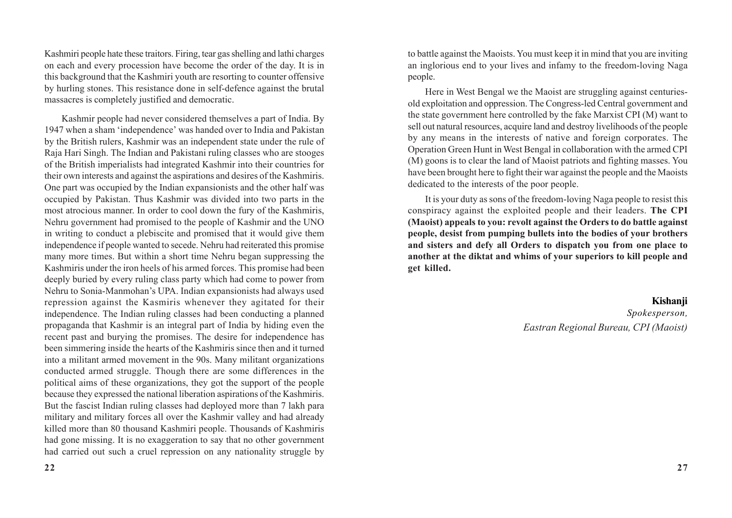Kashmiri people hate these traitors. Firing, tear gas shelling and lathi charges on each and every procession have become the order of the day. It is in this background that the Kashmiri youth are resorting to counter offensive by hurling stones. This resistance done in self-defence against the brutal massacres is completely justified and democratic.

Kashmir people had never considered themselves a part of India. By 1947 when a sham 'independence' was handed over to India and Pakistan by the British rulers, Kashmir was an independent state under the rule of Raja Hari Singh. The Indian and Pakistani ruling classes who are stooges of the British imperialists had integrated Kashmir into their countries for their own interests and against the aspirations and desires of the Kashmiris. One part was occupied by the Indian expansionists and the other half was occupied by Pakistan. Thus Kashmir was divided into two parts in the most atrocious manner. In order to cool down the fury of the Kashmiris, Nehru government had promised to the people of Kashmir and the UNO in writing to conduct a plebiscite and promised that it would give them independence if people wanted to secede. Nehru had reiterated this promise many more times. But within a short time Nehru began suppressing the Kashmiris under the iron heels of his armed forces. This promise had been deeply buried by every ruling class party which had come to power from Nehru to Sonia-Manmohan's UPA. Indian expansionists had always used repression against the Kasmiris whenever they agitated for their independence. The Indian ruling classes had been conducting a planned propaganda that Kashmir is an integral part of India by hiding even the recent past and burying the promises. The desire for independence has been simmering inside the hearts of the Kashmiris since then and it turned into a militant armed movement in the 90s. Many militant organizations conducted armed struggle. Though there are some differences in the political aims of these organizations, they got the support of the people because they expressed the national liberation aspirations of the Kashmiris. But the fascist Indian ruling classes had deployed more than 7 lakh para military and military forces all over the Kashmir valley and had already killed more than 80 thousand Kashmiri people. Thousands of Kashmiris had gone missing. It is no exaggeration to say that no other government had carried out such a cruel repression on any nationality struggle by

to battle against the Maoists. You must keep it in mind that you are inviting an inglorious end to your lives and infamy to the freedom-loving Naga people.

Here in West Bengal we the Maoist are struggling against centuries-old exploitation and oppression. The Congress-led Central government and the state government here controlled by the fake Marxist CPI (M) want to sell out natural resources, acquire land and destroy livelihoods of the people by any means in the interests of native and foreign corporates. The Operation Green Hunt in West Bengal in collaboration with the armed CPI (M) goons is to clear the land of Maoist patriots and fighting masses. You have been brought here to fight their war against the people and the Maoists dedicated to the interests of the poor people.

It is your duty as sons of the freedom-loving Naga people to resist this conspiracy against the exploited people and their leaders. **The CPI (Maoist) appeals to you: revolt against the Orders to do battle against people, desist from pumping bullets into the bodies of your brothers and sisters and defy all Orders to dispatch you from one place to another at the diktat and whims of your superiors to kill people and get killed.**

**Kishanji**
*Spokesperson,*
*Eastran Regional Bureau, CPI (Maoist)*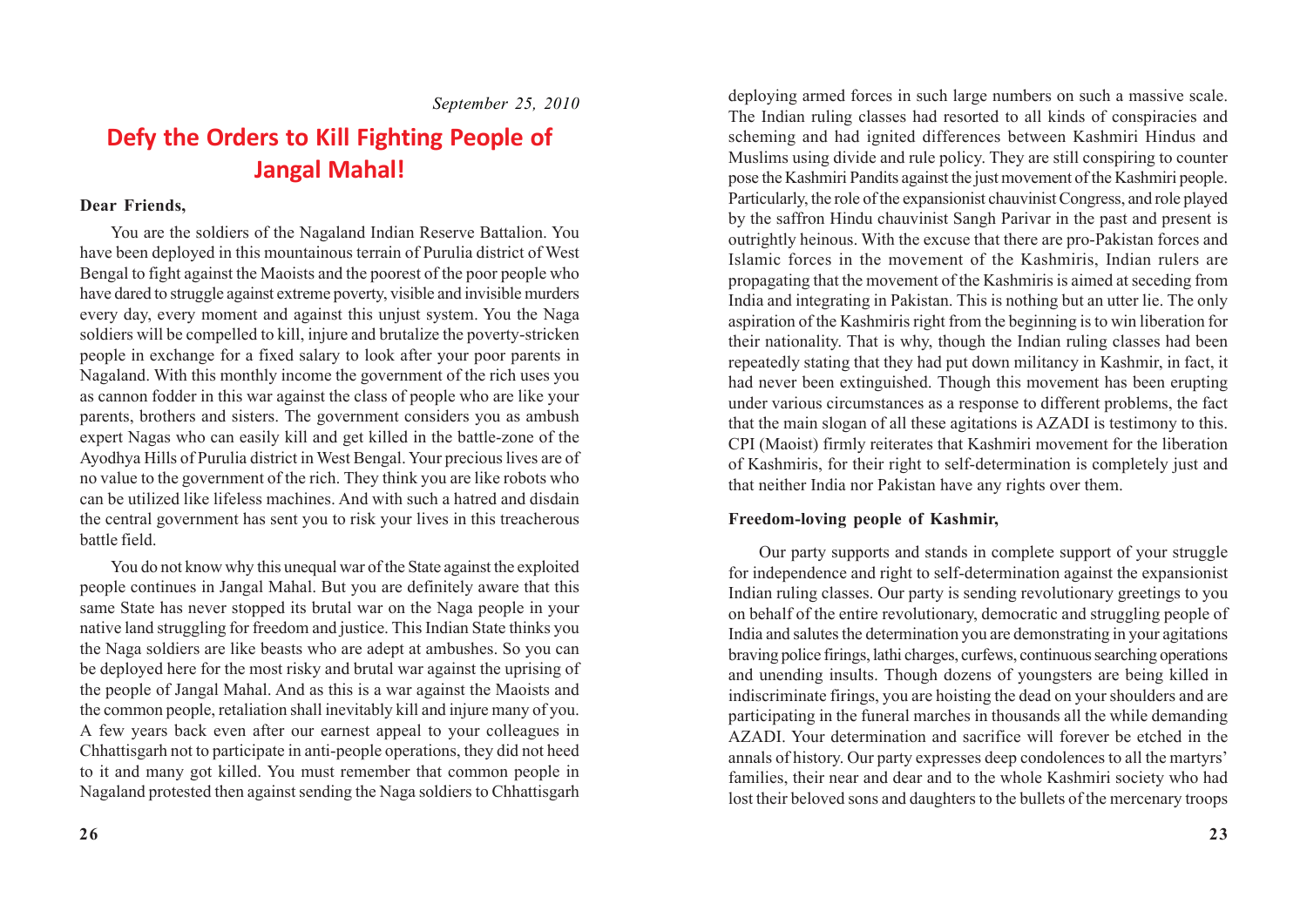*September 25, 2010*

# Defy the Orders to Kill Fighting People of Jangal Mahal!

**Dear Friends,**

You are the soldiers of the Nagaland Indian Reserve Battalion. You have been deployed in this mountainous terrain of Purulia district of West Bengal to fight against the Maoists and the poorest of the poor people who have dared to struggle against extreme poverty, visible and invisible murders every day, every moment and against this unjust system. You the Naga soldiers will be compelled to kill, injure and brutalize the poverty-stricken people in exchange for a fixed salary to look after your poor parents in Nagaland. With this monthly income the government of the rich uses you as cannon fodder in this war against the class of people who are like your parents, brothers and sisters. The government considers you as ambush expert Nagas who can easily kill and get killed in the battle-zone of the Ayodhya Hills of Purulia district in West Bengal. Your precious lives are of no value to the government of the rich. They think you are like robots who can be utilized like lifeless machines. And with such a hatred and disdain the central government has sent you to risk your lives in this treacherous battle field.

You do not know why this unequal war of the State against the exploited people continues in Jangal Mahal. But you are definitely aware that this same State has never stopped its brutal war on the Naga people in your native land struggling for freedom and justice. This Indian State thinks you the Naga soldiers are like beasts who are adept at ambushes. So you can be deployed here for the most risky and brutal war against the uprising of the people of Jangal Mahal. And as this is a war against the Maoists and the common people, retaliation shall inevitably kill and injure many of you. A few years back even after our earnest appeal to your colleagues in Chhattisgarh not to participate in anti-people operations, they did not heed to it and many got killed. You must remember that common people in Nagaland protested then against sending the Naga soldiers to Chhattisgarh

deploying armed forces in such large numbers on such a massive scale. The Indian ruling classes had resorted to all kinds of conspiracies and scheming and had ignited differences between Kashmiri Hindus and Muslims using divide and rule policy. They are still conspiring to counter pose the Kashmiri Pandits against the just movement of the Kashmiri people. Particularly, the role of the expansionist chauvinist Congress, and role played by the saffron Hindu chauvinist Sangh Parivar in the past and present is outrightly heinous. With the excuse that there are pro-Pakistan forces and Islamic forces in the movement of the Kashmiris, Indian rulers are propagating that the movement of the Kashmiris is aimed at seceding from India and integrating in Pakistan. This is nothing but an utter lie. The only aspiration of the Kashmiris right from the beginning is to win liberation for their nationality. That is why, though the Indian ruling classes had been repeatedly stating that they had put down militancy in Kashmir, in fact, it had never been extinguished. Though this movement has been erupting under various circumstances as a response to different problems, the fact that the main slogan of all these agitations is AZADI is testimony to this. CPI (Maoist) firmly reiterates that Kashmiri movement for the liberation of Kashmiris, for their right to self-determination is completely just and that neither India nor Pakistan have any rights over them.

**Freedom-loving people of Kashmir,**

Our party supports and stands in complete support of your struggle for independence and right to self-determination against the expansionist Indian ruling classes. Our party is sending revolutionary greetings to you on behalf of the entire revolutionary, democratic and struggling people of India and salutes the determination you are demonstrating in your agitations braving police firings, lathi charges, curfews, continuous searching operations and unending insults. Though dozens of youngsters are being killed in indiscriminate firings, you are hoisting the dead on your shoulders and are participating in the funeral marches in thousands all the while demanding AZADI. Your determination and sacrifice will forever be etched in the annals of history. Our party expresses deep condolences to all the martyrs' families, their near and dear and to the whole Kashmiri society who had lost their beloved sons and daughters to the bullets of the mercenary troops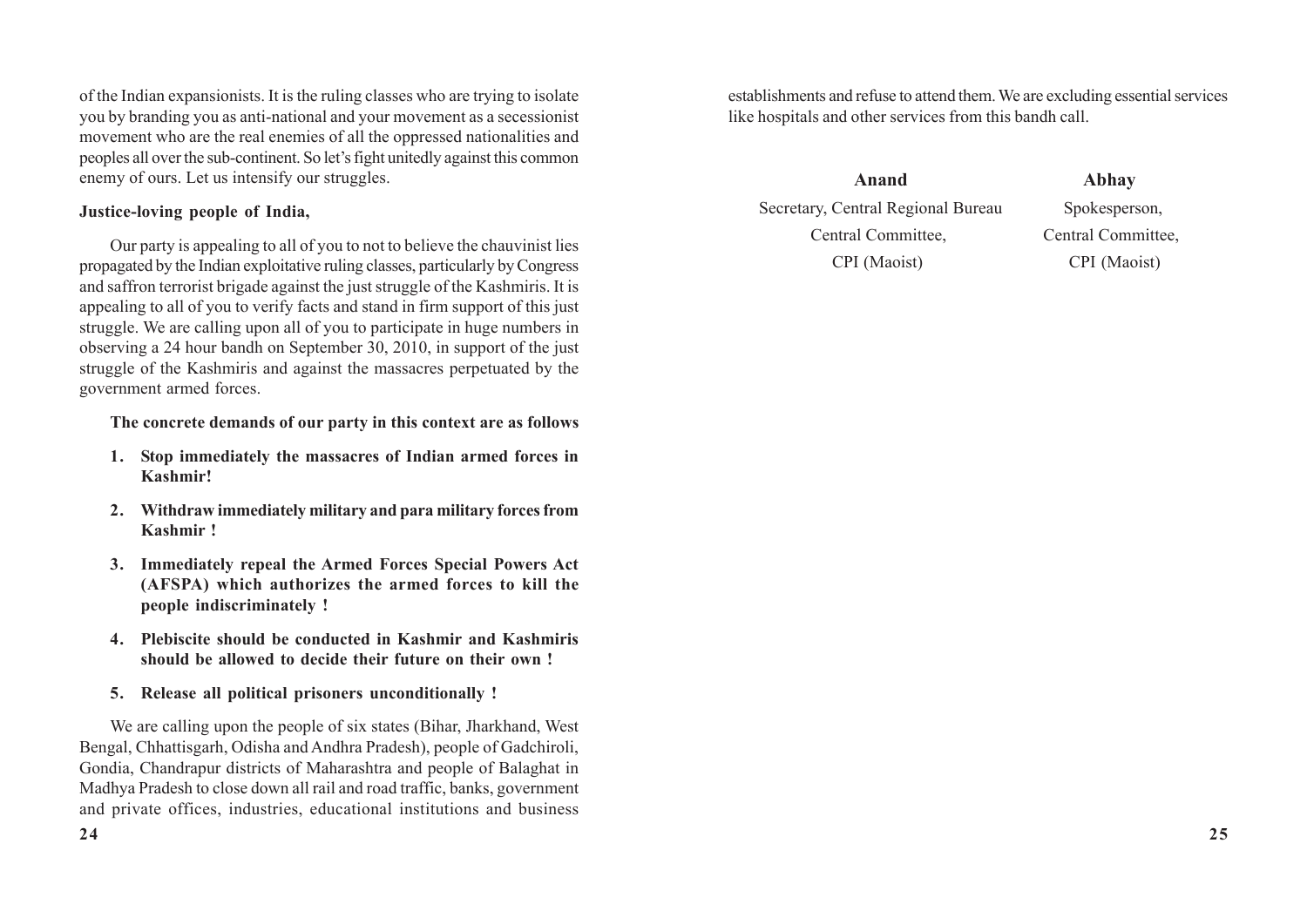of the Indian expansionists. It is the ruling classes who are trying to isolate you by branding you as anti-national and your movement as a secessionist movement who are the real enemies of all the oppressed nationalities and peoples all over the sub-continent. So let's fight unitedly against this common enemy of ours. Let us intensify our struggles.

**Justice-loving people of India,**

Our party is appealing to all of you to not to believe the chauvinist lies propagated by the Indian exploitative ruling classes, particularly by Congress and saffron terrorist brigade against the just struggle of the Kashmiris. It is appealing to all of you to verify facts and stand in firm support of this just struggle. We are calling upon all of you to participate in huge numbers in observing a 24 hour bandh on September 30, 2010, in support of the just struggle of the Kashmiris and against the massacres perpetuated by the government armed forces.

**The concrete demands of our party in this context are as follows**

1. **Stop immediately the massacres of Indian armed forces in Kashmir!**
2. **Withdraw immediately military and para military forces from Kashmir !**
3. **Immediately repeal the Armed Forces Special Powers Act (AFSPA) which authorizes the armed forces to kill the people indiscriminately !**
4. **Plebiscite should be conducted in Kashmir and Kashmiris should be allowed to decide their future on their own !**
5. **Release all political prisoners unconditionally !**

We are calling upon the people of six states (Bihar, Jharkhand, West Bengal, Chhattisgarh, Odisha and Andhra Pradesh), people of Gadchiroli, Gondia, Chandrapur districts of Maharashtra and people of Balaghat in Madhya Pradesh to close down all rail and road traffic, banks, government and private offices, industries, educational institutions and business establishments and refuse to attend them. We are excluding essential services like hospitals and other services from this bandh call.

**Anand**
Secretary, Central Regional Bureau
Central Committee,
CPI (Maoist)

**Abhay**
Spokesperson,
Central Committee,
CPI (Maoist)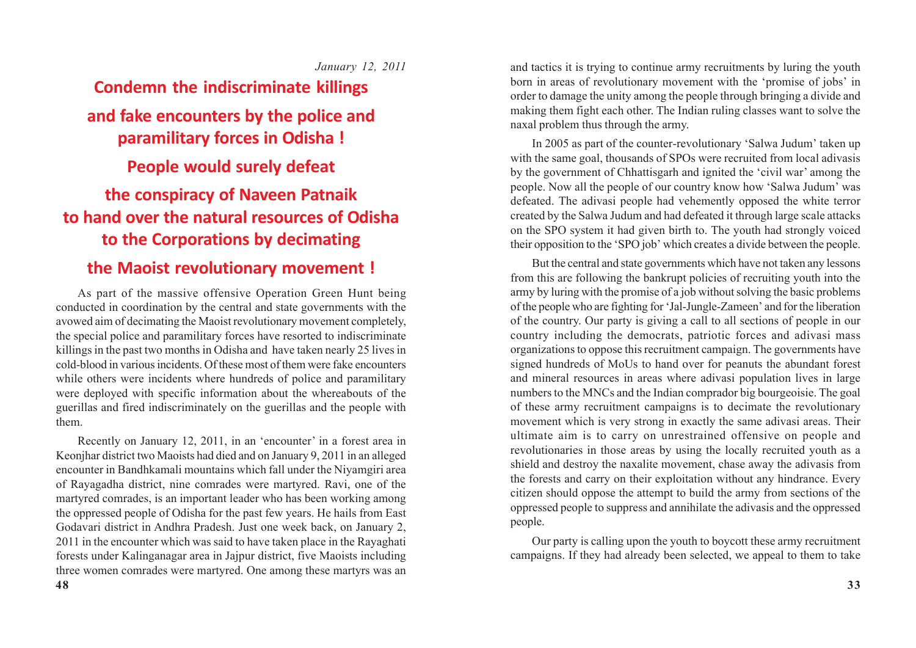*January 12, 2011*

# Condemn the indiscriminate killings and fake encounters by the police and paramilitary forces in Odisha !

# People would surely defeat the conspiracy of Naveen Patnaik to hand over the natural resources of Odisha to the Corporations by decimating the Maoist revolutionary movement !

As part of the massive offensive Operation Green Hunt being conducted in coordination by the central and state governments with the avowed aim of decimating the Maoist revolutionary movement completely, the special police and paramilitary forces have resorted to indiscriminate killings in the past two months in Odisha and have taken nearly 25 lives in cold-blood in various incidents. Of these most of them were fake encounters while others were incidents where hundreds of police and paramilitary were deployed with specific information about the whereabouts of the guerillas and fired indiscriminately on the guerillas and the people with them.

Recently on January 12, 2011, in an 'encounter' in a forest area in Keonjhar district two Maoists had died and on January 9, 2011 in an alleged encounter in Bandhkamali mountains which fall under the Niyamgiri area of Rayagadha district, nine comrades were martyred. Ravi, one of the martyred comrades, is an important leader who has been working among the oppressed people of Odisha for the past few years. He hails from East Godavari district in Andhra Pradesh. Just one week back, on January 2, 2011 in the encounter which was said to have taken place in the Rayaghati forests under Kalinganagar area in Jajpur district, five Maoists including three women comrades were martyred. One among these martyrs was an

and tactics it is trying to continue army recruitments by luring the youth born in areas of revolutionary movement with the 'promise of jobs' in order to damage the unity among the people through bringing a divide and making them fight each other. The Indian ruling classes want to solve the naxal problem thus through the army.

In 2005 as part of the counter-revolutionary 'Salwa Judum' taken up with the same goal, thousands of SPOs were recruited from local adivasis by the government of Chhattisgarh and ignited the 'civil war' among the people. Now all the people of our country know how 'Salwa Judum' was defeated. The adivasi people had vehemently opposed the white terror created by the Salwa Judum and had defeated it through large scale attacks on the SPO system it had given birth to. The youth had strongly voiced their opposition to the 'SPO job' which creates a divide between the people.

But the central and state governments which have not taken any lessons from this are following the bankrupt policies of recruiting youth into the army by luring with the promise of a job without solving the basic problems of the people who are fighting for 'Jal-Jungle-Zameen' and for the liberation of the country. Our party is giving a call to all sections of people in our country including the democrats, patriotic forces and adivasi mass organizations to oppose this recruitment campaign. The governments have signed hundreds of MoUs to hand over for peanuts the abundant forest and mineral resources in areas where adivasi population lives in large numbers to the MNCs and the Indian comprador big bourgeoisie. The goal of these army recruitment campaigns is to decimate the revolutionary movement which is very strong in exactly the same adivasi areas. Their ultimate aim is to carry on unrestrained offensive on people and revolutionaries in those areas by using the locally recruited youth as a shield and destroy the naxalite movement, chase away the adivasis from the forests and carry on their exploitation without any hindrance. Every citizen should oppose the attempt to build the army from sections of the oppressed people to suppress and annihilate the adivasis and the oppressed people.

Our party is calling upon the youth to boycott these army recruitment campaigns. If they had already been selected, we appeal to them to take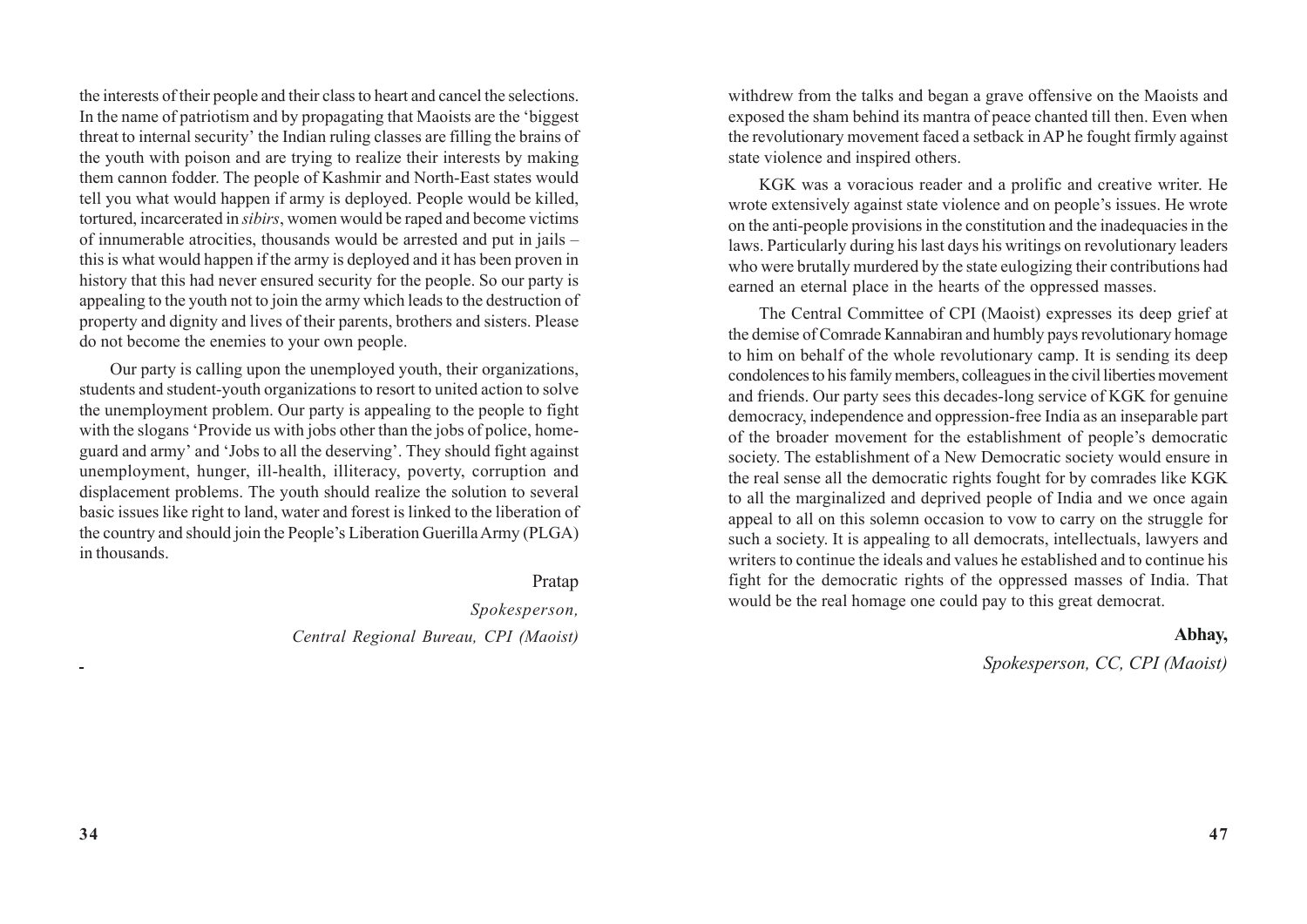the interests of their people and their class to heart and cancel the selections. In the name of patriotism and by propagating that Maoists are the 'biggest threat to internal security' the Indian ruling classes are filling the brains of the youth with poison and are trying to realize their interests by making them cannon fodder. The people of Kashmir and North-East states would tell you what would happen if army is deployed. People would be killed, tortured, incarcerated in *sibirs*, women would be raped and become victims of innumerable atrocities, thousands would be arrested and put in jails – this is what would happen if the army is deployed and it has been proven in history that this had never ensured security for the people. So our party is appealing to the youth not to join the army which leads to the destruction of property and dignity and lives of their parents, brothers and sisters. Please do not become the enemies to your own people.

Our party is calling upon the unemployed youth, their organizations, students and student-youth organizations to resort to united action to solve the unemployment problem. Our party is appealing to the people to fight with the slogans 'Provide us with jobs other than the jobs of police, home-guard and army' and 'Jobs to all the deserving'. They should fight against unemployment, hunger, ill-health, illiteracy, poverty, corruption and displacement problems. The youth should realize the solution to several basic issues like right to land, water and forest is linked to the liberation of the country and should join the People's Liberation Guerilla Army (PLGA) in thousands.

Pratap

*Spokesperson,*

*Central Regional Bureau, CPI (Maoist)*

withdrew from the talks and began a grave offensive on the Maoists and exposed the sham behind its mantra of peace chanted till then. Even when the revolutionary movement faced a setback in AP he fought firmly against state violence and inspired others.

KGK was a voracious reader and a prolific and creative writer. He wrote extensively against state violence and on people's issues. He wrote on the anti-people provisions in the constitution and the inadequacies in the laws. Particularly during his last days his writings on revolutionary leaders who were brutally murdered by the state eulogizing their contributions had earned an eternal place in the hearts of the oppressed masses.

The Central Committee of CPI (Maoist) expresses its deep grief at the demise of Comrade Kannabiran and humbly pays revolutionary homage to him on behalf of the whole revolutionary camp. It is sending its deep condolences to his family members, colleagues in the civil liberties movement and friends. Our party sees this decades-long service of KGK for genuine democracy, independence and oppression-free India as an inseparable part of the broader movement for the establishment of people's democratic society. The establishment of a New Democratic society would ensure in the real sense all the democratic rights fought for by comrades like KGK to all the marginalized and deprived people of India and we once again appeal to all on this solemn occasion to vow to carry on the struggle for such a society. It is appealing to all democrats, intellectuals, lawyers and writers to continue the ideals and values he established and to continue his fight for the democratic rights of the oppressed masses of India. That would be the real homage one could pay to this great democrat.

**Abhay,**

*Spokesperson, CC, CPI (Maoist)*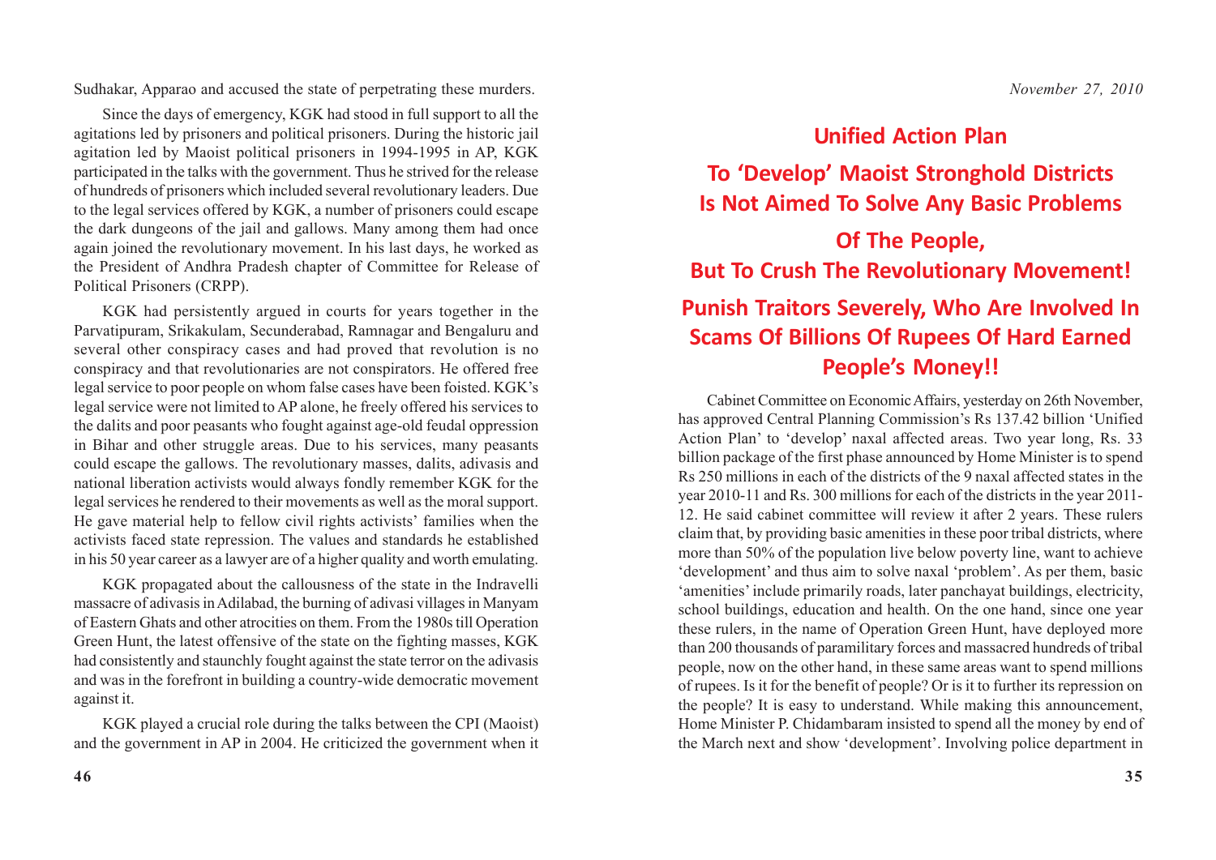Sudhakar, Apparao and accused the state of perpetrating these murders.

Since the days of emergency, KGK had stood in full support to all the agitations led by prisoners and political prisoners. During the historic jail agitation led by Maoist political prisoners in 1994-1995 in AP, KGK participated in the talks with the government. Thus he strived for the release of hundreds of prisoners which included several revolutionary leaders. Due to the legal services offered by KGK, a number of prisoners could escape the dark dungeons of the jail and gallows. Many among them had once again joined the revolutionary movement. In his last days, he worked as the President of Andhra Pradesh chapter of Committee for Release of Political Prisoners (CRPP).

KGK had persistently argued in courts for years together in the Parvatipuram, Srikakulam, Secunderabad, Ramnagar and Bengaluru and several other conspiracy cases and had proved that revolution is no conspiracy and that revolutionaries are not conspirators. He offered free legal service to poor people on whom false cases have been foisted. KGK's legal service were not limited to AP alone, he freely offered his services to the dalits and poor peasants who fought against age-old feudal oppression in Bihar and other struggle areas. Due to his services, many peasants could escape the gallows. The revolutionary masses, dalits, adivasis and national liberation activists would always fondly remember KGK for the legal services he rendered to their movements as well as the moral support. He gave material help to fellow civil rights activists' families when the activists faced state repression. The values and standards he established in his 50 year career as a lawyer are of a higher quality and worth emulating.

KGK propagated about the callousness of the state in the Indravelli massacre of adivasis in Adilabad, the burning of adivasi villages in Manyam of Eastern Ghats and other atrocities on them. From the 1980s till Operation Green Hunt, the latest offensive of the state on the fighting masses, KGK had consistently and staunchly fought against the state terror on the adivasis and was in the forefront in building a country-wide democratic movement against it.

KGK played a crucial role during the talks between the CPI (Maoist) and the government in AP in 2004. He criticized the government when it

*November 27, 2010*

# Unified Action Plan

# To 'Develop' Maoist Stronghold Districts Is Not Aimed To Solve Any Basic Problems Of The People, But To Crush The Revolutionary Movement!

# Punish Traitors Severely, Who Are Involved In Scams Of Billions Of Rupees Of Hard Earned People's Money!!

Cabinet Committee on Economic Affairs, yesterday on 26th November, has approved Central Planning Commission's Rs 137.42 billion 'Unified Action Plan' to 'develop' naxal affected areas. Two year long, Rs. 33 billion package of the first phase announced by Home Minister is to spend Rs 250 millions in each of the districts of the 9 naxal affected states in the year 2010-11 and Rs. 300 millions for each of the districts in the year 2011-12. He said cabinet committee will review it after 2 years. These rulers claim that, by providing basic amenities in these poor tribal districts, where more than 50% of the population live below poverty line, want to achieve 'development' and thus aim to solve naxal 'problem'. As per them, basic 'amenities' include primarily roads, later panchayat buildings, electricity, school buildings, education and health. On the one hand, since one year these rulers, in the name of Operation Green Hunt, have deployed more than 200 thousands of paramilitary forces and massacred hundreds of tribal people, now on the other hand, in these same areas want to spend millions of rupees. Is it for the benefit of people? Or is it to further its repression on the people? It is easy to understand. While making this announcement, Home Minister P. Chidambaram insisted to spend all the money by end of the March next and show 'development'. Involving police department in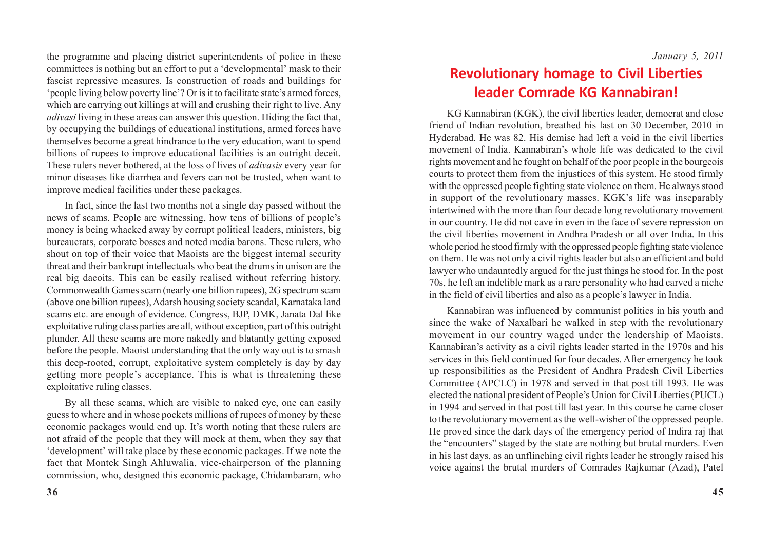the programme and placing district superintendents of police in these committees is nothing but an effort to put a 'developmental' mask to their fascist repressive measures. Is construction of roads and buildings for 'people living below poverty line'? Or is it to facilitate state's armed forces, which are carrying out killings at will and crushing their right to live. Any *adivasi* living in these areas can answer this question. Hiding the fact that, by occupying the buildings of educational institutions, armed forces have themselves become a great hindrance to the very education, want to spend billions of rupees to improve educational facilities is an outright deceit. These rulers never bothered, at the loss of lives of *adivasis* every year for minor diseases like diarrhea and fevers can not be trusted, when want to improve medical facilities under these packages.

In fact, since the last two months not a single day passed without the news of scams. People are witnessing, how tens of billions of people's money is being whacked away by corrupt political leaders, ministers, big bureaucrats, corporate bosses and noted media barons. These rulers, who shout on top of their voice that Maoists are the biggest internal security threat and their bankrupt intellectuals who beat the drums in unison are the real big dacoits. This can be easily realised without referring history. Commonwealth Games scam (nearly one billion rupees), 2G spectrum scam (above one billion rupees), Adarsh housing society scandal, Karnataka land scams etc. are enough of evidence. Congress, BJP, DMK, Janata Dal like exploitative ruling class parties are all, without exception, part of this outright plunder. All these scams are more nakedly and blatantly getting exposed before the people. Maoist understanding that the only way out is to smash this deep-rooted, corrupt, exploitative system completely is day by day getting more people's acceptance. This is what is threatening these exploitative ruling classes.

By all these scams, which are visible to naked eye, one can easily guess to where and in whose pockets millions of rupees of money by these economic packages would end up. It's worth noting that these rulers are not afraid of the people that they will mock at them, when they say that 'development' will take place by these economic packages. If we note the fact that Montek Singh Ahluwalia, vice-chairperson of the planning commission, who, designed this economic package, Chidambaram, who

*January 5, 2011*

# Revolutionary homage to Civil Liberties leader Comrade KG Kannabiran!

KG Kannabiran (KGK), the civil liberties leader, democrat and close friend of Indian revolution, breathed his last on 30 December, 2010 in Hyderabad. He was 82. His demise had left a void in the civil liberties movement of India. Kannabiran's whole life was dedicated to the civil rights movement and he fought on behalf of the poor people in the bourgeois courts to protect them from the injustices of this system. He stood firmly with the oppressed people fighting state violence on them. He always stood in support of the revolutionary masses. KGK's life was inseparably intertwined with the more than four decade long revolutionary movement in our country. He did not cave in even in the face of severe repression on the civil liberties movement in Andhra Pradesh or all over India. In this whole period he stood firmly with the oppressed people fighting state violence on them. He was not only a civil rights leader but also an efficient and bold lawyer who undauntedly argued for the just things he stood for. In the post 70s, he left an indelible mark as a rare personality who had carved a niche in the field of civil liberties and also as a people's lawyer in India.

Kannabiran was influenced by communist politics in his youth and since the wake of Naxalbari he walked in step with the revolutionary movement in our country waged under the leadership of Maoists. Kannabiran's activity as a civil rights leader started in the 1970s and his services in this field continued for four decades. After emergency he took up responsibilities as the President of Andhra Pradesh Civil Liberties Committee (APCLC) in 1978 and served in that post till 1993. He was elected the national president of People's Union for Civil Liberties (PUCL) in 1994 and served in that post till last year. In this course he came closer to the revolutionary movement as the well-wisher of the oppressed people. He proved since the dark days of the emergency period of Indira raj that the "encounters" staged by the state are nothing but brutal murders. Even in his last days, as an unflinching civil rights leader he strongly raised his voice against the brutal murders of Comrades Rajkumar (Azad), Patel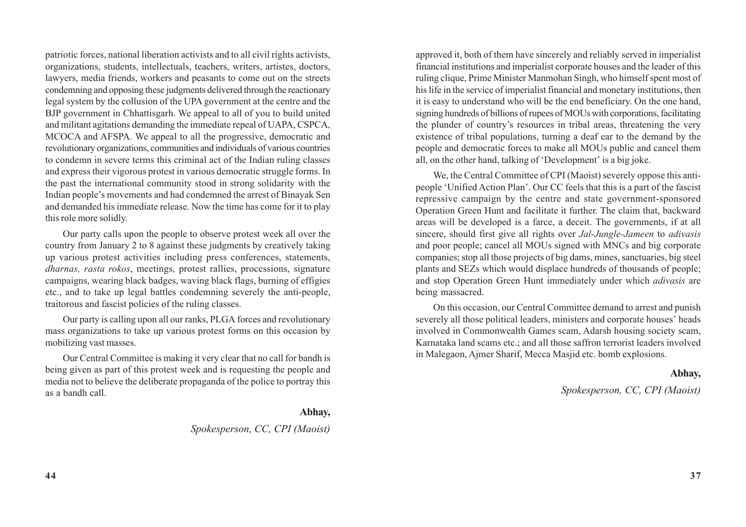patriotic forces, national liberation activists and to all civil rights activists, organizations, students, intellectuals, teachers, writers, artistes, doctors, lawyers, media friends, workers and peasants to come out on the streets condemning and opposing these judgments delivered through the reactionary legal system by the collusion of the UPA government at the centre and the BJP government in Chhattisgarh. We appeal to all of you to build united and militant agitations demanding the immediate repeal of UAPA, CSPCA, MCOCA and AFSPA. We appeal to all the progressive, democratic and revolutionary organizations, communities and individuals of various countries to condemn in severe terms this criminal act of the Indian ruling classes and express their vigorous protest in various democratic struggle forms. In the past the international community stood in strong solidarity with the Indian people's movements and had condemned the arrest of Binayak Sen and demanded his immediate release. Now the time has come for it to play this role more solidly.

Our party calls upon the people to observe protest week all over the country from January 2 to 8 against these judgments by creatively taking up various protest activities including press conferences, statements, *dharnas, rasta rokos*, meetings, protest rallies, processions, signature campaigns, wearing black badges, waving black flags, burning of effigies etc., and to take up legal battles condemning severely the anti-people, traitorous and fascist policies of the ruling classes.

Our party is calling upon all our ranks, PLGA forces and revolutionary mass organizations to take up various protest forms on this occasion by mobilizing vast masses.

Our Central Committee is making it very clear that no call for bandh is being given as part of this protest week and is requesting the people and media not to believe the deliberate propaganda of the police to portray this as a bandh call.

**Abhay,**

*Spokesperson, CC, CPI (Maoist)*

approved it, both of them have sincerely and reliably served in imperialist financial institutions and imperialist corporate houses and the leader of this ruling clique, Prime Minister Manmohan Singh, who himself spent most of his life in the service of imperialist financial and monetary institutions, then it is easy to understand who will be the end beneficiary. On the one hand, signing hundreds of billions of rupees of MOUs with corporations, facilitating the plunder of country's resources in tribal areas, threatening the very existence of tribal populations, turning a deaf ear to the demand by the people and democratic forces to make all MOUs public and cancel them all, on the other hand, talking of 'Development' is a big joke.

We, the Central Committee of CPI (Maoist) severely oppose this anti-people 'Unified Action Plan'. Our CC feels that this is a part of the fascist repressive campaign by the centre and state government-sponsored Operation Green Hunt and facilitate it further. The claim that, backward areas will be developed is a farce, a deceit. The governments, if at all sincere, should first give all rights over *Jal-Jungle-Jameen* to *adivasis* and poor people; cancel all MOUs signed with MNCs and big corporate companies; stop all those projects of big dams, mines, sanctuaries, big steel plants and SEZs which would displace hundreds of thousands of people; and stop Operation Green Hunt immediately under which *adivasis* are being massacred.

On this occasion, our Central Committee demand to arrest and punish severely all those political leaders, ministers and corporate houses' heads involved in Commonwealth Games scam, Adarsh housing society scam, Karnataka land scams etc.; and all those saffron terrorist leaders involved in Malegaon, Ajmer Sharif, Mecca Masjid etc. bomb explosions.

**Abhay,**

*Spokesperson, CC, CPI (Maoist)*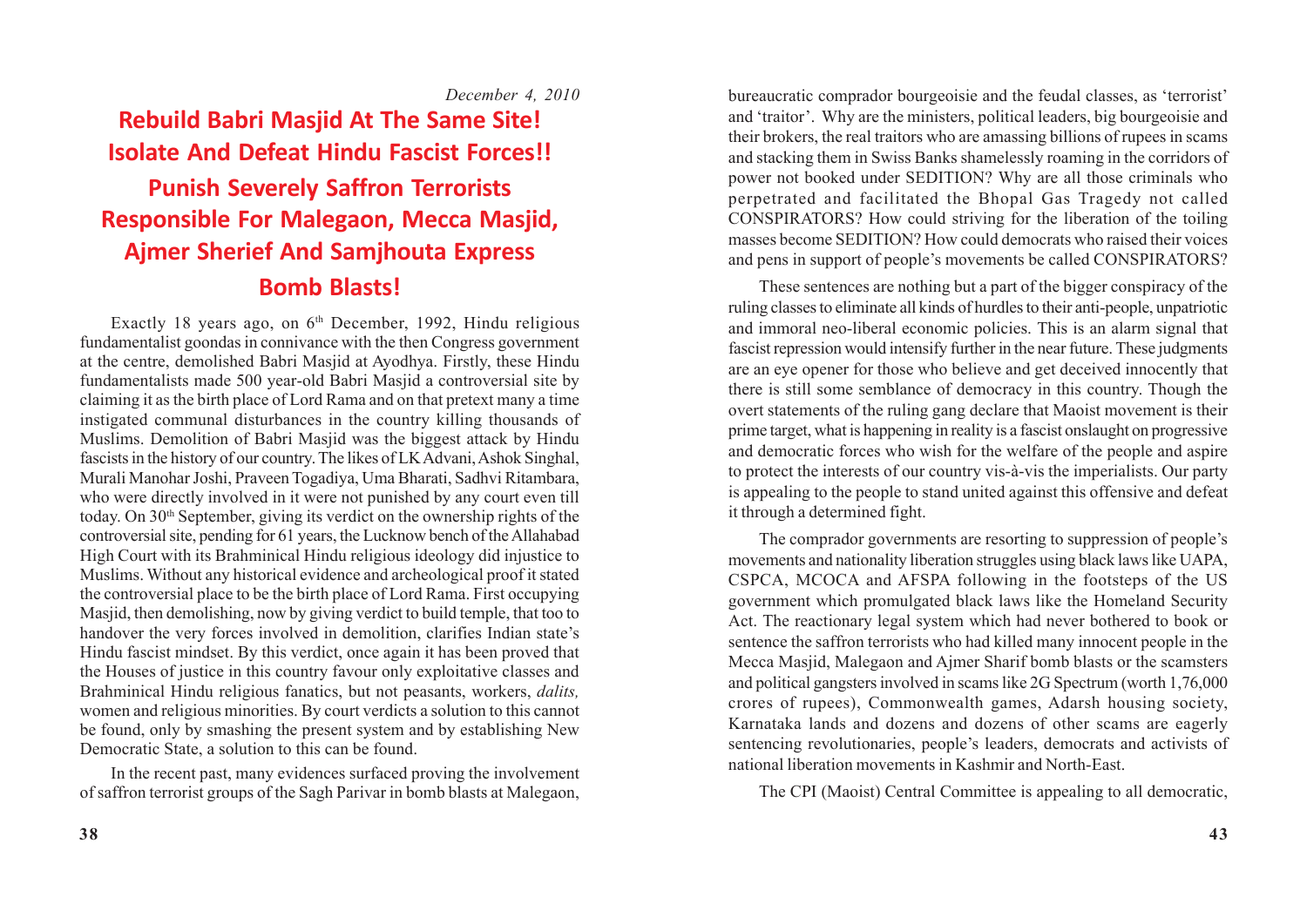*December 4, 2010*

# Rebuild Babri Masjid At The Same Site! Isolate And Defeat Hindu Fascist Forces!!

## Punish Severely Saffron Terrorists Responsible For Malegaon, Mecca Masjid, Ajmer Sherief And Samjhouta Express Bomb Blasts!

Exactly 18 years ago, on 6th December, 1992, Hindu religious fundamentalist goondas in connivance with the then Congress government at the centre, demolished Babri Masjid at Ayodhya. Firstly, these Hindu fundamentalists made 500 year-old Babri Masjid a controversial site by claiming it as the birth place of Lord Rama and on that pretext many a time instigated communal disturbances in the country killing thousands of Muslims. Demolition of Babri Masjid was the biggest attack by Hindu fascists in the history of our country. The likes of LK Advani, Ashok Singhal, Murali Manohar Joshi, Praveen Togadiya, Uma Bharati, Sadhvi Ritambara, who were directly involved in it were not punished by any court even till today. On 30th September, giving its verdict on the ownership rights of the controversial site, pending for 61 years, the Lucknow bench of the Allahabad High Court with its Brahminical Hindu religious ideology did injustice to Muslims. Without any historical evidence and archeological proof it stated the controversial place to be the birth place of Lord Rama. First occupying Masjid, then demolishing, now by giving verdict to build temple, that too to handover the very forces involved in demolition, clarifies Indian state's Hindu fascist mindset. By this verdict, once again it has been proved that the Houses of justice in this country favour only exploitative classes and Brahminical Hindu religious fanatics, but not peasants, workers, *dalits,* women and religious minorities. By court verdicts a solution to this cannot be found, only by smashing the present system and by establishing New Democratic State, a solution to this can be found.

In the recent past, many evidences surfaced proving the involvement of saffron terrorist groups of the Sagh Parivar in bomb blasts at Malegaon,

bureaucratic comprador bourgeoisie and the feudal classes, as 'terrorist' and 'traitor'. Why are the ministers, political leaders, big bourgeoisie and their brokers, the real traitors who are amassing billions of rupees in scams and stacking them in Swiss Banks shamelessly roaming in the corridors of power not booked under SEDITION? Why are all those criminals who perpetrated and facilitated the Bhopal Gas Tragedy not called CONSPIRATORS? How could striving for the liberation of the toiling masses become SEDITION? How could democrats who raised their voices and pens in support of people's movements be called CONSPIRATORS?

These sentences are nothing but a part of the bigger conspiracy of the ruling classes to eliminate all kinds of hurdles to their anti-people, unpatriotic and immoral neo-liberal economic policies. This is an alarm signal that fascist repression would intensify further in the near future. These judgments are an eye opener for those who believe and get deceived innocently that there is still some semblance of democracy in this country. Though the overt statements of the ruling gang declare that Maoist movement is their prime target, what is happening in reality is a fascist onslaught on progressive and democratic forces who wish for the welfare of the people and aspire to protect the interests of our country vis-à-vis the imperialists. Our party is appealing to the people to stand united against this offensive and defeat it through a determined fight.

The comprador governments are resorting to suppression of people's movements and nationality liberation struggles using black laws like UAPA, CSPCA, MCOCA and AFSPA following in the footsteps of the US government which promulgated black laws like the Homeland Security Act. The reactionary legal system which had never bothered to book or sentence the saffron terrorists who had killed many innocent people in the Mecca Masjid, Malegaon and Ajmer Sharif bomb blasts or the scamsters and political gangsters involved in scams like 2G Spectrum (worth 1,76,000 crores of rupees), Commonwealth games, Adarsh housing society, Karnataka lands and dozens and dozens of other scams are eagerly sentencing revolutionaries, people's leaders, democrats and activists of national liberation movements in Kashmir and North-East.

The CPI (Maoist) Central Committee is appealing to all democratic,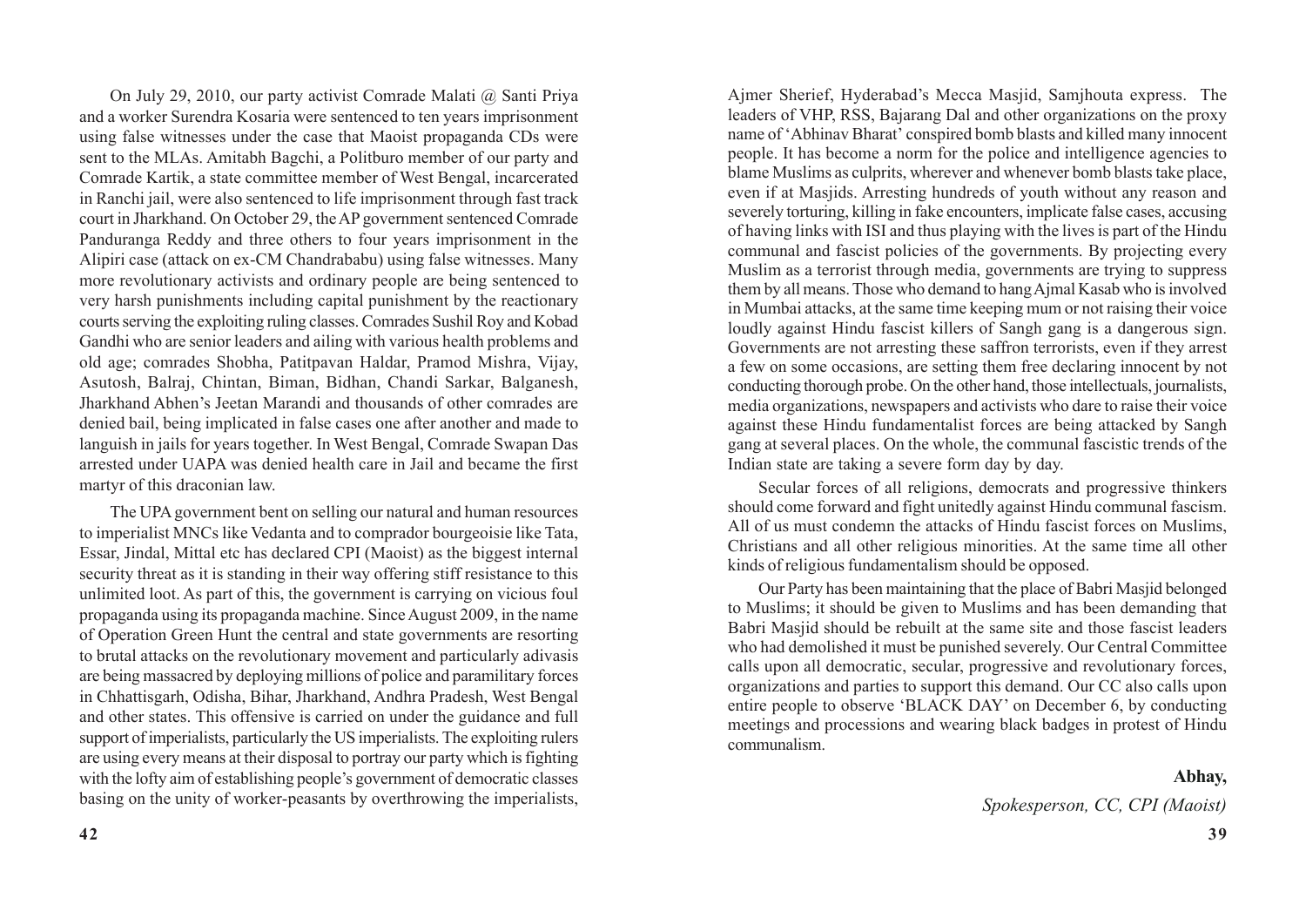On July 29, 2010, our party activist Comrade Malati @ Santi Priya and a worker Surendra Kosaria were sentenced to ten years imprisonment using false witnesses under the case that Maoist propaganda CDs were sent to the MLAs. Amitabh Bagchi, a Politburo member of our party and Comrade Kartik, a state committee member of West Bengal, incarcerated in Ranchi jail, were also sentenced to life imprisonment through fast track court in Jharkhand. On October 29, the AP government sentenced Comrade Panduranga Reddy and three others to four years imprisonment in the Alipiri case (attack on ex-CM Chandrababu) using false witnesses. Many more revolutionary activists and ordinary people are being sentenced to very harsh punishments including capital punishment by the reactionary courts serving the exploiting ruling classes. Comrades Sushil Roy and Kobad Gandhi who are senior leaders and ailing with various health problems and old age; comrades Shobha, Patitpavan Haldar, Pramod Mishra, Vijay, Asutosh, Balraj, Chintan, Biman, Bidhan, Chandi Sarkar, Balganesh, Jharkhand Abhen's Jeetan Marandi and thousands of other comrades are denied bail, being implicated in false cases one after another and made to languish in jails for years together. In West Bengal, Comrade Swapan Das arrested under UAPA was denied health care in Jail and became the first martyr of this draconian law.

The UPA government bent on selling our natural and human resources to imperialist MNCs like Vedanta and to comprador bourgeoisie like Tata, Essar, Jindal, Mittal etc has declared CPI (Maoist) as the biggest internal security threat as it is standing in their way offering stiff resistance to this unlimited loot. As part of this, the government is carrying on vicious foul propaganda using its propaganda machine. Since August 2009, in the name of Operation Green Hunt the central and state governments are resorting to brutal attacks on the revolutionary movement and particularly adivasis are being massacred by deploying millions of police and paramilitary forces in Chhattisgarh, Odisha, Bihar, Jharkhand, Andhra Pradesh, West Bengal and other states. This offensive is carried on under the guidance and full support of imperialists, particularly the US imperialists. The exploiting rulers are using every means at their disposal to portray our party which is fighting with the lofty aim of establishing people's government of democratic classes basing on the unity of worker-peasants by overthrowing the imperialists,

Ajmer Sherief, Hyderabad's Mecca Masjid, Samjhouta express. The leaders of VHP, RSS, Bajarang Dal and other organizations on the proxy name of 'Abhinav Bharat' conspired bomb blasts and killed many innocent people. It has become a norm for the police and intelligence agencies to blame Muslims as culprits, wherever and whenever bomb blasts take place, even if at Masjids. Arresting hundreds of youth without any reason and severely torturing, killing in fake encounters, implicate false cases, accusing of having links with ISI and thus playing with the lives is part of the Hindu communal and fascist policies of the governments. By projecting every Muslim as a terrorist through media, governments are trying to suppress them by all means. Those who demand to hang Ajmal Kasab who is involved in Mumbai attacks, at the same time keeping mum or not raising their voice loudly against Hindu fascist killers of Sangh gang is a dangerous sign. Governments are not arresting these saffron terrorists, even if they arrest a few on some occasions, are setting them free declaring innocent by not conducting thorough probe. On the other hand, those intellectuals, journalists, media organizations, newspapers and activists who dare to raise their voice against these Hindu fundamentalist forces are being attacked by Sangh gang at several places. On the whole, the communal fascistic trends of the Indian state are taking a severe form day by day.

Secular forces of all religions, democrats and progressive thinkers should come forward and fight unitedly against Hindu communal fascism. All of us must condemn the attacks of Hindu fascist forces on Muslims, Christians and all other religious minorities. At the same time all other kinds of religious fundamentalism should be opposed.

Our Party has been maintaining that the place of Babri Masjid belonged to Muslims; it should be given to Muslims and has been demanding that Babri Masjid should be rebuilt at the same site and those fascist leaders who had demolished it must be punished severely. Our Central Committee calls upon all democratic, secular, progressive and revolutionary forces, organizations and parties to support this demand. Our CC also calls upon entire people to observe 'BLACK DAY' on December 6, by conducting meetings and processions and wearing black badges in protest of Hindu communalism.

**Abhay,**

*Spokesperson, CC, CPI (Maoist)*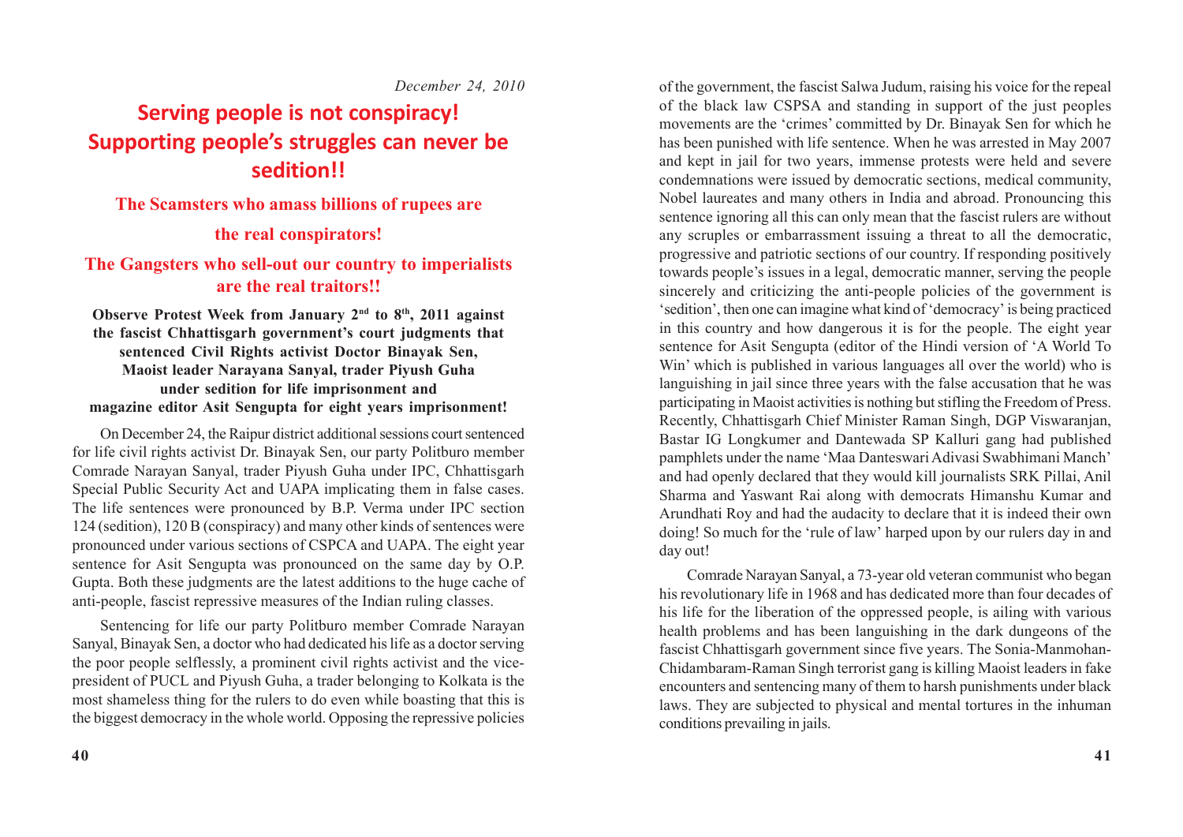*December 24, 2010*

# Serving people is not conspiracy! Supporting people's struggles can never be sedition!!

## The Scamsters who amass billions of rupees are the real conspirators!

## The Gangsters who sell-out our country to imperialists are the real traitors!!

**Observe Protest Week from January 2nd to 8th, 2011 against the fascist Chhattisgarh government's court judgments that sentenced Civil Rights activist Doctor Binayak Sen, Maoist leader Narayana Sanyal, trader Piyush Guha under sedition for life imprisonment and magazine editor Asit Sengupta for eight years imprisonment!**

On December 24, the Raipur district additional sessions court sentenced for life civil rights activist Dr. Binayak Sen, our party Politburo member Comrade Narayan Sanyal, trader Piyush Guha under IPC, Chhattisgarh Special Public Security Act and UAPA implicating them in false cases. The life sentences were pronounced by B.P. Verma under IPC section 124 (sedition), 120 B (conspiracy) and many other kinds of sentences were pronounced under various sections of CSPCA and UAPA. The eight year sentence for Asit Sengupta was pronounced on the same day by O.P. Gupta. Both these judgments are the latest additions to the huge cache of anti-people, fascist repressive measures of the Indian ruling classes.

Sentencing for life our party Politburo member Comrade Narayan Sanyal, Binayak Sen, a doctor who had dedicated his life as a doctor serving the poor people selflessly, a prominent civil rights activist and the vice-president of PUCL and Piyush Guha, a trader belonging to Kolkata is the most shameless thing for the rulers to do even while boasting that this is the biggest democracy in the whole world. Opposing the repressive policies of the government, the fascist Salwa Judum, raising his voice for the repeal of the black law CSPSA and standing in support of the just peoples movements are the 'crimes' committed by Dr. Binayak Sen for which he has been punished with life sentence. When he was arrested in May 2007 and kept in jail for two years, immense protests were held and severe condemnations were issued by democratic sections, medical community, Nobel laureates and many others in India and abroad. Pronouncing this sentence ignoring all this can only mean that the fascist rulers are without any scruples or embarrassment issuing a threat to all the democratic, progressive and patriotic sections of our country. If responding positively towards people's issues in a legal, democratic manner, serving the people sincerely and criticizing the anti-people policies of the government is 'sedition', then one can imagine what kind of 'democracy' is being practiced in this country and how dangerous it is for the people. The eight year sentence for Asit Sengupta (editor of the Hindi version of 'A World To Win' which is published in various languages all over the world) who is languishing in jail since three years with the false accusation that he was participating in Maoist activities is nothing but stifling the Freedom of Press. Recently, Chhattisgarh Chief Minister Raman Singh, DGP Viswaranjan, Bastar IG Longkumer and Dantewada SP Kalluri gang had published pamphlets under the name 'Maa Danteswari Adivasi Swabhimani Manch' and had openly declared that they would kill journalists SRK Pillai, Anil Sharma and Yaswant Rai along with democrats Himanshu Kumar and Arundhati Roy and had the audacity to declare that it is indeed their own doing! So much for the 'rule of law' harped upon by our rulers day in and day out!

Comrade Narayan Sanyal, a 73-year old veteran communist who began his revolutionary life in 1968 and has dedicated more than four decades of his life for the liberation of the oppressed people, is ailing with various health problems and has been languishing in the dark dungeons of the fascist Chhattisgarh government since five years. The Sonia-Manmohan-Chidambaram-Raman Singh terrorist gang is killing Maoist leaders in fake encounters and sentencing many of them to harsh punishments under black laws. They are subjected to physical and mental tortures in the inhuman conditions prevailing in jails.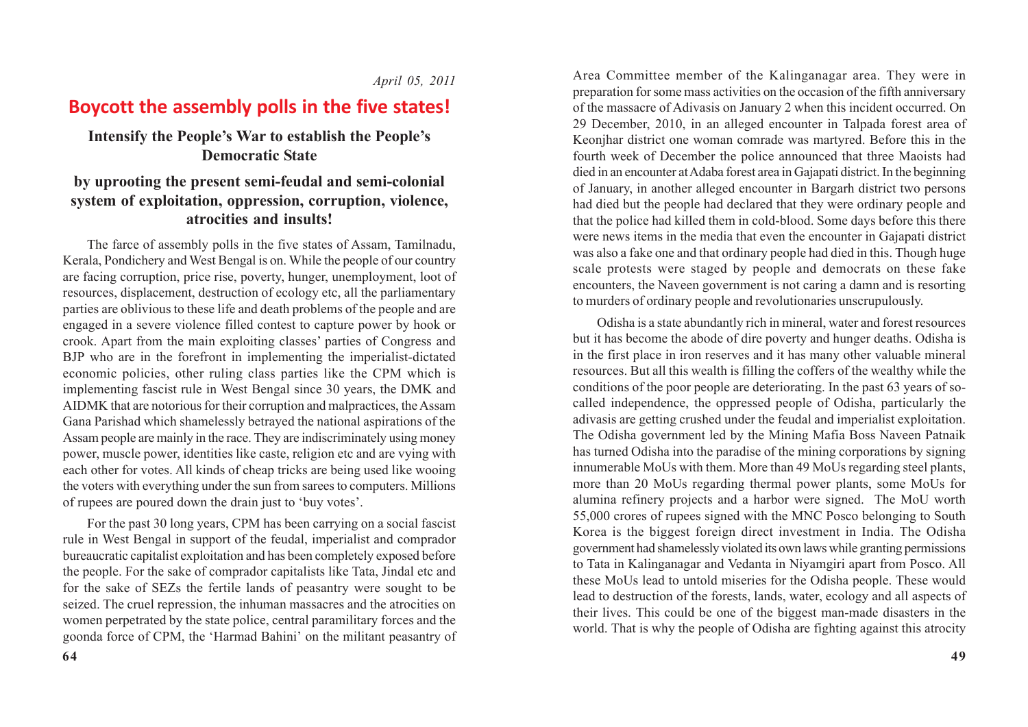*April 05, 2011*

# Boycott the assembly polls in the five states!

## Intensify the People's War to establish the People's Democratic State

## by uprooting the present semi-feudal and semi-colonial system of exploitation, oppression, corruption, violence, atrocities and insults!

The farce of assembly polls in the five states of Assam, Tamilnadu, Kerala, Pondichery and West Bengal is on. While the people of our country are facing corruption, price rise, poverty, hunger, unemployment, loot of resources, displacement, destruction of ecology etc, all the parliamentary parties are oblivious to these life and death problems of the people and are engaged in a severe violence filled contest to capture power by hook or crook. Apart from the main exploiting classes' parties of Congress and BJP who are in the forefront in implementing the imperialist-dictated economic policies, other ruling class parties like the CPM which is implementing fascist rule in West Bengal since 30 years, the DMK and AIDMK that are notorious for their corruption and malpractices, the Assam Gana Parishad which shamelessly betrayed the national aspirations of the Assam people are mainly in the race. They are indiscriminately using money power, muscle power, identities like caste, religion etc and are vying with each other for votes. All kinds of cheap tricks are being used like wooing the voters with everything under the sun from sarees to computers. Millions of rupees are poured down the drain just to 'buy votes'.

For the past 30 long years, CPM has been carrying on a social fascist rule in West Bengal in support of the feudal, imperialist and comprador bureaucratic capitalist exploitation and has been completely exposed before the people. For the sake of comprador capitalists like Tata, Jindal etc and for the sake of SEZs the fertile lands of peasantry were sought to be seized. The cruel repression, the inhuman massacres and the atrocities on women perpetrated by the state police, central paramilitary forces and the goonda force of CPM, the 'Harmad Bahini' on the militant peasantry of

Area Committee member of the Kalinganagar area. They were in preparation for some mass activities on the occasion of the fifth anniversary of the massacre of Adivasis on January 2 when this incident occurred. On 29 December, 2010, in an alleged encounter in Talpada forest area of Keonjhar district one woman comrade was martyred. Before this in the fourth week of December the police announced that three Maoists had died in an encounter at Adaba forest area in Gajapati district. In the beginning of January, in another alleged encounter in Bargarh district two persons had died but the people had declared that they were ordinary people and that the police had killed them in cold-blood. Some days before this there were news items in the media that even the encounter in Gajapati district was also a fake one and that ordinary people had died in this. Though huge scale protests were staged by people and democrats on these fake encounters, the Naveen government is not caring a damn and is resorting to murders of ordinary people and revolutionaries unscrupulously.

Odisha is a state abundantly rich in mineral, water and forest resources but it has become the abode of dire poverty and hunger deaths. Odisha is in the first place in iron reserves and it has many other valuable mineral resources. But all this wealth is filling the coffers of the wealthy while the conditions of the poor people are deteriorating. In the past 63 years of so-called independence, the oppressed people of Odisha, particularly the adivasis are getting crushed under the feudal and imperialist exploitation. The Odisha government led by the Mining Mafia Boss Naveen Patnaik has turned Odisha into the paradise of the mining corporations by signing innumerable MoUs with them. More than 49 MoUs regarding steel plants, more than 20 MoUs regarding thermal power plants, some MoUs for alumina refinery projects and a harbor were signed. The MoU worth 55,000 crores of rupees signed with the MNC Posco belonging to South Korea is the biggest foreign direct investment in India. The Odisha government had shamelessly violated its own laws while granting permissions to Tata in Kalinganagar and Vedanta in Niyamgiri apart from Posco. All these MoUs lead to untold miseries for the Odisha people. These would lead to destruction of the forests, lands, water, ecology and all aspects of their lives. This could be one of the biggest man-made disasters in the world. That is why the people of Odisha are fighting against this atrocity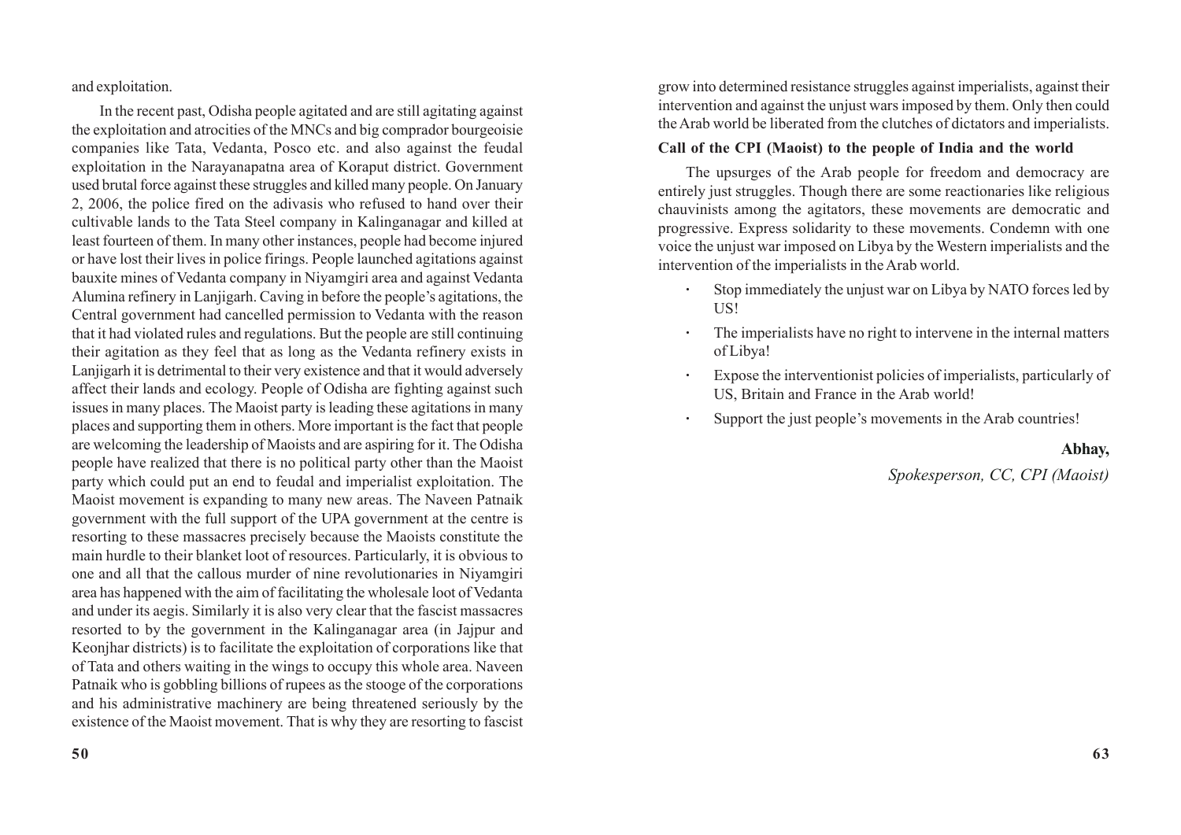and exploitation.

In the recent past, Odisha people agitated and are still agitating against the exploitation and atrocities of the MNCs and big comprador bourgeoisie companies like Tata, Vedanta, Posco etc. and also against the feudal exploitation in the Narayanapatna area of Koraput district. Government used brutal force against these struggles and killed many people. On January 2, 2006, the police fired on the adivasis who refused to hand over their cultivable lands to the Tata Steel company in Kalinganagar and killed at least fourteen of them. In many other instances, people had become injured or have lost their lives in police firings. People launched agitations against bauxite mines of Vedanta company in Niyamgiri area and against Vedanta Alumina refinery in Lanjigarh. Caving in before the people's agitations, the Central government had cancelled permission to Vedanta with the reason that it had violated rules and regulations. But the people are still continuing their agitation as they feel that as long as the Vedanta refinery exists in Lanjigarh it is detrimental to their very existence and that it would adversely affect their lands and ecology. People of Odisha are fighting against such issues in many places. The Maoist party is leading these agitations in many places and supporting them in others. More important is the fact that people are welcoming the leadership of Maoists and are aspiring for it. The Odisha people have realized that there is no political party other than the Maoist party which could put an end to feudal and imperialist exploitation. The Maoist movement is expanding to many new areas. The Naveen Patnaik government with the full support of the UPA government at the centre is resorting to these massacres precisely because the Maoists constitute the main hurdle to their blanket loot of resources. Particularly, it is obvious to one and all that the callous murder of nine revolutionaries in Niyamgiri area has happened with the aim of facilitating the wholesale loot of Vedanta and under its aegis. Similarly it is also very clear that the fascist massacres resorted to by the government in the Kalinganagar area (in Jajpur and Keonjhar districts) is to facilitate the exploitation of corporations like that of Tata and others waiting in the wings to occupy this whole area. Naveen Patnaik who is gobbling billions of rupees as the stooge of the corporations and his administrative machinery are being threatened seriously by the existence of the Maoist movement. That is why they are resorting to fascist

grow into determined resistance struggles against imperialists, against their intervention and against the unjust wars imposed by them. Only then could the Arab world be liberated from the clutches of dictators and imperialists.

**Call of the CPI (Maoist) to the people of India and the world**

The upsurges of the Arab people for freedom and democracy are entirely just struggles. Though there are some reactionaries like religious chauvinists among the agitators, these movements are democratic and progressive. Express solidarity to these movements. Condemn with one voice the unjust war imposed on Libya by the Western imperialists and the intervention of the imperialists in the Arab world.

- Stop immediately the unjust war on Libya by NATO forces led by US!
- The imperialists have no right to intervene in the internal matters of Libya!
- Expose the interventionist policies of imperialists, particularly of US, Britain and France in the Arab world!
- Support the just people's movements in the Arab countries!

**Abhay,**

*Spokesperson, CC, CPI (Maoist)*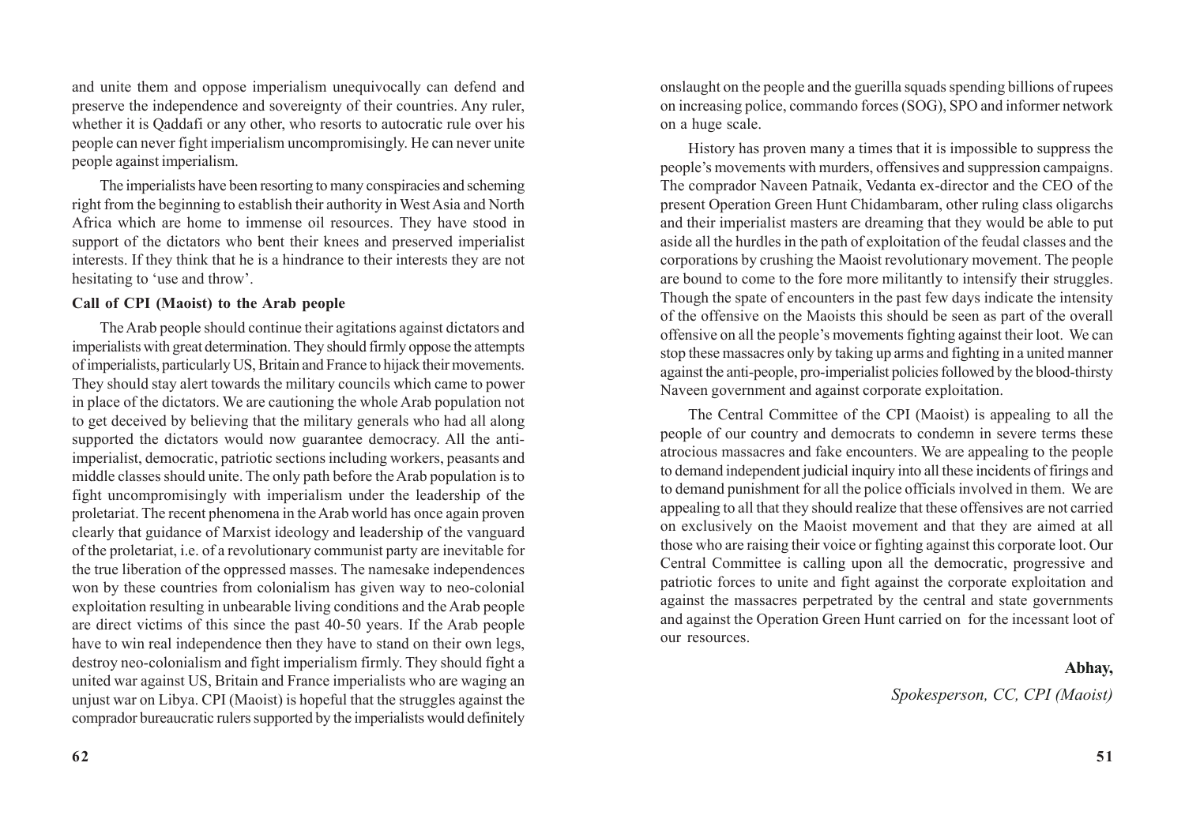and unite them and oppose imperialism unequivocally can defend and preserve the independence and sovereignty of their countries. Any ruler, whether it is Qaddafi or any other, who resorts to autocratic rule over his people can never fight imperialism uncompromisingly. He can never unite people against imperialism.

The imperialists have been resorting to many conspiracies and scheming right from the beginning to establish their authority in West Asia and North Africa which are home to immense oil resources. They have stood in support of the dictators who bent their knees and preserved imperialist interests. If they think that he is a hindrance to their interests they are not hesitating to 'use and throw'.

**Call of CPI (Maoist) to the Arab people**

The Arab people should continue their agitations against dictators and imperialists with great determination. They should firmly oppose the attempts of imperialists, particularly US, Britain and France to hijack their movements. They should stay alert towards the military councils which came to power in place of the dictators. We are cautioning the whole Arab population not to get deceived by believing that the military generals who had all along supported the dictators would now guarantee democracy. All the anti-imperialist, democratic, patriotic sections including workers, peasants and middle classes should unite. The only path before the Arab population is to fight uncompromisingly with imperialism under the leadership of the proletariat. The recent phenomena in the Arab world has once again proven clearly that guidance of Marxist ideology and leadership of the vanguard of the proletariat, i.e. of a revolutionary communist party are inevitable for the true liberation of the oppressed masses. The namesake independences won by these countries from colonialism has given way to neo-colonial exploitation resulting in unbearable living conditions and the Arab people are direct victims of this since the past 40-50 years. If the Arab people have to win real independence then they have to stand on their own legs, destroy neo-colonialism and fight imperialism firmly. They should fight a united war against US, Britain and France imperialists who are waging an unjust war on Libya. CPI (Maoist) is hopeful that the struggles against the comprador bureaucratic rulers supported by the imperialists would definitely

onslaught on the people and the guerilla squads spending billions of rupees on increasing police, commando forces (SOG), SPO and informer network on a huge scale.

History has proven many a times that it is impossible to suppress the people's movements with murders, offensives and suppression campaigns. The comprador Naveen Patnaik, Vedanta ex-director and the CEO of the present Operation Green Hunt Chidambaram, other ruling class oligarchs and their imperialist masters are dreaming that they would be able to put aside all the hurdles in the path of exploitation of the feudal classes and the corporations by crushing the Maoist revolutionary movement. The people are bound to come to the fore more militantly to intensify their struggles. Though the spate of encounters in the past few days indicate the intensity of the offensive on the Maoists this should be seen as part of the overall offensive on all the people's movements fighting against their loot. We can stop these massacres only by taking up arms and fighting in a united manner against the anti-people, pro-imperialist policies followed by the blood-thirsty Naveen government and against corporate exploitation.

The Central Committee of the CPI (Maoist) is appealing to all the people of our country and democrats to condemn in severe terms these atrocious massacres and fake encounters. We are appealing to the people to demand independent judicial inquiry into all these incidents of firings and to demand punishment for all the police officials involved in them. We are appealing to all that they should realize that these offensives are not carried on exclusively on the Maoist movement and that they are aimed at all those who are raising their voice or fighting against this corporate loot. Our Central Committee is calling upon all the democratic, progressive and patriotic forces to unite and fight against the corporate exploitation and against the massacres perpetrated by the central and state governments and against the Operation Green Hunt carried on for the incessant loot of our resources.

**Abhay,**

*Spokesperson, CC, CPI (Maoist)*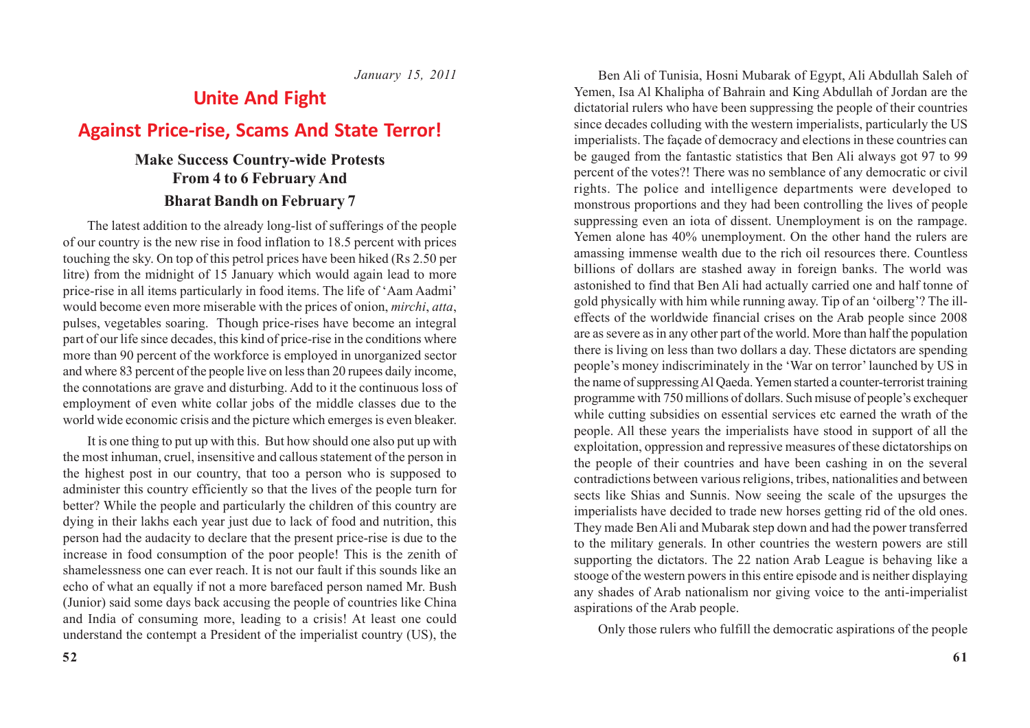*January 15, 2011*

# Unite And Fight

# Against Price-rise, Scams And State Terror!

### Make Success Country-wide Protests From 4 to 6 February And

### Bharat Bandh on February 7

The latest addition to the already long-list of sufferings of the people of our country is the new rise in food inflation to 18.5 percent with prices touching the sky. On top of this petrol prices have been hiked (Rs 2.50 per litre) from the midnight of 15 January which would again lead to more price-rise in all items particularly in food items. The life of 'Aam Aadmi' would become even more miserable with the prices of onion, *mirchi*, *atta*, pulses, vegetables soaring. Though price-rises have become an integral part of our life since decades, this kind of price-rise in the conditions where more than 90 percent of the workforce is employed in unorganized sector and where 83 percent of the people live on less than 20 rupees daily income, the connotations are grave and disturbing. Add to it the continuous loss of employment of even white collar jobs of the middle classes due to the world wide economic crisis and the picture which emerges is even bleaker.

It is one thing to put up with this. But how should one also put up with the most inhuman, cruel, insensitive and callous statement of the person in the highest post in our country, that too a person who is supposed to administer this country efficiently so that the lives of the people turn for better? While the people and particularly the children of this country are dying in their lakhs each year just due to lack of food and nutrition, this person had the audacity to declare that the present price-rise is due to the increase in food consumption of the poor people! This is the zenith of shamelessness one can ever reach. It is not our fault if this sounds like an echo of what an equally if not a more barefaced person named Mr. Bush (Junior) said some days back accusing the people of countries like China and India of consuming more, leading to a crisis! At least one could understand the contempt a President of the imperialist country (US), the

Ben Ali of Tunisia, Hosni Mubarak of Egypt, Ali Abdullah Saleh of Yemen, Isa Al Khalipha of Bahrain and King Abdullah of Jordan are the dictatorial rulers who have been suppressing the people of their countries since decades colluding with the western imperialists, particularly the US imperialists. The façade of democracy and elections in these countries can be gauged from the fantastic statistics that Ben Ali always got 97 to 99 percent of the votes?! There was no semblance of any democratic or civil rights. The police and intelligence departments were developed to monstrous proportions and they had been controlling the lives of people suppressing even an iota of dissent. Unemployment is on the rampage. Yemen alone has 40% unemployment. On the other hand the rulers are amassing immense wealth due to the rich oil resources there. Countless billions of dollars are stashed away in foreign banks. The world was astonished to find that Ben Ali had actually carried one and half tonne of gold physically with him while running away. Tip of an 'oilberg'? The ill-effects of the worldwide financial crises on the Arab people since 2008 are as severe as in any other part of the world. More than half the population there is living on less than two dollars a day. These dictators are spending people's money indiscriminately in the 'War on terror' launched by US in the name of suppressing Al Qaeda. Yemen started a counter-terrorist training programme with 750 millions of dollars. Such misuse of people's exchequer while cutting subsidies on essential services etc earned the wrath of the people. All these years the imperialists have stood in support of all the exploitation, oppression and repressive measures of these dictatorships on the people of their countries and have been cashing in on the several contradictions between various religions, tribes, nationalities and between sects like Shias and Sunnis. Now seeing the scale of the upsurges the imperialists have decided to trade new horses getting rid of the old ones. They made Ben Ali and Mubarak step down and had the power transferred to the military generals. In other countries the western powers are still supporting the dictators. The 22 nation Arab League is behaving like a stooge of the western powers in this entire episode and is neither displaying any shades of Arab nationalism nor giving voice to the anti-imperialist aspirations of the Arab people.

Only those rulers who fulfill the democratic aspirations of the people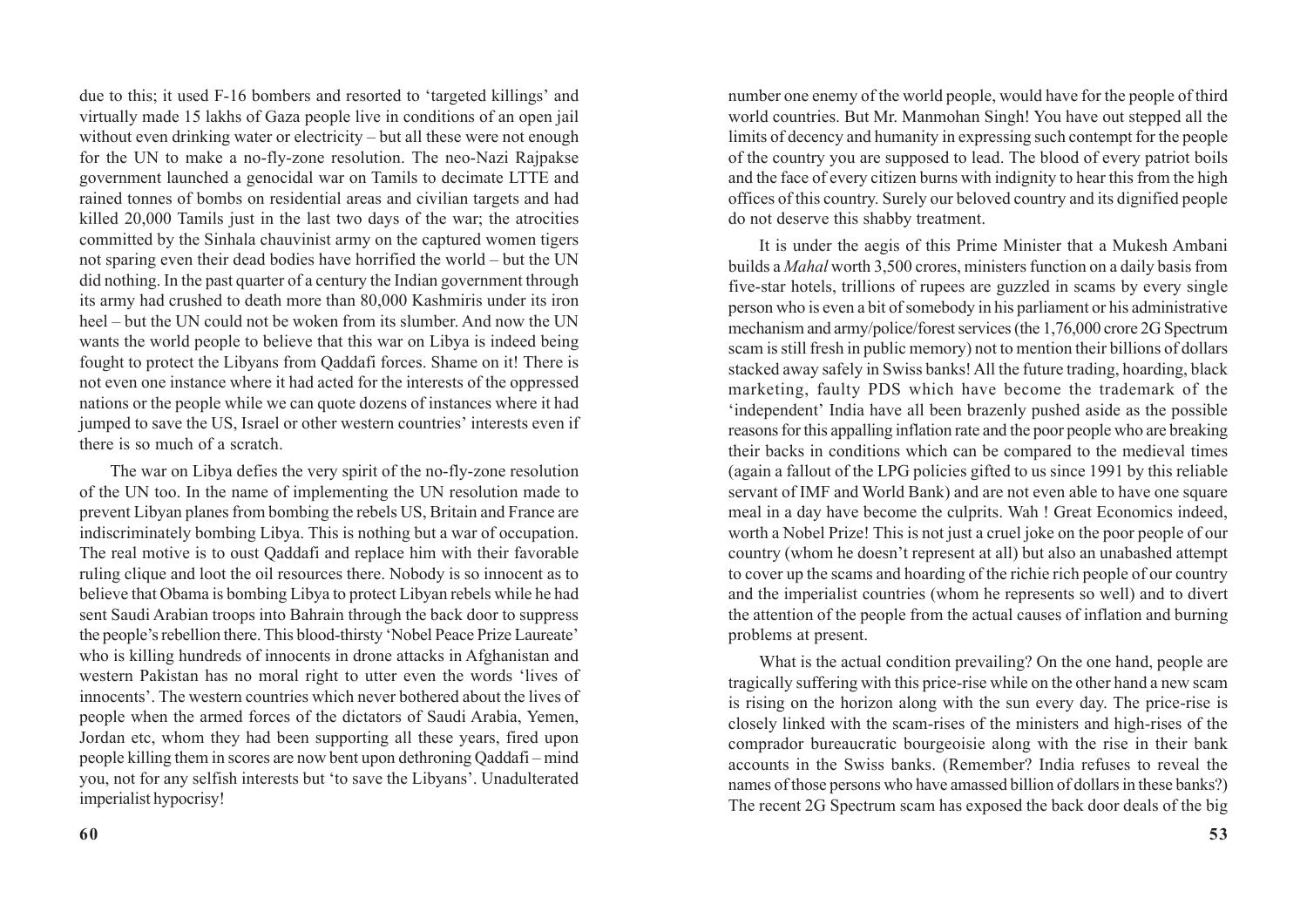due to this; it used F-16 bombers and resorted to 'targeted killings' and virtually made 15 lakhs of Gaza people live in conditions of an open jail without even drinking water or electricity – but all these were not enough for the UN to make a no-fly-zone resolution. The neo-Nazi Rajpakse government launched a genocidal war on Tamils to decimate LTTE and rained tonnes of bombs on residential areas and civilian targets and had killed 20,000 Tamils just in the last two days of the war; the atrocities committed by the Sinhala chauvinist army on the captured women tigers not sparing even their dead bodies have horrified the world – but the UN did nothing. In the past quarter of a century the Indian government through its army had crushed to death more than 80,000 Kashmiris under its iron heel – but the UN could not be woken from its slumber. And now the UN wants the world people to believe that this war on Libya is indeed being fought to protect the Libyans from Qaddafi forces. Shame on it! There is not even one instance where it had acted for the interests of the oppressed nations or the people while we can quote dozens of instances where it had jumped to save the US, Israel or other western countries' interests even if there is so much of a scratch.

The war on Libya defies the very spirit of the no-fly-zone resolution of the UN too. In the name of implementing the UN resolution made to prevent Libyan planes from bombing the rebels US, Britain and France are indiscriminately bombing Libya. This is nothing but a war of occupation. The real motive is to oust Qaddafi and replace him with their favorable ruling clique and loot the oil resources there. Nobody is so innocent as to believe that Obama is bombing Libya to protect Libyan rebels while he had sent Saudi Arabian troops into Bahrain through the back door to suppress the people's rebellion there. This blood-thirsty 'Nobel Peace Prize Laureate' who is killing hundreds of innocents in drone attacks in Afghanistan and western Pakistan has no moral right to utter even the words 'lives of innocents'. The western countries which never bothered about the lives of people when the armed forces of the dictators of Saudi Arabia, Yemen, Jordan etc, whom they had been supporting all these years, fired upon people killing them in scores are now bent upon dethroning Qaddafi – mind you, not for any selfish interests but 'to save the Libyans'. Unadulterated imperialist hypocrisy!

number one enemy of the world people, would have for the people of third world countries. But Mr. Manmohan Singh! You have out stepped all the limits of decency and humanity in expressing such contempt for the people of the country you are supposed to lead. The blood of every patriot boils and the face of every citizen burns with indignity to hear this from the high offices of this country. Surely our beloved country and its dignified people do not deserve this shabby treatment.

It is under the aegis of this Prime Minister that a Mukesh Ambani builds a *Mahal* worth 3,500 crores, ministers function on a daily basis from five-star hotels, trillions of rupees are guzzled in scams by every single person who is even a bit of somebody in his parliament or his administrative mechanism and army/police/forest services (the 1,76,000 crore 2G Spectrum scam is still fresh in public memory) not to mention their billions of dollars stacked away safely in Swiss banks! All the future trading, hoarding, black marketing, faulty PDS which have become the trademark of the 'independent' India have all been brazenly pushed aside as the possible reasons for this appalling inflation rate and the poor people who are breaking their backs in conditions which can be compared to the medieval times (again a fallout of the LPG policies gifted to us since 1991 by this reliable servant of IMF and World Bank) and are not even able to have one square meal in a day have become the culprits. Wah ! Great Economics indeed, worth a Nobel Prize! This is not just a cruel joke on the poor people of our country (whom he doesn't represent at all) but also an unabashed attempt to cover up the scams and hoarding of the richie rich people of our country and the imperialist countries (whom he represents so well) and to divert the attention of the people from the actual causes of inflation and burning problems at present.

What is the actual condition prevailing? On the one hand, people are tragically suffering with this price-rise while on the other hand a new scam is rising on the horizon along with the sun every day. The price-rise is closely linked with the scam-rises of the ministers and high-rises of the comprador bureaucratic bourgeoisie along with the rise in their bank accounts in the Swiss banks. (Remember? India refuses to reveal the names of those persons who have amassed billion of dollars in these banks?) The recent 2G Spectrum scam has exposed the back door deals of the big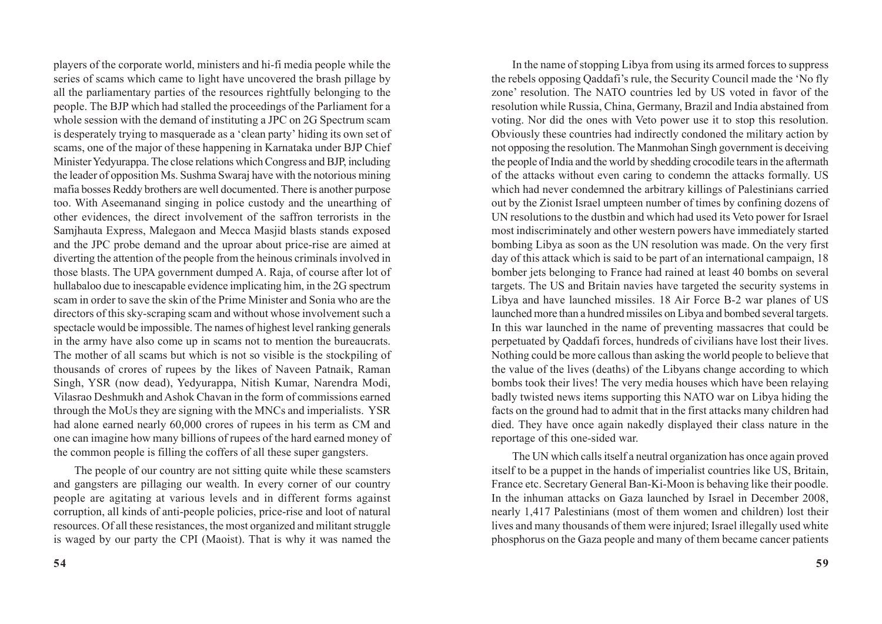players of the corporate world, ministers and hi-fi media people while the series of scams which came to light have uncovered the brash pillage by all the parliamentary parties of the resources rightfully belonging to the people. The BJP which had stalled the proceedings of the Parliament for a whole session with the demand of instituting a JPC on 2G Spectrum scam is desperately trying to masquerade as a 'clean party' hiding its own set of scams, one of the major of these happening in Karnataka under BJP Chief Minister Yedyurappa. The close relations which Congress and BJP, including the leader of opposition Ms. Sushma Swaraj have with the notorious mining mafia bosses Reddy brothers are well documented. There is another purpose too. With Aseemanand singing in police custody and the unearthing of other evidences, the direct involvement of the saffron terrorists in the Samjhauta Express, Malegaon and Mecca Masjid blasts stands exposed and the JPC probe demand and the uproar about price-rise are aimed at diverting the attention of the people from the heinous criminals involved in those blasts. The UPA government dumped A. Raja, of course after lot of hullabaloo due to inescapable evidence implicating him, in the 2G spectrum scam in order to save the skin of the Prime Minister and Sonia who are the directors of this sky-scraping scam and without whose involvement such a spectacle would be impossible. The names of highest level ranking generals in the army have also come up in scams not to mention the bureaucrats. The mother of all scams but which is not so visible is the stockpiling of thousands of crores of rupees by the likes of Naveen Patnaik, Raman Singh, YSR (now dead), Yedyurappa, Nitish Kumar, Narendra Modi, Vilasrao Deshmukh and Ashok Chavan in the form of commissions earned through the MoUs they are signing with the MNCs and imperialists. YSR had alone earned nearly 60,000 crores of rupees in his term as CM and one can imagine how many billions of rupees of the hard earned money of the common people is filling the coffers of all these super gangsters.

The people of our country are not sitting quite while these scamsters and gangsters are pillaging our wealth. In every corner of our country people are agitating at various levels and in different forms against corruption, all kinds of anti-people policies, price-rise and loot of natural resources. Of all these resistances, the most organized and militant struggle is waged by our party the CPI (Maoist). That is why it was named the

In the name of stopping Libya from using its armed forces to suppress the rebels opposing Qaddafi's rule, the Security Council made the 'No fly zone' resolution. The NATO countries led by US voted in favor of the resolution while Russia, China, Germany, Brazil and India abstained from voting. Nor did the ones with Veto power use it to stop this resolution. Obviously these countries had indirectly condoned the military action by not opposing the resolution. The Manmohan Singh government is deceiving the people of India and the world by shedding crocodile tears in the aftermath of the attacks without even caring to condemn the attacks formally. US which had never condemned the arbitrary killings of Palestinians carried out by the Zionist Israel umpteen number of times by confining dozens of UN resolutions to the dustbin and which had used its Veto power for Israel most indiscriminately and other western powers have immediately started bombing Libya as soon as the UN resolution was made. On the very first day of this attack which is said to be part of an international campaign, 18 bomber jets belonging to France had rained at least 40 bombs on several targets. The US and Britain navies have targeted the security systems in Libya and have launched missiles. 18 Air Force B-2 war planes of US launched more than a hundred missiles on Libya and bombed several targets. In this war launched in the name of preventing massacres that could be perpetuated by Qaddafi forces, hundreds of civilians have lost their lives. Nothing could be more callous than asking the world people to believe that the value of the lives (deaths) of the Libyans change according to which bombs took their lives! The very media houses which have been relaying badly twisted news items supporting this NATO war on Libya hiding the facts on the ground had to admit that in the first attacks many children had died. They have once again nakedly displayed their class nature in the reportage of this one-sided war.

The UN which calls itself a neutral organization has once again proved itself to be a puppet in the hands of imperialist countries like US, Britain, France etc. Secretary General Ban-Ki-Moon is behaving like their poodle. In the inhuman attacks on Gaza launched by Israel in December 2008, nearly 1,417 Palestinians (most of them women and children) lost their lives and many thousands of them were injured; Israel illegally used white phosphorus on the Gaza people and many of them became cancer patients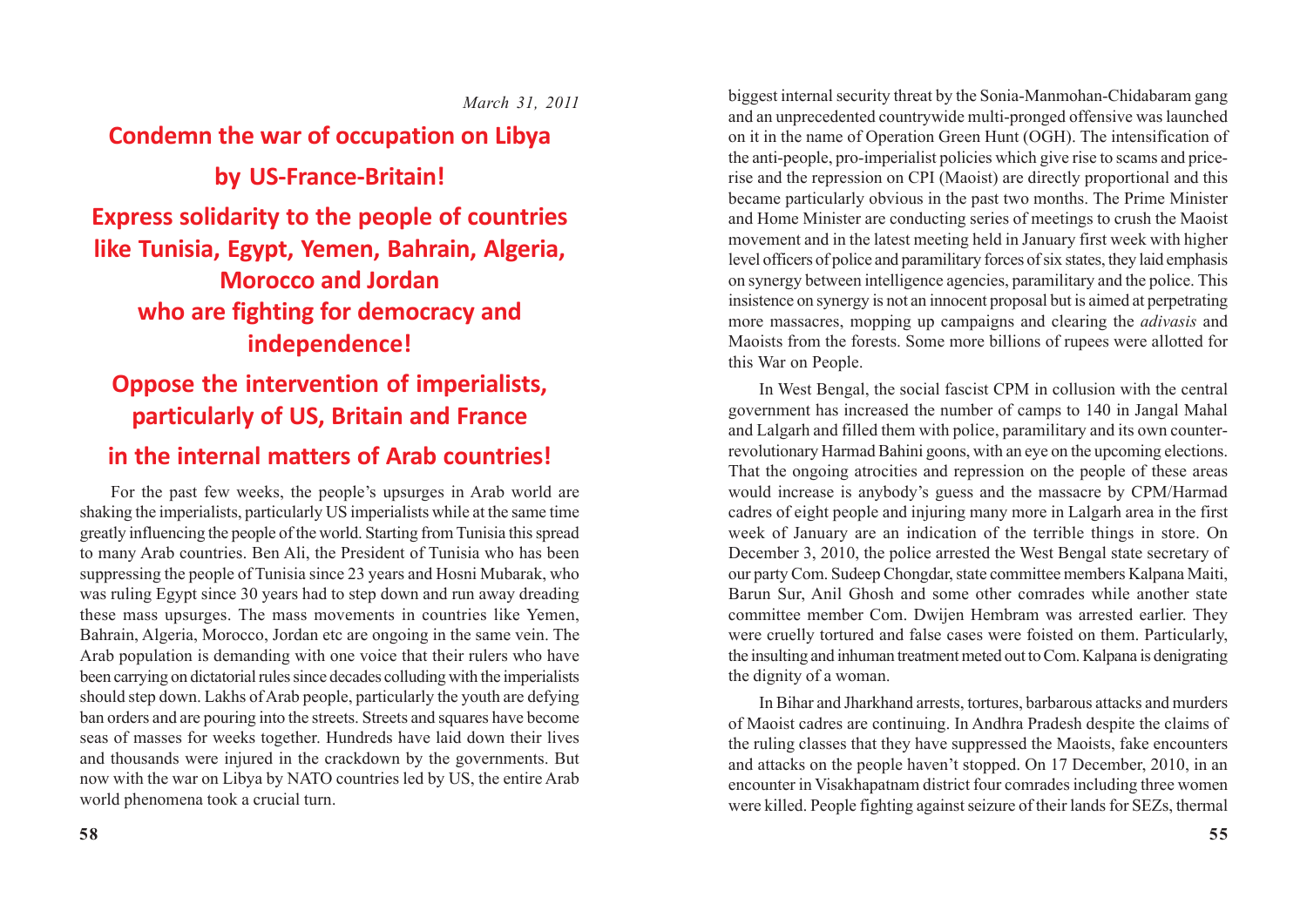*March 31, 2011*

# Condemn the war of occupation on Libya by US-France-Britain!

# Express solidarity to the people of countries like Tunisia, Egypt, Yemen, Bahrain, Algeria, Morocco and Jordan who are fighting for democracy and independence!

# Oppose the intervention of imperialists, particularly of US, Britain and France in the internal matters of Arab countries!

For the past few weeks, the people's upsurges in Arab world are shaking the imperialists, particularly US imperialists while at the same time greatly influencing the people of the world. Starting from Tunisia this spread to many Arab countries. Ben Ali, the President of Tunisia who has been suppressing the people of Tunisia since 23 years and Hosni Mubarak, who was ruling Egypt since 30 years had to step down and run away dreading these mass upsurges. The mass movements in countries like Yemen, Bahrain, Algeria, Morocco, Jordan etc are ongoing in the same vein. The Arab population is demanding with one voice that their rulers who have been carrying on dictatorial rules since decades colluding with the imperialists should step down. Lakhs of Arab people, particularly the youth are defying ban orders and are pouring into the streets. Streets and squares have become seas of masses for weeks together. Hundreds have laid down their lives and thousands were injured in the crackdown by the governments. But now with the war on Libya by NATO countries led by US, the entire Arab world phenomena took a crucial turn.

biggest internal security threat by the Sonia-Manmohan-Chidabaram gang and an unprecedented countrywide multi-pronged offensive was launched on it in the name of Operation Green Hunt (OGH). The intensification of the anti-people, pro-imperialist policies which give rise to scams and price-rise and the repression on CPI (Maoist) are directly proportional and this became particularly obvious in the past two months. The Prime Minister and Home Minister are conducting series of meetings to crush the Maoist movement and in the latest meeting held in January first week with higher level officers of police and paramilitary forces of six states, they laid emphasis on synergy between intelligence agencies, paramilitary and the police. This insistence on synergy is not an innocent proposal but is aimed at perpetrating more massacres, mopping up campaigns and clearing the *adivasis* and Maoists from the forests. Some more billions of rupees were allotted for this War on People.

In West Bengal, the social fascist CPM in collusion with the central government has increased the number of camps to 140 in Jangal Mahal and Lalgarh and filled them with police, paramilitary and its own counter-revolutionary Harmad Bahini goons, with an eye on the upcoming elections. That the ongoing atrocities and repression on the people of these areas would increase is anybody's guess and the massacre by CPM/Harmad cadres of eight people and injuring many more in Lalgarh area in the first week of January are an indication of the terrible things in store. On December 3, 2010, the police arrested the West Bengal state secretary of our party Com. Sudeep Chongdar, state committee members Kalpana Maiti, Barun Sur, Anil Ghosh and some other comrades while another state committee member Com. Dwijen Hembram was arrested earlier. They were cruelly tortured and false cases were foisted on them. Particularly, the insulting and inhuman treatment meted out to Com. Kalpana is denigrating the dignity of a woman.

In Bihar and Jharkhand arrests, tortures, barbarous attacks and murders of Maoist cadres are continuing. In Andhra Pradesh despite the claims of the ruling classes that they have suppressed the Maoists, fake encounters and attacks on the people haven't stopped. On 17 December, 2010, in an encounter in Visakhapatnam district four comrades including three women were killed. People fighting against seizure of their lands for SEZs, thermal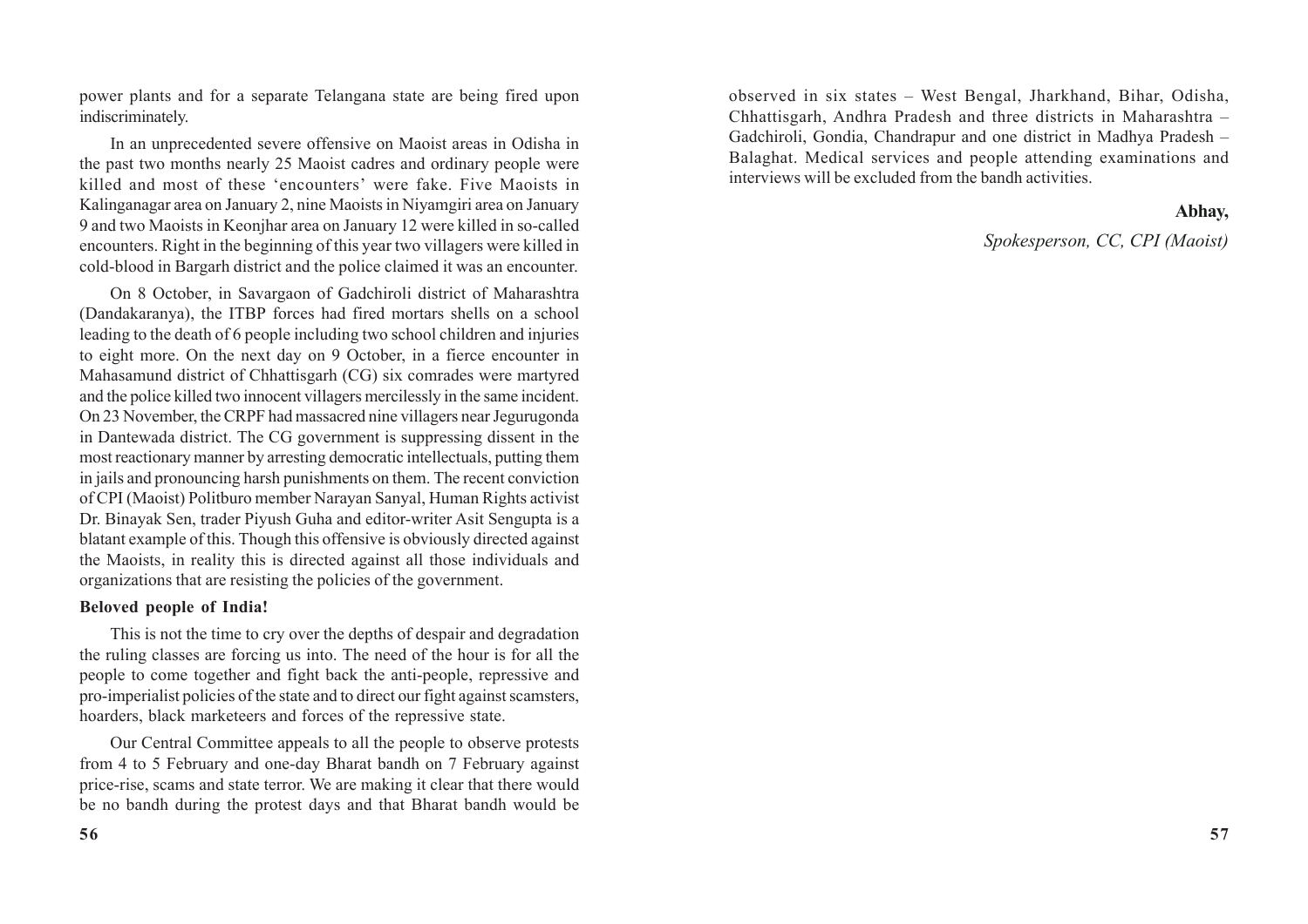power plants and for a separate Telangana state are being fired upon indiscriminately.

In an unprecedented severe offensive on Maoist areas in Odisha in the past two months nearly 25 Maoist cadres and ordinary people were killed and most of these 'encounters' were fake. Five Maoists in Kalinganagar area on January 2, nine Maoists in Niyamgiri area on January 9 and two Maoists in Keonjhar area on January 12 were killed in so-called encounters. Right in the beginning of this year two villagers were killed in cold-blood in Bargarh district and the police claimed it was an encounter.

On 8 October, in Savargaon of Gadchiroli district of Maharashtra (Dandakaranya), the ITBP forces had fired mortars shells on a school leading to the death of 6 people including two school children and injuries to eight more. On the next day on 9 October, in a fierce encounter in Mahasamund district of Chhattisgarh (CG) six comrades were martyred and the police killed two innocent villagers mercilessly in the same incident. On 23 November, the CRPF had massacred nine villagers near Jegurugonda in Dantewada district. The CG government is suppressing dissent in the most reactionary manner by arresting democratic intellectuals, putting them in jails and pronouncing harsh punishments on them. The recent conviction of CPI (Maoist) Politburo member Narayan Sanyal, Human Rights activist Dr. Binayak Sen, trader Piyush Guha and editor-writer Asit Sengupta is a blatant example of this. Though this offensive is obviously directed against the Maoists, in reality this is directed against all those individuals and organizations that are resisting the policies of the government.

**Beloved people of India!**

This is not the time to cry over the depths of despair and degradation the ruling classes are forcing us into. The need of the hour is for all the people to come together and fight back the anti-people, repressive and pro-imperialist policies of the state and to direct our fight against scamsters, hoarders, black marketeers and forces of the repressive state.

Our Central Committee appeals to all the people to observe protests from 4 to 5 February and one-day Bharat bandh on 7 February against price-rise, scams and state terror. We are making it clear that there would be no bandh during the protest days and that Bharat bandh would be observed in six states – West Bengal, Jharkhand, Bihar, Odisha, Chhattisgarh, Andhra Pradesh and three districts in Maharashtra – Gadchiroli, Gondia, Chandrapur and one district in Madhya Pradesh – Balaghat. Medical services and people attending examinations and interviews will be excluded from the bandh activities.

**Abhay,**

*Spokesperson, CC, CPI (Maoist)*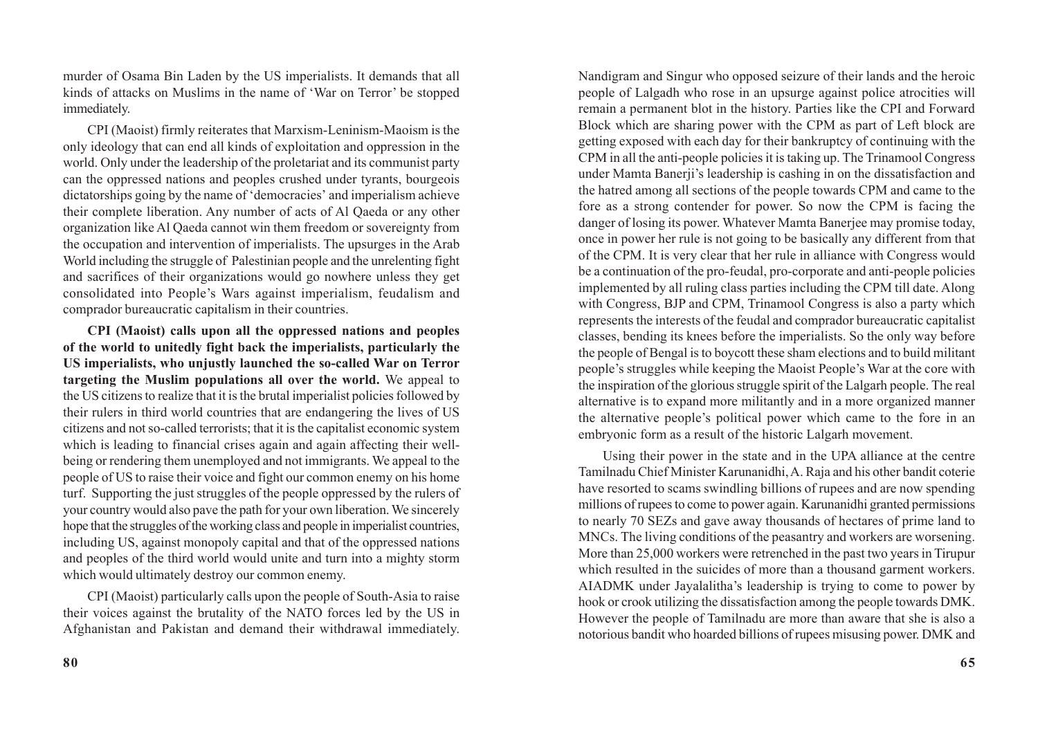murder of Osama Bin Laden by the US imperialists. It demands that all kinds of attacks on Muslims in the name of 'War on Terror' be stopped immediately.

CPI (Maoist) firmly reiterates that Marxism-Leninism-Maoism is the only ideology that can end all kinds of exploitation and oppression in the world. Only under the leadership of the proletariat and its communist party can the oppressed nations and peoples crushed under tyrants, bourgeois dictatorships going by the name of 'democracies' and imperialism achieve their complete liberation. Any number of acts of Al Qaeda or any other organization like Al Qaeda cannot win them freedom or sovereignty from the occupation and intervention of imperialists. The upsurges in the Arab World including the struggle of Palestinian people and the unrelenting fight and sacrifices of their organizations would go nowhere unless they get consolidated into People's Wars against imperialism, feudalism and comprador bureaucratic capitalism in their countries.

**CPI (Maoist) calls upon all the oppressed nations and peoples of the world to unitedly fight back the imperialists, particularly the US imperialists, who unjustly launched the so-called War on Terror targeting the Muslim populations all over the world.** We appeal to the US citizens to realize that it is the brutal imperialist policies followed by their rulers in third world countries that are endangering the lives of US citizens and not so-called terrorists; that it is the capitalist economic system which is leading to financial crises again and again affecting their well-being or rendering them unemployed and not immigrants. We appeal to the people of US to raise their voice and fight our common enemy on his home turf. Supporting the just struggles of the people oppressed by the rulers of your country would also pave the path for your own liberation. We sincerely hope that the struggles of the working class and people in imperialist countries, including US, against monopoly capital and that of the oppressed nations and peoples of the third world would unite and turn into a mighty storm which would ultimately destroy our common enemy.

CPI (Maoist) particularly calls upon the people of South-Asia to raise their voices against the brutality of the NATO forces led by the US in Afghanistan and Pakistan and demand their withdrawal immediately.

Nandigram and Singur who opposed seizure of their lands and the heroic people of Lalgadh who rose in an upsurge against police atrocities will remain a permanent blot in the history. Parties like the CPI and Forward Block which are sharing power with the CPM as part of Left block are getting exposed with each day for their bankruptcy of continuing with the CPM in all the anti-people policies it is taking up. The Trinamool Congress under Mamta Banerji's leadership is cashing in on the dissatisfaction and the hatred among all sections of the people towards CPM and came to the fore as a strong contender for power. So now the CPM is facing the danger of losing its power. Whatever Mamta Banerjee may promise today, once in power her rule is not going to be basically any different from that of the CPM. It is very clear that her rule in alliance with Congress would be a continuation of the pro-feudal, pro-corporate and anti-people policies implemented by all ruling class parties including the CPM till date. Along with Congress, BJP and CPM, Trinamool Congress is also a party which represents the interests of the feudal and comprador bureaucratic capitalist classes, bending its knees before the imperialists. So the only way before the people of Bengal is to boycott these sham elections and to build militant people's struggles while keeping the Maoist People's War at the core with the inspiration of the glorious struggle spirit of the Lalgarh people. The real alternative is to expand more militantly and in a more organized manner the alternative people's political power which came to the fore in an embryonic form as a result of the historic Lalgarh movement.

Using their power in the state and in the UPA alliance at the centre Tamilnadu Chief Minister Karunanidhi, A. Raja and his other bandit coterie have resorted to scams swindling billions of rupees and are now spending millions of rupees to come to power again. Karunanidhi granted permissions to nearly 70 SEZs and gave away thousands of hectares of prime land to MNCs. The living conditions of the peasantry and workers are worsening. More than 25,000 workers were retrenched in the past two years in Tirupur which resulted in the suicides of more than a thousand garment workers. AIADMK under Jayalalitha's leadership is trying to come to power by hook or crook utilizing the dissatisfaction among the people towards DMK. However the people of Tamilnadu are more than aware that she is also a notorious bandit who hoarded billions of rupees misusing power. DMK and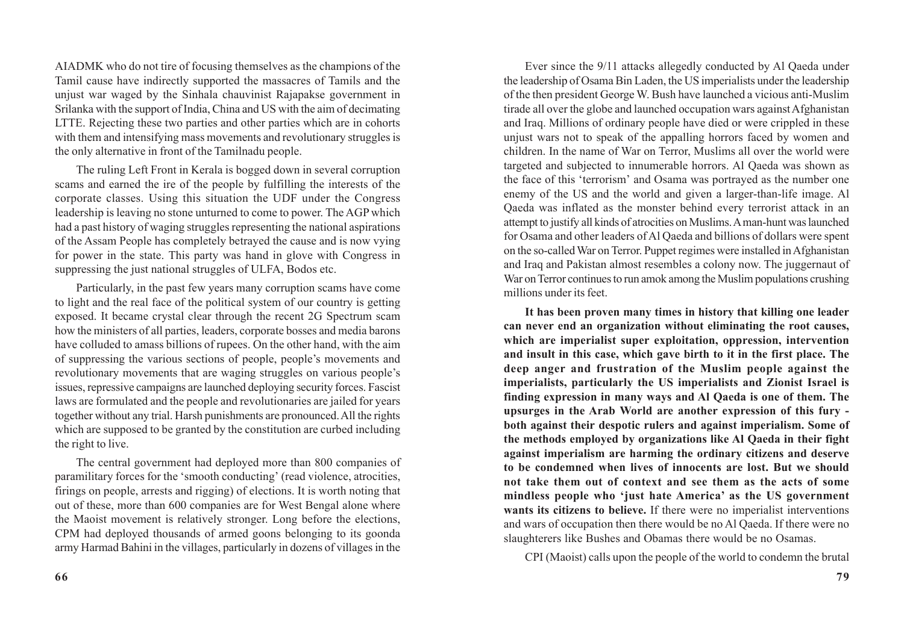AIADMK who do not tire of focusing themselves as the champions of the Tamil cause have indirectly supported the massacres of Tamils and the unjust war waged by the Sinhala chauvinist Rajapakse government in Srilanka with the support of India, China and US with the aim of decimating LTTE. Rejecting these two parties and other parties which are in cohorts with them and intensifying mass movements and revolutionary struggles is the only alternative in front of the Tamilnadu people.

The ruling Left Front in Kerala is bogged down in several corruption scams and earned the ire of the people by fulfilling the interests of the corporate classes. Using this situation the UDF under the Congress leadership is leaving no stone unturned to come to power. The AGP which had a past history of waging struggles representing the national aspirations of the Assam People has completely betrayed the cause and is now vying for power in the state. This party was hand in glove with Congress in suppressing the just national struggles of ULFA, Bodos etc.

Particularly, in the past few years many corruption scams have come to light and the real face of the political system of our country is getting exposed. It became crystal clear through the recent 2G Spectrum scam how the ministers of all parties, leaders, corporate bosses and media barons have colluded to amass billions of rupees. On the other hand, with the aim of suppressing the various sections of people, people's movements and revolutionary movements that are waging struggles on various people's issues, repressive campaigns are launched deploying security forces. Fascist laws are formulated and the people and revolutionaries are jailed for years together without any trial. Harsh punishments are pronounced. All the rights which are supposed to be granted by the constitution are curbed including the right to live.

The central government had deployed more than 800 companies of paramilitary forces for the 'smooth conducting' (read violence, atrocities, firings on people, arrests and rigging) of elections. It is worth noting that out of these, more than 600 companies are for West Bengal alone where the Maoist movement is relatively stronger. Long before the elections, CPM had deployed thousands of armed goons belonging to its goonda army Harmad Bahini in the villages, particularly in dozens of villages in the

Ever since the 9/11 attacks allegedly conducted by Al Qaeda under the leadership of Osama Bin Laden, the US imperialists under the leadership of the then president George W. Bush have launched a vicious anti-Muslim tirade all over the globe and launched occupation wars against Afghanistan and Iraq. Millions of ordinary people have died or were crippled in these unjust wars not to speak of the appalling horrors faced by women and children. In the name of War on Terror, Muslims all over the world were targeted and subjected to innumerable horrors. Al Qaeda was shown as the face of this 'terrorism' and Osama was portrayed as the number one enemy of the US and the world and given a larger-than-life image. Al Qaeda was inflated as the monster behind every terrorist attack in an attempt to justify all kinds of atrocities on Muslims. A man-hunt was launched for Osama and other leaders of Al Qaeda and billions of dollars were spent on the so-called War on Terror. Puppet regimes were installed in Afghanistan and Iraq and Pakistan almost resembles a colony now. The juggernaut of War on Terror continues to run amok among the Muslim populations crushing millions under its feet.

**It has been proven many times in history that killing one leader can never end an organization without eliminating the root causes, which are imperialist super exploitation, oppression, intervention and insult in this case, which gave birth to it in the first place. The deep anger and frustration of the Muslim people against the imperialists, particularly the US imperialists and Zionist Israel is finding expression in many ways and Al Qaeda is one of them. The upsurges in the Arab World are another expression of this fury - both against their despotic rulers and against imperialism. Some of the methods employed by organizations like Al Qaeda in their fight against imperialism are harming the ordinary citizens and deserve to be condemned when lives of innocents are lost. But we should not take them out of context and see them as the acts of some mindless people who 'just hate America' as the US government wants its citizens to believe.** If there were no imperialist interventions and wars of occupation then there would be no Al Qaeda. If there were no slaughterers like Bushes and Obamas there would be no Osamas.

CPI (Maoist) calls upon the people of the world to condemn the brutal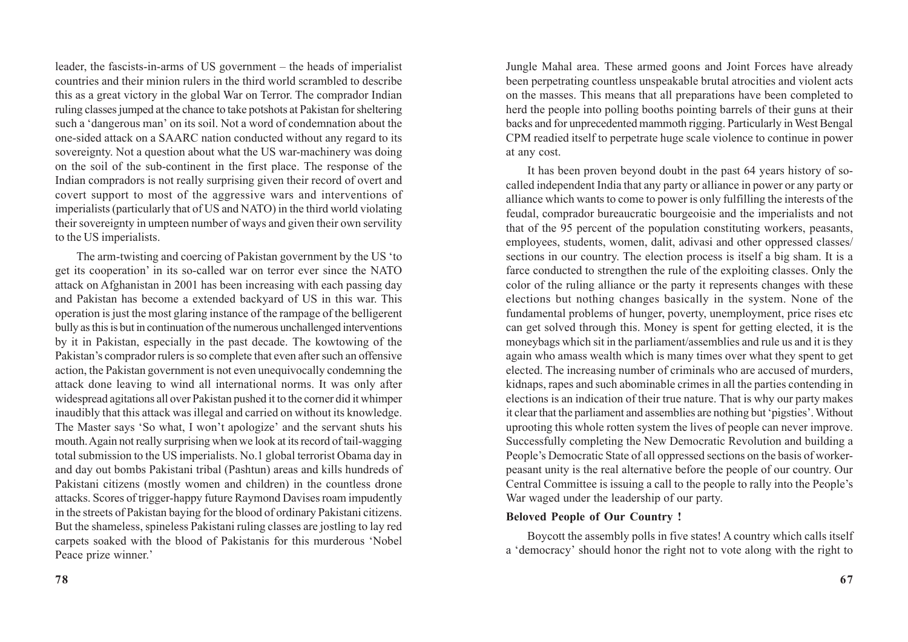leader, the fascists-in-arms of US government – the heads of imperialist countries and their minion rulers in the third world scrambled to describe this as a great victory in the global War on Terror. The comprador Indian ruling classes jumped at the chance to take potshots at Pakistan for sheltering such a 'dangerous man' on its soil. Not a word of condemnation about the one-sided attack on a SAARC nation conducted without any regard to its sovereignty. Not a question about what the US war-machinery was doing on the soil of the sub-continent in the first place. The response of the Indian compradors is not really surprising given their record of overt and covert support to most of the aggressive wars and interventions of imperialists (particularly that of US and NATO) in the third world violating their sovereignty in umpteen number of ways and given their own servility to the US imperialists.

The arm-twisting and coercing of Pakistan government by the US 'to get its cooperation' in its so-called war on terror ever since the NATO attack on Afghanistan in 2001 has been increasing with each passing day and Pakistan has become a extended backyard of US in this war. This operation is just the most glaring instance of the rampage of the belligerent bully as this is but in continuation of the numerous unchallenged interventions by it in Pakistan, especially in the past decade. The kowtowing of the Pakistan's comprador rulers is so complete that even after such an offensive action, the Pakistan government is not even unequivocally condemning the attack done leaving to wind all international norms. It was only after widespread agitations all over Pakistan pushed it to the corner did it whimper inaudibly that this attack was illegal and carried on without its knowledge. The Master says 'So what, I won't apologize' and the servant shuts his mouth. Again not really surprising when we look at its record of tail-wagging total submission to the US imperialists. No.1 global terrorist Obama day in and day out bombs Pakistani tribal (Pashtun) areas and kills hundreds of Pakistani citizens (mostly women and children) in the countless drone attacks. Scores of trigger-happy future Raymond Davises roam impudently in the streets of Pakistan baying for the blood of ordinary Pakistani citizens. But the shameless, spineless Pakistani ruling classes are jostling to lay red carpets soaked with the blood of Pakistanis for this murderous 'Nobel Peace prize winner.'

Jungle Mahal area. These armed goons and Joint Forces have already been perpetrating countless unspeakable brutal atrocities and violent acts on the masses. This means that all preparations have been completed to herd the people into polling booths pointing barrels of their guns at their backs and for unprecedented mammoth rigging. Particularly in West Bengal CPM readied itself to perpetrate huge scale violence to continue in power at any cost.

It has been proven beyond doubt in the past 64 years history of so-called independent India that any party or alliance in power or any party or alliance which wants to come to power is only fulfilling the interests of the feudal, comprador bureaucratic bourgeoisie and the imperialists and not that of the 95 percent of the population constituting workers, peasants, employees, students, women, dalit, adivasi and other oppressed classes/sections in our country. The election process is itself a big sham. It is a farce conducted to strengthen the rule of the exploiting classes. Only the color of the ruling alliance or the party it represents changes with these elections but nothing changes basically in the system. None of the fundamental problems of hunger, poverty, unemployment, price rises etc can get solved through this. Money is spent for getting elected, it is the moneybags which sit in the parliament/assemblies and rule us and it is they again who amass wealth which is many times over what they spent to get elected. The increasing number of criminals who are accused of murders, kidnaps, rapes and such abominable crimes in all the parties contending in elections is an indication of their true nature. That is why our party makes it clear that the parliament and assemblies are nothing but 'pigsties'. Without uprooting this whole rotten system the lives of people can never improve. Successfully completing the New Democratic Revolution and building a People's Democratic State of all oppressed sections on the basis of worker-peasant unity is the real alternative before the people of our country. Our Central Committee is issuing a call to the people to rally into the People's War waged under the leadership of our party.

**Beloved People of Our Country !**

Boycott the assembly polls in five states! A country which calls itself a 'democracy' should honor the right not to vote along with the right to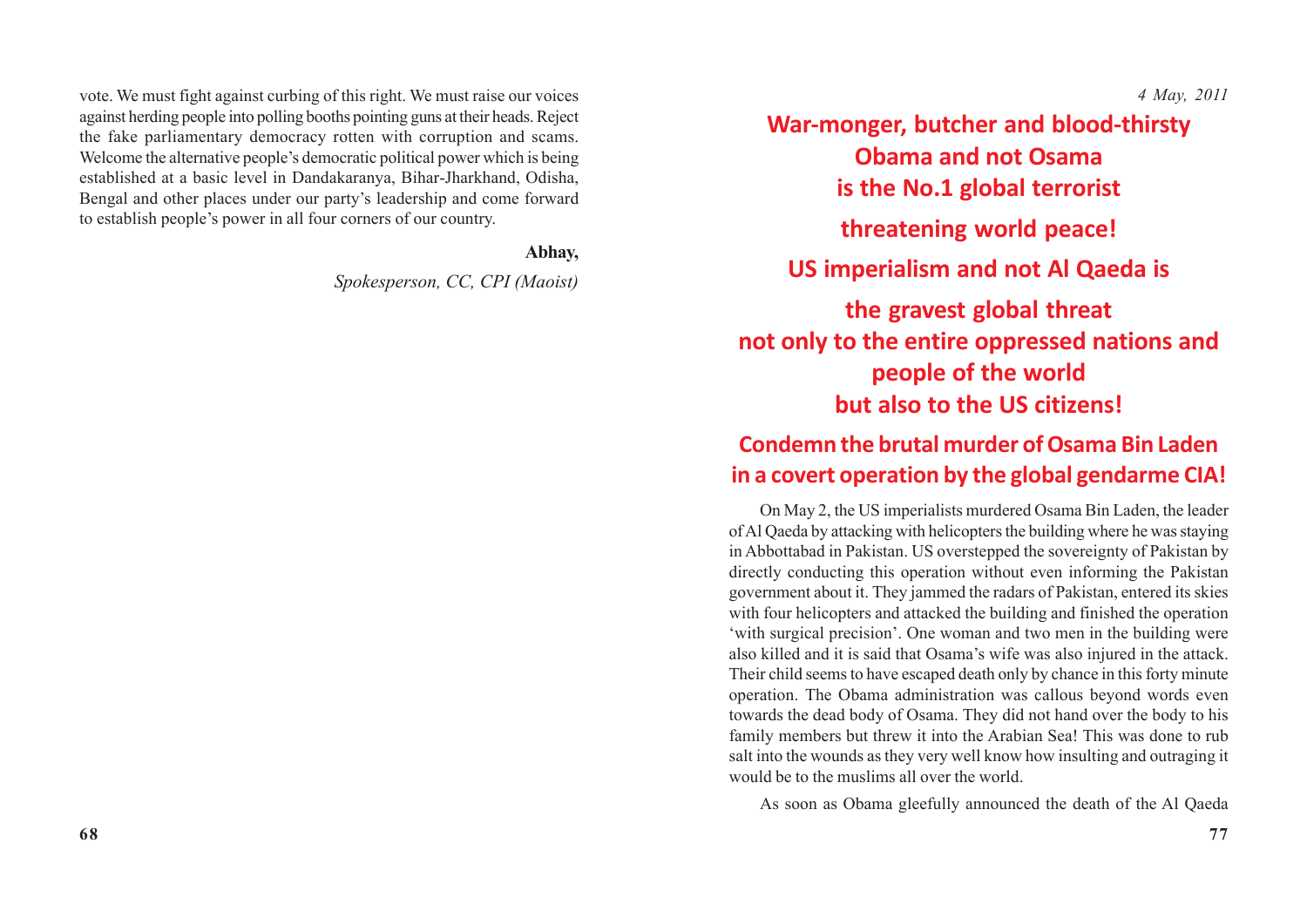vote. We must fight against curbing of this right. We must raise our voices against herding people into polling booths pointing guns at their heads. Reject the fake parliamentary democracy rotten with corruption and scams. Welcome the alternative people's democratic political power which is being established at a basic level in Dandakaranya, Bihar-Jharkhand, Odisha, Bengal and other places under our party's leadership and come forward to establish people's power in all four corners of our country.

**Abhay,**

*Spokesperson, CC, CPI (Maoist)*

*4 May, 2011*

# War-monger, butcher and blood-thirsty Obama and not Osama is the No.1 global terrorist threatening world peace! US imperialism and not Al Qaeda is the gravest global threat not only to the entire oppressed nations and people of the world but also to the US citizens!

## Condemn the brutal murder of Osama Bin Laden in a covert operation by the global gendarme CIA!

On May 2, the US imperialists murdered Osama Bin Laden, the leader of Al Qaeda by attacking with helicopters the building where he was staying in Abbottabad in Pakistan. US overstepped the sovereignty of Pakistan by directly conducting this operation without even informing the Pakistan government about it. They jammed the radars of Pakistan, entered its skies with four helicopters and attacked the building and finished the operation 'with surgical precision'. One woman and two men in the building were also killed and it is said that Osama's wife was also injured in the attack. Their child seems to have escaped death only by chance in this forty minute operation. The Obama administration was callous beyond words even towards the dead body of Osama. They did not hand over the body to his family members but threw it into the Arabian Sea! This was done to rub salt into the wounds as they very well know how insulting and outraging it would be to the muslims all over the world.

As soon as Obama gleefully announced the death of the Al Qaeda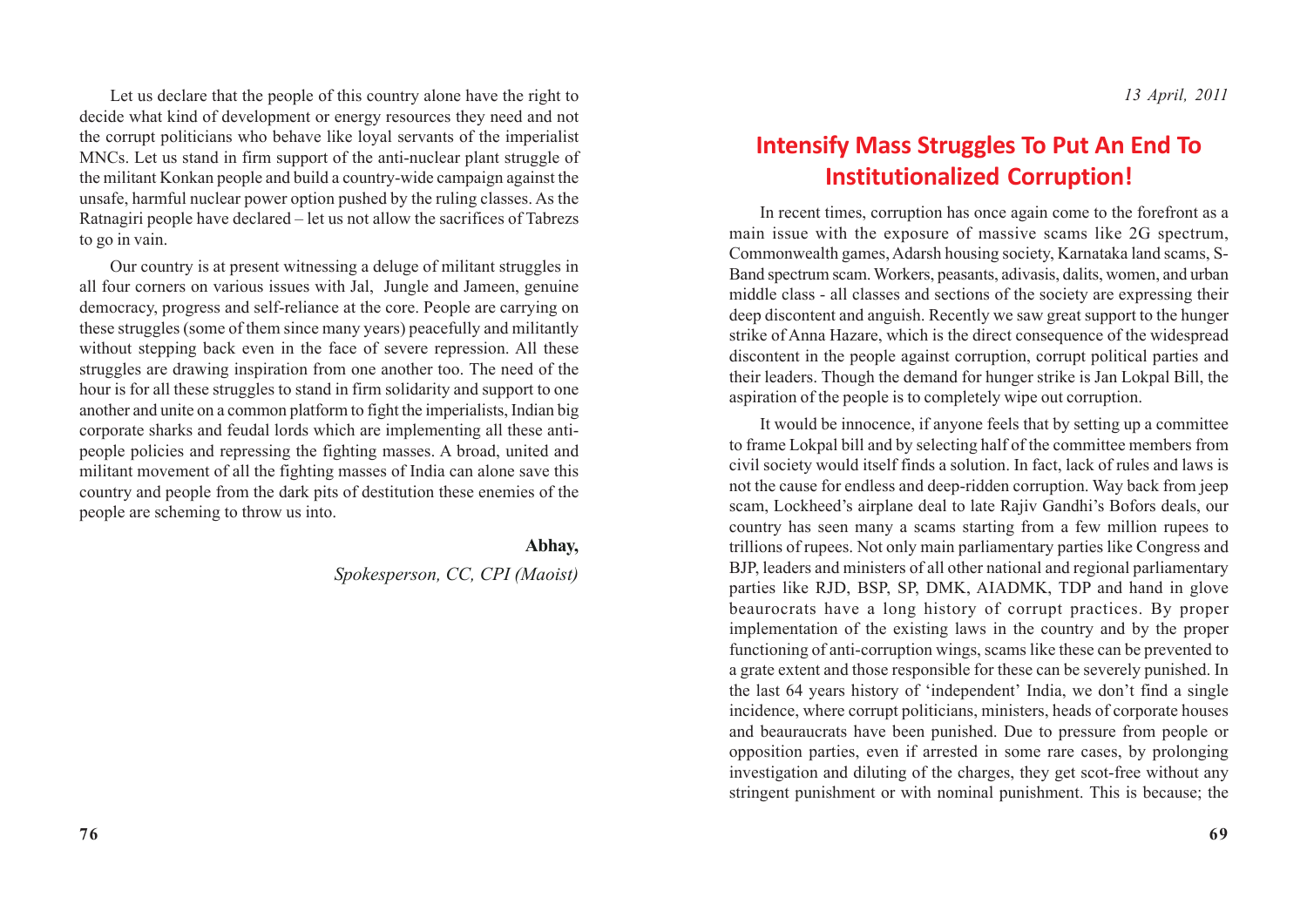Let us declare that the people of this country alone have the right to decide what kind of development or energy resources they need and not the corrupt politicians who behave like loyal servants of the imperialist MNCs. Let us stand in firm support of the anti-nuclear plant struggle of the militant Konkan people and build a country-wide campaign against the unsafe, harmful nuclear power option pushed by the ruling classes. As the Ratnagiri people have declared – let us not allow the sacrifices of Tabrezs to go in vain.

Our country is at present witnessing a deluge of militant struggles in all four corners on various issues with Jal, Jungle and Jameen, genuine democracy, progress and self-reliance at the core. People are carrying on these struggles (some of them since many years) peacefully and militantly without stepping back even in the face of severe repression. All these struggles are drawing inspiration from one another too. The need of the hour is for all these struggles to stand in firm solidarity and support to one another and unite on a common platform to fight the imperialists, Indian big corporate sharks and feudal lords which are implementing all these anti-people policies and repressing the fighting masses. A broad, united and militant movement of all the fighting masses of India can alone save this country and people from the dark pits of destitution these enemies of the people are scheming to throw us into.

**Abhay,**

*Spokesperson, CC, CPI (Maoist)*

*13 April, 2011*

# Intensify Mass Struggles To Put An End To Institutionalized Corruption!

In recent times, corruption has once again come to the forefront as a main issue with the exposure of massive scams like 2G spectrum, Commonwealth games, Adarsh housing society, Karnataka land scams, S-Band spectrum scam. Workers, peasants, adivasis, dalits, women, and urban middle class - all classes and sections of the society are expressing their deep discontent and anguish. Recently we saw great support to the hunger strike of Anna Hazare, which is the direct consequence of the widespread discontent in the people against corruption, corrupt political parties and their leaders. Though the demand for hunger strike is Jan Lokpal Bill, the aspiration of the people is to completely wipe out corruption.

It would be innocence, if anyone feels that by setting up a committee to frame Lokpal bill and by selecting half of the committee members from civil society would itself finds a solution. In fact, lack of rules and laws is not the cause for endless and deep-ridden corruption. Way back from jeep scam, Lockheed's airplane deal to late Rajiv Gandhi's Bofors deals, our country has seen many a scams starting from a few million rupees to trillions of rupees. Not only main parliamentary parties like Congress and BJP, leaders and ministers of all other national and regional parliamentary parties like RJD, BSP, SP, DMK, AIADMK, TDP and hand in glove beaurocrats have a long history of corrupt practices. By proper implementation of the existing laws in the country and by the proper functioning of anti-corruption wings, scams like these can be prevented to a grate extent and those responsible for these can be severely punished. In the last 64 years history of 'independent' India, we don't find a single incidence, where corrupt politicians, ministers, heads of corporate houses and beauraucrats have been punished. Due to pressure from people or opposition parties, even if arrested in some rare cases, by prolonging investigation and diluting of the charges, they get scot-free without any stringent punishment or with nominal punishment. This is because; the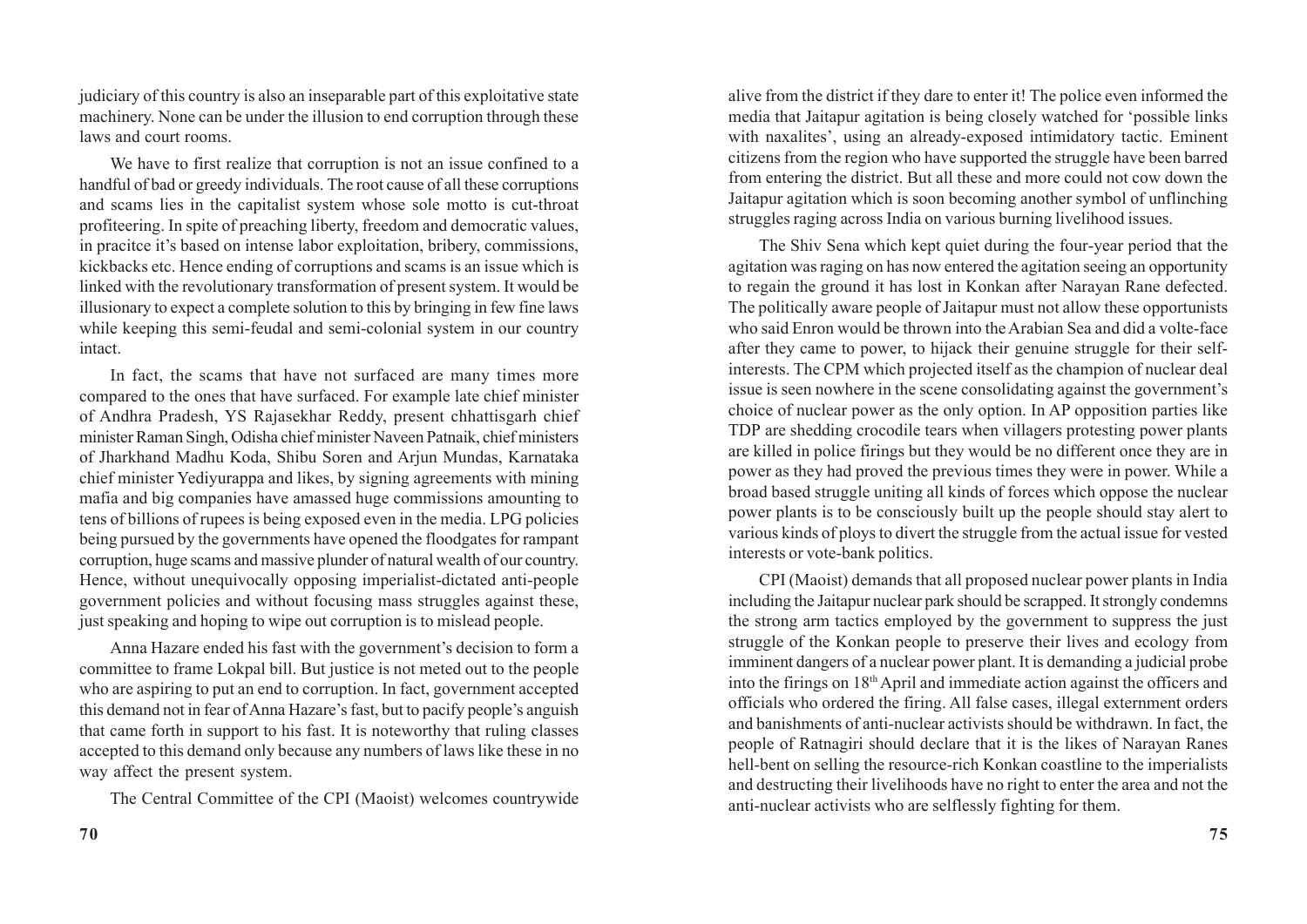judiciary of this country is also an inseparable part of this exploitative state machinery. None can be under the illusion to end corruption through these laws and court rooms.

We have to first realize that corruption is not an issue confined to a handful of bad or greedy individuals. The root cause of all these corruptions and scams lies in the capitalist system whose sole motto is cut-throat profiteering. In spite of preaching liberty, freedom and democratic values, in pracitce it's based on intense labor exploitation, bribery, commissions, kickbacks etc. Hence ending of corruptions and scams is an issue which is linked with the revolutionary transformation of present system. It would be illusionary to expect a complete solution to this by bringing in few fine laws while keeping this semi-feudal and semi-colonial system in our country intact.

In fact, the scams that have not surfaced are many times more compared to the ones that have surfaced. For example late chief minister of Andhra Pradesh, YS Rajasekhar Reddy, present chhattisgarh chief minister Raman Singh, Odisha chief minister Naveen Patnaik, chief ministers of Jharkhand Madhu Koda, Shibu Soren and Arjun Mundas, Karnataka chief minister Yediyurappa and likes, by signing agreements with mining mafia and big companies have amassed huge commissions amounting to tens of billions of rupees is being exposed even in the media. LPG policies being pursued by the governments have opened the floodgates for rampant corruption, huge scams and massive plunder of natural wealth of our country. Hence, without unequivocally opposing imperialist-dictated anti-people government policies and without focusing mass struggles against these, just speaking and hoping to wipe out corruption is to mislead people.

Anna Hazare ended his fast with the government's decision to form a committee to frame Lokpal bill. But justice is not meted out to the people who are aspiring to put an end to corruption. In fact, government accepted this demand not in fear of Anna Hazare's fast, but to pacify people's anguish that came forth in support to his fast. It is noteworthy that ruling classes accepted to this demand only because any numbers of laws like these in no way affect the present system.

The Central Committee of the CPI (Maoist) welcomes countrywide

alive from the district if they dare to enter it! The police even informed the media that Jaitapur agitation is being closely watched for 'possible links with naxalites', using an already-exposed intimidatory tactic. Eminent citizens from the region who have supported the struggle have been barred from entering the district. But all these and more could not cow down the Jaitapur agitation which is soon becoming another symbol of unflinching struggles raging across India on various burning livelihood issues.

The Shiv Sena which kept quiet during the four-year period that the agitation was raging on has now entered the agitation seeing an opportunity to regain the ground it has lost in Konkan after Narayan Rane defected. The politically aware people of Jaitapur must not allow these opportunists who said Enron would be thrown into the Arabian Sea and did a volte-face after they came to power, to hijack their genuine struggle for their self-interests. The CPM which projected itself as the champion of nuclear deal issue is seen nowhere in the scene consolidating against the government's choice of nuclear power as the only option. In AP opposition parties like TDP are shedding crocodile tears when villagers protesting power plants are killed in police firings but they would be no different once they are in power as they had proved the previous times they were in power. While a broad based struggle uniting all kinds of forces which oppose the nuclear power plants is to be consciously built up the people should stay alert to various kinds of ploys to divert the struggle from the actual issue for vested interests or vote-bank politics.

CPI (Maoist) demands that all proposed nuclear power plants in India including the Jaitapur nuclear park should be scrapped. It strongly condemns the strong arm tactics employed by the government to suppress the just struggle of the Konkan people to preserve their lives and ecology from imminent dangers of a nuclear power plant. It is demanding a judicial probe into the firings on 18th April and immediate action against the officers and officials who ordered the firing. All false cases, illegal externment orders and banishments of anti-nuclear activists should be withdrawn. In fact, the people of Ratnagiri should declare that it is the likes of Narayan Ranes hell-bent on selling the resource-rich Konkan coastline to the imperialists and destructing their livelihoods have no right to enter the area and not the anti-nuclear activists who are selflessly fighting for them.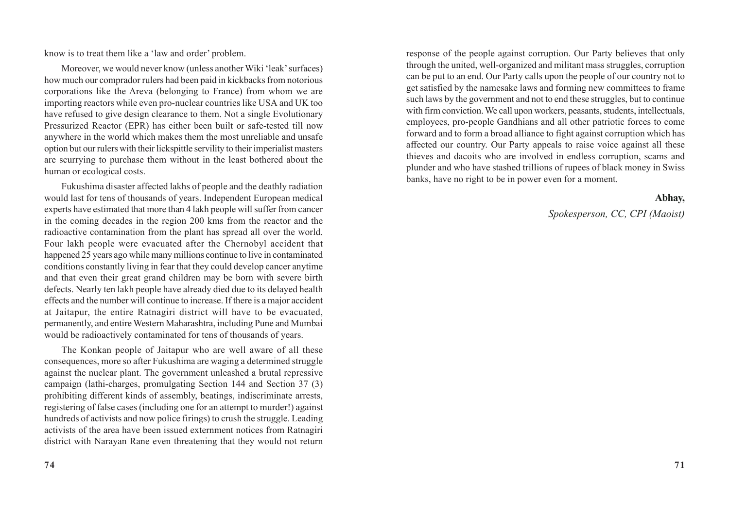know is to treat them like a 'law and order' problem.

Moreover, we would never know (unless another Wiki 'leak' surfaces) how much our comprador rulers had been paid in kickbacks from notorious corporations like the Areva (belonging to France) from whom we are importing reactors while even pro-nuclear countries like USA and UK too have refused to give design clearance to them. Not a single Evolutionary Pressurized Reactor (EPR) has either been built or safe-tested till now anywhere in the world which makes them the most unreliable and unsafe option but our rulers with their lickspittle servility to their imperialist masters are scurrying to purchase them without in the least bothered about the human or ecological costs.

Fukushima disaster affected lakhs of people and the deathly radiation would last for tens of thousands of years. Independent European medical experts have estimated that more than 4 lakh people will suffer from cancer in the coming decades in the region 200 kms from the reactor and the radioactive contamination from the plant has spread all over the world. Four lakh people were evacuated after the Chernobyl accident that happened 25 years ago while many millions continue to live in contaminated conditions constantly living in fear that they could develop cancer anytime and that even their great grand children may be born with severe birth defects. Nearly ten lakh people have already died due to its delayed health effects and the number will continue to increase. If there is a major accident at Jaitapur, the entire Ratnagiri district will have to be evacuated, permanently, and entire Western Maharashtra, including Pune and Mumbai would be radioactively contaminated for tens of thousands of years.

The Konkan people of Jaitapur who are well aware of all these consequences, more so after Fukushima are waging a determined struggle against the nuclear plant. The government unleashed a brutal repressive campaign (lathi-charges, promulgating Section 144 and Section 37 (3) prohibiting different kinds of assembly, beatings, indiscriminate arrests, registering of false cases (including one for an attempt to murder!) against hundreds of activists and now police firings) to crush the struggle. Leading activists of the area have been issued externment notices from Ratnagiri district with Narayan Rane even threatening that they would not return

response of the people against corruption. Our Party believes that only through the united, well-organized and militant mass struggles, corruption can be put to an end. Our Party calls upon the people of our country not to get satisfied by the namesake laws and forming new committees to frame such laws by the government and not to end these struggles, but to continue with firm conviction. We call upon workers, peasants, students, intellectuals, employees, pro-people Gandhians and all other patriotic forces to come forward and to form a broad alliance to fight against corruption which has affected our country. Our Party appeals to raise voice against all these thieves and dacoits who are involved in endless corruption, scams and plunder and who have stashed trillions of rupees of black money in Swiss banks, have no right to be in power even for a moment.

**Abhay,**

*Spokesperson, CC, CPI (Maoist)*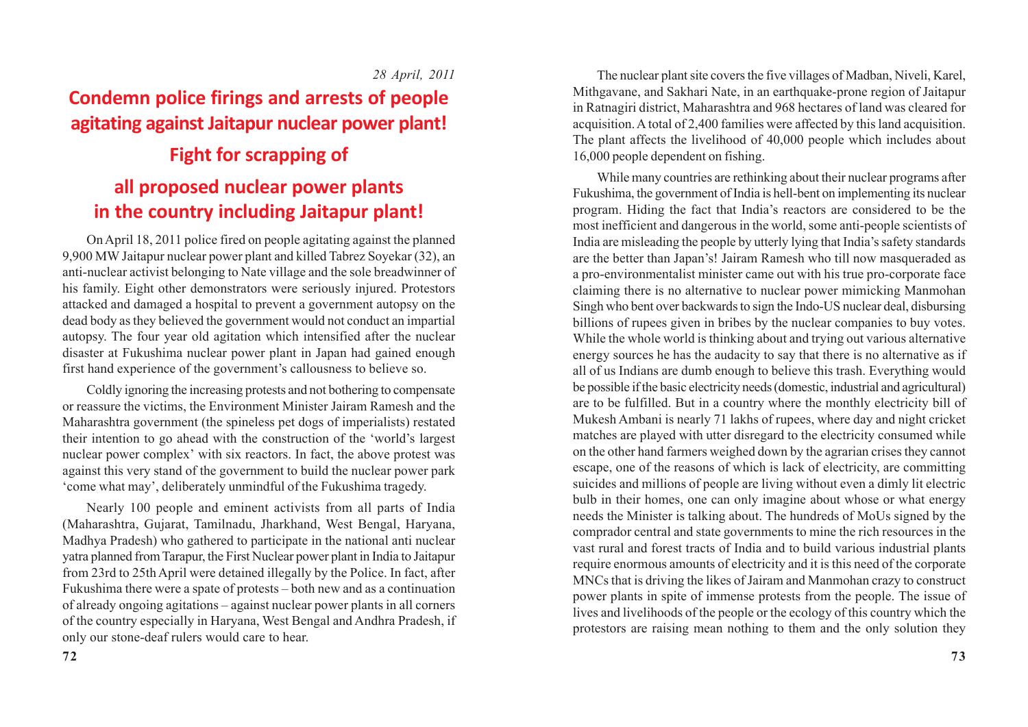*28 April, 2011*

# Condemn police firings and arrests of people agitating against Jaitapur nuclear power plant!

# Fight for scrapping of all proposed nuclear power plants in the country including Jaitapur plant!

On April 18, 2011 police fired on people agitating against the planned 9,900 MW Jaitapur nuclear power plant and killed Tabrez Soyekar (32), an anti-nuclear activist belonging to Nate village and the sole breadwinner of his family. Eight other demonstrators were seriously injured. Protestors attacked and damaged a hospital to prevent a government autopsy on the dead body as they believed the government would not conduct an impartial autopsy. The four year old agitation which intensified after the nuclear disaster at Fukushima nuclear power plant in Japan had gained enough first hand experience of the government's callousness to believe so.

Coldly ignoring the increasing protests and not bothering to compensate or reassure the victims, the Environment Minister Jairam Ramesh and the Maharashtra government (the spineless pet dogs of imperialists) restated their intention to go ahead with the construction of the 'world's largest nuclear power complex' with six reactors. In fact, the above protest was against this very stand of the government to build the nuclear power park 'come what may', deliberately unmindful of the Fukushima tragedy.

Nearly 100 people and eminent activists from all parts of India (Maharashtra, Gujarat, Tamilnadu, Jharkhand, West Bengal, Haryana, Madhya Pradesh) who gathered to participate in the national anti nuclear yatra planned from Tarapur, the First Nuclear power plant in India to Jaitapur from 23rd to 25th April were detained illegally by the Police. In fact, after Fukushima there were a spate of protests – both new and as a continuation of already ongoing agitations – against nuclear power plants in all corners of the country especially in Haryana, West Bengal and Andhra Pradesh, if only our stone-deaf rulers would care to hear.

The nuclear plant site covers the five villages of Madban, Niveli, Karel, Mithgavane, and Sakhari Nate, in an earthquake-prone region of Jaitapur in Ratnagiri district, Maharashtra and 968 hectares of land was cleared for acquisition. A total of 2,400 families were affected by this land acquisition. The plant affects the livelihood of 40,000 people which includes about 16,000 people dependent on fishing.

While many countries are rethinking about their nuclear programs after Fukushima, the government of India is hell-bent on implementing its nuclear program. Hiding the fact that India's reactors are considered to be the most inefficient and dangerous in the world, some anti-people scientists of India are misleading the people by utterly lying that India's safety standards are the better than Japan's! Jairam Ramesh who till now masqueraded as a pro-environmentalist minister came out with his true pro-corporate face claiming there is no alternative to nuclear power mimicking Manmohan Singh who bent over backwards to sign the Indo-US nuclear deal, disbursing billions of rupees given in bribes by the nuclear companies to buy votes. While the whole world is thinking about and trying out various alternative energy sources he has the audacity to say that there is no alternative as if all of us Indians are dumb enough to believe this trash. Everything would be possible if the basic electricity needs (domestic, industrial and agricultural) are to be fulfilled. But in a country where the monthly electricity bill of Mukesh Ambani is nearly 71 lakhs of rupees, where day and night cricket matches are played with utter disregard to the electricity consumed while on the other hand farmers weighed down by the agrarian crises they cannot escape, one of the reasons of which is lack of electricity, are committing suicides and millions of people are living without even a dimly lit electric bulb in their homes, one can only imagine about whose or what energy needs the Minister is talking about. The hundreds of MoUs signed by the comprador central and state governments to mine the rich resources in the vast rural and forest tracts of India and to build various industrial plants require enormous amounts of electricity and it is this need of the corporate MNCs that is driving the likes of Jairam and Manmohan crazy to construct power plants in spite of immense protests from the people. The issue of lives and livelihoods of the people or the ecology of this country which the protestors are raising mean nothing to them and the only solution they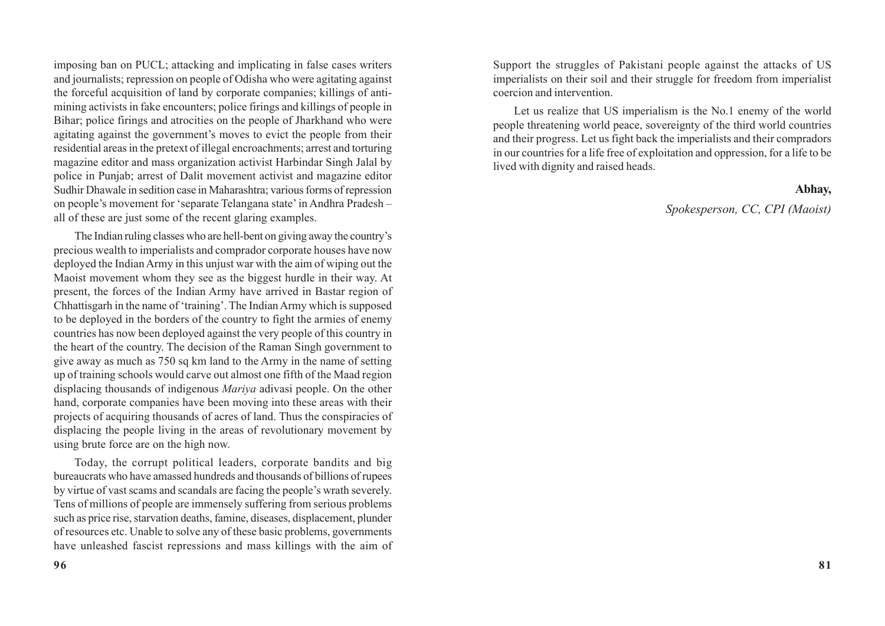imposing ban on PUCL; attacking and implicating in false cases writers and journalists; repression on people of Odisha who were agitating against the forceful acquisition of land by corporate companies; killings of anti-mining activists in fake encounters; police firings and killings of people in Bihar; police firings and atrocities on the people of Jharkhand who were agitating against the government's moves to evict the people from their residential areas in the pretext of illegal encroachments; arrest and torturing magazine editor and mass organization activist Harbindar Singh Jalal by police in Punjab; arrest of Dalit movement activist and magazine editor Sudhir Dhawale in sedition case in Maharashtra; various forms of repression on people's movement for 'separate Telangana state' in Andhra Pradesh – all of these are just some of the recent glaring examples.

The Indian ruling classes who are hell-bent on giving away the country's precious wealth to imperialists and comprador corporate houses have now deployed the Indian Army in this unjust war with the aim of wiping out the Maoist movement whom they see as the biggest hurdle in their way. At present, the forces of the Indian Army have arrived in Bastar region of Chhattisgarh in the name of 'training'. The Indian Army which is supposed to be deployed in the borders of the country to fight the armies of enemy countries has now been deployed against the very people of this country in the heart of the country. The decision of the Raman Singh government to give away as much as 750 sq km land to the Army in the name of setting up of training schools would carve out almost one fifth of the Maad region displacing thousands of indigenous *Mariya* adivasi people. On the other hand, corporate companies have been moving into these areas with their projects of acquiring thousands of acres of land. Thus the conspiracies of displacing the people living in the areas of revolutionary movement by using brute force are on the high now.

Today, the corrupt political leaders, corporate bandits and big bureaucrats who have amassed hundreds and thousands of billions of rupees by virtue of vast scams and scandals are facing the people's wrath severely. Tens of millions of people are immensely suffering from serious problems such as price rise, starvation deaths, famine, diseases, displacement, plunder of resources etc. Unable to solve any of these basic problems, governments have unleashed fascist repressions and mass killings with the aim of

Support the struggles of Pakistani people against the attacks of US imperialists on their soil and their struggle for freedom from imperialist coercion and intervention.

Let us realize that US imperialism is the No.1 enemy of the world people threatening world peace, sovereignty of the third world countries and their progress. Let us fight back the imperialists and their compradors in our countries for a life free of exploitation and oppression, for a life to be lived with dignity and raised heads.

**Abhay,**

*Spokesperson, CC, CPI (Maoist)*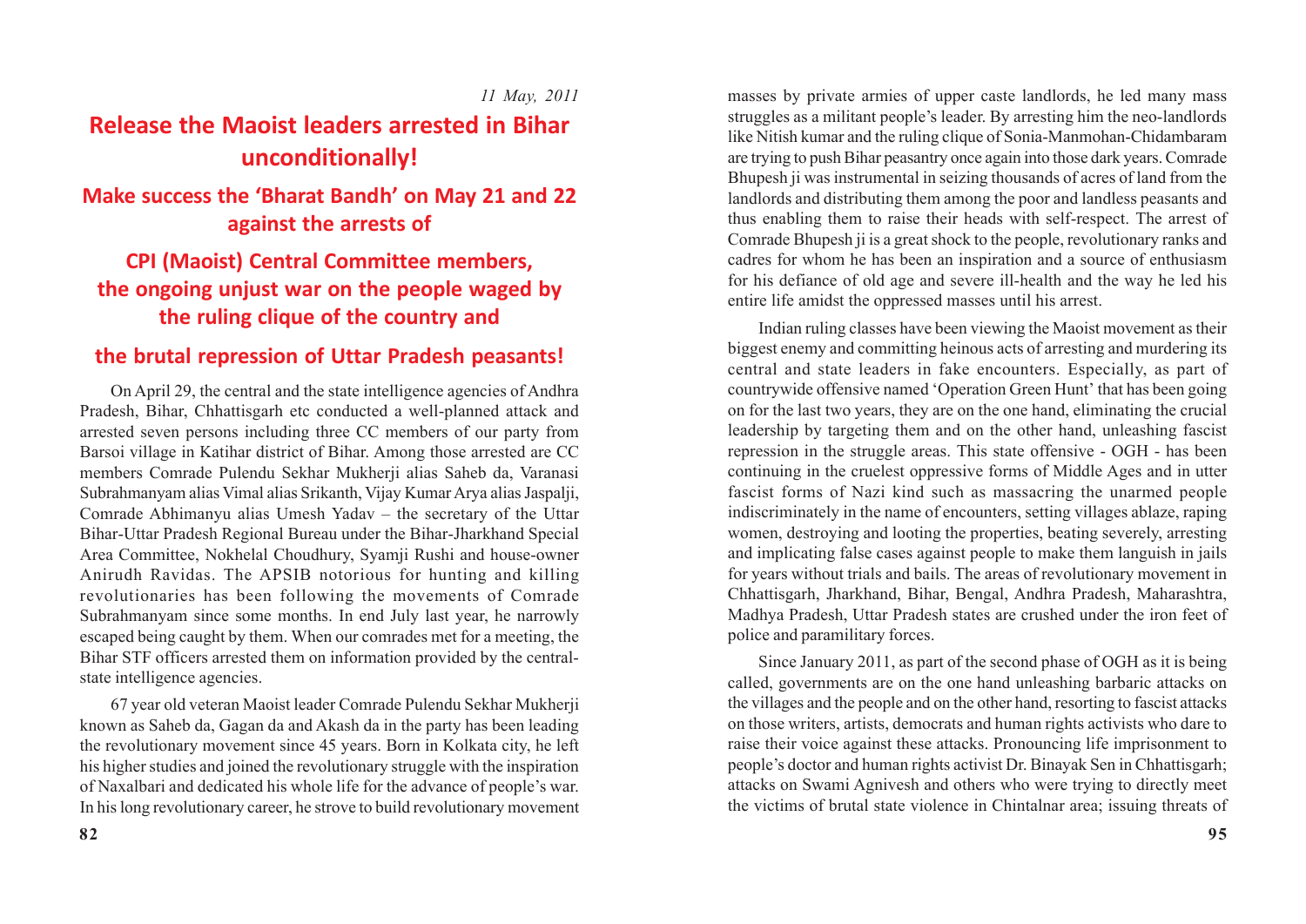*11 May, 2011*

# Release the Maoist leaders arrested in Bihar unconditionally!

## Make success the 'Bharat Bandh' on May 21 and 22 against the arrests of

## CPI (Maoist) Central Committee members, the ongoing unjust war on the people waged by the ruling clique of the country and

## the brutal repression of Uttar Pradesh peasants!

On April 29, the central and the state intelligence agencies of Andhra Pradesh, Bihar, Chhattisgarh etc conducted a well-planned attack and arrested seven persons including three CC members of our party from Barsoi village in Katihar district of Bihar. Among those arrested are CC members Comrade Pulendu Sekhar Mukherji alias Saheb da, Varanasi Subrahmanyam alias Vimal alias Srikanth, Vijay Kumar Arya alias Jaspalji, Comrade Abhimanyu alias Umesh Yadav – the secretary of the Uttar Bihar-Uttar Pradesh Regional Bureau under the Bihar-Jharkhand Special Area Committee, Nokhelal Choudhury, Syamji Rushi and house-owner Anirudh Ravidas. The APSIB notorious for hunting and killing revolutionaries has been following the movements of Comrade Subrahmanyam since some months. In end July last year, he narrowly escaped being caught by them. When our comrades met for a meeting, the Bihar STF officers arrested them on information provided by the central-state intelligence agencies.

67 year old veteran Maoist leader Comrade Pulendu Sekhar Mukherji known as Saheb da, Gagan da and Akash da in the party has been leading the revolutionary movement since 45 years. Born in Kolkata city, he left his higher studies and joined the revolutionary struggle with the inspiration of Naxalbari and dedicated his whole life for the advance of people's war. In his long revolutionary career, he strove to build revolutionary movement masses by private armies of upper caste landlords, he led many mass struggles as a militant people's leader. By arresting him the neo-landlords like Nitish kumar and the ruling clique of Sonia-Manmohan-Chidambaram are trying to push Bihar peasantry once again into those dark years. Comrade Bhupesh ji was instrumental in seizing thousands of acres of land from the landlords and distributing them among the poor and landless peasants and thus enabling them to raise their heads with self-respect. The arrest of Comrade Bhupesh ji is a great shock to the people, revolutionary ranks and cadres for whom he has been an inspiration and a source of enthusiasm for his defiance of old age and severe ill-health and the way he led his entire life amidst the oppressed masses until his arrest.

Indian ruling classes have been viewing the Maoist movement as their biggest enemy and committing heinous acts of arresting and murdering its central and state leaders in fake encounters. Especially, as part of countrywide offensive named 'Operation Green Hunt' that has been going on for the last two years, they are on the one hand, eliminating the crucial leadership by targeting them and on the other hand, unleashing fascist repression in the struggle areas. This state offensive - OGH - has been continuing in the cruelest oppressive forms of Middle Ages and in utter fascist forms of Nazi kind such as massacring the unarmed people indiscriminately in the name of encounters, setting villages ablaze, raping women, destroying and looting the properties, beating severely, arresting and implicating false cases against people to make them languish in jails for years without trials and bails. The areas of revolutionary movement in Chhattisgarh, Jharkhand, Bihar, Bengal, Andhra Pradesh, Maharashtra, Madhya Pradesh, Uttar Pradesh states are crushed under the iron feet of police and paramilitary forces.

Since January 2011, as part of the second phase of OGH as it is being called, governments are on the one hand unleashing barbaric attacks on the villages and the people and on the other hand, resorting to fascist attacks on those writers, artists, democrats and human rights activists who dare to raise their voice against these attacks. Pronouncing life imprisonment to people's doctor and human rights activist Dr. Binayak Sen in Chhattisgarh; attacks on Swami Agnivesh and others who were trying to directly meet the victims of brutal state violence in Chintalnar area; issuing threats of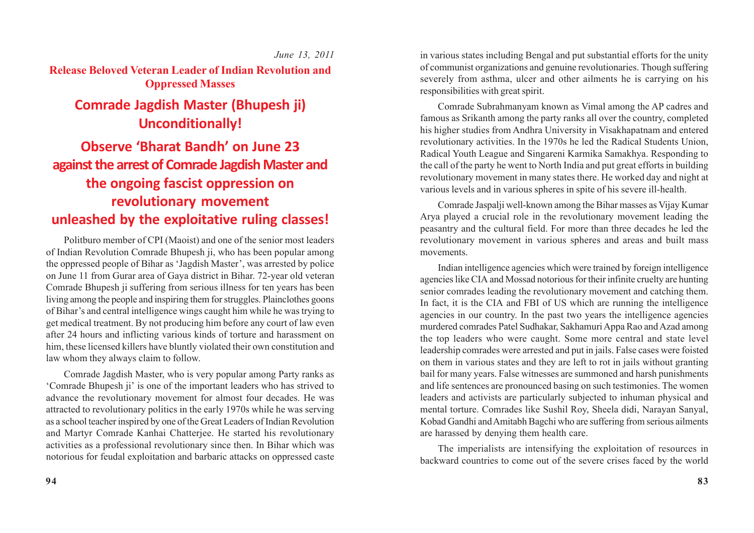*June 13, 2011*

**Release Beloved Veteran Leader of Indian Revolution and Oppressed Masses**

## Comrade Jagdish Master (Bhupesh ji) Unconditionally!

## Observe 'Bharat Bandh' on June 23 against the arrest of Comrade Jagdish Master and the ongoing fascist oppression on revolutionary movement unleashed by the exploitative ruling classes!

Politburo member of CPI (Maoist) and one of the senior most leaders of Indian Revolution Comrade Bhupesh ji, who has been popular among the oppressed people of Bihar as 'Jagdish Master', was arrested by police on June 11 from Gurar area of Gaya district in Bihar. 72-year old veteran Comrade Bhupesh ji suffering from serious illness for ten years has been living among the people and inspiring them for struggles. Plainclothes goons of Bihar's and central intelligence wings caught him while he was trying to get medical treatment. By not producing him before any court of law even after 24 hours and inflicting various kinds of torture and harassment on him, these licensed killers have bluntly violated their own constitution and law whom they always claim to follow.

Comrade Jagdish Master, who is very popular among Party ranks as 'Comrade Bhupesh ji' is one of the important leaders who has strived to advance the revolutionary movement for almost four decades. He was attracted to revolutionary politics in the early 1970s while he was serving as a school teacher inspired by one of the Great Leaders of Indian Revolution and Martyr Comrade Kanhai Chatterjee. He started his revolutionary activities as a professional revolutionary since then. In Bihar which was notorious for feudal exploitation and barbaric attacks on oppressed caste

in various states including Bengal and put substantial efforts for the unity of communist organizations and genuine revolutionaries. Though suffering severely from asthma, ulcer and other ailments he is carrying on his responsibilities with great spirit.

Comrade Subrahmanyam known as Vimal among the AP cadres and famous as Srikanth among the party ranks all over the country, completed his higher studies from Andhra University in Visakhapatnam and entered revolutionary activities. In the 1970s he led the Radical Students Union, Radical Youth League and Singareni Karmika Samakhya. Responding to the call of the party he went to North India and put great efforts in building revolutionary movement in many states there. He worked day and night at various levels and in various spheres in spite of his severe ill-health.

Comrade Jaspalji well-known among the Bihar masses as Vijay Kumar Arya played a crucial role in the revolutionary movement leading the peasantry and the cultural field. For more than three decades he led the revolutionary movement in various spheres and areas and built mass movements.

Indian intelligence agencies which were trained by foreign intelligence agencies like CIA and Mossad notorious for their infinite cruelty are hunting senior comrades leading the revolutionary movement and catching them. In fact, it is the CIA and FBI of US which are running the intelligence agencies in our country. In the past two years the intelligence agencies murdered comrades Patel Sudhakar, Sakhamuri Appa Rao and Azad among the top leaders who were caught. Some more central and state level leadership comrades were arrested and put in jails. False cases were foisted on them in various states and they are left to rot in jails without granting bail for many years. False witnesses are summoned and harsh punishments and life sentences are pronounced basing on such testimonies. The women leaders and activists are particularly subjected to inhuman physical and mental torture. Comrades like Sushil Roy, Sheela didi, Narayan Sanyal, Kobad Gandhi and Amitabh Bagchi who are suffering from serious ailments are harassed by denying them health care.

The imperialists are intensifying the exploitation of resources in backward countries to come out of the severe crises faced by the world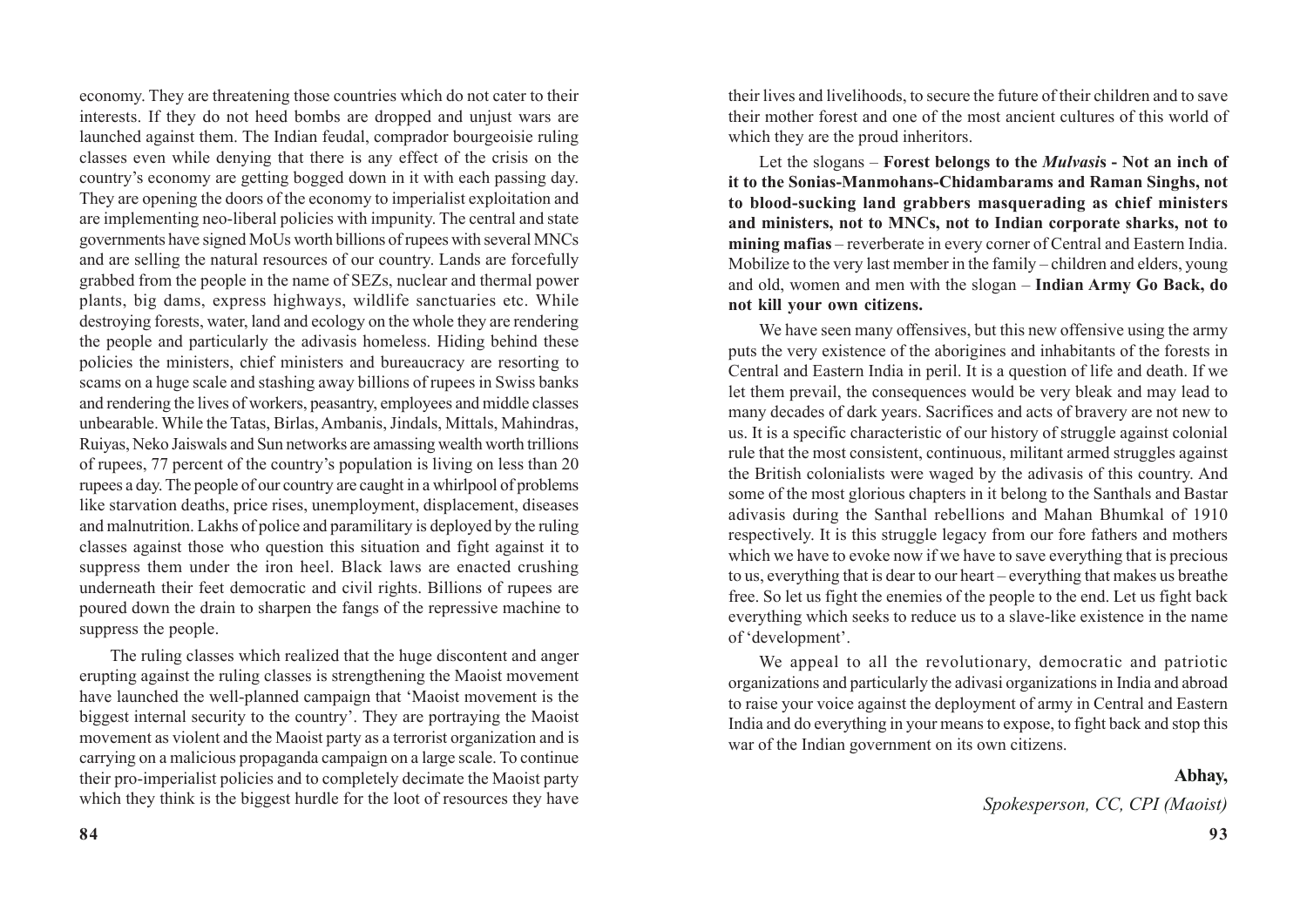economy. They are threatening those countries which do not cater to their interests. If they do not heed bombs are dropped and unjust wars are launched against them. The Indian feudal, comprador bourgeoisie ruling classes even while denying that there is any effect of the crisis on the country's economy are getting bogged down in it with each passing day. They are opening the doors of the economy to imperialist exploitation and are implementing neo-liberal policies with impunity. The central and state governments have signed MoUs worth billions of rupees with several MNCs and are selling the natural resources of our country. Lands are forcefully grabbed from the people in the name of SEZs, nuclear and thermal power plants, big dams, express highways, wildlife sanctuaries etc. While destroying forests, water, land and ecology on the whole they are rendering the people and particularly the adivasis homeless. Hiding behind these policies the ministers, chief ministers and bureaucracy are resorting to scams on a huge scale and stashing away billions of rupees in Swiss banks and rendering the lives of workers, peasantry, employees and middle classes unbearable. While the Tatas, Birlas, Ambanis, Jindals, Mittals, Mahindras, Ruiyas, Neko Jaiswals and Sun networks are amassing wealth worth trillions of rupees, 77 percent of the country's population is living on less than 20 rupees a day. The people of our country are caught in a whirlpool of problems like starvation deaths, price rises, unemployment, displacement, diseases and malnutrition. Lakhs of police and paramilitary is deployed by the ruling classes against those who question this situation and fight against it to suppress them under the iron heel. Black laws are enacted crushing underneath their feet democratic and civil rights. Billions of rupees are poured down the drain to sharpen the fangs of the repressive machine to suppress the people.

The ruling classes which realized that the huge discontent and anger erupting against the ruling classes is strengthening the Maoist movement have launched the well-planned campaign that 'Maoist movement is the biggest internal security to the country'. They are portraying the Maoist movement as violent and the Maoist party as a terrorist organization and is carrying on a malicious propaganda campaign on a large scale. To continue their pro-imperialist policies and to completely decimate the Maoist party which they think is the biggest hurdle for the loot of resources they have

their lives and livelihoods, to secure the future of their children and to save their mother forest and one of the most ancient cultures of this world of which they are the proud inheritors.

Let the slogans – **Forest belongs to the *Mulvasi*s - Not an inch of it to the Sonias-Manmohans-Chidambarams and Raman Singhs, not to blood-sucking land grabbers masquerading as chief ministers and ministers, not to MNCs, not to Indian corporate sharks, not to mining mafias** – reverberate in every corner of Central and Eastern India. Mobilize to the very last member in the family – children and elders, young and old, women and men with the slogan – **Indian Army Go Back, do not kill your own citizens.**

We have seen many offensives, but this new offensive using the army puts the very existence of the aborigines and inhabitants of the forests in Central and Eastern India in peril. It is a question of life and death. If we let them prevail, the consequences would be very bleak and may lead to many decades of dark years. Sacrifices and acts of bravery are not new to us. It is a specific characteristic of our history of struggle against colonial rule that the most consistent, continuous, militant armed struggles against the British colonialists were waged by the adivasis of this country. And some of the most glorious chapters in it belong to the Santhals and Bastar adivasis during the Santhal rebellions and Mahan Bhumkal of 1910 respectively. It is this struggle legacy from our fore fathers and mothers which we have to evoke now if we have to save everything that is precious to us, everything that is dear to our heart – everything that makes us breathe free. So let us fight the enemies of the people to the end. Let us fight back everything which seeks to reduce us to a slave-like existence in the name of 'development'.

We appeal to all the revolutionary, democratic and patriotic organizations and particularly the adivasi organizations in India and abroad to raise your voice against the deployment of army in Central and Eastern India and do everything in your means to expose, to fight back and stop this war of the Indian government on its own citizens.

**Abhay,**

*Spokesperson, CC, CPI (Maoist)*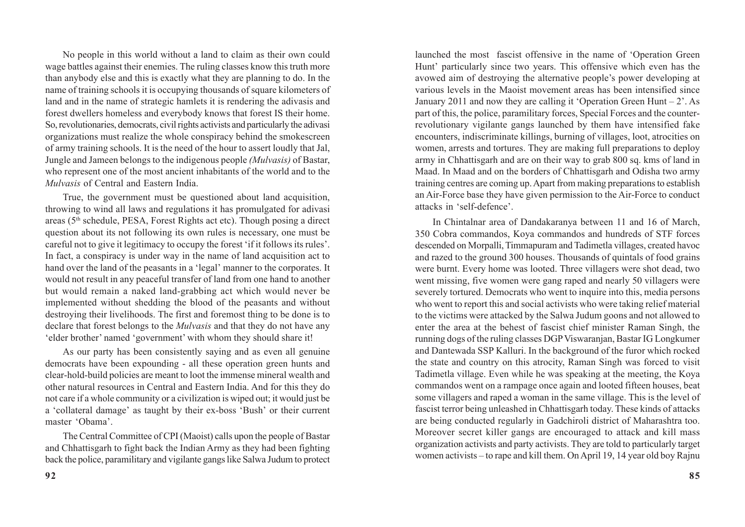No people in this world without a land to claim as their own could wage battles against their enemies. The ruling classes know this truth more than anybody else and this is exactly what they are planning to do. In the name of training schools it is occupying thousands of square kilometers of land and in the name of strategic hamlets it is rendering the adivasis and forest dwellers homeless and everybody knows that forest IS their home. So, revolutionaries, democrats, civil rights activists and particularly the adivasi organizations must realize the whole conspiracy behind the smokescreen of army training schools. It is the need of the hour to assert loudly that Jal, Jungle and Jameen belongs to the indigenous people *(Mulvasis)* of Bastar, who represent one of the most ancient inhabitants of the world and to the *Mulvasis* of Central and Eastern India.

True, the government must be questioned about land acquisition, throwing to wind all laws and regulations it has promulgated for adivasi areas (5th schedule, PESA, Forest Rights act etc). Though posing a direct question about its not following its own rules is necessary, one must be careful not to give it legitimacy to occupy the forest 'if it follows its rules'. In fact, a conspiracy is under way in the name of land acquisition act to hand over the land of the peasants in a 'legal' manner to the corporates. It would not result in any peaceful transfer of land from one hand to another but would remain a naked land-grabbing act which would never be implemented without shedding the blood of the peasants and without destroying their livelihoods. The first and foremost thing to be done is to declare that forest belongs to the *Mulvasis* and that they do not have any 'elder brother' named 'government' with whom they should share it!

As our party has been consistently saying and as even all genuine democrats have been expounding - all these operation green hunts and clear-hold-build policies are meant to loot the immense mineral wealth and other natural resources in Central and Eastern India. And for this they do not care if a whole community or a civilization is wiped out; it would just be a 'collateral damage' as taught by their ex-boss 'Bush' or their current master 'Obama'.

The Central Committee of CPI (Maoist) calls upon the people of Bastar and Chhattisgarh to fight back the Indian Army as they had been fighting back the police, paramilitary and vigilante gangs like Salwa Judum to protect

launched the most fascist offensive in the name of 'Operation Green Hunt' particularly since two years. This offensive which even has the avowed aim of destroying the alternative people's power developing at various levels in the Maoist movement areas has been intensified since January 2011 and now they are calling it 'Operation Green Hunt – 2'. As part of this, the police, paramilitary forces, Special Forces and the counter-revolutionary vigilante gangs launched by them have intensified fake encounters, indiscriminate killings, burning of villages, loot, atrocities on women, arrests and tortures. They are making full preparations to deploy army in Chhattisgarh and are on their way to grab 800 sq. kms of land in Maad. In Maad and on the borders of Chhattisgarh and Odisha two army training centres are coming up. Apart from making preparations to establish an Air-Force base they have given permission to the Air-Force to conduct attacks in 'self-defence'.

In Chintalnar area of Dandakaranya between 11 and 16 of March, 350 Cobra commandos, Koya commandos and hundreds of STF forces descended on Morpalli, Timmapuram and Tadimetla villages, created havoc and razed to the ground 300 houses. Thousands of quintals of food grains were burnt. Every home was looted. Three villagers were shot dead, two went missing, five women were gang raped and nearly 50 villagers were severely tortured. Democrats who went to inquire into this, media persons who went to report this and social activists who were taking relief material to the victims were attacked by the Salwa Judum goons and not allowed to enter the area at the behest of fascist chief minister Raman Singh, the running dogs of the ruling classes DGP Viswaranjan, Bastar IG Longkumer and Dantewada SSP Kalluri. In the background of the furor which rocked the state and country on this atrocity, Raman Singh was forced to visit Tadimetla village. Even while he was speaking at the meeting, the Koya commandos went on a rampage once again and looted fifteen houses, beat some villagers and raped a woman in the same village. This is the level of fascist terror being unleashed in Chhattisgarh today. These kinds of attacks are being conducted regularly in Gadchiroli district of Maharashtra too. Moreover secret killer gangs are encouraged to attack and kill mass organization activists and party activists. They are told to particularly target women activists – to rape and kill them. On April 19, 14 year old boy Rajnu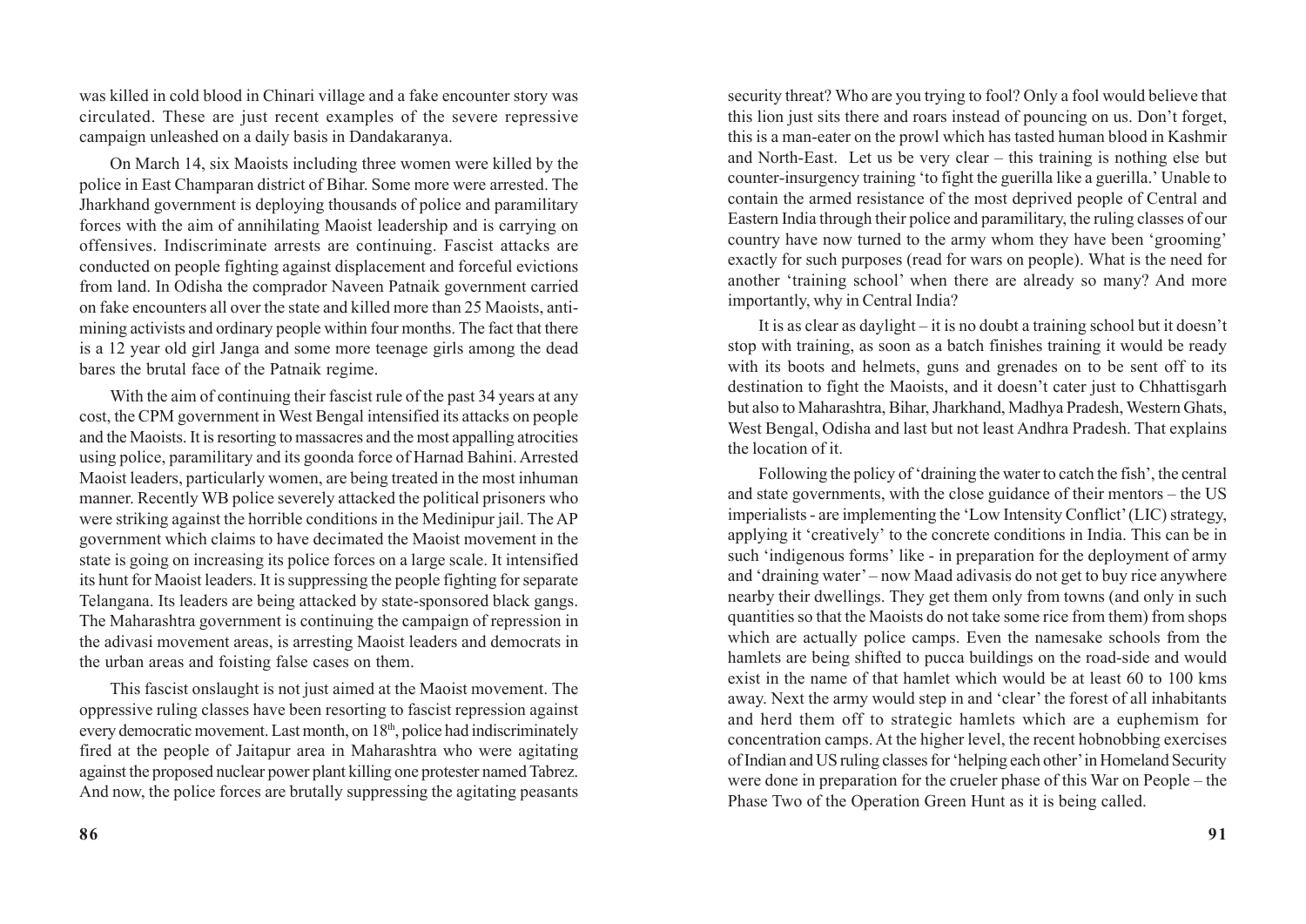was killed in cold blood in Chinari village and a fake encounter story was circulated. These are just recent examples of the severe repressive campaign unleashed on a daily basis in Dandakaranya.

On March 14, six Maoists including three women were killed by the police in East Champaran district of Bihar. Some more were arrested. The Jharkhand government is deploying thousands of police and paramilitary forces with the aim of annihilating Maoist leadership and is carrying on offensives. Indiscriminate arrests are continuing. Fascist attacks are conducted on people fighting against displacement and forceful evictions from land. In Odisha the comprador Naveen Patnaik government carried on fake encounters all over the state and killed more than 25 Maoists, anti-mining activists and ordinary people within four months. The fact that there is a 12 year old girl Janga and some more teenage girls among the dead bares the brutal face of the Patnaik regime.

With the aim of continuing their fascist rule of the past 34 years at any cost, the CPM government in West Bengal intensified its attacks on people and the Maoists. It is resorting to massacres and the most appalling atrocities using police, paramilitary and its goonda force of Harnad Bahini. Arrested Maoist leaders, particularly women, are being treated in the most inhuman manner. Recently WB police severely attacked the political prisoners who were striking against the horrible conditions in the Medinipur jail. The AP government which claims to have decimated the Maoist movement in the state is going on increasing its police forces on a large scale. It intensified its hunt for Maoist leaders. It is suppressing the people fighting for separate Telangana. Its leaders are being attacked by state-sponsored black gangs. The Maharashtra government is continuing the campaign of repression in the adivasi movement areas, is arresting Maoist leaders and democrats in the urban areas and foisting false cases on them.

This fascist onslaught is not just aimed at the Maoist movement. The oppressive ruling classes have been resorting to fascist repression against every democratic movement. Last month, on 18th, police had indiscriminately fired at the people of Jaitapur area in Maharashtra who were agitating against the proposed nuclear power plant killing one protester named Tabrez. And now, the police forces are brutally suppressing the agitating peasants

security threat? Who are you trying to fool? Only a fool would believe that this lion just sits there and roars instead of pouncing on us. Don't forget, this is a man-eater on the prowl which has tasted human blood in Kashmir and North-East. Let us be very clear – this training is nothing else but counter-insurgency training 'to fight the guerilla like a guerilla.' Unable to contain the armed resistance of the most deprived people of Central and Eastern India through their police and paramilitary, the ruling classes of our country have now turned to the army whom they have been 'grooming' exactly for such purposes (read for wars on people). What is the need for another 'training school' when there are already so many? And more importantly, why in Central India?

It is as clear as daylight – it is no doubt a training school but it doesn't stop with training, as soon as a batch finishes training it would be ready with its boots and helmets, guns and grenades on to be sent off to its destination to fight the Maoists, and it doesn't cater just to Chhattisgarh but also to Maharashtra, Bihar, Jharkhand, Madhya Pradesh, Western Ghats, West Bengal, Odisha and last but not least Andhra Pradesh. That explains the location of it.

Following the policy of 'draining the water to catch the fish', the central and state governments, with the close guidance of their mentors – the US imperialists - are implementing the 'Low Intensity Conflict' (LIC) strategy, applying it 'creatively' to the concrete conditions in India. This can be in such 'indigenous forms' like - in preparation for the deployment of army and 'draining water' – now Maad adivasis do not get to buy rice anywhere nearby their dwellings. They get them only from towns (and only in such quantities so that the Maoists do not take some rice from them) from shops which are actually police camps. Even the namesake schools from the hamlets are being shifted to pucca buildings on the road-side and would exist in the name of that hamlet which would be at least 60 to 100 kms away. Next the army would step in and 'clear' the forest of all inhabitants and herd them off to strategic hamlets which are a euphemism for concentration camps. At the higher level, the recent hobnobbing exercises of Indian and US ruling classes for 'helping each other' in Homeland Security were done in preparation for the crueler phase of this War on People – the Phase Two of the Operation Green Hunt as it is being called.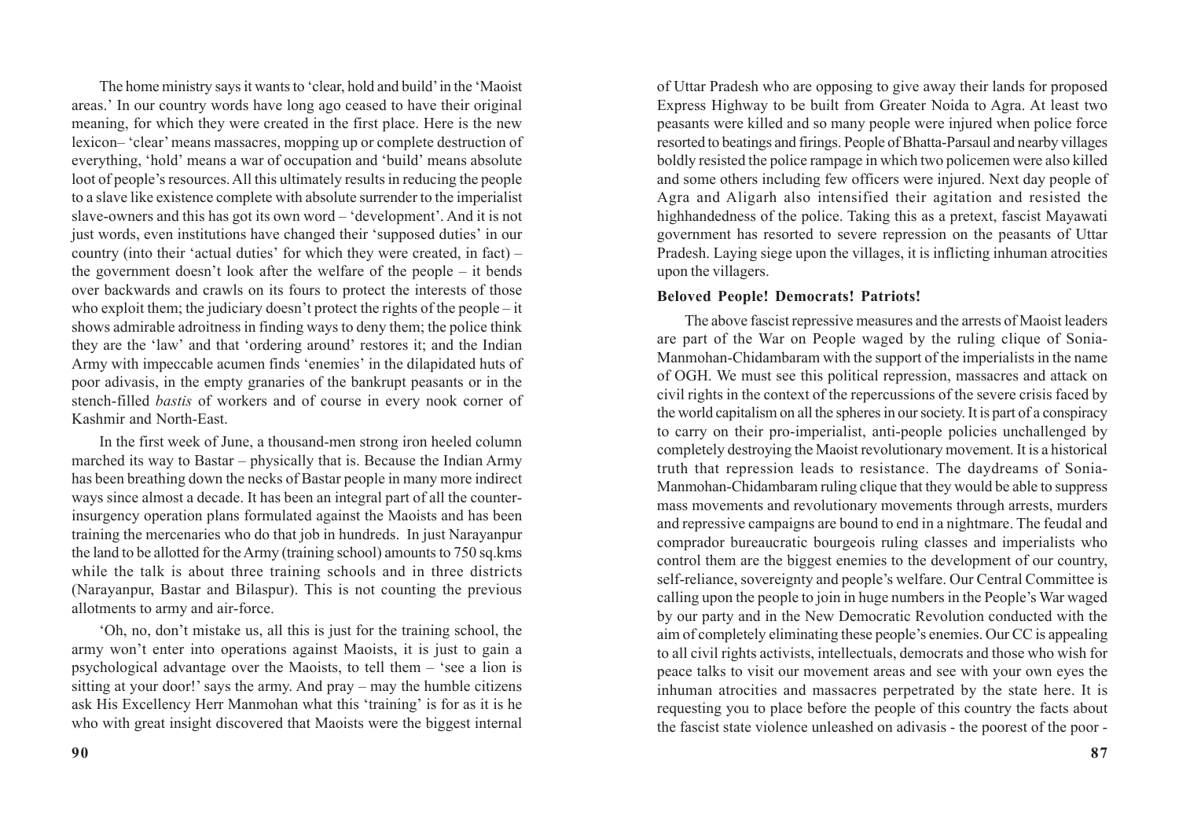The home ministry says it wants to 'clear, hold and build' in the 'Maoist areas.' In our country words have long ago ceased to have their original meaning, for which they were created in the first place. Here is the new lexicon– 'clear' means massacres, mopping up or complete destruction of everything, 'hold' means a war of occupation and 'build' means absolute loot of people's resources. All this ultimately results in reducing the people to a slave like existence complete with absolute surrender to the imperialist slave-owners and this has got its own word – 'development'. And it is not just words, even institutions have changed their 'supposed duties' in our country (into their 'actual duties' for which they were created, in fact) – the government doesn't look after the welfare of the people – it bends over backwards and crawls on its fours to protect the interests of those who exploit them; the judiciary doesn't protect the rights of the people – it shows admirable adroitness in finding ways to deny them; the police think they are the 'law' and that 'ordering around' restores it; and the Indian Army with impeccable acumen finds 'enemies' in the dilapidated huts of poor adivasis, in the empty granaries of the bankrupt peasants or in the stench-filled *bastis* of workers and of course in every nook corner of Kashmir and North-East.

In the first week of June, a thousand-men strong iron heeled column marched its way to Bastar – physically that is. Because the Indian Army has been breathing down the necks of Bastar people in many more indirect ways since almost a decade. It has been an integral part of all the counter-insurgency operation plans formulated against the Maoists and has been training the mercenaries who do that job in hundreds. In just Narayanpur the land to be allotted for the Army (training school) amounts to 750 sq.kms while the talk is about three training schools and in three districts (Narayanpur, Bastar and Bilaspur). This is not counting the previous allotments to army and air-force.

'Oh, no, don't mistake us, all this is just for the training school, the army won't enter into operations against Maoists, it is just to gain a psychological advantage over the Maoists, to tell them – 'see a lion is sitting at your door!' says the army. And pray – may the humble citizens ask His Excellency Herr Manmohan what this 'training' is for as it is he who with great insight discovered that Maoists were the biggest internal

of Uttar Pradesh who are opposing to give away their lands for proposed Express Highway to be built from Greater Noida to Agra. At least two peasants were killed and so many people were injured when police force resorted to beatings and firings. People of Bhatta-Parsaul and nearby villages boldly resisted the police rampage in which two policemen were also killed and some others including few officers were injured. Next day people of Agra and Aligarh also intensified their agitation and resisted the highhandedness of the police. Taking this as a pretext, fascist Mayawati government has resorted to severe repression on the peasants of Uttar Pradesh. Laying siege upon the villages, it is inflicting inhuman atrocities upon the villagers.

**Beloved People! Democrats! Patriots!**

The above fascist repressive measures and the arrests of Maoist leaders are part of the War on People waged by the ruling clique of Sonia-Manmohan-Chidambaram with the support of the imperialists in the name of OGH. We must see this political repression, massacres and attack on civil rights in the context of the repercussions of the severe crisis faced by the world capitalism on all the spheres in our society. It is part of a conspiracy to carry on their pro-imperialist, anti-people policies unchallenged by completely destroying the Maoist revolutionary movement. It is a historical truth that repression leads to resistance. The daydreams of Sonia-Manmohan-Chidambaram ruling clique that they would be able to suppress mass movements and revolutionary movements through arrests, murders and repressive campaigns are bound to end in a nightmare. The feudal and comprador bureaucratic bourgeois ruling classes and imperialists who control them are the biggest enemies to the development of our country, self-reliance, sovereignty and people's welfare. Our Central Committee is calling upon the people to join in huge numbers in the People's War waged by our party and in the New Democratic Revolution conducted with the aim of completely eliminating these people's enemies. Our CC is appealing to all civil rights activists, intellectuals, democrats and those who wish for peace talks to visit our movement areas and see with your own eyes the inhuman atrocities and massacres perpetrated by the state here. It is requesting you to place before the people of this country the facts about the fascist state violence unleashed on adivasis - the poorest of the poor -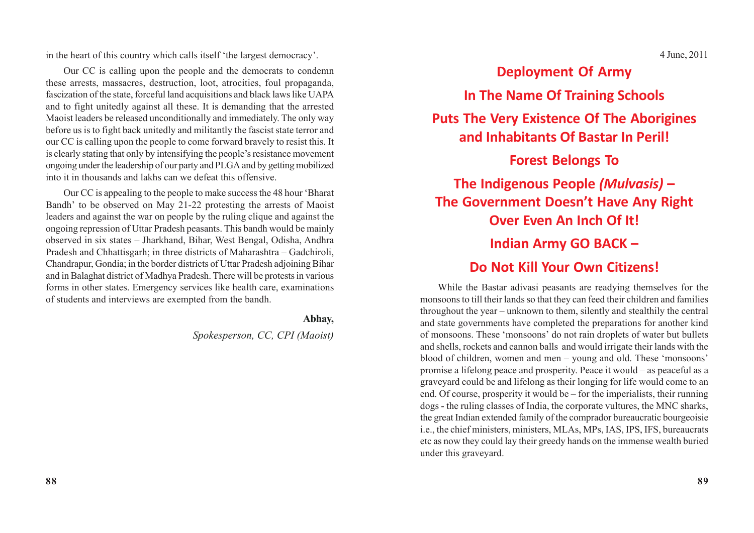in the heart of this country which calls itself 'the largest democracy'.

Our CC is calling upon the people and the democrats to condemn these arrests, massacres, destruction, loot, atrocities, foul propaganda, fascization of the state, forceful land acquisitions and black laws like UAPA and to fight unitedly against all these. It is demanding that the arrested Maoist leaders be released unconditionally and immediately. The only way before us is to fight back unitedly and militantly the fascist state terror and our CC is calling upon the people to come forward bravely to resist this. It is clearly stating that only by intensifying the people's resistance movement ongoing under the leadership of our party and PLGA and by getting mobilized into it in thousands and lakhs can we defeat this offensive.

Our CC is appealing to the people to make success the 48 hour 'Bharat Bandh' to be observed on May 21-22 protesting the arrests of Maoist leaders and against the war on people by the ruling clique and against the ongoing repression of Uttar Pradesh peasants. This bandh would be mainly observed in six states – Jharkhand, Bihar, West Bengal, Odisha, Andhra Pradesh and Chhattisgarh; in three districts of Maharashtra – Gadchiroli, Chandrapur, Gondia; in the border districts of Uttar Pradesh adjoining Bihar and in Balaghat district of Madhya Pradesh. There will be protests in various forms in other states. Emergency services like health care, examinations of students and interviews are exempted from the bandh.

**Abhay,**

*Spokesperson, CC, CPI (Maoist)*

4 June, 2011

# Deployment Of Army In The Name Of Training Schools Puts The Very Existence Of The Aborigines and Inhabitants Of Bastar In Peril!

## Forest Belongs To The Indigenous People *(Mulvasis)* – The Government Doesn't Have Any Right Over Even An Inch Of It!

## Indian Army GO BACK – Do Not Kill Your Own Citizens!

While the Bastar adivasi peasants are readying themselves for the monsoons to till their lands so that they can feed their children and families throughout the year – unknown to them, silently and stealthily the central and state governments have completed the preparations for another kind of monsoons. These 'monsoons' do not rain droplets of water but bullets and shells, rockets and cannon balls and would irrigate their lands with the blood of children, women and men – young and old. These 'monsoons' promise a lifelong peace and prosperity. Peace it would – as peaceful as a graveyard could be and lifelong as their longing for life would come to an end. Of course, prosperity it would be – for the imperialists, their running dogs - the ruling classes of India, the corporate vultures, the MNC sharks, the great Indian extended family of the comprador bureaucratic bourgeoisie i.e., the chief ministers, ministers, MLAs, MPs, IAS, IPS, IFS, bureaucrats etc as now they could lay their greedy hands on the immense wealth buried under this graveyard.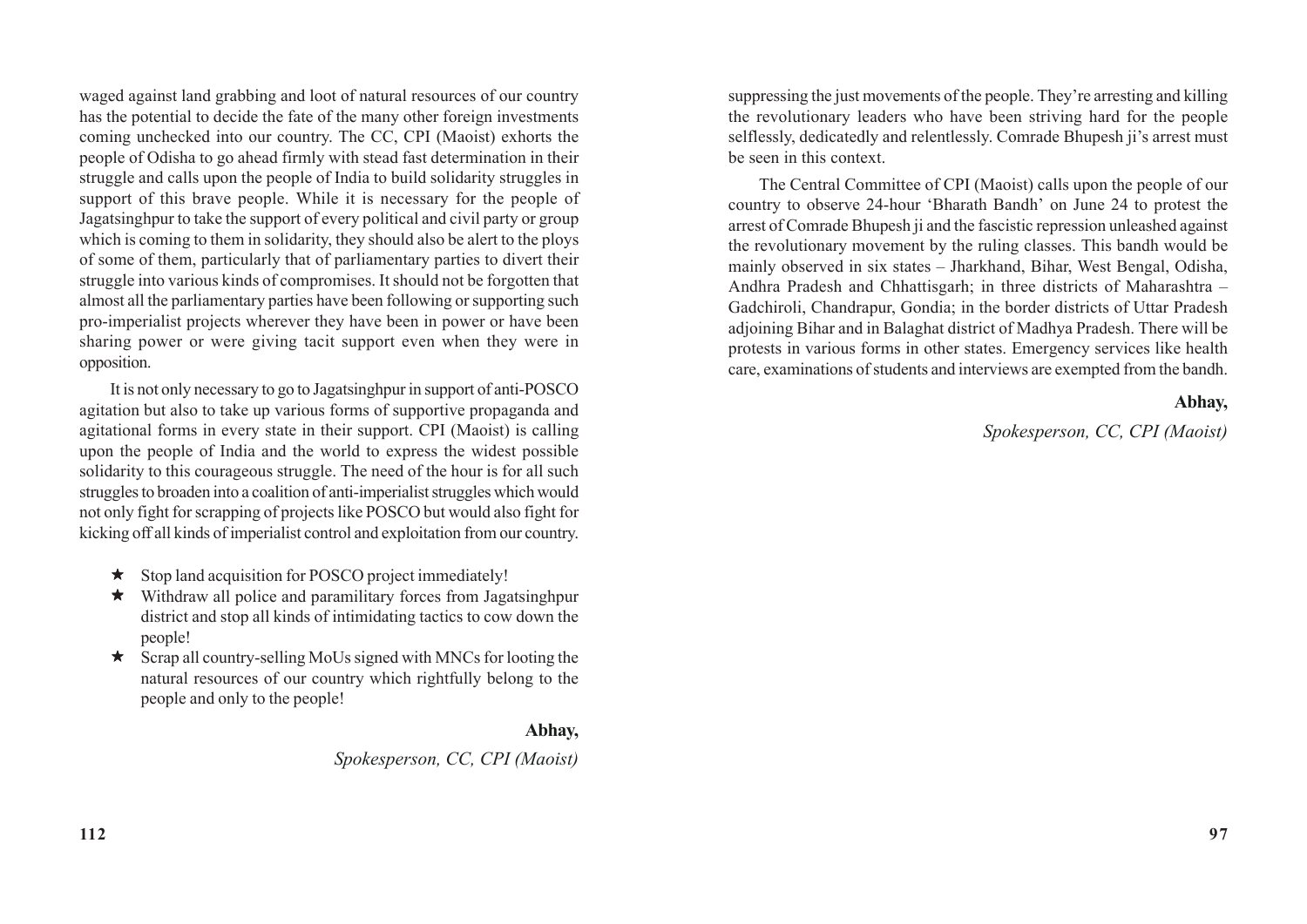waged against land grabbing and loot of natural resources of our country has the potential to decide the fate of the many other foreign investments coming unchecked into our country. The CC, CPI (Maoist) exhorts the people of Odisha to go ahead firmly with stead fast determination in their struggle and calls upon the people of India to build solidarity struggles in support of this brave people. While it is necessary for the people of Jagatsinghpur to take the support of every political and civil party or group which is coming to them in solidarity, they should also be alert to the ploys of some of them, particularly that of parliamentary parties to divert their struggle into various kinds of compromises. It should not be forgotten that almost all the parliamentary parties have been following or supporting such pro-imperialist projects wherever they have been in power or have been sharing power or were giving tacit support even when they were in opposition.

It is not only necessary to go to Jagatsinghpur in support of anti-POSCO agitation but also to take up various forms of supportive propaganda and agitational forms in every state in their support. CPI (Maoist) is calling upon the people of India and the world to express the widest possible solidarity to this courageous struggle. The need of the hour is for all such struggles to broaden into a coalition of anti-imperialist struggles which would not only fight for scrapping of projects like POSCO but would also fight for kicking off all kinds of imperialist control and exploitation from our country.

- ★ Stop land acquisition for POSCO project immediately!
- ★ Withdraw all police and paramilitary forces from Jagatsinghpur district and stop all kinds of intimidating tactics to cow down the people!
- ★ Scrap all country-selling MoUs signed with MNCs for looting the natural resources of our country which rightfully belong to the people and only to the people!

**Abhay,**

*Spokesperson, CC, CPI (Maoist)*

suppressing the just movements of the people. They're arresting and killing the revolutionary leaders who have been striving hard for the people selflessly, dedicatedly and relentlessly. Comrade Bhupesh ji's arrest must be seen in this context.

The Central Committee of CPI (Maoist) calls upon the people of our country to observe 24-hour 'Bharath Bandh' on June 24 to protest the arrest of Comrade Bhupesh ji and the fascistic repression unleashed against the revolutionary movement by the ruling classes. This bandh would be mainly observed in six states – Jharkhand, Bihar, West Bengal, Odisha, Andhra Pradesh and Chhattisgarh; in three districts of Maharashtra – Gadchiroli, Chandrapur, Gondia; in the border districts of Uttar Pradesh adjoining Bihar and in Balaghat district of Madhya Pradesh. There will be protests in various forms in other states. Emergency services like health care, examinations of students and interviews are exempted from the bandh.

**Abhay,**

*Spokesperson, CC, CPI (Maoist)*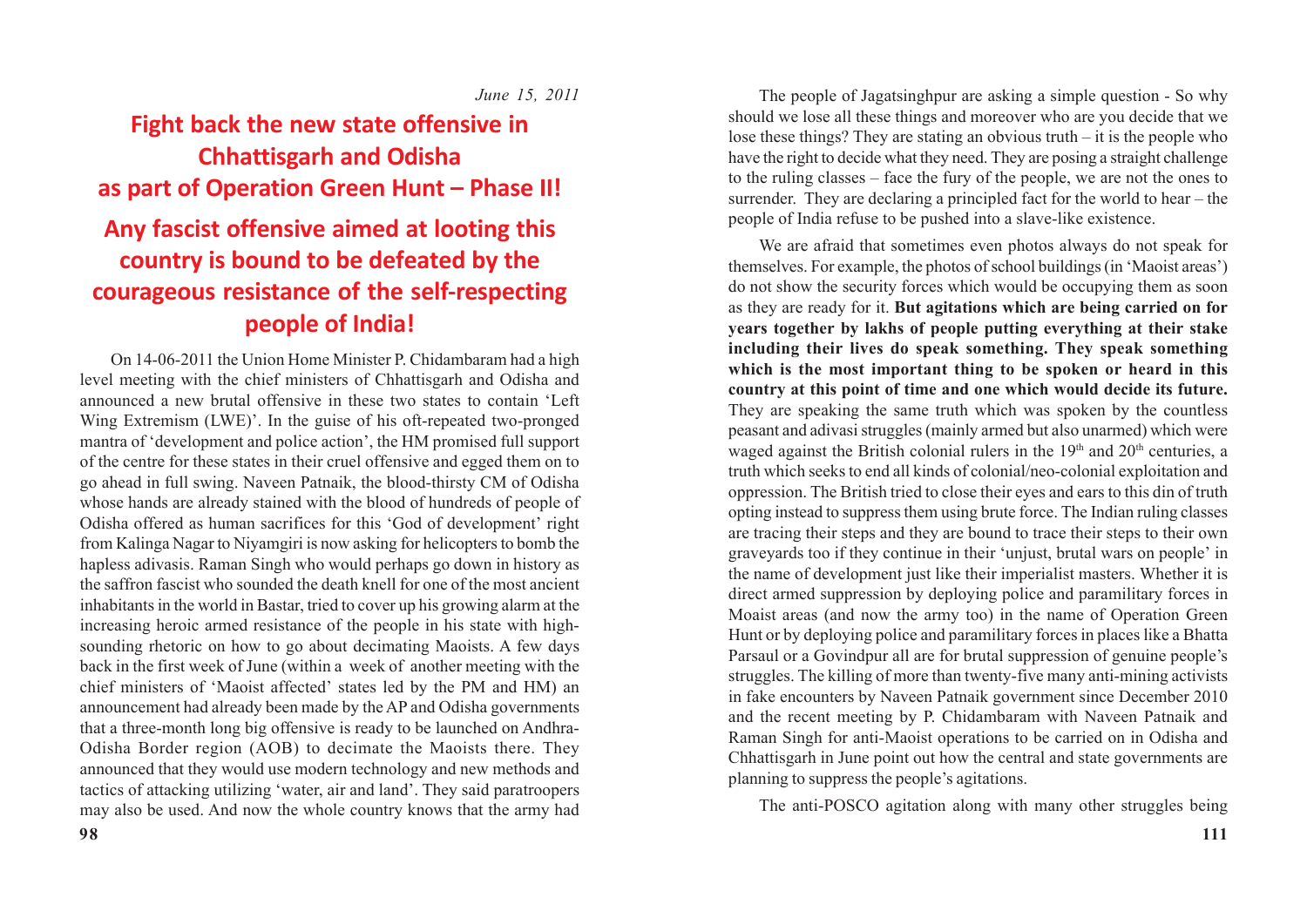*June 15, 2011*

# Fight back the new state offensive in Chhattisgarh and Odisha as part of Operation Green Hunt – Phase II!

# Any fascist offensive aimed at looting this country is bound to be defeated by the courageous resistance of the self-respecting people of India!

On 14-06-2011 the Union Home Minister P. Chidambaram had a high level meeting with the chief ministers of Chhattisgarh and Odisha and announced a new brutal offensive in these two states to contain 'Left Wing Extremism (LWE)'. In the guise of his oft-repeated two-pronged mantra of 'development and police action', the HM promised full support of the centre for these states in their cruel offensive and egged them on to go ahead in full swing. Naveen Patnaik, the blood-thirsty CM of Odisha whose hands are already stained with the blood of hundreds of people of Odisha offered as human sacrifices for this 'God of development' right from Kalinga Nagar to Niyamgiri is now asking for helicopters to bomb the hapless adivasis. Raman Singh who would perhaps go down in history as the saffron fascist who sounded the death knell for one of the most ancient inhabitants in the world in Bastar, tried to cover up his growing alarm at the increasing heroic armed resistance of the people in his state with high-sounding rhetoric on how to go about decimating Maoists. A few days back in the first week of June (within a week of another meeting with the chief ministers of 'Maoist affected' states led by the PM and HM) an announcement had already been made by the AP and Odisha governments that a three-month long big offensive is ready to be launched on Andhra-Odisha Border region (AOB) to decimate the Maoists there. They announced that they would use modern technology and new methods and tactics of attacking utilizing 'water, air and land'. They said paratroopers may also be used. And now the whole country knows that the army had

The people of Jagatsinghpur are asking a simple question - So why should we lose all these things and moreover who are you decide that we lose these things? They are stating an obvious truth – it is the people who have the right to decide what they need. They are posing a straight challenge to the ruling classes – face the fury of the people, we are not the ones to surrender. They are declaring a principled fact for the world to hear – the people of India refuse to be pushed into a slave-like existence.

We are afraid that sometimes even photos always do not speak for themselves. For example, the photos of school buildings (in 'Maoist areas') do not show the security forces which would be occupying them as soon as they are ready for it. **But agitations which are being carried on for years together by lakhs of people putting everything at their stake including their lives do speak something. They speak something which is the most important thing to be spoken or heard in this country at this point of time and one which would decide its future.** They are speaking the same truth which was spoken by the countless peasant and adivasi struggles (mainly armed but also unarmed) which were waged against the British colonial rulers in the 19th and 20th centuries, a truth which seeks to end all kinds of colonial/neo-colonial exploitation and oppression. The British tried to close their eyes and ears to this din of truth opting instead to suppress them using brute force. The Indian ruling classes are tracing their steps and they are bound to trace their steps to their own graveyards too if they continue in their 'unjust, brutal wars on people' in the name of development just like their imperialist masters. Whether it is direct armed suppression by deploying police and paramilitary forces in Moaist areas (and now the army too) in the name of Operation Green Hunt or by deploying police and paramilitary forces in places like a Bhatta Parsaul or a Govindpur all are for brutal suppression of genuine people's struggles. The killing of more than twenty-five many anti-mining activists in fake encounters by Naveen Patnaik government since December 2010 and the recent meeting by P. Chidambaram with Naveen Patnaik and Raman Singh for anti-Maoist operations to be carried on in Odisha and Chhattisgarh in June point out how the central and state governments are planning to suppress the people's agitations.

The anti-POSCO agitation along with many other struggles being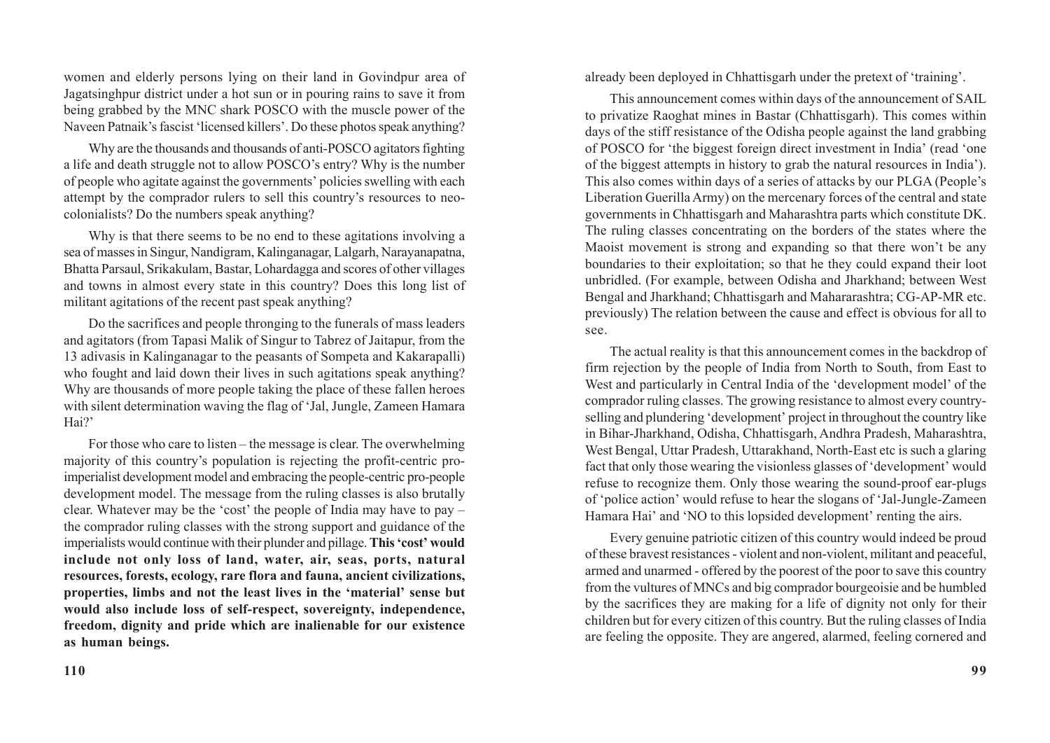women and elderly persons lying on their land in Govindpur area of Jagatsinghpur district under a hot sun or in pouring rains to save it from being grabbed by the MNC shark POSCO with the muscle power of the Naveen Patnaik's fascist 'licensed killers'. Do these photos speak anything?

Why are the thousands and thousands of anti-POSCO agitators fighting a life and death struggle not to allow POSCO's entry? Why is the number of people who agitate against the governments' policies swelling with each attempt by the comprador rulers to sell this country's resources to neo-colonialists? Do the numbers speak anything?

Why is that there seems to be no end to these agitations involving a sea of masses in Singur, Nandigram, Kalinganagar, Lalgarh, Narayanapatna, Bhatta Parsaul, Srikakulam, Bastar, Lohardagga and scores of other villages and towns in almost every state in this country? Does this long list of militant agitations of the recent past speak anything?

Do the sacrifices and people thronging to the funerals of mass leaders and agitators (from Tapasi Malik of Singur to Tabrez of Jaitapur, from the 13 adivasis in Kalinganagar to the peasants of Sompeta and Kakarapalli) who fought and laid down their lives in such agitations speak anything? Why are thousands of more people taking the place of these fallen heroes with silent determination waving the flag of 'Jal, Jungle, Zameen Hamara Hai?'

For those who care to listen – the message is clear. The overwhelming majority of this country's population is rejecting the profit-centric pro-imperialist development model and embracing the people-centric pro-people development model. The message from the ruling classes is also brutally clear. Whatever may be the 'cost' the people of India may have to pay – the comprador ruling classes with the strong support and guidance of the imperialists would continue with their plunder and pillage. **This 'cost' would include not only loss of land, water, air, seas, ports, natural resources, forests, ecology, rare flora and fauna, ancient civilizations, properties, limbs and not the least lives in the 'material' sense but would also include loss of self-respect, sovereignty, independence, freedom, dignity and pride which are inalienable for our existence as human beings.**

already been deployed in Chhattisgarh under the pretext of 'training'.

This announcement comes within days of the announcement of SAIL to privatize Raoghat mines in Bastar (Chhattisgarh). This comes within days of the stiff resistance of the Odisha people against the land grabbing of POSCO for 'the biggest foreign direct investment in India' (read 'one of the biggest attempts in history to grab the natural resources in India'). This also comes within days of a series of attacks by our PLGA (People's Liberation Guerilla Army) on the mercenary forces of the central and state governments in Chhattisgarh and Maharashtra parts which constitute DK. The ruling classes concentrating on the borders of the states where the Maoist movement is strong and expanding so that there won't be any boundaries to their exploitation; so that he they could expand their loot unbridled. (For example, between Odisha and Jharkhand; between West Bengal and Jharkhand; Chhattisgarh and Mahararashtra; CG-AP-MR etc. previously) The relation between the cause and effect is obvious for all to see.

The actual reality is that this announcement comes in the backdrop of firm rejection by the people of India from North to South, from East to West and particularly in Central India of the 'development model' of the comprador ruling classes. The growing resistance to almost every country-selling and plundering 'development' project in throughout the country like in Bihar-Jharkhand, Odisha, Chhattisgarh, Andhra Pradesh, Maharashtra, West Bengal, Uttar Pradesh, Uttarakhand, North-East etc is such a glaring fact that only those wearing the visionless glasses of 'development' would refuse to recognize them. Only those wearing the sound-proof ear-plugs of 'police action' would refuse to hear the slogans of 'Jal-Jungle-Zameen Hamara Hai' and 'NO to this lopsided development' renting the airs.

Every genuine patriotic citizen of this country would indeed be proud of these bravest resistances - violent and non-violent, militant and peaceful, armed and unarmed - offered by the poorest of the poor to save this country from the vultures of MNCs and big comprador bourgeoisie and be humbled by the sacrifices they are making for a life of dignity not only for their children but for every citizen of this country. But the ruling classes of India are feeling the opposite. They are angered, alarmed, feeling cornered and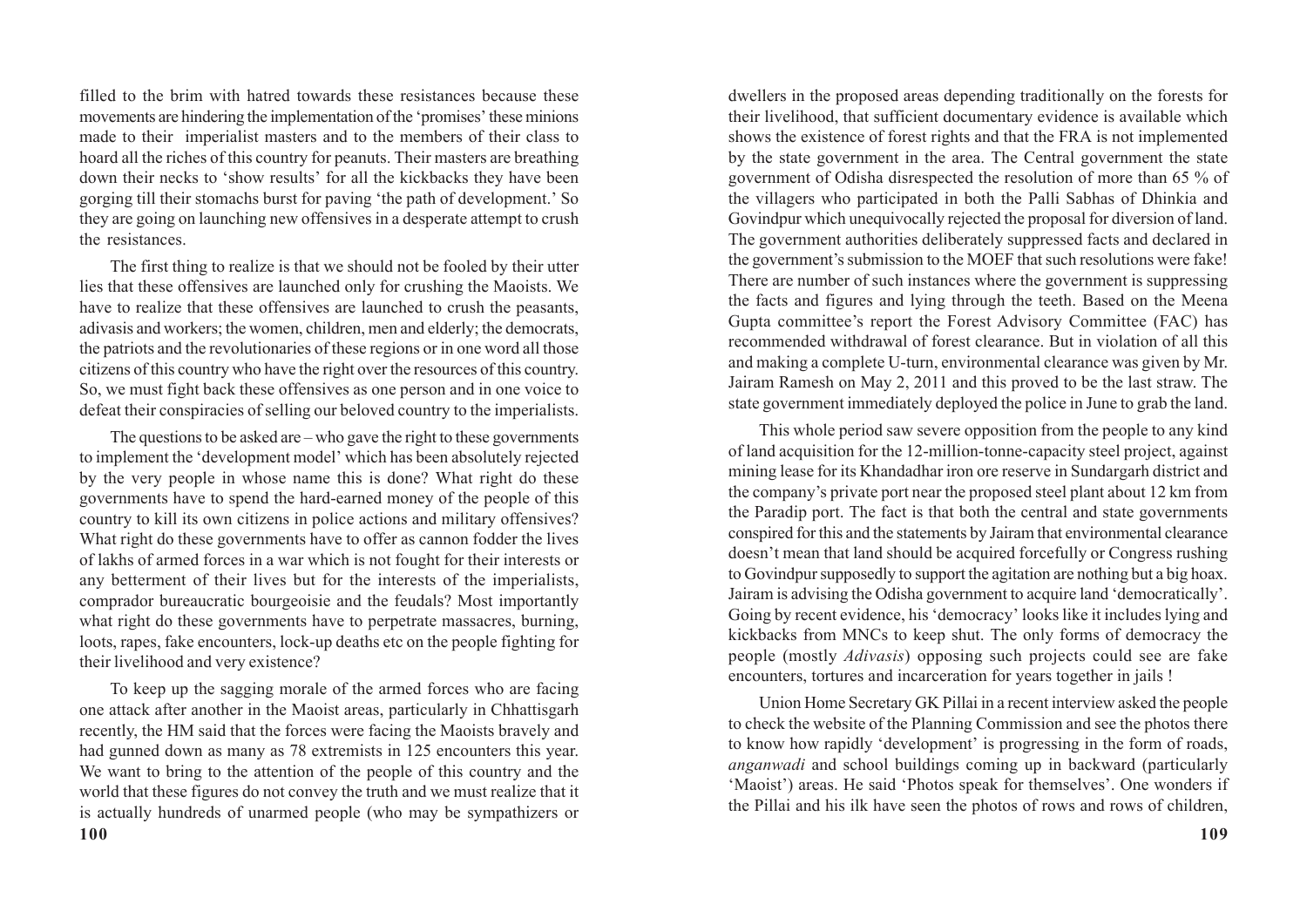filled to the brim with hatred towards these resistances because these movements are hindering the implementation of the 'promises' these minions made to their imperialist masters and to the members of their class to hoard all the riches of this country for peanuts. Their masters are breathing down their necks to 'show results' for all the kickbacks they have been gorging till their stomachs burst for paving 'the path of development.' So they are going on launching new offensives in a desperate attempt to crush the resistances.

The first thing to realize is that we should not be fooled by their utter lies that these offensives are launched only for crushing the Maoists. We have to realize that these offensives are launched to crush the peasants, adivasis and workers; the women, children, men and elderly; the democrats, the patriots and the revolutionaries of these regions or in one word all those citizens of this country who have the right over the resources of this country. So, we must fight back these offensives as one person and in one voice to defeat their conspiracies of selling our beloved country to the imperialists.

The questions to be asked are – who gave the right to these governments to implement the 'development model' which has been absolutely rejected by the very people in whose name this is done? What right do these governments have to spend the hard-earned money of the people of this country to kill its own citizens in police actions and military offensives? What right do these governments have to offer as cannon fodder the lives of lakhs of armed forces in a war which is not fought for their interests or any betterment of their lives but for the interests of the imperialists, comprador bureaucratic bourgeoisie and the feudals? Most importantly what right do these governments have to perpetrate massacres, burning, loots, rapes, fake encounters, lock-up deaths etc on the people fighting for their livelihood and very existence?

To keep up the sagging morale of the armed forces who are facing one attack after another in the Maoist areas, particularly in Chhattisgarh recently, the HM said that the forces were facing the Maoists bravely and had gunned down as many as 78 extremists in 125 encounters this year. We want to bring to the attention of the people of this country and the world that these figures do not convey the truth and we must realize that it is actually hundreds of unarmed people (who may be sympathizers or

dwellers in the proposed areas depending traditionally on the forests for their livelihood, that sufficient documentary evidence is available which shows the existence of forest rights and that the FRA is not implemented by the state government in the area. The Central government the state government of Odisha disrespected the resolution of more than 65 % of the villagers who participated in both the Palli Sabhas of Dhinkia and Govindpur which unequivocally rejected the proposal for diversion of land. The government authorities deliberately suppressed facts and declared in the government's submission to the MOEF that such resolutions were fake! There are number of such instances where the government is suppressing the facts and figures and lying through the teeth. Based on the Meena Gupta committee's report the Forest Advisory Committee (FAC) has recommended withdrawal of forest clearance. But in violation of all this and making a complete U-turn, environmental clearance was given by Mr. Jairam Ramesh on May 2, 2011 and this proved to be the last straw. The state government immediately deployed the police in June to grab the land.

This whole period saw severe opposition from the people to any kind of land acquisition for the 12-million-tonne-capacity steel project, against mining lease for its Khandadhar iron ore reserve in Sundargarh district and the company's private port near the proposed steel plant about 12 km from the Paradip port. The fact is that both the central and state governments conspired for this and the statements by Jairam that environmental clearance doesn't mean that land should be acquired forcefully or Congress rushing to Govindpur supposedly to support the agitation are nothing but a big hoax. Jairam is advising the Odisha government to acquire land 'democratically'. Going by recent evidence, his 'democracy' looks like it includes lying and kickbacks from MNCs to keep shut. The only forms of democracy the people (mostly *Adivasis*) opposing such projects could see are fake encounters, tortures and incarceration for years together in jails !

Union Home Secretary GK Pillai in a recent interview asked the people to check the website of the Planning Commission and see the photos there to know how rapidly 'development' is progressing in the form of roads, *anganwadi* and school buildings coming up in backward (particularly 'Maoist') areas. He said 'Photos speak for themselves'. One wonders if the Pillai and his ilk have seen the photos of rows and rows of children,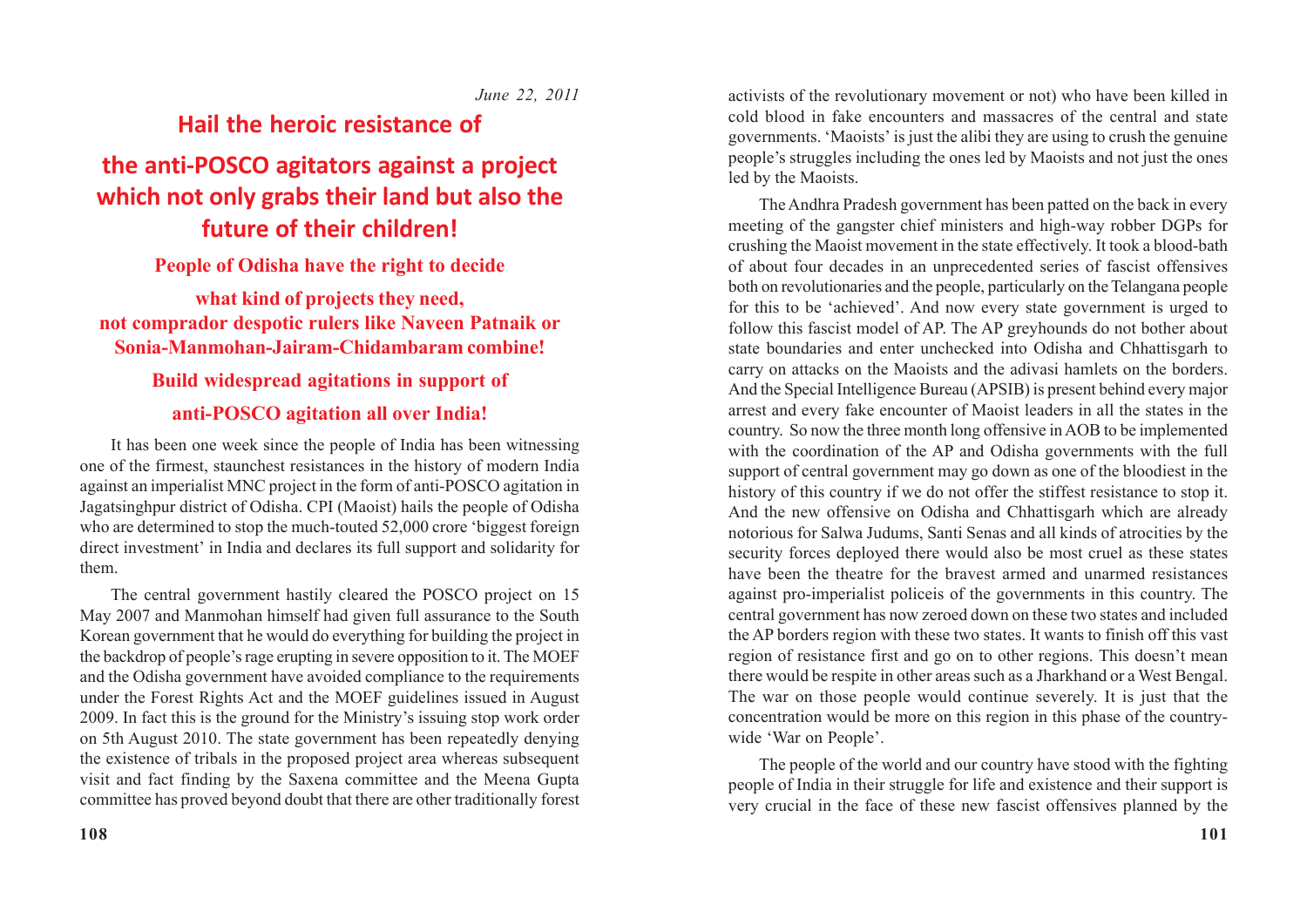*June 22, 2011*

# Hail the heroic resistance of the anti-POSCO agitators against a project which not only grabs their land but also the future of their children!

## People of Odisha have the right to decide what kind of projects they need, not comprador despotic rulers like Naveen Patnaik or Sonia-Manmohan-Jairam-Chidambaram combine!

## Build widespread agitations in support of anti-POSCO agitation all over India!

It has been one week since the people of India has been witnessing one of the firmest, staunchest resistances in the history of modern India against an imperialist MNC project in the form of anti-POSCO agitation in Jagatsinghpur district of Odisha. CPI (Maoist) hails the people of Odisha who are determined to stop the much-touted 52,000 crore 'biggest foreign direct investment' in India and declares its full support and solidarity for them.

The central government hastily cleared the POSCO project on 15 May 2007 and Manmohan himself had given full assurance to the South Korean government that he would do everything for building the project in the backdrop of people's rage erupting in severe opposition to it. The MOEF and the Odisha government have avoided compliance to the requirements under the Forest Rights Act and the MOEF guidelines issued in August 2009. In fact this is the ground for the Ministry's issuing stop work order on 5th August 2010. The state government has been repeatedly denying the existence of tribals in the proposed project area whereas subsequent visit and fact finding by the Saxena committee and the Meena Gupta committee has proved beyond doubt that there are other traditionally forest

activists of the revolutionary movement or not) who have been killed in cold blood in fake encounters and massacres of the central and state governments. 'Maoists' is just the alibi they are using to crush the genuine people's struggles including the ones led by Maoists and not just the ones led by the Maoists.

The Andhra Pradesh government has been patted on the back in every meeting of the gangster chief ministers and high-way robber DGPs for crushing the Maoist movement in the state effectively. It took a blood-bath of about four decades in an unprecedented series of fascist offensives both on revolutionaries and the people, particularly on the Telangana people for this to be 'achieved'. And now every state government is urged to follow this fascist model of AP. The AP greyhounds do not bother about state boundaries and enter unchecked into Odisha and Chhattisgarh to carry on attacks on the Maoists and the adivasi hamlets on the borders. And the Special Intelligence Bureau (APSIB) is present behind every major arrest and every fake encounter of Maoist leaders in all the states in the country. So now the three month long offensive in AOB to be implemented with the coordination of the AP and Odisha governments with the full support of central government may go down as one of the bloodiest in the history of this country if we do not offer the stiffest resistance to stop it. And the new offensive on Odisha and Chhattisgarh which are already notorious for Salwa Judums, Santi Senas and all kinds of atrocities by the security forces deployed there would also be most cruel as these states have been the theatre for the bravest armed and unarmed resistances against pro-imperialist policeis of the governments in this country. The central government has now zeroed down on these two states and included the AP borders region with these two states. It wants to finish off this vast region of resistance first and go on to other regions. This doesn't mean there would be respite in other areas such as a Jharkhand or a West Bengal. The war on those people would continue severely. It is just that the concentration would be more on this region in this phase of the country-wide 'War on People'.

The people of the world and our country have stood with the fighting people of India in their struggle for life and existence and their support is very crucial in the face of these new fascist offensives planned by the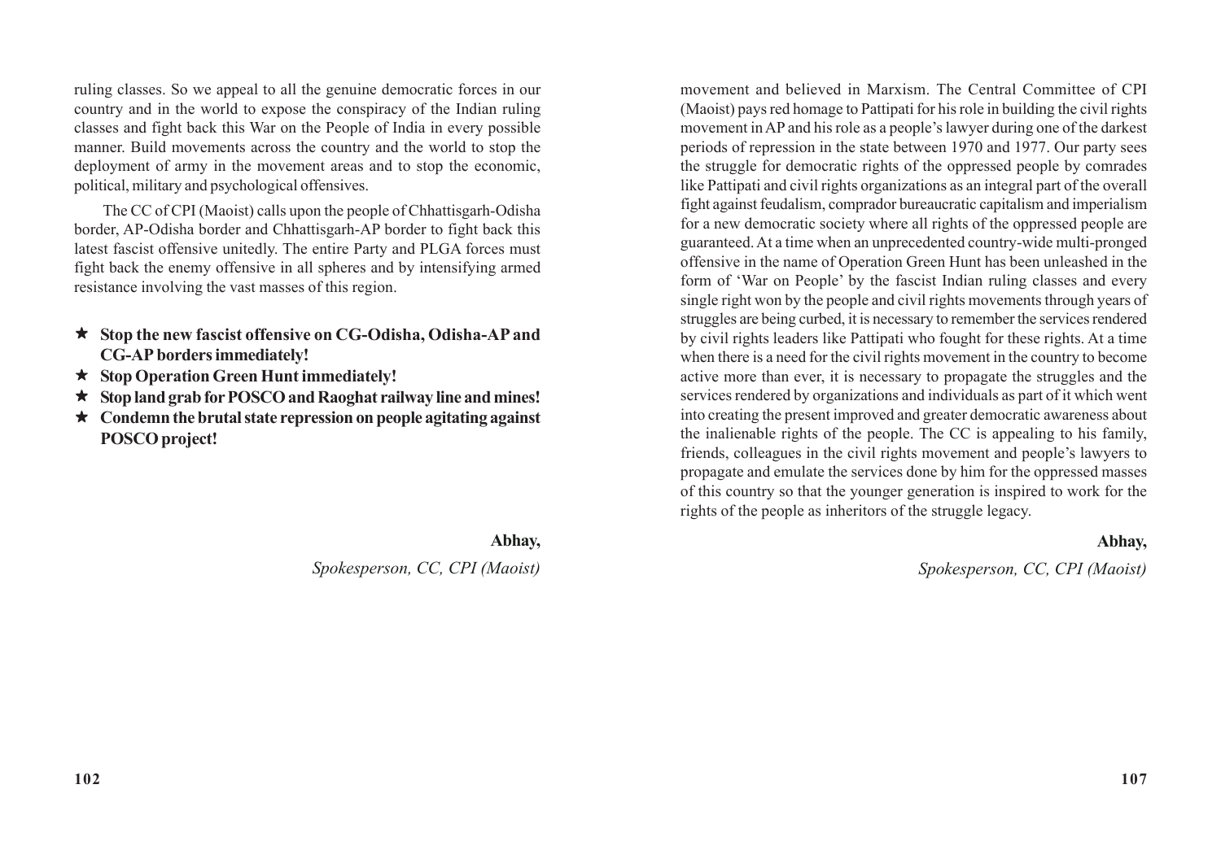ruling classes. So we appeal to all the genuine democratic forces in our country and in the world to expose the conspiracy of the Indian ruling classes and fight back this War on the People of India in every possible manner. Build movements across the country and the world to stop the deployment of army in the movement areas and to stop the economic, political, military and psychological offensives.

The CC of CPI (Maoist) calls upon the people of Chhattisgarh-Odisha border, AP-Odisha border and Chhattisgarh-AP border to fight back this latest fascist offensive unitedly. The entire Party and PLGA forces must fight back the enemy offensive in all spheres and by intensifying armed resistance involving the vast masses of this region.

- ★ **Stop the new fascist offensive on CG-Odisha, Odisha-AP and CG-AP borders immediately!**
- ★ **Stop Operation Green Hunt immediately!**
- ★ **Stop land grab for POSCO and Raoghat railway line and mines!**
- ★ **Condemn the brutal state repression on people agitating against POSCO project!**

**Abhay,**

*Spokesperson, CC, CPI (Maoist)*

movement and believed in Marxism. The Central Committee of CPI (Maoist) pays red homage to Pattipati for his role in building the civil rights movement in AP and his role as a people's lawyer during one of the darkest periods of repression in the state between 1970 and 1977. Our party sees the struggle for democratic rights of the oppressed people by comrades like Pattipati and civil rights organizations as an integral part of the overall fight against feudalism, comprador bureaucratic capitalism and imperialism for a new democratic society where all rights of the oppressed people are guaranteed. At a time when an unprecedented country-wide multi-pronged offensive in the name of Operation Green Hunt has been unleashed in the form of 'War on People' by the fascist Indian ruling classes and every single right won by the people and civil rights movements through years of struggles are being curbed, it is necessary to remember the services rendered by civil rights leaders like Pattipati who fought for these rights. At a time when there is a need for the civil rights movement in the country to become active more than ever, it is necessary to propagate the struggles and the services rendered by organizations and individuals as part of it which went into creating the present improved and greater democratic awareness about the inalienable rights of the people. The CC is appealing to his family, friends, colleagues in the civil rights movement and people's lawyers to propagate and emulate the services done by him for the oppressed masses of this country so that the younger generation is inspired to work for the rights of the people as inheritors of the struggle legacy.

**Abhay,**

*Spokesperson, CC, CPI (Maoist)*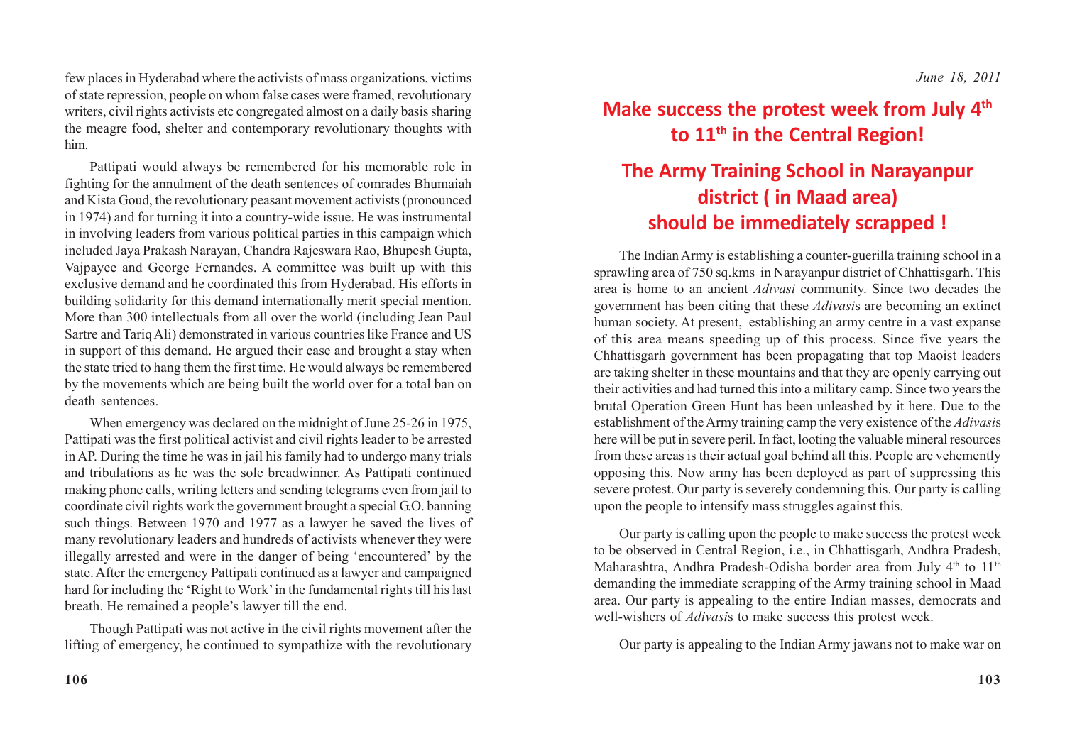few places in Hyderabad where the activists of mass organizations, victims of state repression, people on whom false cases were framed, revolutionary writers, civil rights activists etc congregated almost on a daily basis sharing the meagre food, shelter and contemporary revolutionary thoughts with him.

Pattipati would always be remembered for his memorable role in fighting for the annulment of the death sentences of comrades Bhumaiah and Kista Goud, the revolutionary peasant movement activists (pronounced in 1974) and for turning it into a country-wide issue. He was instrumental in involving leaders from various political parties in this campaign which included Jaya Prakash Narayan, Chandra Rajeswara Rao, Bhupesh Gupta, Vajpayee and George Fernandes. A committee was built up with this exclusive demand and he coordinated this from Hyderabad. His efforts in building solidarity for this demand internationally merit special mention. More than 300 intellectuals from all over the world (including Jean Paul Sartre and Tariq Ali) demonstrated in various countries like France and US in support of this demand. He argued their case and brought a stay when the state tried to hang them the first time. He would always be remembered by the movements which are being built the world over for a total ban on death sentences.

When emergency was declared on the midnight of June 25-26 in 1975, Pattipati was the first political activist and civil rights leader to be arrested in AP. During the time he was in jail his family had to undergo many trials and tribulations as he was the sole breadwinner. As Pattipati continued making phone calls, writing letters and sending telegrams even from jail to coordinate civil rights work the government brought a special G.O. banning such things. Between 1970 and 1977 as a lawyer he saved the lives of many revolutionary leaders and hundreds of activists whenever they were illegally arrested and were in the danger of being 'encountered' by the state. After the emergency Pattipati continued as a lawyer and campaigned hard for including the 'Right to Work' in the fundamental rights till his last breath. He remained a people's lawyer till the end.

Though Pattipati was not active in the civil rights movement after the lifting of emergency, he continued to sympathize with the revolutionary

*June 18, 2011*

# Make success the protest week from July 4th to 11th in the Central Region!

# The Army Training School in Narayanpur district ( in Maad area) should be immediately scrapped !

The Indian Army is establishing a counter-guerilla training school in a sprawling area of 750 sq.kms in Narayanpur district of Chhattisgarh. This area is home to an ancient *Adivasi* community. Since two decades the government has been citing that these *Adivasi*s are becoming an extinct human society. At present, establishing an army centre in a vast expanse of this area means speeding up of this process. Since five years the Chhattisgarh government has been propagating that top Maoist leaders are taking shelter in these mountains and that they are openly carrying out their activities and had turned this into a military camp. Since two years the brutal Operation Green Hunt has been unleashed by it here. Due to the establishment of the Army training camp the very existence of the *Adivasi*s here will be put in severe peril. In fact, looting the valuable mineral resources from these areas is their actual goal behind all this. People are vehemently opposing this. Now army has been deployed as part of suppressing this severe protest. Our party is severely condemning this. Our party is calling upon the people to intensify mass struggles against this.

Our party is calling upon the people to make success the protest week to be observed in Central Region, i.e., in Chhattisgarh, Andhra Pradesh, Maharashtra, Andhra Pradesh-Odisha border area from July 4th to 11th demanding the immediate scrapping of the Army training school in Maad area. Our party is appealing to the entire Indian masses, democrats and well-wishers of *Adivasi*s to make success this protest week.

Our party is appealing to the Indian Army jawans not to make war on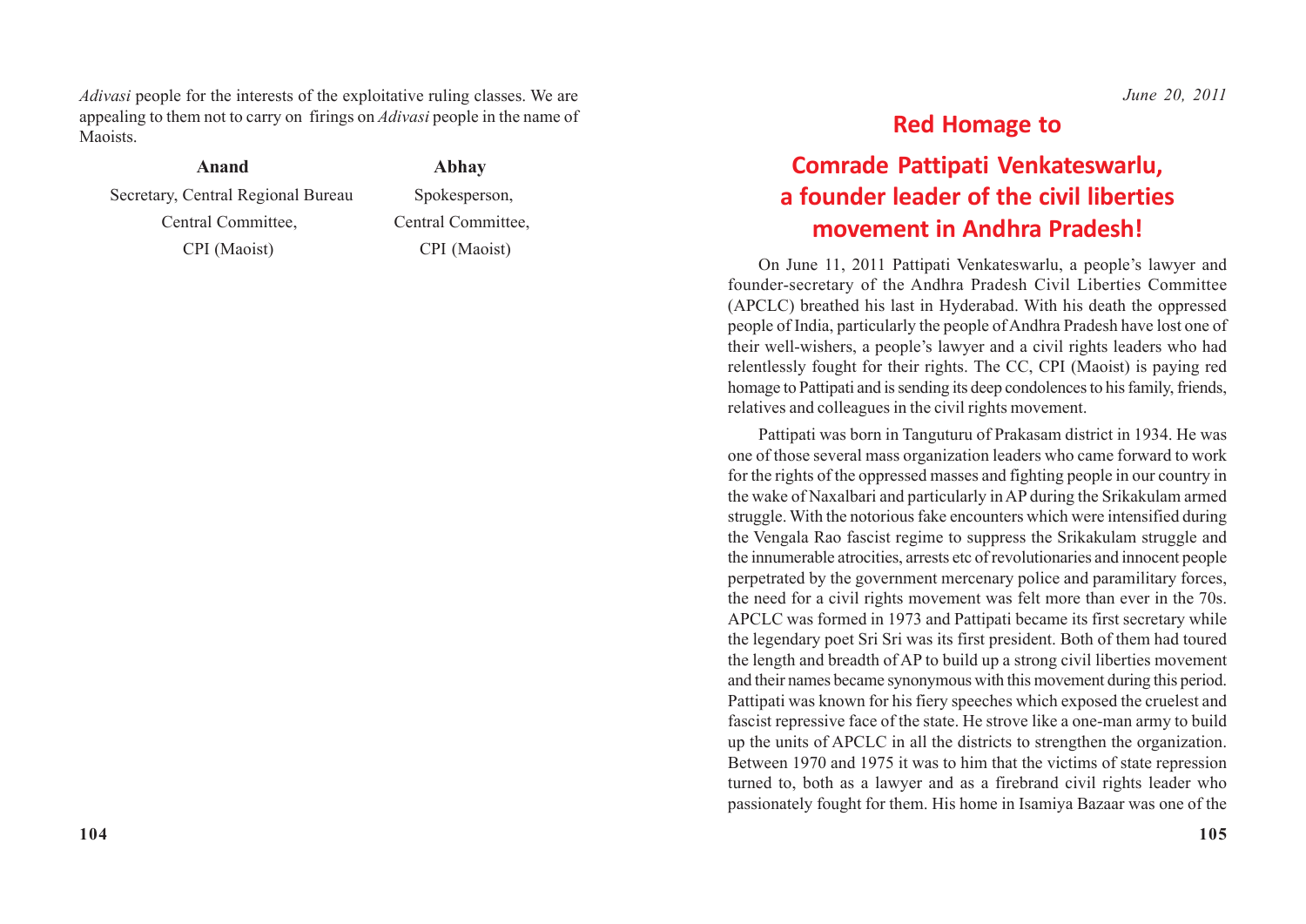*Adivasi* people for the interests of the exploitative ruling classes. We are appealing to them not to carry on firings on *Adivasi* people in the name of Maoists.

| **Anand** | **Abhay** |
|---|---|
| Secretary, Central Regional Bureau | Spokesperson, |
| Central Committee, | Central Committee, |
| CPI (Maoist) | CPI (Maoist) |

*June 20, 2011*

# Red Homage to Comrade Pattipati Venkateswarlu, a founder leader of the civil liberties movement in Andhra Pradesh!

On June 11, 2011 Pattipati Venkateswarlu, a people's lawyer and founder-secretary of the Andhra Pradesh Civil Liberties Committee (APCLC) breathed his last in Hyderabad. With his death the oppressed people of India, particularly the people of Andhra Pradesh have lost one of their well-wishers, a people's lawyer and a civil rights leaders who had relentlessly fought for their rights. The CC, CPI (Maoist) is paying red homage to Pattipati and is sending its deep condolences to his family, friends, relatives and colleagues in the civil rights movement.

Pattipati was born in Tanguturu of Prakasam district in 1934. He was one of those several mass organization leaders who came forward to work for the rights of the oppressed masses and fighting people in our country in the wake of Naxalbari and particularly in AP during the Srikakulam armed struggle. With the notorious fake encounters which were intensified during the Vengala Rao fascist regime to suppress the Srikakulam struggle and the innumerable atrocities, arrests etc of revolutionaries and innocent people perpetrated by the government mercenary police and paramilitary forces, the need for a civil rights movement was felt more than ever in the 70s. APCLC was formed in 1973 and Pattipati became its first secretary while the legendary poet Sri Sri was its first president. Both of them had toured the length and breadth of AP to build up a strong civil liberties movement and their names became synonymous with this movement during this period. Pattipati was known for his fiery speeches which exposed the cruelest and fascist repressive face of the state. He strove like a one-man army to build up the units of APCLC in all the districts to strengthen the organization. Between 1970 and 1975 it was to him that the victims of state repression turned to, both as a lawyer and as a firebrand civil rights leader who passionately fought for them. His home in Isamiya Bazaar was one of the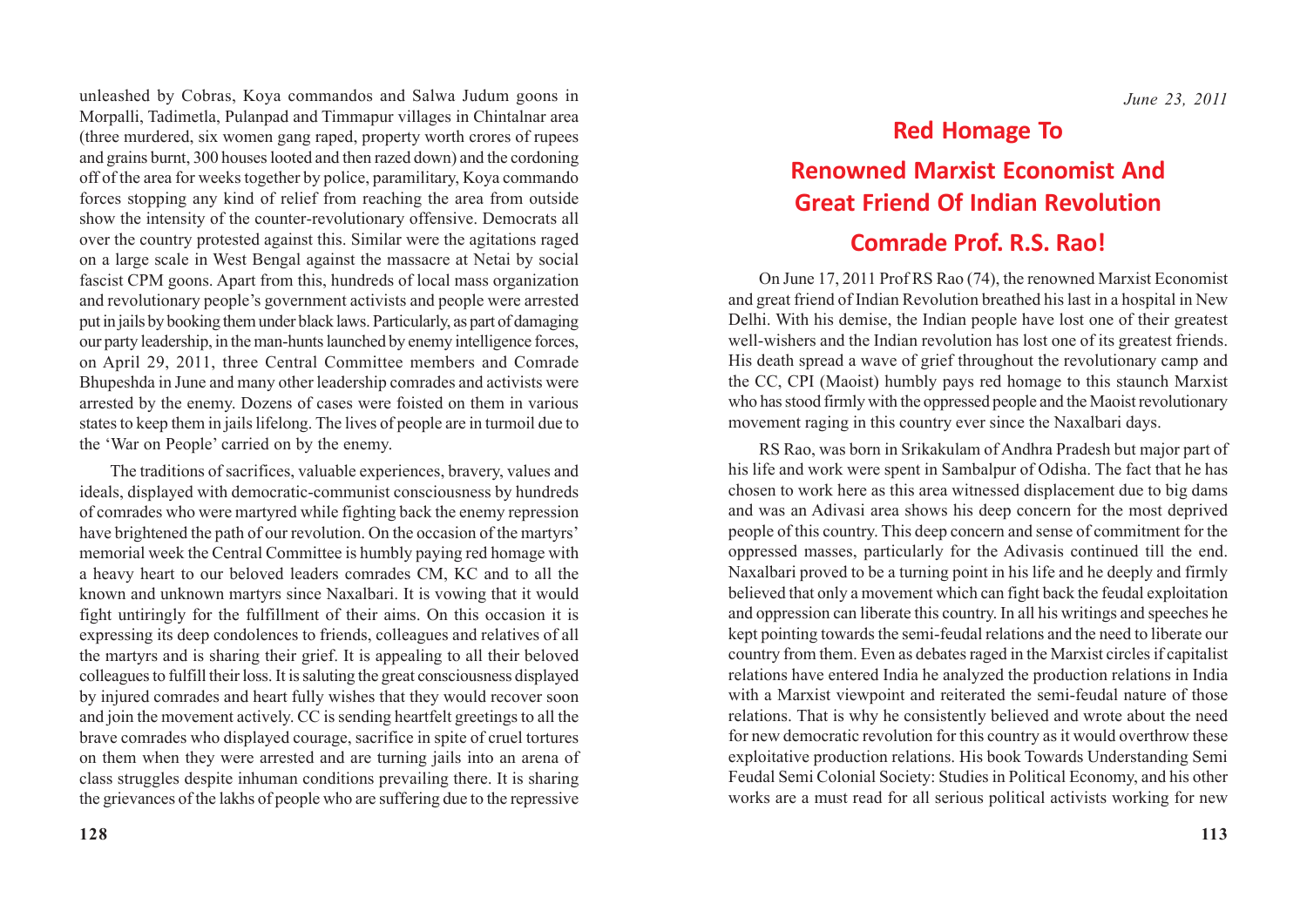unleashed by Cobras, Koya commandos and Salwa Judum goons in Morpalli, Tadimetla, Pulanpad and Timmapur villages in Chintalnar area (three murdered, six women gang raped, property worth crores of rupees and grains burnt, 300 houses looted and then razed down) and the cordoning off of the area for weeks together by police, paramilitary, Koya commando forces stopping any kind of relief from reaching the area from outside show the intensity of the counter-revolutionary offensive. Democrats all over the country protested against this. Similar were the agitations raged on a large scale in West Bengal against the massacre at Netai by social fascist CPM goons. Apart from this, hundreds of local mass organization and revolutionary people's government activists and people were arrested put in jails by booking them under black laws. Particularly, as part of damaging our party leadership, in the man-hunts launched by enemy intelligence forces, on April 29, 2011, three Central Committee members and Comrade Bhupeshda in June and many other leadership comrades and activists were arrested by the enemy. Dozens of cases were foisted on them in various states to keep them in jails lifelong. The lives of people are in turmoil due to the 'War on People' carried on by the enemy.

The traditions of sacrifices, valuable experiences, bravery, values and ideals, displayed with democratic-communist consciousness by hundreds of comrades who were martyred while fighting back the enemy repression have brightened the path of our revolution. On the occasion of the martyrs' memorial week the Central Committee is humbly paying red homage with a heavy heart to our beloved leaders comrades CM, KC and to all the known and unknown martyrs since Naxalbari. It is vowing that it would fight untiringly for the fulfillment of their aims. On this occasion it is expressing its deep condolences to friends, colleagues and relatives of all the martyrs and is sharing their grief. It is appealing to all their beloved colleagues to fulfill their loss. It is saluting the great consciousness displayed by injured comrades and heart fully wishes that they would recover soon and join the movement actively. CC is sending heartfelt greetings to all the brave comrades who displayed courage, sacrifice in spite of cruel tortures on them when they were arrested and are turning jails into an arena of class struggles despite inhuman conditions prevailing there. It is sharing the grievances of the lakhs of people who are suffering due to the repressive

*June 23, 2011*

# Red Homage To Renowned Marxist Economist And Great Friend Of Indian Revolution Comrade Prof. R.S. Rao!

On June 17, 2011 Prof RS Rao (74), the renowned Marxist Economist and great friend of Indian Revolution breathed his last in a hospital in New Delhi. With his demise, the Indian people have lost one of their greatest well-wishers and the Indian revolution has lost one of its greatest friends. His death spread a wave of grief throughout the revolutionary camp and the CC, CPI (Maoist) humbly pays red homage to this staunch Marxist who has stood firmly with the oppressed people and the Maoist revolutionary movement raging in this country ever since the Naxalbari days.

RS Rao, was born in Srikakulam of Andhra Pradesh but major part of his life and work were spent in Sambalpur of Odisha. The fact that he has chosen to work here as this area witnessed displacement due to big dams and was an Adivasi area shows his deep concern for the most deprived people of this country. This deep concern and sense of commitment for the oppressed masses, particularly for the Adivasis continued till the end. Naxalbari proved to be a turning point in his life and he deeply and firmly believed that only a movement which can fight back the feudal exploitation and oppression can liberate this country. In all his writings and speeches he kept pointing towards the semi-feudal relations and the need to liberate our country from them. Even as debates raged in the Marxist circles if capitalist relations have entered India he analyzed the production relations in India with a Marxist viewpoint and reiterated the semi-feudal nature of those relations. That is why he consistently believed and wrote about the need for new democratic revolution for this country as it would overthrow these exploitative production relations. His book Towards Understanding Semi Feudal Semi Colonial Society: Studies in Political Economy, and his other works are a must read for all serious political activists working for new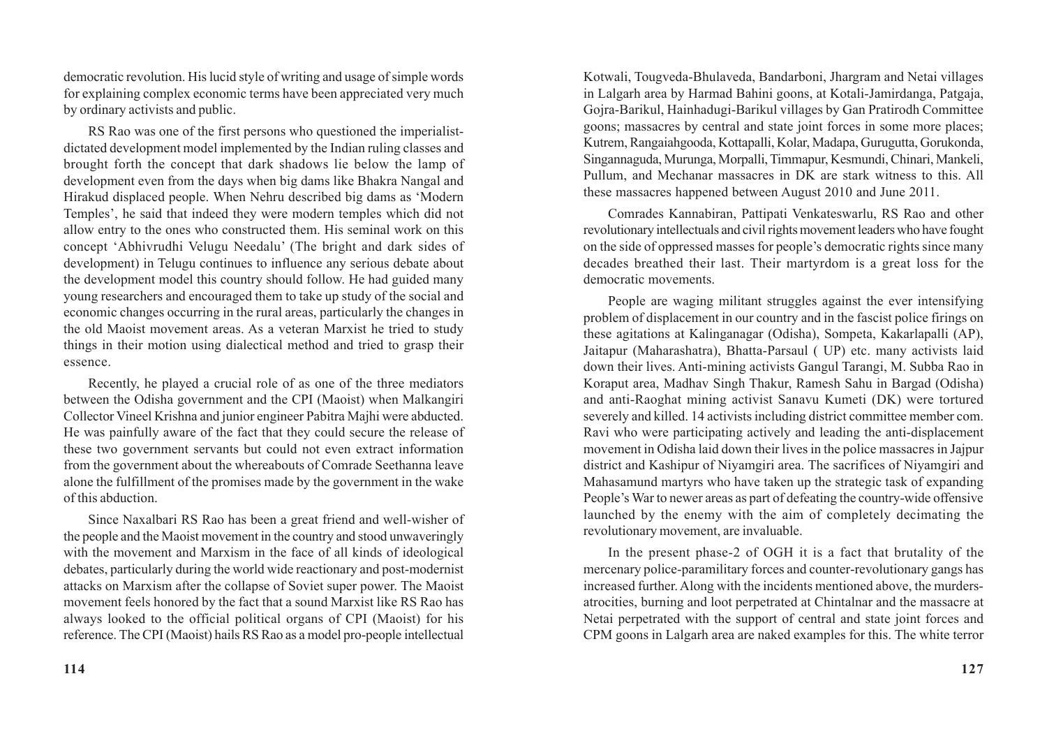democratic revolution. His lucid style of writing and usage of simple words for explaining complex economic terms have been appreciated very much by ordinary activists and public.

RS Rao was one of the first persons who questioned the imperialist-dictated development model implemented by the Indian ruling classes and brought forth the concept that dark shadows lie below the lamp of development even from the days when big dams like Bhakra Nangal and Hirakud displaced people. When Nehru described big dams as 'Modern Temples', he said that indeed they were modern temples which did not allow entry to the ones who constructed them. His seminal work on this concept 'Abhivrudhi Velugu Needalu' (The bright and dark sides of development) in Telugu continues to influence any serious debate about the development model this country should follow. He had guided many young researchers and encouraged them to take up study of the social and economic changes occurring in the rural areas, particularly the changes in the old Maoist movement areas. As a veteran Marxist he tried to study things in their motion using dialectical method and tried to grasp their essence.

Recently, he played a crucial role of as one of the three mediators between the Odisha government and the CPI (Maoist) when Malkangiri Collector Vineel Krishna and junior engineer Pabitra Majhi were abducted. He was painfully aware of the fact that they could secure the release of these two government servants but could not even extract information from the government about the whereabouts of Comrade Seethanna leave alone the fulfillment of the promises made by the government in the wake of this abduction.

Since Naxalbari RS Rao has been a great friend and well-wisher of the people and the Maoist movement in the country and stood unwaveringly with the movement and Marxism in the face of all kinds of ideological debates, particularly during the world wide reactionary and post-modernist attacks on Marxism after the collapse of Soviet super power. The Maoist movement feels honored by the fact that a sound Marxist like RS Rao has always looked to the official political organs of CPI (Maoist) for his reference. The CPI (Maoist) hails RS Rao as a model pro-people intellectual

Kotwali, Tougveda-Bhulaveda, Bandarboni, Jhargram and Netai villages in Lalgarh area by Harmad Bahini goons, at Kotali-Jamirdanga, Patgaja, Gojra-Barikul, Hainhadugi-Barikul villages by Gan Pratirodh Committee goons; massacres by central and state joint forces in some more places; Kutrem, Rangaiahgooda, Kottapalli, Kolar, Madapa, Gurugutta, Gorukonda, Singannaguda, Murunga, Morpalli, Timmapur, Kesmundi, Chinari, Mankeli, Pullum, and Mechanar massacres in DK are stark witness to this. All these massacres happened between August 2010 and June 2011.

Comrades Kannabiran, Pattipati Venkateswarlu, RS Rao and other revolutionary intellectuals and civil rights movement leaders who have fought on the side of oppressed masses for people's democratic rights since many decades breathed their last. Their martyrdom is a great loss for the democratic movements.

People are waging militant struggles against the ever intensifying problem of displacement in our country and in the fascist police firings on these agitations at Kalinganagar (Odisha), Sompeta, Kakarlapalli (AP), Jaitapur (Maharashatra), Bhatta-Parsaul ( UP) etc. many activists laid down their lives. Anti-mining activists Gangul Tarangi, M. Subba Rao in Koraput area, Madhav Singh Thakur, Ramesh Sahu in Bargad (Odisha) and anti-Raoghat mining activist Sanavu Kumeti (DK) were tortured severely and killed. 14 activists including district committee member com. Ravi who were participating actively and leading the anti-displacement movement in Odisha laid down their lives in the police massacres in Jajpur district and Kashipur of Niyamgiri area. The sacrifices of Niyamgiri and Mahasamund martyrs who have taken up the strategic task of expanding People's War to newer areas as part of defeating the country-wide offensive launched by the enemy with the aim of completely decimating the revolutionary movement, are invaluable.

In the present phase-2 of OGH it is a fact that brutality of the mercenary police-paramilitary forces and counter-revolutionary gangs has increased further. Along with the incidents mentioned above, the murders-atrocities, burning and loot perpetrated at Chintalnar and the massacre at Netai perpetrated with the support of central and state joint forces and CPM goons in Lalgarh area are naked examples for this. The white terror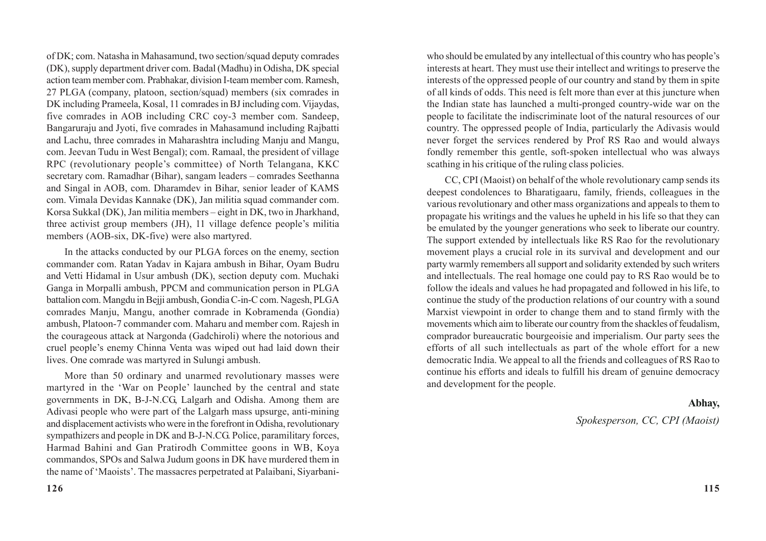of DK; com. Natasha in Mahasamund, two section/squad deputy comrades (DK), supply department driver com. Badal (Madhu) in Odisha, DK special action team member com. Prabhakar, division I-team member com. Ramesh, 27 PLGA (company, platoon, section/squad) members (six comrades in DK including Prameela, Kosal, 11 comrades in BJ including com. Vijaydas, five comrades in AOB including CRC coy-3 member com. Sandeep, Bangaruraju and Jyoti, five comrades in Mahasamund including Rajbatti and Lachu, three comrades in Maharashtra including Manju and Mangu, com. Jeevan Tudu in West Bengal); com. Ramaal, the president of village RPC (revolutionary people's committee) of North Telangana, KKC secretary com. Ramadhar (Bihar), sangam leaders – comrades Seethanna and Singal in AOB, com. Dharamdev in Bihar, senior leader of KAMS com. Vimala Devidas Kannake (DK), Jan militia squad commander com. Korsa Sukkal (DK), Jan militia members – eight in DK, two in Jharkhand, three activist group members (JH), 11 village defence people's militia members (AOB-six, DK-five) were also martyred.

In the attacks conducted by our PLGA forces on the enemy, section commander com. Ratan Yadav in Kajara ambush in Bihar, Oyam Budru and Vetti Hidamal in Usur ambush (DK), section deputy com. Muchaki Ganga in Morpalli ambush, PPCM and communication person in PLGA battalion com. Mangdu in Bejji ambush, Gondia C-in-C com. Nagesh, PLGA comrades Manju, Mangu, another comrade in Kobramenda (Gondia) ambush, Platoon-7 commander com. Maharu and member com. Rajesh in the courageous attack at Nargonda (Gadchiroli) where the notorious and cruel people's enemy Chinna Venta was wiped out had laid down their lives. One comrade was martyred in Sulungi ambush.

More than 50 ordinary and unarmed revolutionary masses were martyred in the 'War on People' launched by the central and state governments in DK, B-J-N.CG, Lalgarh and Odisha. Among them are Adivasi people who were part of the Lalgarh mass upsurge, anti-mining and displacement activists who were in the forefront in Odisha, revolutionary sympathizers and people in DK and B-J-N.CG. Police, paramilitary forces, Harmad Bahini and Gan Pratirodh Committee goons in WB, Koya commandos, SPOs and Salwa Judum goons in DK have murdered them in the name of 'Maoists'. The massacres perpetrated at Palaibani, Siyarbani-

who should be emulated by any intellectual of this country who has people's interests at heart. They must use their intellect and writings to preserve the interests of the oppressed people of our country and stand by them in spite of all kinds of odds. This need is felt more than ever at this juncture when the Indian state has launched a multi-pronged country-wide war on the people to facilitate the indiscriminate loot of the natural resources of our country. The oppressed people of India, particularly the Adivasis would never forget the services rendered by Prof RS Rao and would always fondly remember this gentle, soft-spoken intellectual who was always scathing in his critique of the ruling class policies.

CC, CPI (Maoist) on behalf of the whole revolutionary camp sends its deepest condolences to Bharatigaaru, family, friends, colleagues in the various revolutionary and other mass organizations and appeals to them to propagate his writings and the values he upheld in his life so that they can be emulated by the younger generations who seek to liberate our country. The support extended by intellectuals like RS Rao for the revolutionary movement plays a crucial role in its survival and development and our party warmly remembers all support and solidarity extended by such writers and intellectuals. The real homage one could pay to RS Rao would be to follow the ideals and values he had propagated and followed in his life, to continue the study of the production relations of our country with a sound Marxist viewpoint in order to change them and to stand firmly with the movements which aim to liberate our country from the shackles of feudalism, comprador bureaucratic bourgeoisie and imperialism. Our party sees the efforts of all such intellectuals as part of the whole effort for a new democratic India. We appeal to all the friends and colleagues of RS Rao to continue his efforts and ideals to fulfill his dream of genuine democracy and development for the people.

**Abhay,**

*Spokesperson, CC, CPI (Maoist)*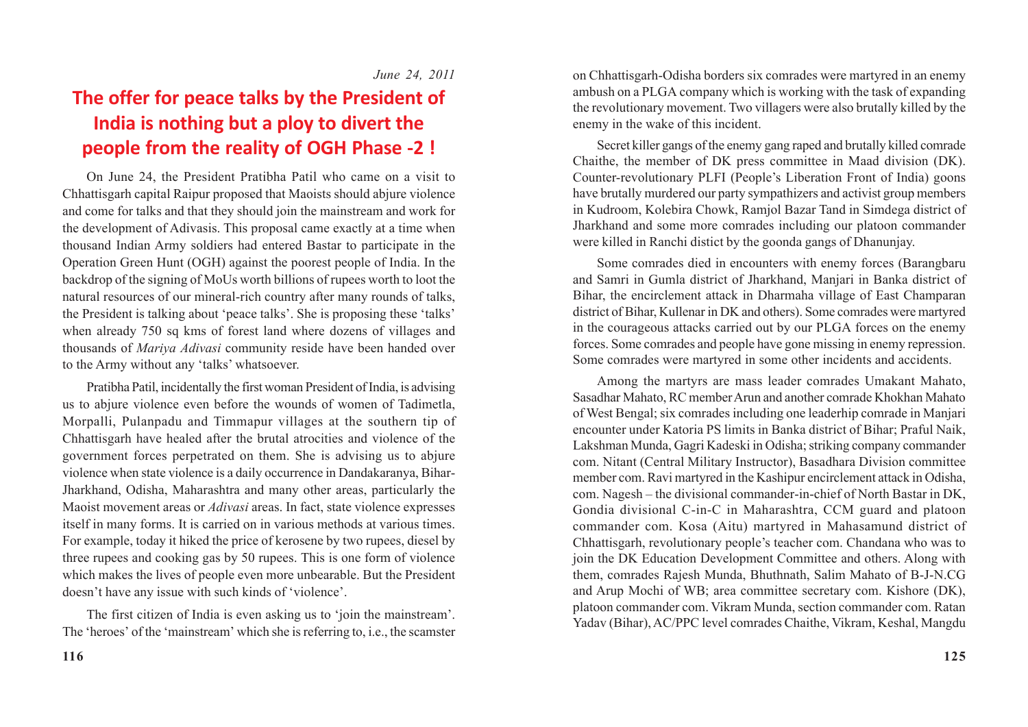*June 24, 2011*

# The offer for peace talks by the President of India is nothing but a ploy to divert the people from the reality of OGH Phase -2 !

On June 24, the President Pratibha Patil who came on a visit to Chhattisgarh capital Raipur proposed that Maoists should abjure violence and come for talks and that they should join the mainstream and work for the development of Adivasis. This proposal came exactly at a time when thousand Indian Army soldiers had entered Bastar to participate in the Operation Green Hunt (OGH) against the poorest people of India. In the backdrop of the signing of MoUs worth billions of rupees worth to loot the natural resources of our mineral-rich country after many rounds of talks, the President is talking about 'peace talks'. She is proposing these 'talks' when already 750 sq kms of forest land where dozens of villages and thousands of *Mariya Adivasi* community reside have been handed over to the Army without any 'talks' whatsoever.

Pratibha Patil, incidentally the first woman President of India, is advising us to abjure violence even before the wounds of women of Tadimetla, Morpalli, Pulanpadu and Timmapur villages at the southern tip of Chhattisgarh have healed after the brutal atrocities and violence of the government forces perpetrated on them. She is advising us to abjure violence when state violence is a daily occurrence in Dandakaranya, Bihar-Jharkhand, Odisha, Maharashtra and many other areas, particularly the Maoist movement areas or *Adivasi* areas. In fact, state violence expresses itself in many forms. It is carried on in various methods at various times. For example, today it hiked the price of kerosene by two rupees, diesel by three rupees and cooking gas by 50 rupees. This is one form of violence which makes the lives of people even more unbearable. But the President doesn't have any issue with such kinds of 'violence'.

The first citizen of India is even asking us to 'join the mainstream'. The 'heroes' of the 'mainstream' which she is referring to, i.e., the scamster

on Chhattisgarh-Odisha borders six comrades were martyred in an enemy ambush on a PLGA company which is working with the task of expanding the revolutionary movement. Two villagers were also brutally killed by the enemy in the wake of this incident.

Secret killer gangs of the enemy gang raped and brutally killed comrade Chaithe, the member of DK press committee in Maad division (DK). Counter-revolutionary PLFI (People's Liberation Front of India) goons have brutally murdered our party sympathizers and activist group members in Kudroom, Kolebira Chowk, Ramjol Bazar Tand in Simdega district of Jharkhand and some more comrades including our platoon commander were killed in Ranchi distict by the goonda gangs of Dhanunjay.

Some comrades died in encounters with enemy forces (Barangbaru and Samri in Gumla district of Jharkhand, Manjari in Banka district of Bihar, the encirclement attack in Dharmaha village of East Champaran district of Bihar, Kullenar in DK and others). Some comrades were martyred in the courageous attacks carried out by our PLGA forces on the enemy forces. Some comrades and people have gone missing in enemy repression. Some comrades were martyred in some other incidents and accidents.

Among the martyrs are mass leader comrades Umakant Mahato, Sasadhar Mahato, RC member Arun and another comrade Khokhan Mahato of West Bengal; six comrades including one leaderhip comrade in Manjari encounter under Katoria PS limits in Banka district of Bihar; Praful Naik, Lakshman Munda, Gagri Kadeski in Odisha; striking company commander com. Nitant (Central Military Instructor), Basadhara Division committee member com. Ravi martyred in the Kashipur encirclement attack in Odisha, com. Nagesh – the divisional commander-in-chief of North Bastar in DK, Gondia divisional C-in-C in Maharashtra, CCM guard and platoon commander com. Kosa (Aitu) martyred in Mahasamund district of Chhattisgarh, revolutionary people's teacher com. Chandana who was to join the DK Education Development Committee and others. Along with them, comrades Rajesh Munda, Bhuthnath, Salim Mahato of B-J-N.CG and Arup Mochi of WB; area committee secretary com. Kishore (DK), platoon commander com. Vikram Munda, section commander com. Ratan Yadav (Bihar), AC/PPC level comrades Chaithe, Vikram, Keshal, Mangdu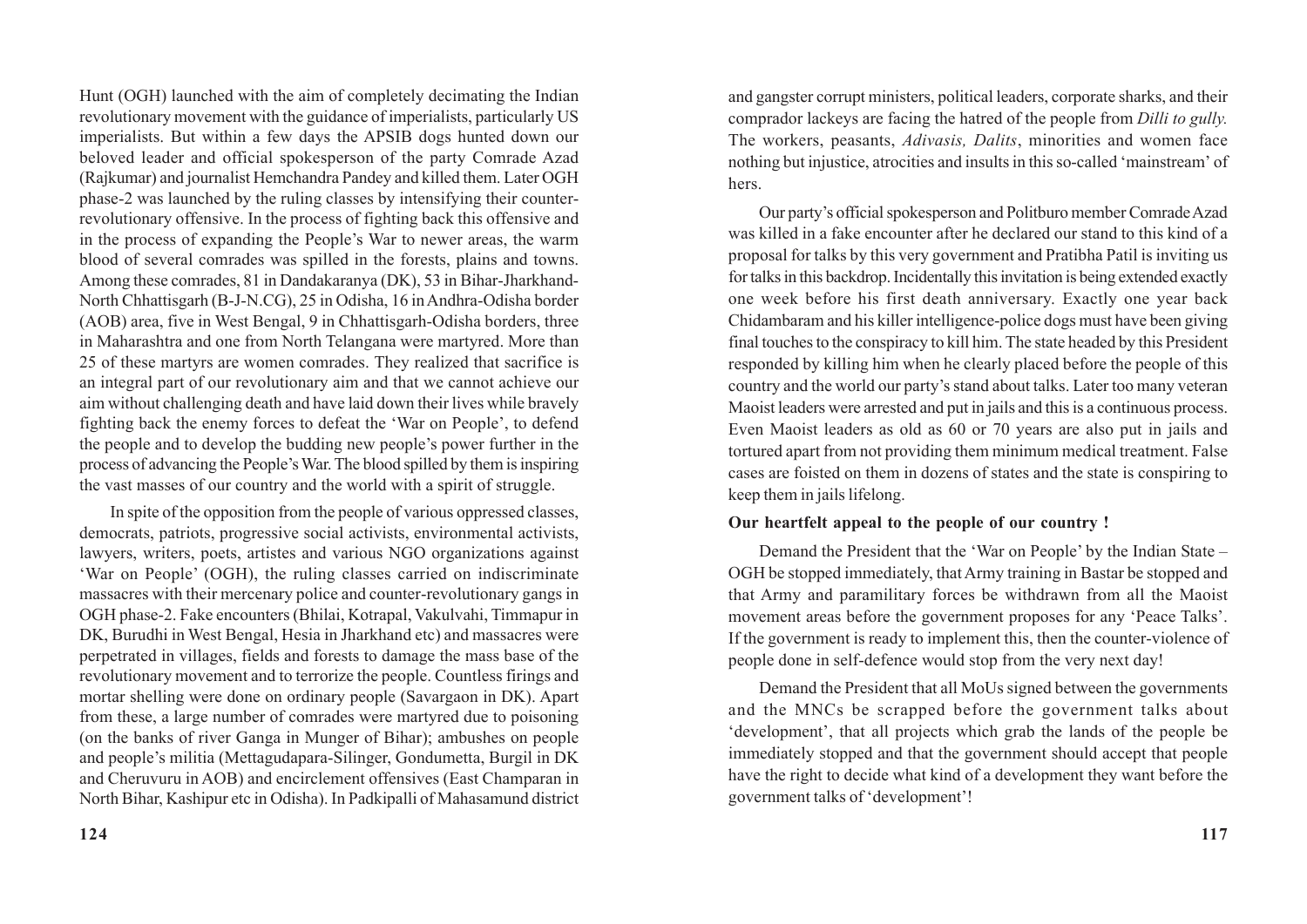Hunt (OGH) launched with the aim of completely decimating the Indian revolutionary movement with the guidance of imperialists, particularly US imperialists. But within a few days the APSIB dogs hunted down our beloved leader and official spokesperson of the party Comrade Azad (Rajkumar) and journalist Hemchandra Pandey and killed them. Later OGH phase-2 was launched by the ruling classes by intensifying their counter-revolutionary offensive. In the process of fighting back this offensive and in the process of expanding the People's War to newer areas, the warm blood of several comrades was spilled in the forests, plains and towns. Among these comrades, 81 in Dandakaranya (DK), 53 in Bihar-Jharkhand-North Chhattisgarh (B-J-N.CG), 25 in Odisha, 16 in Andhra-Odisha border (AOB) area, five in West Bengal, 9 in Chhattisgarh-Odisha borders, three in Maharashtra and one from North Telangana were martyred. More than 25 of these martyrs are women comrades. They realized that sacrifice is an integral part of our revolutionary aim and that we cannot achieve our aim without challenging death and have laid down their lives while bravely fighting back the enemy forces to defeat the 'War on People', to defend the people and to develop the budding new people's power further in the process of advancing the People's War. The blood spilled by them is inspiring the vast masses of our country and the world with a spirit of struggle.

In spite of the opposition from the people of various oppressed classes, democrats, patriots, progressive social activists, environmental activists, lawyers, writers, poets, artistes and various NGO organizations against 'War on People' (OGH), the ruling classes carried on indiscriminate massacres with their mercenary police and counter-revolutionary gangs in OGH phase-2. Fake encounters (Bhilai, Kotrapal, Vakulvahi, Timmapur in DK, Burudhi in West Bengal, Hesia in Jharkhand etc) and massacres were perpetrated in villages, fields and forests to damage the mass base of the revolutionary movement and to terrorize the people. Countless firings and mortar shelling were done on ordinary people (Savargaon in DK). Apart from these, a large number of comrades were martyred due to poisoning (on the banks of river Ganga in Munger of Bihar); ambushes on people and people's militia (Mettagudapara-Silinger, Gondumetta, Burgil in DK and Cheruvuru in AOB) and encirclement offensives (East Champaran in North Bihar, Kashipur etc in Odisha). In Padkipalli of Mahasamund district

and gangster corrupt ministers, political leaders, corporate sharks, and their comprador lackeys are facing the hatred of the people from *Dilli to gully.* The workers, peasants, *Adivasis, Dalits*, minorities and women face nothing but injustice, atrocities and insults in this so-called 'mainstream' of hers.

Our party's official spokesperson and Politburo member Comrade Azad was killed in a fake encounter after he declared our stand to this kind of a proposal for talks by this very government and Pratibha Patil is inviting us for talks in this backdrop. Incidentally this invitation is being extended exactly one week before his first death anniversary. Exactly one year back Chidambaram and his killer intelligence-police dogs must have been giving final touches to the conspiracy to kill him. The state headed by this President responded by killing him when he clearly placed before the people of this country and the world our party's stand about talks. Later too many veteran Maoist leaders were arrested and put in jails and this is a continuous process. Even Maoist leaders as old as 60 or 70 years are also put in jails and tortured apart from not providing them minimum medical treatment. False cases are foisted on them in dozens of states and the state is conspiring to keep them in jails lifelong.

**Our heartfelt appeal to the people of our country !**

Demand the President that the 'War on People' by the Indian State – OGH be stopped immediately, that Army training in Bastar be stopped and that Army and paramilitary forces be withdrawn from all the Maoist movement areas before the government proposes for any 'Peace Talks'. If the government is ready to implement this, then the counter-violence of people done in self-defence would stop from the very next day!

Demand the President that all MoUs signed between the governments and the MNCs be scrapped before the government talks about 'development', that all projects which grab the lands of the people be immediately stopped and that the government should accept that people have the right to decide what kind of a development they want before the government talks of 'development'!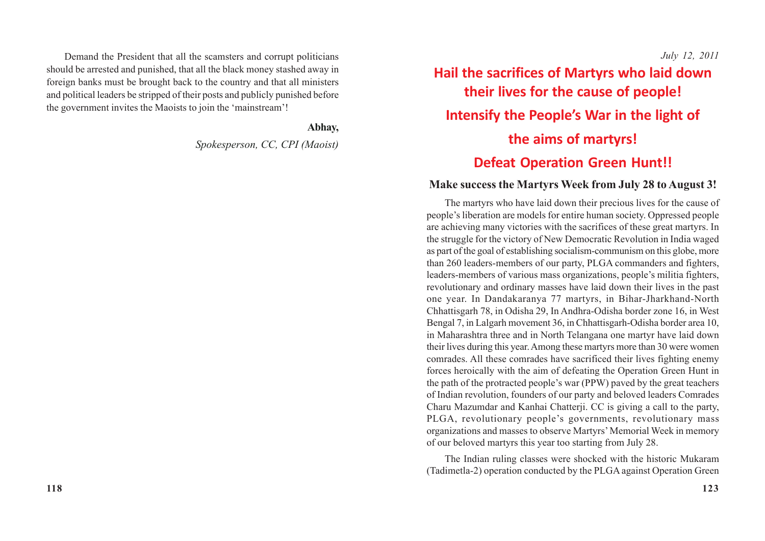Demand the President that all the scamsters and corrupt politicians should be arrested and punished, that all the black money stashed away in foreign banks must be brought back to the country and that all ministers and political leaders be stripped of their posts and publicly punished before the government invites the Maoists to join the 'mainstream'!

**Abhay,**

*Spokesperson, CC, CPI (Maoist)*

*July 12, 2011*

# Hail the sacrifices of Martyrs who laid down their lives for the cause of people!

# Intensify the People's War in the light of the aims of martyrs!

# Defeat Operation Green Hunt!!

### Make success the Martyrs Week from July 28 to August 3!

The martyrs who have laid down their precious lives for the cause of people's liberation are models for entire human society. Oppressed people are achieving many victories with the sacrifices of these great martyrs. In the struggle for the victory of New Democratic Revolution in India waged as part of the goal of establishing socialism-communism on this globe, more than 260 leaders-members of our party, PLGA commanders and fighters, leaders-members of various mass organizations, people's militia fighters, revolutionary and ordinary masses have laid down their lives in the past one year. In Dandakaranya 77 martyrs, in Bihar-Jharkhand-North Chhattisgarh 78, in Odisha 29, In Andhra-Odisha border zone 16, in West Bengal 7, in Lalgarh movement 36, in Chhattisgarh-Odisha border area 10, in Maharashtra three and in North Telangana one martyr have laid down their lives during this year. Among these martyrs more than 30 were women comrades. All these comrades have sacrificed their lives fighting enemy forces heroically with the aim of defeating the Operation Green Hunt in the path of the protracted people's war (PPW) paved by the great teachers of Indian revolution, founders of our party and beloved leaders Comrades Charu Mazumdar and Kanhai Chatterji. CC is giving a call to the party, PLGA, revolutionary people's governments, revolutionary mass organizations and masses to observe Martyrs' Memorial Week in memory of our beloved martyrs this year too starting from July 28.

The Indian ruling classes were shocked with the historic Mukaram (Tadimetla-2) operation conducted by the PLGA against Operation Green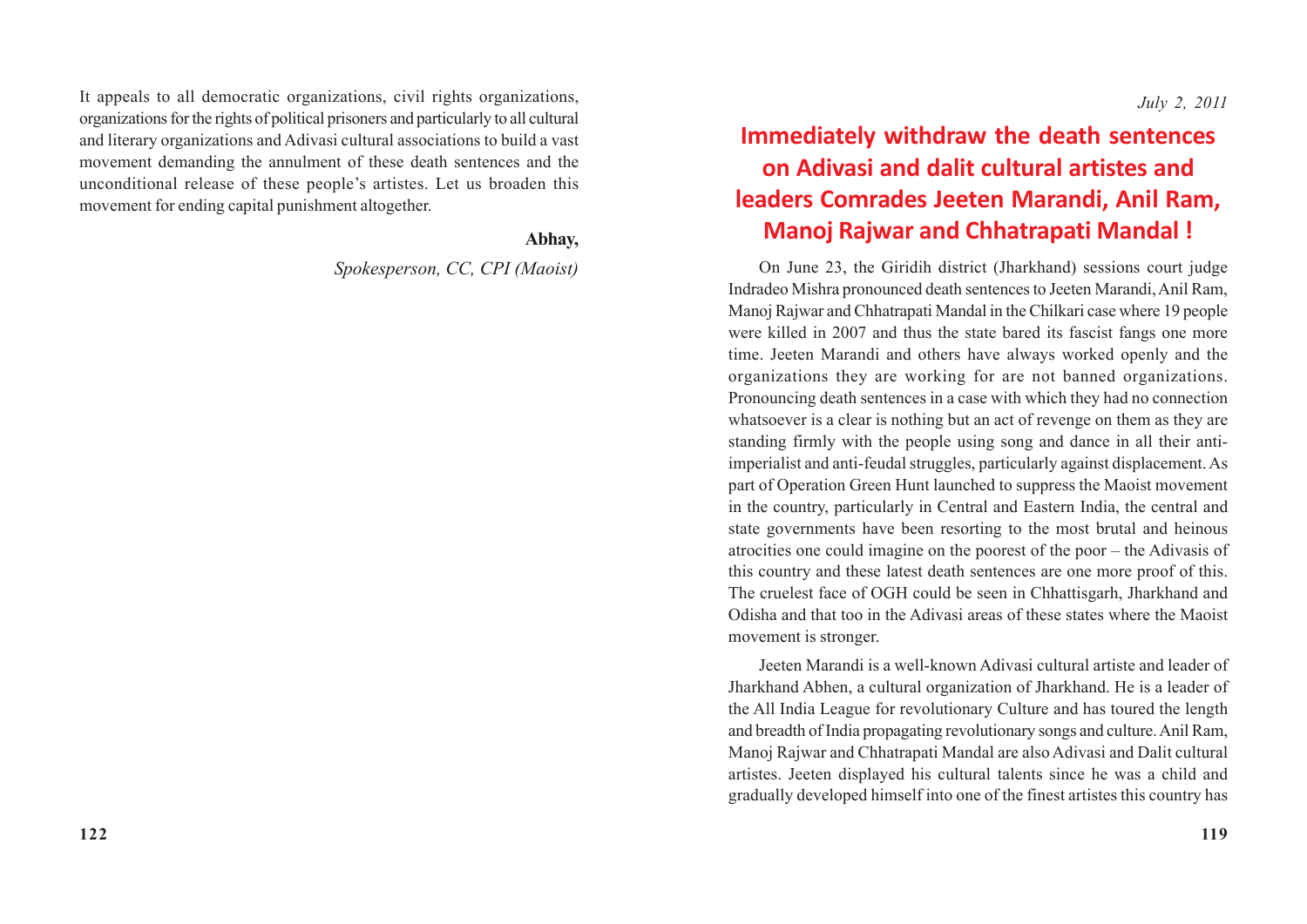It appeals to all democratic organizations, civil rights organizations, organizations for the rights of political prisoners and particularly to all cultural and literary organizations and Adivasi cultural associations to build a vast movement demanding the annulment of these death sentences and the unconditional release of these people's artistes. Let us broaden this movement for ending capital punishment altogether.

**Abhay,**

*Spokesperson, CC, CPI (Maoist)*

*July 2, 2011*

# Immediately withdraw the death sentences on Adivasi and dalit cultural artistes and leaders Comrades Jeeten Marandi, Anil Ram, Manoj Rajwar and Chhatrapati Mandal !

On June 23, the Giridih district (Jharkhand) sessions court judge Indradeo Mishra pronounced death sentences to Jeeten Marandi, Anil Ram, Manoj Rajwar and Chhatrapati Mandal in the Chilkari case where 19 people were killed in 2007 and thus the state bared its fascist fangs one more time. Jeeten Marandi and others have always worked openly and the organizations they are working for are not banned organizations. Pronouncing death sentences in a case with which they had no connection whatsoever is a clear is nothing but an act of revenge on them as they are standing firmly with the people using song and dance in all their anti-imperialist and anti-feudal struggles, particularly against displacement. As part of Operation Green Hunt launched to suppress the Maoist movement in the country, particularly in Central and Eastern India, the central and state governments have been resorting to the most brutal and heinous atrocities one could imagine on the poorest of the poor – the Adivasis of this country and these latest death sentences are one more proof of this. The cruelest face of OGH could be seen in Chhattisgarh, Jharkhand and Odisha and that too in the Adivasi areas of these states where the Maoist movement is stronger.

Jeeten Marandi is a well-known Adivasi cultural artiste and leader of Jharkhand Abhen, a cultural organization of Jharkhand. He is a leader of the All India League for revolutionary Culture and has toured the length and breadth of India propagating revolutionary songs and culture. Anil Ram, Manoj Rajwar and Chhatrapati Mandal are also Adivasi and Dalit cultural artistes. Jeeten displayed his cultural talents since he was a child and gradually developed himself into one of the finest artistes this country has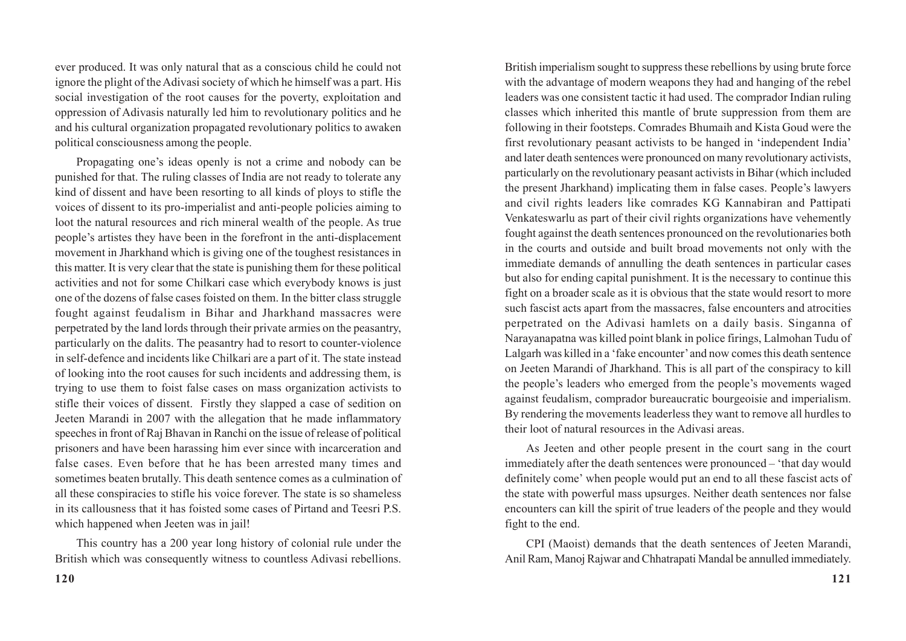ever produced. It was only natural that as a conscious child he could not ignore the plight of the Adivasi society of which he himself was a part. His social investigation of the root causes for the poverty, exploitation and oppression of Adivasis naturally led him to revolutionary politics and he and his cultural organization propagated revolutionary politics to awaken political consciousness among the people.

Propagating one's ideas openly is not a crime and nobody can be punished for that. The ruling classes of India are not ready to tolerate any kind of dissent and have been resorting to all kinds of ploys to stifle the voices of dissent to its pro-imperialist and anti-people policies aiming to loot the natural resources and rich mineral wealth of the people. As true people's artistes they have been in the forefront in the anti-displacement movement in Jharkhand which is giving one of the toughest resistances in this matter. It is very clear that the state is punishing them for these political activities and not for some Chilkari case which everybody knows is just one of the dozens of false cases foisted on them. In the bitter class struggle fought against feudalism in Bihar and Jharkhand massacres were perpetrated by the land lords through their private armies on the peasantry, particularly on the dalits. The peasantry had to resort to counter-violence in self-defence and incidents like Chilkari are a part of it. The state instead of looking into the root causes for such incidents and addressing them, is trying to use them to foist false cases on mass organization activists to stifle their voices of dissent. Firstly they slapped a case of sedition on Jeeten Marandi in 2007 with the allegation that he made inflammatory speeches in front of Raj Bhavan in Ranchi on the issue of release of political prisoners and have been harassing him ever since with incarceration and false cases. Even before that he has been arrested many times and sometimes beaten brutally. This death sentence comes as a culmination of all these conspiracies to stifle his voice forever. The state is so shameless in its callousness that it has foisted some cases of Pirtand and Teesri P.S. which happened when Jeeten was in jail!

This country has a 200 year long history of colonial rule under the British which was consequently witness to countless Adivasi rebellions. British imperialism sought to suppress these rebellions by using brute force with the advantage of modern weapons they had and hanging of the rebel leaders was one consistent tactic it had used. The comprador Indian ruling classes which inherited this mantle of brute suppression from them are following in their footsteps. Comrades Bhumaih and Kista Goud were the first revolutionary peasant activists to be hanged in 'independent India' and later death sentences were pronounced on many revolutionary activists, particularly on the revolutionary peasant activists in Bihar (which included the present Jharkhand) implicating them in false cases. People's lawyers and civil rights leaders like comrades KG Kannabiran and Pattipati Venkateswarlu as part of their civil rights organizations have vehemently fought against the death sentences pronounced on the revolutionaries both in the courts and outside and built broad movements not only with the immediate demands of annulling the death sentences in particular cases but also for ending capital punishment. It is the necessary to continue this fight on a broader scale as it is obvious that the state would resort to more such fascist acts apart from the massacres, false encounters and atrocities perpetrated on the Adivasi hamlets on a daily basis. Singanna of Narayanapatna was killed point blank in police firings, Lalmohan Tudu of Lalgarh was killed in a 'fake encounter' and now comes this death sentence on Jeeten Marandi of Jharkhand. This is all part of the conspiracy to kill the people's leaders who emerged from the people's movements waged against feudalism, comprador bureaucratic bourgeoisie and imperialism. By rendering the movements leaderless they want to remove all hurdles to their loot of natural resources in the Adivasi areas.

As Jeeten and other people present in the court sang in the court immediately after the death sentences were pronounced – 'that day would definitely come' when people would put an end to all these fascist acts of the state with powerful mass upsurges. Neither death sentences nor false encounters can kill the spirit of true leaders of the people and they would fight to the end.

CPI (Maoist) demands that the death sentences of Jeeten Marandi, Anil Ram, Manoj Rajwar and Chhatrapati Mandal be annulled immediately.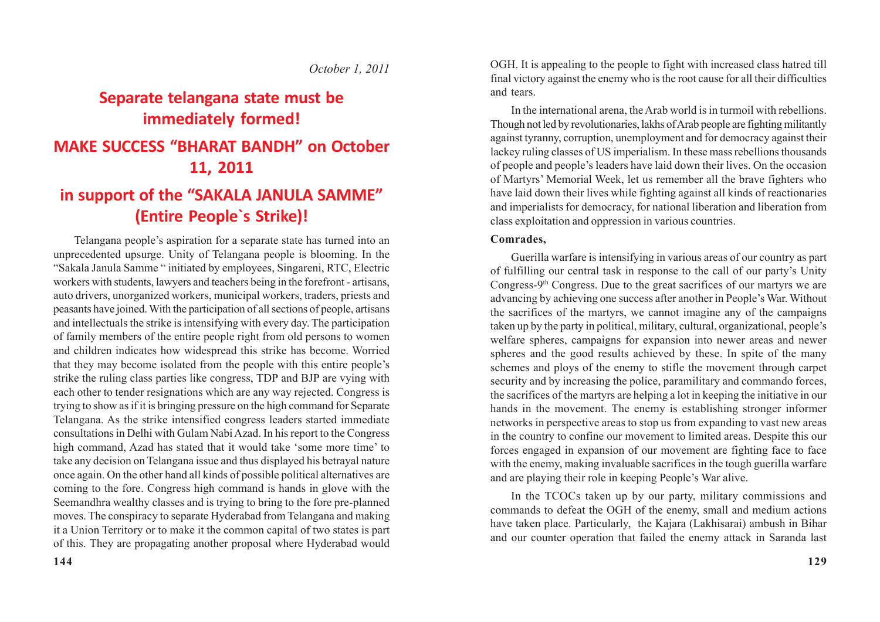*October 1, 2011*

# Separate telangana state must be immediately formed!

# MAKE SUCCESS "BHARAT BANDH" on October 11, 2011

# in support of the "SAKALA JANULA SAMME" (Entire People`s Strike)!

Telangana people's aspiration for a separate state has turned into an unprecedented upsurge. Unity of Telangana people is blooming. In the "Sakala Janula Samme " initiated by employees, Singareni, RTC, Electric workers with students, lawyers and teachers being in the forefront - artisans, auto drivers, unorganized workers, municipal workers, traders, priests and peasants have joined. With the participation of all sections of people, artisans and intellectuals the strike is intensifying with every day. The participation of family members of the entire people right from old persons to women and children indicates how widespread this strike has become. Worried that they may become isolated from the people with this entire people's strike the ruling class parties like congress, TDP and BJP are vying with each other to tender resignations which are any way rejected. Congress is trying to show as if it is bringing pressure on the high command for Separate Telangana. As the strike intensified congress leaders started immediate consultations in Delhi with Gulam Nabi Azad. In his report to the Congress high command, Azad has stated that it would take 'some more time' to take any decision on Telangana issue and thus displayed his betrayal nature once again. On the other hand all kinds of possible political alternatives are coming to the fore. Congress high command is hands in glove with the Seemandhra wealthy classes and is trying to bring to the fore pre-planned moves. The conspiracy to separate Hyderabad from Telangana and making it a Union Territory or to make it the common capital of two states is part of this. They are propagating another proposal where Hyderabad would

OGH. It is appealing to the people to fight with increased class hatred till final victory against the enemy who is the root cause for all their difficulties and tears.

In the international arena, the Arab world is in turmoil with rebellions. Though not led by revolutionaries, lakhs of Arab people are fighting militantly against tyranny, corruption, unemployment and for democracy against their lackey ruling classes of US imperialism. In these mass rebellions thousands of people and people's leaders have laid down their lives. On the occasion of Martyrs' Memorial Week, let us remember all the brave fighters who have laid down their lives while fighting against all kinds of reactionaries and imperialists for democracy, for national liberation and liberation from class exploitation and oppression in various countries.

**Comrades,**

Guerilla warfare is intensifying in various areas of our country as part of fulfilling our central task in response to the call of our party's Unity Congress-9th Congress. Due to the great sacrifices of our martyrs we are advancing by achieving one success after another in People's War. Without the sacrifices of the martyrs, we cannot imagine any of the campaigns taken up by the party in political, military, cultural, organizational, people's welfare spheres, campaigns for expansion into newer areas and newer spheres and the good results achieved by these. In spite of the many schemes and ploys of the enemy to stifle the movement through carpet security and by increasing the police, paramilitary and commando forces, the sacrifices of the martyrs are helping a lot in keeping the initiative in our hands in the movement. The enemy is establishing stronger informer networks in perspective areas to stop us from expanding to vast new areas in the country to confine our movement to limited areas. Despite this our forces engaged in expansion of our movement are fighting face to face with the enemy, making invaluable sacrifices in the tough guerilla warfare and are playing their role in keeping People's War alive.

In the TCOCs taken up by our party, military commissions and commands to defeat the OGH of the enemy, small and medium actions have taken place. Particularly, the Kajara (Lakhisarai) ambush in Bihar and our counter operation that failed the enemy attack in Saranda last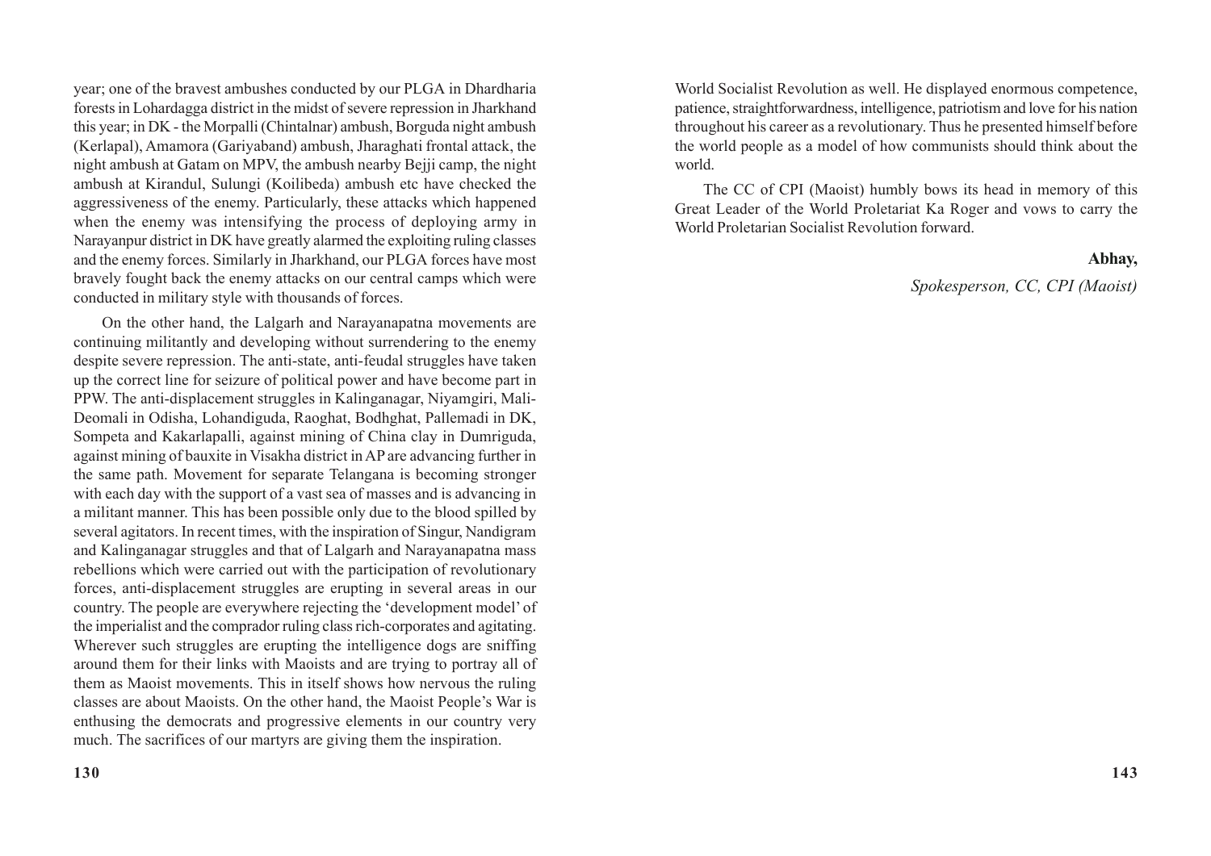year; one of the bravest ambushes conducted by our PLGA in Dhardharia forests in Lohardagga district in the midst of severe repression in Jharkhand this year; in DK - the Morpalli (Chintalnar) ambush, Borguda night ambush (Kerlapal), Amamora (Gariyaband) ambush, Jharaghati frontal attack, the night ambush at Gatam on MPV, the ambush nearby Bejji camp, the night ambush at Kirandul, Sulungi (Koilibeda) ambush etc have checked the aggressiveness of the enemy. Particularly, these attacks which happened when the enemy was intensifying the process of deploying army in Narayanpur district in DK have greatly alarmed the exploiting ruling classes and the enemy forces. Similarly in Jharkhand, our PLGA forces have most bravely fought back the enemy attacks on our central camps which were conducted in military style with thousands of forces.

On the other hand, the Lalgarh and Narayanapatna movements are continuing militantly and developing without surrendering to the enemy despite severe repression. The anti-state, anti-feudal struggles have taken up the correct line for seizure of political power and have become part in PPW. The anti-displacement struggles in Kalinganagar, Niyamgiri, Mali-Deomali in Odisha, Lohandiguda, Raoghat, Bodhghat, Pallemadi in DK, Sompeta and Kakarlapalli, against mining of China clay in Dumriguda, against mining of bauxite in Visakha district in AP are advancing further in the same path. Movement for separate Telangana is becoming stronger with each day with the support of a vast sea of masses and is advancing in a militant manner. This has been possible only due to the blood spilled by several agitators. In recent times, with the inspiration of Singur, Nandigram and Kalinganagar struggles and that of Lalgarh and Narayanapatna mass rebellions which were carried out with the participation of revolutionary forces, anti-displacement struggles are erupting in several areas in our country. The people are everywhere rejecting the 'development model' of the imperialist and the comprador ruling class rich-corporates and agitating. Wherever such struggles are erupting the intelligence dogs are sniffing around them for their links with Maoists and are trying to portray all of them as Maoist movements. This in itself shows how nervous the ruling classes are about Maoists. On the other hand, the Maoist People's War is enthusing the democrats and progressive elements in our country very much. The sacrifices of our martyrs are giving them the inspiration.

World Socialist Revolution as well. He displayed enormous competence, patience, straightforwardness, intelligence, patriotism and love for his nation throughout his career as a revolutionary. Thus he presented himself before the world people as a model of how communists should think about the world.

The CC of CPI (Maoist) humbly bows its head in memory of this Great Leader of the World Proletariat Ka Roger and vows to carry the World Proletarian Socialist Revolution forward.

**Abhay,**

*Spokesperson, CC, CPI (Maoist)*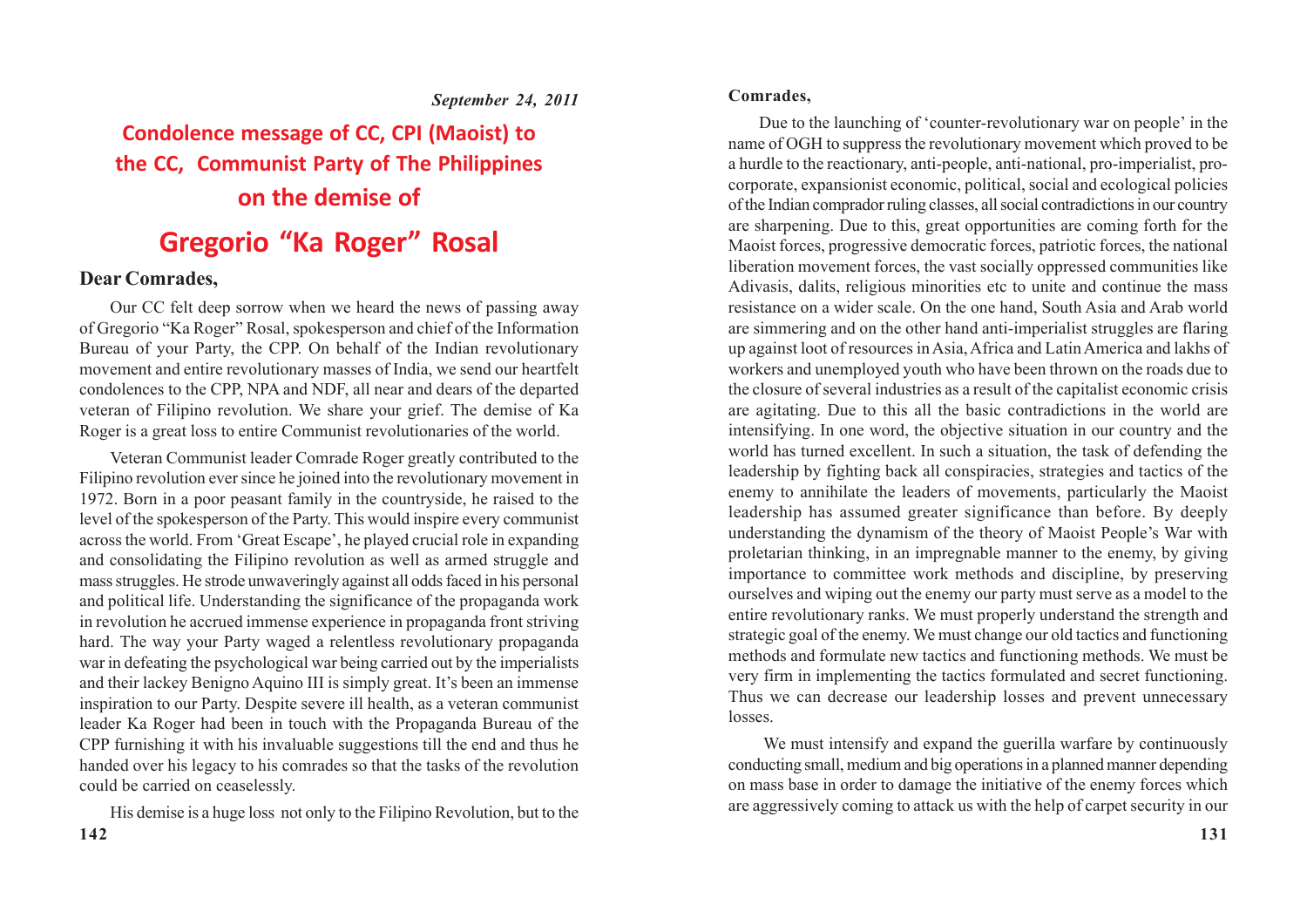*September 24, 2011*

# Condolence message of CC, CPI (Maoist) to the CC, Communist Party of The Philippines on the demise of

# Gregorio "Ka Roger" Rosal

**Dear Comrades,**

Our CC felt deep sorrow when we heard the news of passing away of Gregorio "Ka Roger" Rosal, spokesperson and chief of the Information Bureau of your Party, the CPP. On behalf of the Indian revolutionary movement and entire revolutionary masses of India, we send our heartfelt condolences to the CPP, NPA and NDF, all near and dears of the departed veteran of Filipino revolution. We share your grief. The demise of Ka Roger is a great loss to entire Communist revolutionaries of the world.

Veteran Communist leader Comrade Roger greatly contributed to the Filipino revolution ever since he joined into the revolutionary movement in 1972. Born in a poor peasant family in the countryside, he raised to the level of the spokesperson of the Party. This would inspire every communist across the world. From 'Great Escape', he played crucial role in expanding and consolidating the Filipino revolution as well as armed struggle and mass struggles. He strode unwaveringly against all odds faced in his personal and political life. Understanding the significance of the propaganda work in revolution he accrued immense experience in propaganda front striving hard. The way your Party waged a relentless revolutionary propaganda war in defeating the psychological war being carried out by the imperialists and their lackey Benigno Aquino III is simply great. It's been an immense inspiration to our Party. Despite severe ill health, as a veteran communist leader Ka Roger had been in touch with the Propaganda Bureau of the CPP furnishing it with his invaluable suggestions till the end and thus he handed over his legacy to his comrades so that the tasks of the revolution could be carried on ceaselessly.

His demise is a huge loss not only to the Filipino Revolution, but to the

**Comrades,**

Due to the launching of 'counter-revolutionary war on people' in the name of OGH to suppress the revolutionary movement which proved to be a hurdle to the reactionary, anti-people, anti-national, pro-imperialist, pro-corporate, expansionist economic, political, social and ecological policies of the Indian comprador ruling classes, all social contradictions in our country are sharpening. Due to this, great opportunities are coming forth for the Maoist forces, progressive democratic forces, patriotic forces, the national liberation movement forces, the vast socially oppressed communities like Adivasis, dalits, religious minorities etc to unite and continue the mass resistance on a wider scale. On the one hand, South Asia and Arab world are simmering and on the other hand anti-imperialist struggles are flaring up against loot of resources in Asia, Africa and Latin America and lakhs of workers and unemployed youth who have been thrown on the roads due to the closure of several industries as a result of the capitalist economic crisis are agitating. Due to this all the basic contradictions in the world are intensifying. In one word, the objective situation in our country and the world has turned excellent. In such a situation, the task of defending the leadership by fighting back all conspiracies, strategies and tactics of the enemy to annihilate the leaders of movements, particularly the Maoist leadership has assumed greater significance than before. By deeply understanding the dynamism of the theory of Maoist People's War with proletarian thinking, in an impregnable manner to the enemy, by giving importance to committee work methods and discipline, by preserving ourselves and wiping out the enemy our party must serve as a model to the entire revolutionary ranks. We must properly understand the strength and strategic goal of the enemy. We must change our old tactics and functioning methods and formulate new tactics and functioning methods. We must be very firm in implementing the tactics formulated and secret functioning. Thus we can decrease our leadership losses and prevent unnecessary losses.

We must intensify and expand the guerilla warfare by continuously conducting small, medium and big operations in a planned manner depending on mass base in order to damage the initiative of the enemy forces which are aggressively coming to attack us with the help of carpet security in our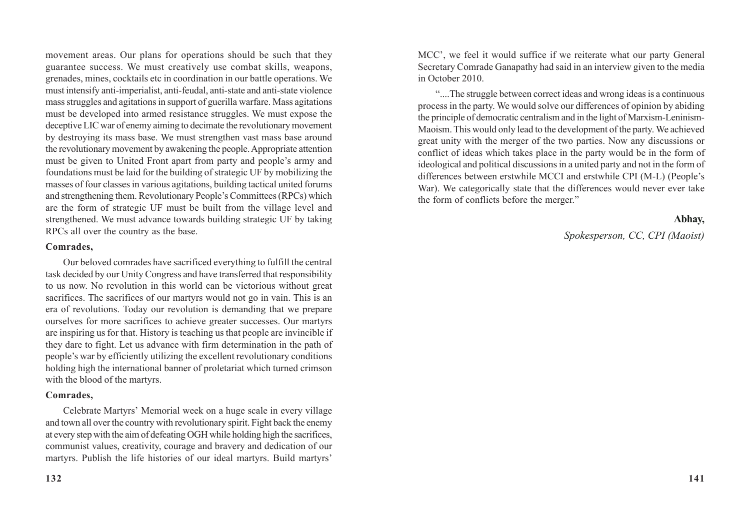movement areas. Our plans for operations should be such that they guarantee success. We must creatively use combat skills, weapons, grenades, mines, cocktails etc in coordination in our battle operations. We must intensify anti-imperialist, anti-feudal, anti-state and anti-state violence mass struggles and agitations in support of guerilla warfare. Mass agitations must be developed into armed resistance struggles. We must expose the deceptive LIC war of enemy aiming to decimate the revolutionary movement by destroying its mass base. We must strengthen vast mass base around the revolutionary movement by awakening the people. Appropriate attention must be given to United Front apart from party and people's army and foundations must be laid for the building of strategic UF by mobilizing the masses of four classes in various agitations, building tactical united forums and strengthening them. Revolutionary People's Committees (RPCs) which are the form of strategic UF must be built from the village level and strengthened. We must advance towards building strategic UF by taking RPCs all over the country as the base.

**Comrades,**

Our beloved comrades have sacrificed everything to fulfill the central task decided by our Unity Congress and have transferred that responsibility to us now. No revolution in this world can be victorious without great sacrifices. The sacrifices of our martyrs would not go in vain. This is an era of revolutions. Today our revolution is demanding that we prepare ourselves for more sacrifices to achieve greater successes. Our martyrs are inspiring us for that. History is teaching us that people are invincible if they dare to fight. Let us advance with firm determination in the path of people's war by efficiently utilizing the excellent revolutionary conditions holding high the international banner of proletariat which turned crimson with the blood of the martyrs.

**Comrades,**

Celebrate Martyrs' Memorial week on a huge scale in every village and town all over the country with revolutionary spirit. Fight back the enemy at every step with the aim of defeating OGH while holding high the sacrifices, communist values, creativity, courage and bravery and dedication of our martyrs. Publish the life histories of our ideal martyrs. Build martyrs'

MCC', we feel it would suffice if we reiterate what our party General Secretary Comrade Ganapathy had said in an interview given to the media in October 2010.

"....The struggle between correct ideas and wrong ideas is a continuous process in the party. We would solve our differences of opinion by abiding the principle of democratic centralism and in the light of Marxism-Leninism-Maoism. This would only lead to the development of the party. We achieved great unity with the merger of the two parties. Now any discussions or conflict of ideas which takes place in the party would be in the form of ideological and political discussions in a united party and not in the form of differences between erstwhile MCCI and erstwhile CPI (M-L) (People's War). We categorically state that the differences would never ever take the form of conflicts before the merger."

**Abhay,**

*Spokesperson, CC, CPI (Maoist)*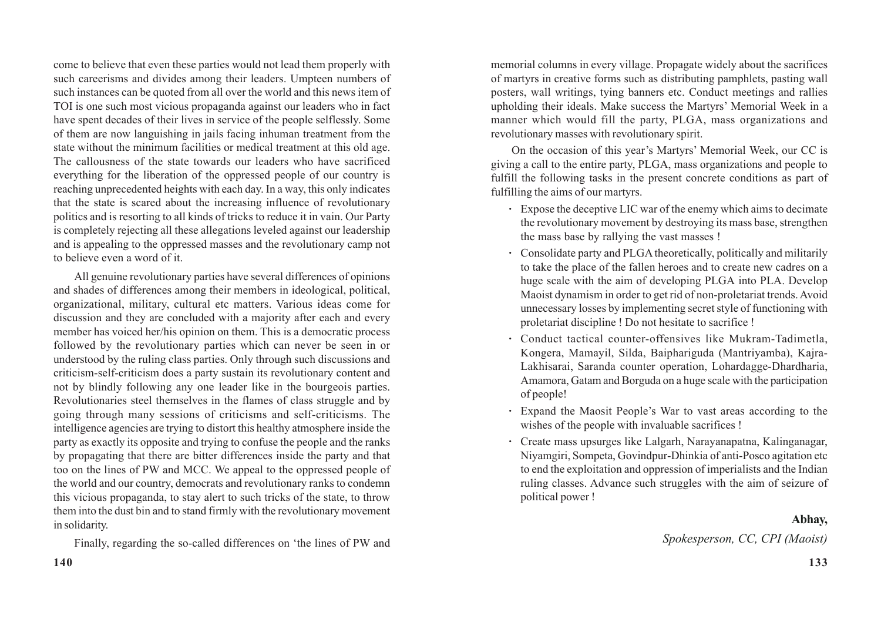come to believe that even these parties would not lead them properly with such careerisms and divides among their leaders. Umpteen numbers of such instances can be quoted from all over the world and this news item of TOI is one such most vicious propaganda against our leaders who in fact have spent decades of their lives in service of the people selflessly. Some of them are now languishing in jails facing inhuman treatment from the state without the minimum facilities or medical treatment at this old age. The callousness of the state towards our leaders who have sacrificed everything for the liberation of the oppressed people of our country is reaching unprecedented heights with each day. In a way, this only indicates that the state is scared about the increasing influence of revolutionary politics and is resorting to all kinds of tricks to reduce it in vain. Our Party is completely rejecting all these allegations leveled against our leadership and is appealing to the oppressed masses and the revolutionary camp not to believe even a word of it.

All genuine revolutionary parties have several differences of opinions and shades of differences among their members in ideological, political, organizational, military, cultural etc matters. Various ideas come for discussion and they are concluded with a majority after each and every member has voiced her/his opinion on them. This is a democratic process followed by the revolutionary parties which can never be seen in or understood by the ruling class parties. Only through such discussions and criticism-self-criticism does a party sustain its revolutionary content and not by blindly following any one leader like in the bourgeois parties. Revolutionaries steel themselves in the flames of class struggle and by going through many sessions of criticisms and self-criticisms. The intelligence agencies are trying to distort this healthy atmosphere inside the party as exactly its opposite and trying to confuse the people and the ranks by propagating that there are bitter differences inside the party and that too on the lines of PW and MCC. We appeal to the oppressed people of the world and our country, democrats and revolutionary ranks to condemn this vicious propaganda, to stay alert to such tricks of the state, to throw them into the dust bin and to stand firmly with the revolutionary movement in solidarity.

Finally, regarding the so-called differences on 'the lines of PW and

memorial columns in every village. Propagate widely about the sacrifices of martyrs in creative forms such as distributing pamphlets, pasting wall posters, wall writings, tying banners etc. Conduct meetings and rallies upholding their ideals. Make success the Martyrs' Memorial Week in a manner which would fill the party, PLGA, mass organizations and revolutionary masses with revolutionary spirit.

On the occasion of this year's Martyrs' Memorial Week, our CC is giving a call to the entire party, PLGA, mass organizations and people to fulfill the following tasks in the present concrete conditions as part of fulfilling the aims of our martyrs.

- Expose the deceptive LIC war of the enemy which aims to decimate the revolutionary movement by destroying its mass base, strengthen the mass base by rallying the vast masses !
- Consolidate party and PLGA theoretically, politically and militarily to take the place of the fallen heroes and to create new cadres on a huge scale with the aim of developing PLGA into PLA. Develop Maoist dynamism in order to get rid of non-proletariat trends. Avoid unnecessary losses by implementing secret style of functioning with proletariat discipline ! Do not hesitate to sacrifice !
- Conduct tactical counter-offensives like Mukram-Tadimetla, Kongera, Mamayil, Silda, Baiphariguda (Mantriyamba), Kajra-Lakhisarai, Saranda counter operation, Lohardagge-Dhardharia, Amamora, Gatam and Borguda on a huge scale with the participation of people!
- Expand the Maosit People's War to vast areas according to the wishes of the people with invaluable sacrifices !
- Create mass upsurges like Lalgarh, Narayanapatna, Kalinganagar, Niyamgiri, Sompeta, Govindpur-Dhinkia of anti-Posco agitation etc to end the exploitation and oppression of imperialists and the Indian ruling classes. Advance such struggles with the aim of seizure of political power !

**Abhay,**

*Spokesperson, CC, CPI (Maoist)*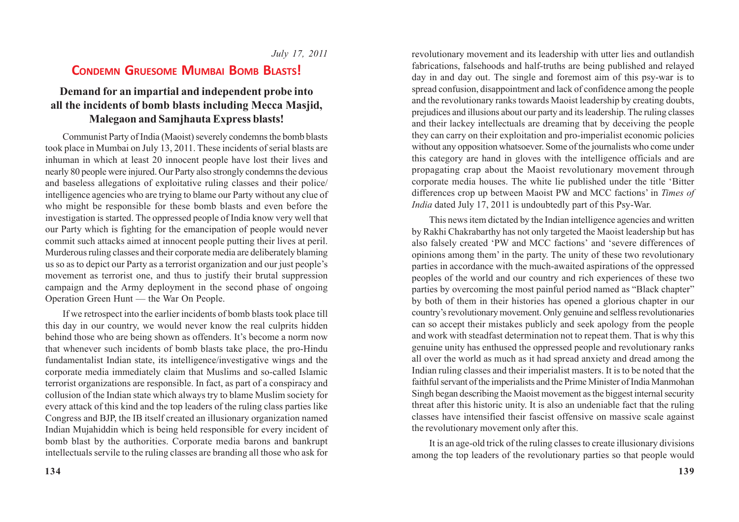*July 17, 2011*

# CONDEMN GRUESOME MUMBAI BOMB BLASTS!

## Demand for an impartial and independent probe into all the incidents of bomb blasts including Mecca Masjid, Malegaon and Samjhauta Express blasts!

Communist Party of India (Maoist) severely condemns the bomb blasts took place in Mumbai on July 13, 2011. These incidents of serial blasts are inhuman in which at least 20 innocent people have lost their lives and nearly 80 people were injured. Our Party also strongly condemns the devious and baseless allegations of exploitative ruling classes and their police/ intelligence agencies who are trying to blame our Party without any clue of who might be responsible for these bomb blasts and even before the investigation is started. The oppressed people of India know very well that our Party which is fighting for the emancipation of people would never commit such attacks aimed at innocent people putting their lives at peril. Murderous ruling classes and their corporate media are deliberately blaming us so as to depict our Party as a terrorist organization and our just people's movement as terrorist one, and thus to justify their brutal suppression campaign and the Army deployment in the second phase of ongoing Operation Green Hunt — the War On People.

If we retrospect into the earlier incidents of bomb blasts took place till this day in our country, we would never know the real culprits hidden behind those who are being shown as offenders. It's become a norm now that whenever such incidents of bomb blasts take place, the pro-Hindu fundamentalist Indian state, its intelligence/investigative wings and the corporate media immediately claim that Muslims and so-called Islamic terrorist organizations are responsible. In fact, as part of a conspiracy and collusion of the Indian state which always try to blame Muslim society for every attack of this kind and the top leaders of the ruling class parties like Congress and BJP, the IB itself created an illusionary organization named Indian Mujahiddin which is being held responsible for every incident of bomb blast by the authorities. Corporate media barons and bankrupt intellectuals servile to the ruling classes are branding all those who ask for

revolutionary movement and its leadership with utter lies and outlandish fabrications, falsehoods and half-truths are being published and relayed day in and day out. The single and foremost aim of this psy-war is to spread confusion, disappointment and lack of confidence among the people and the revolutionary ranks towards Maoist leadership by creating doubts, prejudices and illusions about our party and its leadership. The ruling classes and their lackey intellectuals are dreaming that by deceiving the people they can carry on their exploitation and pro-imperialist economic policies without any opposition whatsoever. Some of the journalists who come under this category are hand in gloves with the intelligence officials and are propagating crap about the Maoist revolutionary movement through corporate media houses. The white lie published under the title 'Bitter differences crop up between Maoist PW and MCC factions' in *Times of India* dated July 17, 2011 is undoubtedly part of this Psy-War.

This news item dictated by the Indian intelligence agencies and written by Rakhi Chakrabarthy has not only targeted the Maoist leadership but has also falsely created 'PW and MCC factions' and 'severe differences of opinions among them' in the party. The unity of these two revolutionary parties in accordance with the much-awaited aspirations of the oppressed peoples of the world and our country and rich experiences of these two parties by overcoming the most painful period named as "Black chapter" by both of them in their histories has opened a glorious chapter in our country's revolutionary movement. Only genuine and selfless revolutionaries can so accept their mistakes publicly and seek apology from the people and work with steadfast determination not to repeat them. That is why this genuine unity has enthused the oppressed people and revolutionary ranks all over the world as much as it had spread anxiety and dread among the Indian ruling classes and their imperialist masters. It is to be noted that the faithful servant of the imperialists and the Prime Minister of India Manmohan Singh began describing the Maoist movement as the biggest internal security threat after this historic unity. It is also an undeniable fact that the ruling classes have intensified their fascist offensive on massive scale against the revolutionary movement only after this.

It is an age-old trick of the ruling classes to create illusionary divisions among the top leaders of the revolutionary parties so that people would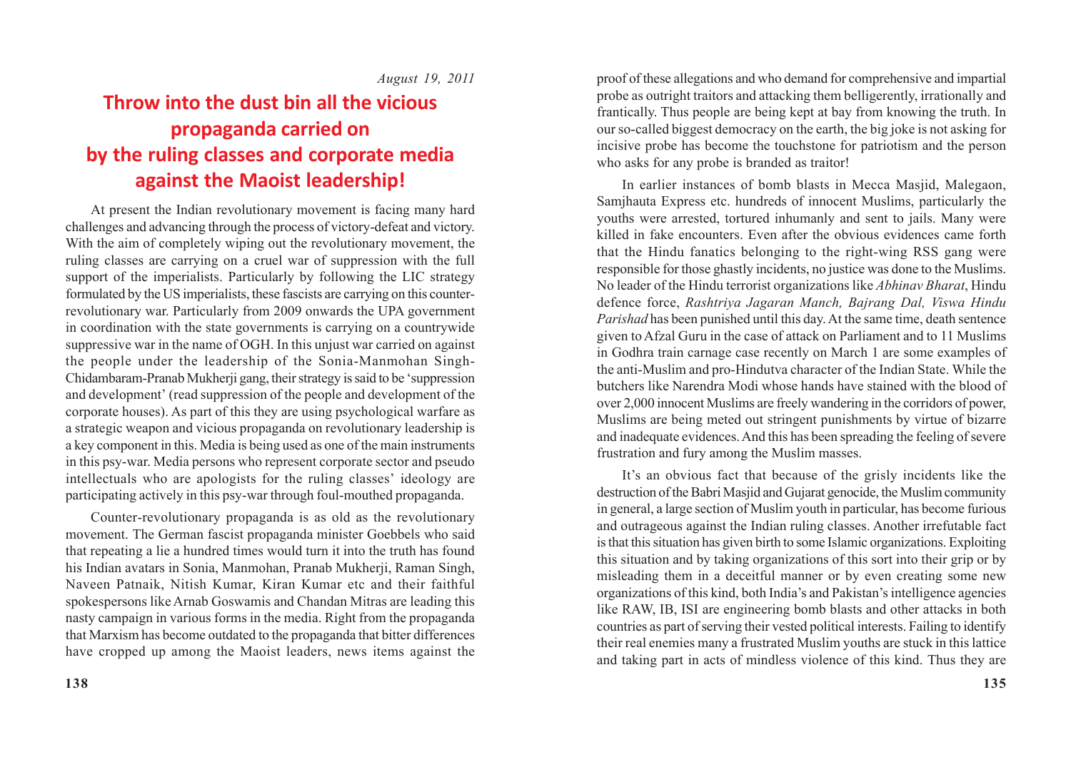*August 19, 2011*

# Throw into the dust bin all the vicious propaganda carried on by the ruling classes and corporate media against the Maoist leadership!

At present the Indian revolutionary movement is facing many hard challenges and advancing through the process of victory-defeat and victory. With the aim of completely wiping out the revolutionary movement, the ruling classes are carrying on a cruel war of suppression with the full support of the imperialists. Particularly by following the LIC strategy formulated by the US imperialists, these fascists are carrying on this counter-revolutionary war. Particularly from 2009 onwards the UPA government in coordination with the state governments is carrying on a countrywide suppressive war in the name of OGH. In this unjust war carried on against the people under the leadership of the Sonia-Manmohan Singh-Chidambaram-Pranab Mukherji gang, their strategy is said to be 'suppression and development' (read suppression of the people and development of the corporate houses). As part of this they are using psychological warfare as a strategic weapon and vicious propaganda on revolutionary leadership is a key component in this. Media is being used as one of the main instruments in this psy-war. Media persons who represent corporate sector and pseudo intellectuals who are apologists for the ruling classes' ideology are participating actively in this psy-war through foul-mouthed propaganda.

Counter-revolutionary propaganda is as old as the revolutionary movement. The German fascist propaganda minister Goebbels who said that repeating a lie a hundred times would turn it into the truth has found his Indian avatars in Sonia, Manmohan, Pranab Mukherji, Raman Singh, Naveen Patnaik, Nitish Kumar, Kiran Kumar etc and their faithful spokespersons like Arnab Goswamis and Chandan Mitras are leading this nasty campaign in various forms in the media. Right from the propaganda that Marxism has become outdated to the propaganda that bitter differences have cropped up among the Maoist leaders, news items against the

proof of these allegations and who demand for comprehensive and impartial probe as outright traitors and attacking them belligerently, irrationally and frantically. Thus people are being kept at bay from knowing the truth. In our so-called biggest democracy on the earth, the big joke is not asking for incisive probe has become the touchstone for patriotism and the person who asks for any probe is branded as traitor!

In earlier instances of bomb blasts in Mecca Masjid, Malegaon, Samjhauta Express etc. hundreds of innocent Muslims, particularly the youths were arrested, tortured inhumanly and sent to jails. Many were killed in fake encounters. Even after the obvious evidences came forth that the Hindu fanatics belonging to the right-wing RSS gang were responsible for those ghastly incidents, no justice was done to the Muslims. No leader of the Hindu terrorist organizations like *Abhinav Bharat*, Hindu defence force, *Rashtriya Jagaran Manch, Bajrang Dal, Viswa Hindu Parishad* has been punished until this day. At the same time, death sentence given to Afzal Guru in the case of attack on Parliament and to 11 Muslims in Godhra train carnage case recently on March 1 are some examples of the anti-Muslim and pro-Hindutva character of the Indian State. While the butchers like Narendra Modi whose hands have stained with the blood of over 2,000 innocent Muslims are freely wandering in the corridors of power, Muslims are being meted out stringent punishments by virtue of bizarre and inadequate evidences. And this has been spreading the feeling of severe frustration and fury among the Muslim masses.

It's an obvious fact that because of the grisly incidents like the destruction of the Babri Masjid and Gujarat genocide, the Muslim community in general, a large section of Muslim youth in particular, has become furious and outrageous against the Indian ruling classes. Another irrefutable fact is that this situation has given birth to some Islamic organizations. Exploiting this situation and by taking organizations of this sort into their grip or by misleading them in a deceitful manner or by even creating some new organizations of this kind, both India's and Pakistan's intelligence agencies like RAW, IB, ISI are engineering bomb blasts and other attacks in both countries as part of serving their vested political interests. Failing to identify their real enemies many a frustrated Muslim youths are stuck in this lattice and taking part in acts of mindless violence of this kind. Thus they are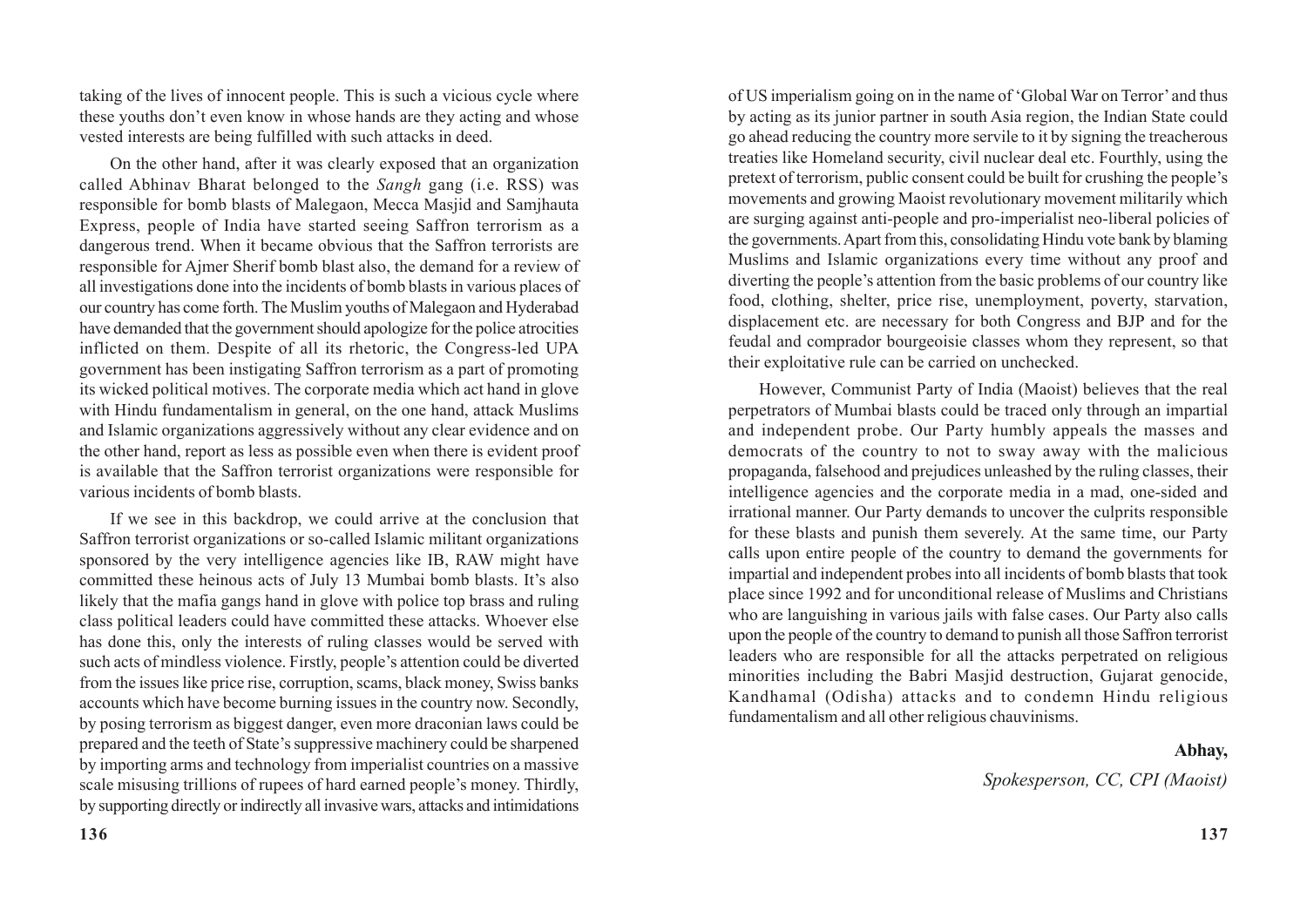taking of the lives of innocent people. This is such a vicious cycle where these youths don't even know in whose hands are they acting and whose vested interests are being fulfilled with such attacks in deed.

On the other hand, after it was clearly exposed that an organization called Abhinav Bharat belonged to the *Sangh* gang (i.e. RSS) was responsible for bomb blasts of Malegaon, Mecca Masjid and Samjhauta Express, people of India have started seeing Saffron terrorism as a dangerous trend. When it became obvious that the Saffron terrorists are responsible for Ajmer Sherif bomb blast also, the demand for a review of all investigations done into the incidents of bomb blasts in various places of our country has come forth. The Muslim youths of Malegaon and Hyderabad have demanded that the government should apologize for the police atrocities inflicted on them. Despite of all its rhetoric, the Congress-led UPA government has been instigating Saffron terrorism as a part of promoting its wicked political motives. The corporate media which act hand in glove with Hindu fundamentalism in general, on the one hand, attack Muslims and Islamic organizations aggressively without any clear evidence and on the other hand, report as less as possible even when there is evident proof is available that the Saffron terrorist organizations were responsible for various incidents of bomb blasts.

If we see in this backdrop, we could arrive at the conclusion that Saffron terrorist organizations or so-called Islamic militant organizations sponsored by the very intelligence agencies like IB, RAW might have committed these heinous acts of July 13 Mumbai bomb blasts. It's also likely that the mafia gangs hand in glove with police top brass and ruling class political leaders could have committed these attacks. Whoever else has done this, only the interests of ruling classes would be served with such acts of mindless violence. Firstly, people's attention could be diverted from the issues like price rise, corruption, scams, black money, Swiss banks accounts which have become burning issues in the country now. Secondly, by posing terrorism as biggest danger, even more draconian laws could be prepared and the teeth of State's suppressive machinery could be sharpened by importing arms and technology from imperialist countries on a massive scale misusing trillions of rupees of hard earned people's money. Thirdly, by supporting directly or indirectly all invasive wars, attacks and intimidations of US imperialism going on in the name of 'Global War on Terror' and thus by acting as its junior partner in south Asia region, the Indian State could go ahead reducing the country more servile to it by signing the treacherous treaties like Homeland security, civil nuclear deal etc. Fourthly, using the pretext of terrorism, public consent could be built for crushing the people's movements and growing Maoist revolutionary movement militarily which are surging against anti-people and pro-imperialist neo-liberal policies of the governments. Apart from this, consolidating Hindu vote bank by blaming Muslims and Islamic organizations every time without any proof and diverting the people's attention from the basic problems of our country like food, clothing, shelter, price rise, unemployment, poverty, starvation, displacement etc. are necessary for both Congress and BJP and for the feudal and comprador bourgeoisie classes whom they represent, so that their exploitative rule can be carried on unchecked.

However, Communist Party of India (Maoist) believes that the real perpetrators of Mumbai blasts could be traced only through an impartial and independent probe. Our Party humbly appeals the masses and democrats of the country to not to sway away with the malicious propaganda, falsehood and prejudices unleashed by the ruling classes, their intelligence agencies and the corporate media in a mad, one-sided and irrational manner. Our Party demands to uncover the culprits responsible for these blasts and punish them severely. At the same time, our Party calls upon entire people of the country to demand the governments for impartial and independent probes into all incidents of bomb blasts that took place since 1992 and for unconditional release of Muslims and Christians who are languishing in various jails with false cases. Our Party also calls upon the people of the country to demand to punish all those Saffron terrorist leaders who are responsible for all the attacks perpetrated on religious minorities including the Babri Masjid destruction, Gujarat genocide, Kandhamal (Odisha) attacks and to condemn Hindu religious fundamentalism and all other religious chauvinisms.

**Abhay,**

*Spokesperson, CC, CPI (Maoist)*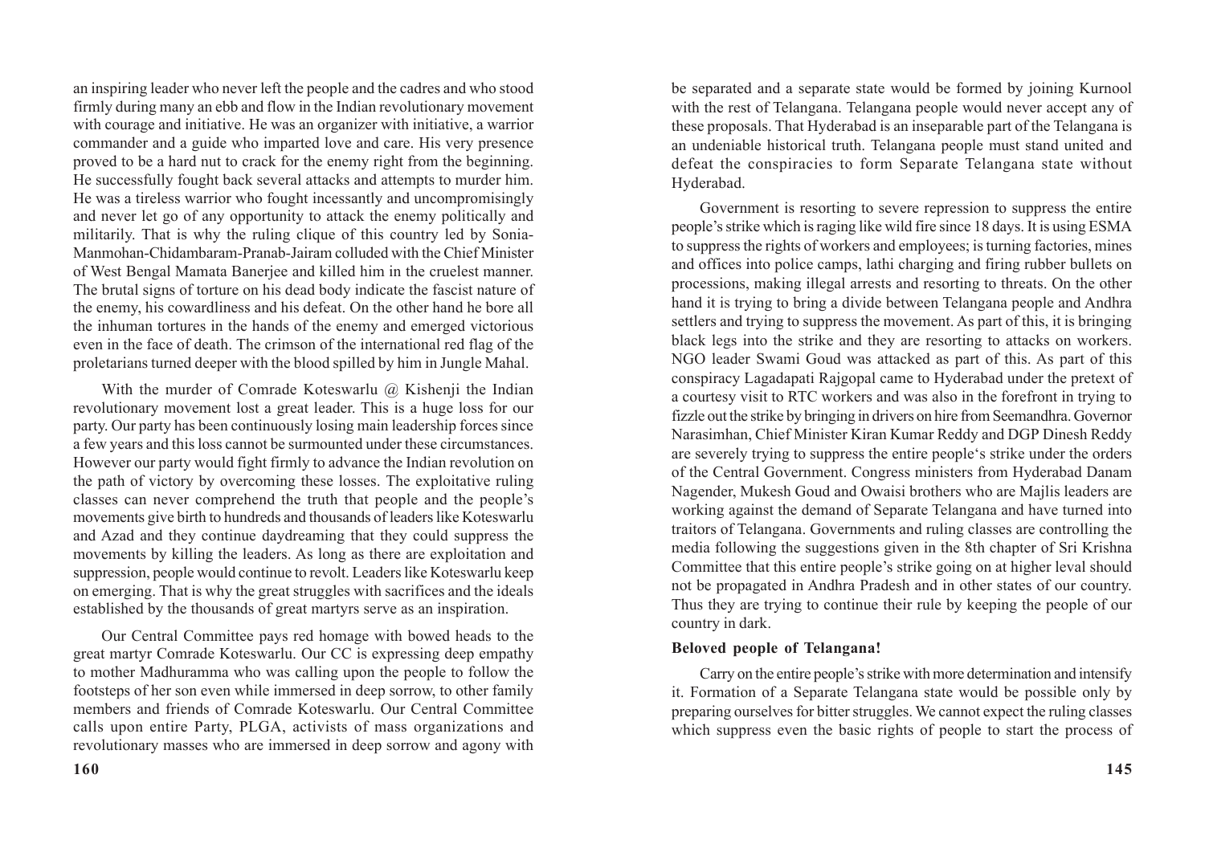an inspiring leader who never left the people and the cadres and who stood firmly during many an ebb and flow in the Indian revolutionary movement with courage and initiative. He was an organizer with initiative, a warrior commander and a guide who imparted love and care. His very presence proved to be a hard nut to crack for the enemy right from the beginning. He successfully fought back several attacks and attempts to murder him. He was a tireless warrior who fought incessantly and uncompromisingly and never let go of any opportunity to attack the enemy politically and militarily. That is why the ruling clique of this country led by Sonia-Manmohan-Chidambaram-Pranab-Jairam colluded with the Chief Minister of West Bengal Mamata Banerjee and killed him in the cruelest manner. The brutal signs of torture on his dead body indicate the fascist nature of the enemy, his cowardliness and his defeat. On the other hand he bore all the inhuman tortures in the hands of the enemy and emerged victorious even in the face of death. The crimson of the international red flag of the proletarians turned deeper with the blood spilled by him in Jungle Mahal.

With the murder of Comrade Koteswarlu @ Kishenji the Indian revolutionary movement lost a great leader. This is a huge loss for our party. Our party has been continuously losing main leadership forces since a few years and this loss cannot be surmounted under these circumstances. However our party would fight firmly to advance the Indian revolution on the path of victory by overcoming these losses. The exploitative ruling classes can never comprehend the truth that people and the people's movements give birth to hundreds and thousands of leaders like Koteswarlu and Azad and they continue daydreaming that they could suppress the movements by killing the leaders. As long as there are exploitation and suppression, people would continue to revolt. Leaders like Koteswarlu keep on emerging. That is why the great struggles with sacrifices and the ideals established by the thousands of great martyrs serve as an inspiration.

Our Central Committee pays red homage with bowed heads to the great martyr Comrade Koteswarlu. Our CC is expressing deep empathy to mother Madhuramma who was calling upon the people to follow the footsteps of her son even while immersed in deep sorrow, to other family members and friends of Comrade Koteswarlu. Our Central Committee calls upon entire Party, PLGA, activists of mass organizations and revolutionary masses who are immersed in deep sorrow and agony with

be separated and a separate state would be formed by joining Kurnool with the rest of Telangana. Telangana people would never accept any of these proposals. That Hyderabad is an inseparable part of the Telangana is an undeniable historical truth. Telangana people must stand united and defeat the conspiracies to form Separate Telangana state without Hyderabad.

Government is resorting to severe repression to suppress the entire people's strike which is raging like wild fire since 18 days. It is using ESMA to suppress the rights of workers and employees; is turning factories, mines and offices into police camps, lathi charging and firing rubber bullets on processions, making illegal arrests and resorting to threats. On the other hand it is trying to bring a divide between Telangana people and Andhra settlers and trying to suppress the movement. As part of this, it is bringing black legs into the strike and they are resorting to attacks on workers. NGO leader Swami Goud was attacked as part of this. As part of this conspiracy Lagadapati Rajgopal came to Hyderabad under the pretext of a courtesy visit to RTC workers and was also in the forefront in trying to fizzle out the strike by bringing in drivers on hire from Seemandhra. Governor Narasimhan, Chief Minister Kiran Kumar Reddy and DGP Dinesh Reddy are severely trying to suppress the entire people's strike under the orders of the Central Government. Congress ministers from Hyderabad Danam Nagender, Mukesh Goud and Owaisi brothers who are Majlis leaders are working against the demand of Separate Telangana and have turned into traitors of Telangana. Governments and ruling classes are controlling the media following the suggestions given in the 8th chapter of Sri Krishna Committee that this entire people's strike going on at higher leval should not be propagated in Andhra Pradesh and in other states of our country. Thus they are trying to continue their rule by keeping the people of our country in dark.

**Beloved people of Telangana!**

Carry on the entire people's strike with more determination and intensify it. Formation of a Separate Telangana state would be possible only by preparing ourselves for bitter struggles. We cannot expect the ruling classes which suppress even the basic rights of people to start the process of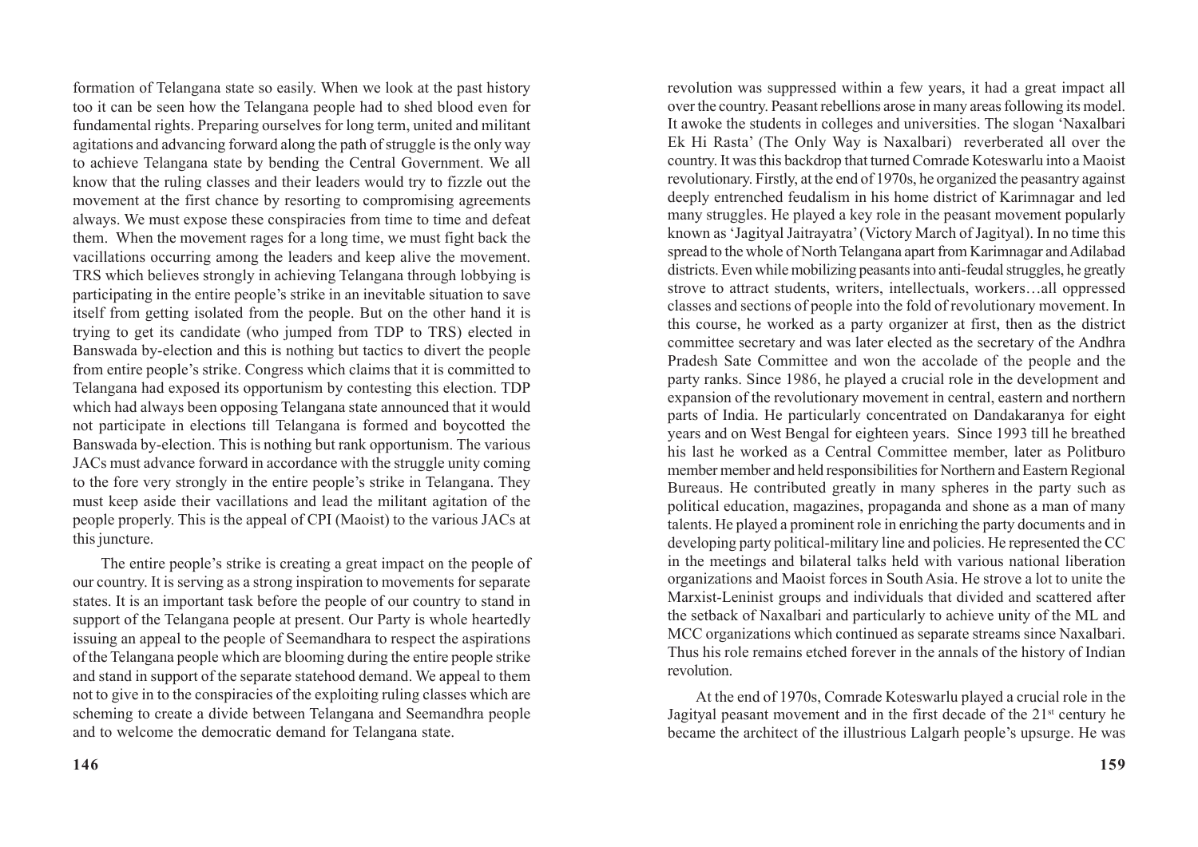formation of Telangana state so easily. When we look at the past history too it can be seen how the Telangana people had to shed blood even for fundamental rights. Preparing ourselves for long term, united and militant agitations and advancing forward along the path of struggle is the only way to achieve Telangana state by bending the Central Government. We all know that the ruling classes and their leaders would try to fizzle out the movement at the first chance by resorting to compromising agreements always. We must expose these conspiracies from time to time and defeat them. When the movement rages for a long time, we must fight back the vacillations occurring among the leaders and keep alive the movement. TRS which believes strongly in achieving Telangana through lobbying is participating in the entire people's strike in an inevitable situation to save itself from getting isolated from the people. But on the other hand it is trying to get its candidate (who jumped from TDP to TRS) elected in Banswada by-election and this is nothing but tactics to divert the people from entire people's strike. Congress which claims that it is committed to Telangana had exposed its opportunism by contesting this election. TDP which had always been opposing Telangana state announced that it would not participate in elections till Telangana is formed and boycotted the Banswada by-election. This is nothing but rank opportunism. The various JACs must advance forward in accordance with the struggle unity coming to the fore very strongly in the entire people's strike in Telangana. They must keep aside their vacillations and lead the militant agitation of the people properly. This is the appeal of CPI (Maoist) to the various JACs at this juncture.

The entire people's strike is creating a great impact on the people of our country. It is serving as a strong inspiration to movements for separate states. It is an important task before the people of our country to stand in support of the Telangana people at present. Our Party is whole heartedly issuing an appeal to the people of Seemandhara to respect the aspirations of the Telangana people which are blooming during the entire people strike and stand in support of the separate statehood demand. We appeal to them not to give in to the conspiracies of the exploiting ruling classes which are scheming to create a divide between Telangana and Seemandhra people and to welcome the democratic demand for Telangana state.

revolution was suppressed within a few years, it had a great impact all over the country. Peasant rebellions arose in many areas following its model. It awoke the students in colleges and universities. The slogan 'Naxalbari Ek Hi Rasta' (The Only Way is Naxalbari) reverberated all over the country. It was this backdrop that turned Comrade Koteswarlu into a Maoist revolutionary. Firstly, at the end of 1970s, he organized the peasantry against deeply entrenched feudalism in his home district of Karimnagar and led many struggles. He played a key role in the peasant movement popularly known as 'Jagityal Jaitrayatra' (Victory March of Jagityal). In no time this spread to the whole of North Telangana apart from Karimnagar and Adilabad districts. Even while mobilizing peasants into anti-feudal struggles, he greatly strove to attract students, writers, intellectuals, workers…all oppressed classes and sections of people into the fold of revolutionary movement. In this course, he worked as a party organizer at first, then as the district committee secretary and was later elected as the secretary of the Andhra Pradesh Sate Committee and won the accolade of the people and the party ranks. Since 1986, he played a crucial role in the development and expansion of the revolutionary movement in central, eastern and northern parts of India. He particularly concentrated on Dandakaranya for eight years and on West Bengal for eighteen years. Since 1993 till he breathed his last he worked as a Central Committee member, later as Politburo member member and held responsibilities for Northern and Eastern Regional Bureaus. He contributed greatly in many spheres in the party such as political education, magazines, propaganda and shone as a man of many talents. He played a prominent role in enriching the party documents and in developing party political-military line and policies. He represented the CC in the meetings and bilateral talks held with various national liberation organizations and Maoist forces in South Asia. He strove a lot to unite the Marxist-Leninist groups and individuals that divided and scattered after the setback of Naxalbari and particularly to achieve unity of the ML and MCC organizations which continued as separate streams since Naxalbari. Thus his role remains etched forever in the annals of the history of Indian revolution.

At the end of 1970s, Comrade Koteswarlu played a crucial role in the Jagityal peasant movement and in the first decade of the 21st century he became the architect of the illustrious Lalgarh people's upsurge. He was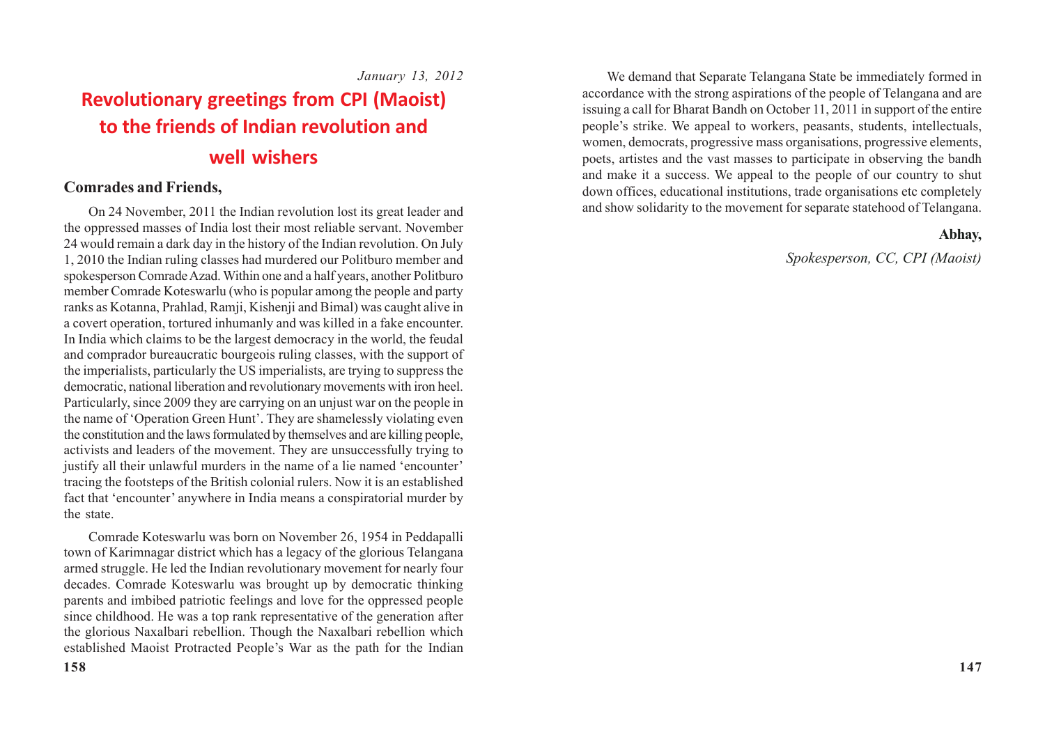*January 13, 2012*

# Revolutionary greetings from CPI (Maoist) to the friends of Indian revolution and well wishers

**Comrades and Friends,**

On 24 November, 2011 the Indian revolution lost its great leader and the oppressed masses of India lost their most reliable servant. November 24 would remain a dark day in the history of the Indian revolution. On July 1, 2010 the Indian ruling classes had murdered our Politburo member and spokesperson Comrade Azad. Within one and a half years, another Politburo member Comrade Koteswarlu (who is popular among the people and party ranks as Kotanna, Prahlad, Ramji, Kishenji and Bimal) was caught alive in a covert operation, tortured inhumanly and was killed in a fake encounter. In India which claims to be the largest democracy in the world, the feudal and comprador bureaucratic bourgeois ruling classes, with the support of the imperialists, particularly the US imperialists, are trying to suppress the democratic, national liberation and revolutionary movements with iron heel. Particularly, since 2009 they are carrying on an unjust war on the people in the name of 'Operation Green Hunt'. They are shamelessly violating even the constitution and the laws formulated by themselves and are killing people, activists and leaders of the movement. They are unsuccessfully trying to justify all their unlawful murders in the name of a lie named 'encounter' tracing the footsteps of the British colonial rulers. Now it is an established fact that 'encounter' anywhere in India means a conspiratorial murder by the state.

Comrade Koteswarlu was born on November 26, 1954 in Peddapalli town of Karimnagar district which has a legacy of the glorious Telangana armed struggle. He led the Indian revolutionary movement for nearly four decades. Comrade Koteswarlu was brought up by democratic thinking parents and imbibed patriotic feelings and love for the oppressed people since childhood. He was a top rank representative of the generation after the glorious Naxalbari rebellion. Though the Naxalbari rebellion which established Maoist Protracted People's War as the path for the Indian

We demand that Separate Telangana State be immediately formed in accordance with the strong aspirations of the people of Telangana and are issuing a call for Bharat Bandh on October 11, 2011 in support of the entire people's strike. We appeal to workers, peasants, students, intellectuals, women, democrats, progressive mass organisations, progressive elements, poets, artistes and the vast masses to participate in observing the bandh and make it a success. We appeal to the people of our country to shut down offices, educational institutions, trade organisations etc completely and show solidarity to the movement for separate statehood of Telangana.

**Abhay,**

*Spokesperson, CC, CPI (Maoist)*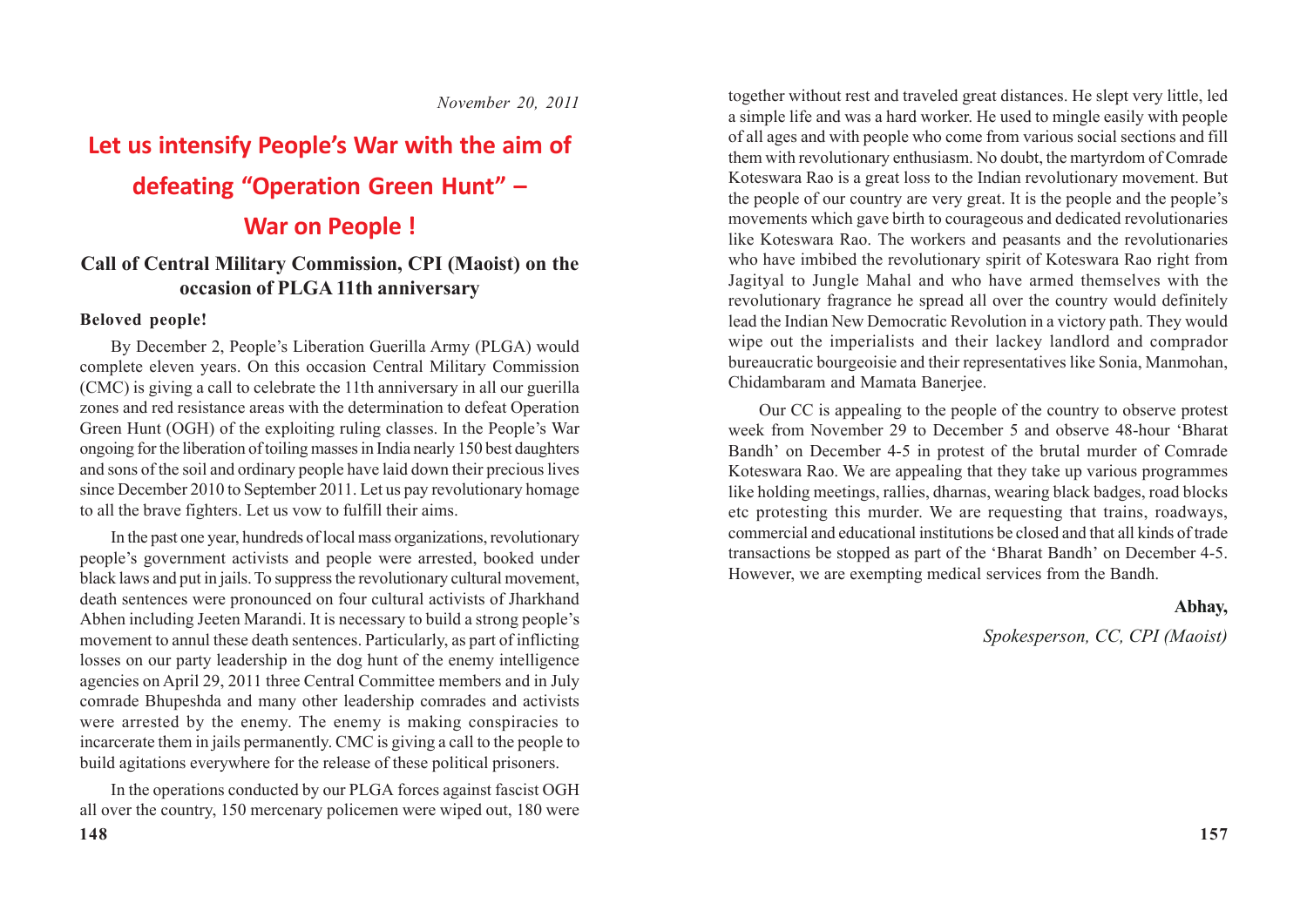*November 20, 2011*

# Let us intensify People's War with the aim of defeating "Operation Green Hunt" – War on People !

## Call of Central Military Commission, CPI (Maoist) on the occasion of PLGA 11th anniversary

**Beloved people!**

By December 2, People's Liberation Guerilla Army (PLGA) would complete eleven years. On this occasion Central Military Commission (CMC) is giving a call to celebrate the 11th anniversary in all our guerilla zones and red resistance areas with the determination to defeat Operation Green Hunt (OGH) of the exploiting ruling classes. In the People's War ongoing for the liberation of toiling masses in India nearly 150 best daughters and sons of the soil and ordinary people have laid down their precious lives since December 2010 to September 2011. Let us pay revolutionary homage to all the brave fighters. Let us vow to fulfill their aims.

In the past one year, hundreds of local mass organizations, revolutionary people's government activists and people were arrested, booked under black laws and put in jails. To suppress the revolutionary cultural movement, death sentences were pronounced on four cultural activists of Jharkhand Abhen including Jeeten Marandi. It is necessary to build a strong people's movement to annul these death sentences. Particularly, as part of inflicting losses on our party leadership in the dog hunt of the enemy intelligence agencies on April 29, 2011 three Central Committee members and in July comrade Bhupeshda and many other leadership comrades and activists were arrested by the enemy. The enemy is making conspiracies to incarcerate them in jails permanently. CMC is giving a call to the people to build agitations everywhere for the release of these political prisoners.

In the operations conducted by our PLGA forces against fascist OGH all over the country, 150 mercenary policemen were wiped out, 180 were

together without rest and traveled great distances. He slept very little, led a simple life and was a hard worker. He used to mingle easily with people of all ages and with people who come from various social sections and fill them with revolutionary enthusiasm. No doubt, the martyrdom of Comrade Koteswara Rao is a great loss to the Indian revolutionary movement. But the people of our country are very great. It is the people and the people's movements which gave birth to courageous and dedicated revolutionaries like Koteswara Rao. The workers and peasants and the revolutionaries who have imbibed the revolutionary spirit of Koteswara Rao right from Jagityal to Jungle Mahal and who have armed themselves with the revolutionary fragrance he spread all over the country would definitely lead the Indian New Democratic Revolution in a victory path. They would wipe out the imperialists and their lackey landlord and comprador bureaucratic bourgeoisie and their representatives like Sonia, Manmohan, Chidambaram and Mamata Banerjee.

Our CC is appealing to the people of the country to observe protest week from November 29 to December 5 and observe 48-hour 'Bharat Bandh' on December 4-5 in protest of the brutal murder of Comrade Koteswara Rao. We are appealing that they take up various programmes like holding meetings, rallies, dharnas, wearing black badges, road blocks etc protesting this murder. We are requesting that trains, roadways, commercial and educational institutions be closed and that all kinds of trade transactions be stopped as part of the 'Bharat Bandh' on December 4-5. However, we are exempting medical services from the Bandh.

**Abhay,**

*Spokesperson, CC, CPI (Maoist)*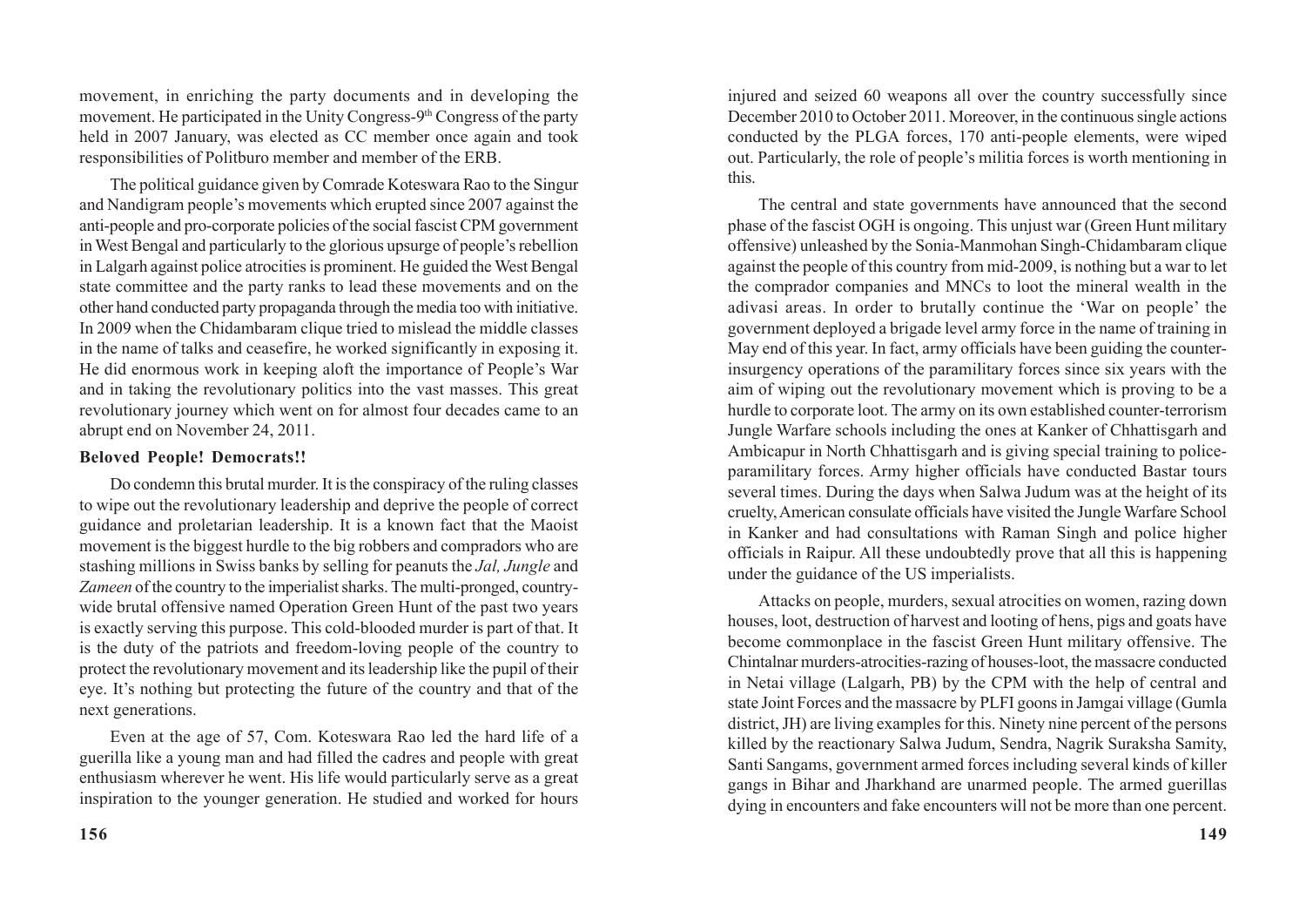movement, in enriching the party documents and in developing the movement. He participated in the Unity Congress-9th Congress of the party held in 2007 January, was elected as CC member once again and took responsibilities of Politburo member and member of the ERB.

The political guidance given by Comrade Koteswara Rao to the Singur and Nandigram people's movements which erupted since 2007 against the anti-people and pro-corporate policies of the social fascist CPM government in West Bengal and particularly to the glorious upsurge of people's rebellion in Lalgarh against police atrocities is prominent. He guided the West Bengal state committee and the party ranks to lead these movements and on the other hand conducted party propaganda through the media too with initiative. In 2009 when the Chidambaram clique tried to mislead the middle classes in the name of talks and ceasefire, he worked significantly in exposing it. He did enormous work in keeping aloft the importance of People's War and in taking the revolutionary politics into the vast masses. This great revolutionary journey which went on for almost four decades came to an abrupt end on November 24, 2011.

**Beloved People! Democrats!!**

Do condemn this brutal murder. It is the conspiracy of the ruling classes to wipe out the revolutionary leadership and deprive the people of correct guidance and proletarian leadership. It is a known fact that the Maoist movement is the biggest hurdle to the big robbers and compradors who are stashing millions in Swiss banks by selling for peanuts the *Jal, Jungle* and *Zameen* of the country to the imperialist sharks. The multi-pronged, country-wide brutal offensive named Operation Green Hunt of the past two years is exactly serving this purpose. This cold-blooded murder is part of that. It is the duty of the patriots and freedom-loving people of the country to protect the revolutionary movement and its leadership like the pupil of their eye. It's nothing but protecting the future of the country and that of the next generations.

Even at the age of 57, Com. Koteswara Rao led the hard life of a guerilla like a young man and had filled the cadres and people with great enthusiasm wherever he went. His life would particularly serve as a great inspiration to the younger generation. He studied and worked for hours

injured and seized 60 weapons all over the country successfully since December 2010 to October 2011. Moreover, in the continuous single actions conducted by the PLGA forces, 170 anti-people elements, were wiped out. Particularly, the role of people's militia forces is worth mentioning in this.

The central and state governments have announced that the second phase of the fascist OGH is ongoing. This unjust war (Green Hunt military offensive) unleashed by the Sonia-Manmohan Singh-Chidambaram clique against the people of this country from mid-2009, is nothing but a war to let the comprador companies and MNCs to loot the mineral wealth in the adivasi areas. In order to brutally continue the 'War on people' the government deployed a brigade level army force in the name of training in May end of this year. In fact, army officials have been guiding the counter-insurgency operations of the paramilitary forces since six years with the aim of wiping out the revolutionary movement which is proving to be a hurdle to corporate loot. The army on its own established counter-terrorism Jungle Warfare schools including the ones at Kanker of Chhattisgarh and Ambicapur in North Chhattisgarh and is giving special training to police-paramilitary forces. Army higher officials have conducted Bastar tours several times. During the days when Salwa Judum was at the height of its cruelty, American consulate officials have visited the Jungle Warfare School in Kanker and had consultations with Raman Singh and police higher officials in Raipur. All these undoubtedly prove that all this is happening under the guidance of the US imperialists.

Attacks on people, murders, sexual atrocities on women, razing down houses, loot, destruction of harvest and looting of hens, pigs and goats have become commonplace in the fascist Green Hunt military offensive. The Chintalnar murders-atrocities-razing of houses-loot, the massacre conducted in Netai village (Lalgarh, PB) by the CPM with the help of central and state Joint Forces and the massacre by PLFI goons in Jamgai village (Gumla district, JH) are living examples for this. Ninety nine percent of the persons killed by the reactionary Salwa Judum, Sendra, Nagrik Suraksha Samity, Santi Sangams, government armed forces including several kinds of killer gangs in Bihar and Jharkhand are unarmed people. The armed guerillas dying in encounters and fake encounters will not be more than one percent.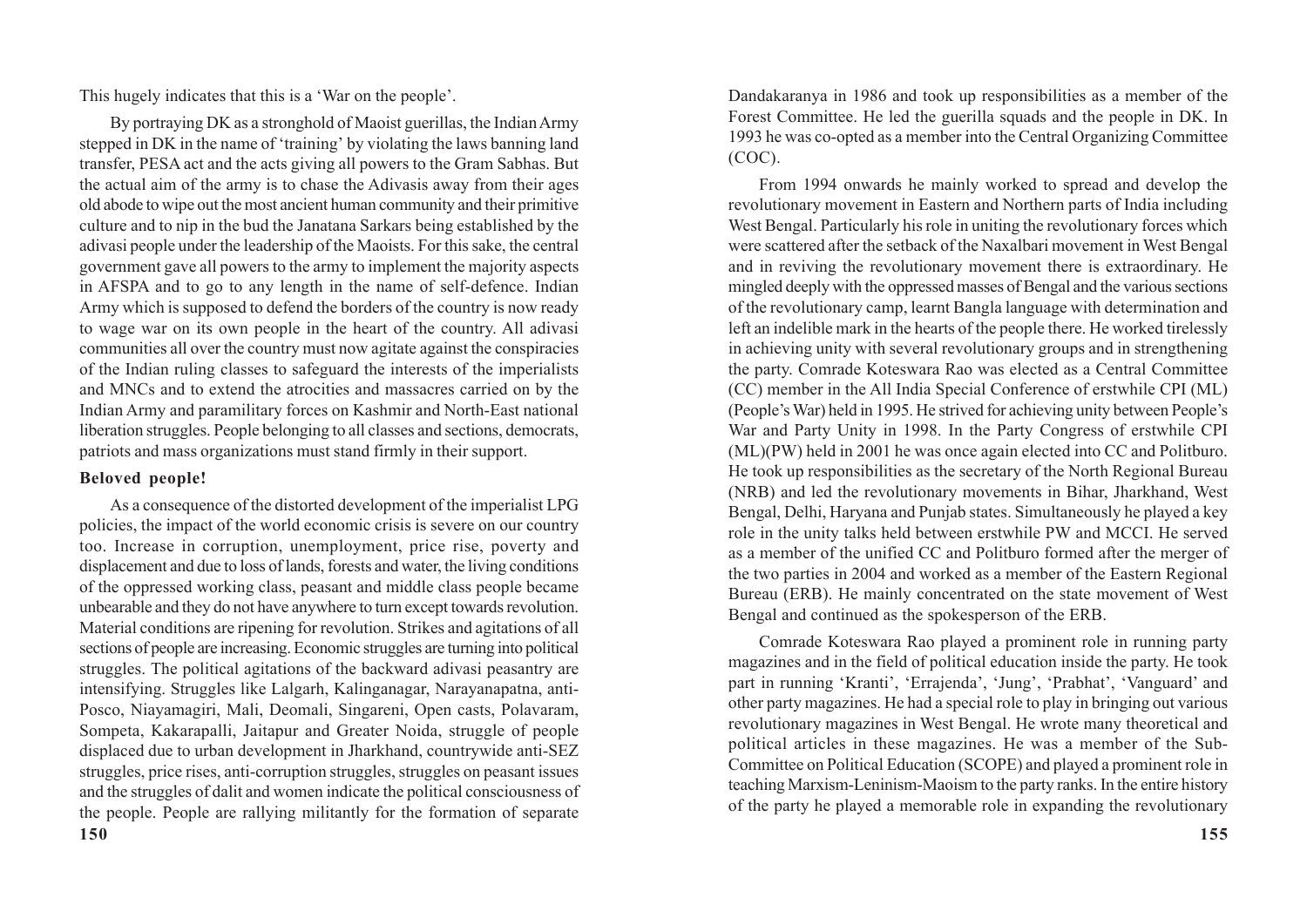This hugely indicates that this is a 'War on the people'.

By portraying DK as a stronghold of Maoist guerillas, the Indian Army stepped in DK in the name of 'training' by violating the laws banning land transfer, PESA act and the acts giving all powers to the Gram Sabhas. But the actual aim of the army is to chase the Adivasis away from their ages old abode to wipe out the most ancient human community and their primitive culture and to nip in the bud the Janatana Sarkars being established by the adivasi people under the leadership of the Maoists. For this sake, the central government gave all powers to the army to implement the majority aspects in AFSPA and to go to any length in the name of self-defence. Indian Army which is supposed to defend the borders of the country is now ready to wage war on its own people in the heart of the country. All adivasi communities all over the country must now agitate against the conspiracies of the Indian ruling classes to safeguard the interests of the imperialists and MNCs and to extend the atrocities and massacres carried on by the Indian Army and paramilitary forces on Kashmir and North-East national liberation struggles. People belonging to all classes and sections, democrats, patriots and mass organizations must stand firmly in their support.

**Beloved people!**

As a consequence of the distorted development of the imperialist LPG policies, the impact of the world economic crisis is severe on our country too. Increase in corruption, unemployment, price rise, poverty and displacement and due to loss of lands, forests and water, the living conditions of the oppressed working class, peasant and middle class people became unbearable and they do not have anywhere to turn except towards revolution. Material conditions are ripening for revolution. Strikes and agitations of all sections of people are increasing. Economic struggles are turning into political struggles. The political agitations of the backward adivasi peasantry are intensifying. Struggles like Lalgarh, Kalinganagar, Narayanapatna, anti-Posco, Niayamagiri, Mali, Deomali, Singareni, Open casts, Polavaram, Sompeta, Kakarapalli, Jaitapur and Greater Noida, struggle of people displaced due to urban development in Jharkhand, countrywide anti-SEZ struggles, price rises, anti-corruption struggles, struggles on peasant issues and the struggles of dalit and women indicate the political consciousness of the people. People are rallying militantly for the formation of separate

Dandakaranya in 1986 and took up responsibilities as a member of the Forest Committee. He led the guerilla squads and the people in DK. In 1993 he was co-opted as a member into the Central Organizing Committee (COC).

From 1994 onwards he mainly worked to spread and develop the revolutionary movement in Eastern and Northern parts of India including West Bengal. Particularly his role in uniting the revolutionary forces which were scattered after the setback of the Naxalbari movement in West Bengal and in reviving the revolutionary movement there is extraordinary. He mingled deeply with the oppressed masses of Bengal and the various sections of the revolutionary camp, learnt Bangla language with determination and left an indelible mark in the hearts of the people there. He worked tirelessly in achieving unity with several revolutionary groups and in strengthening the party. Comrade Koteswara Rao was elected as a Central Committee (CC) member in the All India Special Conference of erstwhile CPI (ML) (People's War) held in 1995. He strived for achieving unity between People's War and Party Unity in 1998. In the Party Congress of erstwhile CPI (ML)(PW) held in 2001 he was once again elected into CC and Politburo. He took up responsibilities as the secretary of the North Regional Bureau (NRB) and led the revolutionary movements in Bihar, Jharkhand, West Bengal, Delhi, Haryana and Punjab states. Simultaneously he played a key role in the unity talks held between erstwhile PW and MCCI. He served as a member of the unified CC and Politburo formed after the merger of the two parties in 2004 and worked as a member of the Eastern Regional Bureau (ERB). He mainly concentrated on the state movement of West Bengal and continued as the spokesperson of the ERB.

Comrade Koteswara Rao played a prominent role in running party magazines and in the field of political education inside the party. He took part in running 'Kranti', 'Errajenda', 'Jung', 'Prabhat', 'Vanguard' and other party magazines. He had a special role to play in bringing out various revolutionary magazines in West Bengal. He wrote many theoretical and political articles in these magazines. He was a member of the Sub-Committee on Political Education (SCOPE) and played a prominent role in teaching Marxism-Leninism-Maoism to the party ranks. In the entire history of the party he played a memorable role in expanding the revolutionary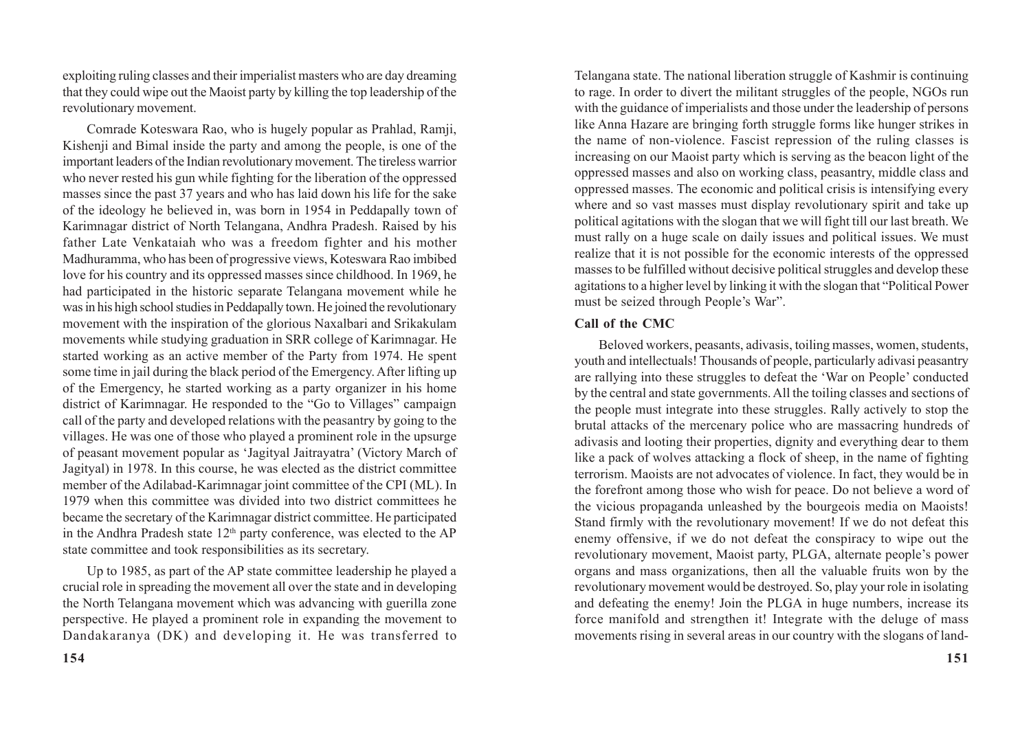exploiting ruling classes and their imperialist masters who are day dreaming that they could wipe out the Maoist party by killing the top leadership of the revolutionary movement.

Comrade Koteswara Rao, who is hugely popular as Prahlad, Ramji, Kishenji and Bimal inside the party and among the people, is one of the important leaders of the Indian revolutionary movement. The tireless warrior who never rested his gun while fighting for the liberation of the oppressed masses since the past 37 years and who has laid down his life for the sake of the ideology he believed in, was born in 1954 in Peddapally town of Karimnagar district of North Telangana, Andhra Pradesh. Raised by his father Late Venkataiah who was a freedom fighter and his mother Madhuramma, who has been of progressive views, Koteswara Rao imbibed love for his country and its oppressed masses since childhood. In 1969, he had participated in the historic separate Telangana movement while he was in his high school studies in Peddapally town. He joined the revolutionary movement with the inspiration of the glorious Naxalbari and Srikakulam movements while studying graduation in SRR college of Karimnagar. He started working as an active member of the Party from 1974. He spent some time in jail during the black period of the Emergency. After lifting up of the Emergency, he started working as a party organizer in his home district of Karimnagar. He responded to the "Go to Villages" campaign call of the party and developed relations with the peasantry by going to the villages. He was one of those who played a prominent role in the upsurge of peasant movement popular as 'Jagityal Jaitrayatra' (Victory March of Jagityal) in 1978. In this course, he was elected as the district committee member of the Adilabad-Karimnagar joint committee of the CPI (ML). In 1979 when this committee was divided into two district committees he became the secretary of the Karimnagar district committee. He participated in the Andhra Pradesh state 12th party conference, was elected to the AP state committee and took responsibilities as its secretary.

Up to 1985, as part of the AP state committee leadership he played a crucial role in spreading the movement all over the state and in developing the North Telangana movement which was advancing with guerilla zone perspective. He played a prominent role in expanding the movement to Dandakaranya (DK) and developing it. He was transferred to

Telangana state. The national liberation struggle of Kashmir is continuing to rage. In order to divert the militant struggles of the people, NGOs run with the guidance of imperialists and those under the leadership of persons like Anna Hazare are bringing forth struggle forms like hunger strikes in the name of non-violence. Fascist repression of the ruling classes is increasing on our Maoist party which is serving as the beacon light of the oppressed masses and also on working class, peasantry, middle class and oppressed masses. The economic and political crisis is intensifying every where and so vast masses must display revolutionary spirit and take up political agitations with the slogan that we will fight till our last breath. We must rally on a huge scale on daily issues and political issues. We must realize that it is not possible for the economic interests of the oppressed masses to be fulfilled without decisive political struggles and develop these agitations to a higher level by linking it with the slogan that "Political Power must be seized through People's War".

**Call of the CMC**

Beloved workers, peasants, adivasis, toiling masses, women, students, youth and intellectuals! Thousands of people, particularly adivasi peasantry are rallying into these struggles to defeat the 'War on People' conducted by the central and state governments. All the toiling classes and sections of the people must integrate into these struggles. Rally actively to stop the brutal attacks of the mercenary police who are massacring hundreds of adivasis and looting their properties, dignity and everything dear to them like a pack of wolves attacking a flock of sheep, in the name of fighting terrorism. Maoists are not advocates of violence. In fact, they would be in the forefront among those who wish for peace. Do not believe a word of the vicious propaganda unleashed by the bourgeois media on Maoists! Stand firmly with the revolutionary movement! If we do not defeat this enemy offensive, if we do not defeat the conspiracy to wipe out the revolutionary movement, Maoist party, PLGA, alternate people's power organs and mass organizations, then all the valuable fruits won by the revolutionary movement would be destroyed. So, play your role in isolating and defeating the enemy! Join the PLGA in huge numbers, increase its force manifold and strengthen it! Integrate with the deluge of mass movements rising in several areas in our country with the slogans of land-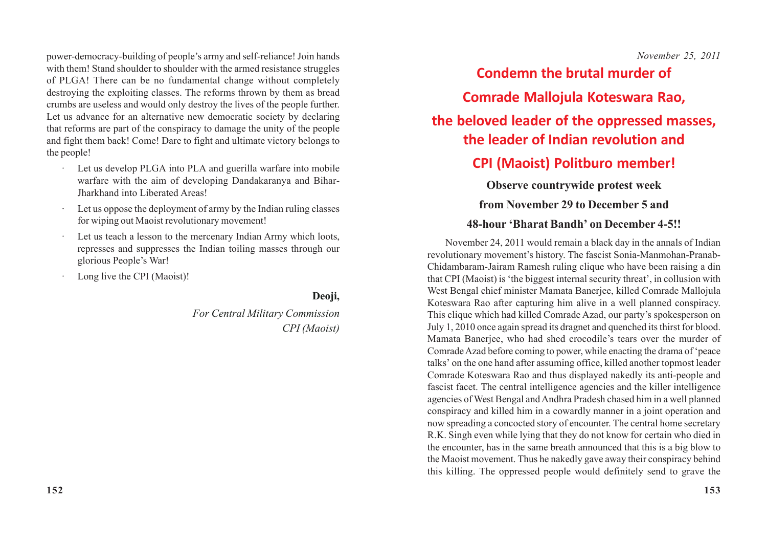power-democracy-building of people's army and self-reliance! Join hands with them! Stand shoulder to shoulder with the armed resistance struggles of PLGA! There can be no fundamental change without completely destroying the exploiting classes. The reforms thrown by them as bread crumbs are useless and would only destroy the lives of the people further. Let us advance for an alternative new democratic society by declaring that reforms are part of the conspiracy to damage the unity of the people and fight them back! Come! Dare to fight and ultimate victory belongs to the people!

- Let us develop PLGA into PLA and guerilla warfare into mobile warfare with the aim of developing Dandakaranya and Bihar-Jharkhand into Liberated Areas!
- Let us oppose the deployment of army by the Indian ruling classes for wiping out Maoist revolutionary movement!
- Let us teach a lesson to the mercenary Indian Army which loots, represses and suppresses the Indian toiling masses through our glorious People's War!
- Long live the CPI (Maoist)!

**Deoji,**

*For Central Military Commission*
*CPI (Maoist)*

*November 25, 2011*

# Condemn the brutal murder of Comrade Mallojula Koteswara Rao, the beloved leader of the oppressed masses, the leader of Indian revolution and CPI (Maoist) Politburo member!

**Observe countrywide protest week from November 29 to December 5 and 48-hour 'Bharat Bandh' on December 4-5!!**

November 24, 2011 would remain a black day in the annals of Indian revolutionary movement's history. The fascist Sonia-Manmohan-Pranab-Chidambaram-Jairam Ramesh ruling clique who have been raising a din that CPI (Maoist) is 'the biggest internal security threat', in collusion with West Bengal chief minister Mamata Banerjee, killed Comrade Mallojula Koteswara Rao after capturing him alive in a well planned conspiracy. This clique which had killed Comrade Azad, our party's spokesperson on July 1, 2010 once again spread its dragnet and quenched its thirst for blood. Mamata Banerjee, who had shed crocodile's tears over the murder of Comrade Azad before coming to power, while enacting the drama of 'peace talks' on the one hand after assuming office, killed another topmost leader Comrade Koteswara Rao and thus displayed nakedly its anti-people and fascist facet. The central intelligence agencies and the killer intelligence agencies of West Bengal and Andhra Pradesh chased him in a well planned conspiracy and killed him in a cowardly manner in a joint operation and now spreading a concocted story of encounter. The central home secretary R.K. Singh even while lying that they do not know for certain who died in the encounter, has in the same breath announced that this is a big blow to the Maoist movement. Thus he nakedly gave away their conspiracy behind this killing. The oppressed people would definitely send to grave the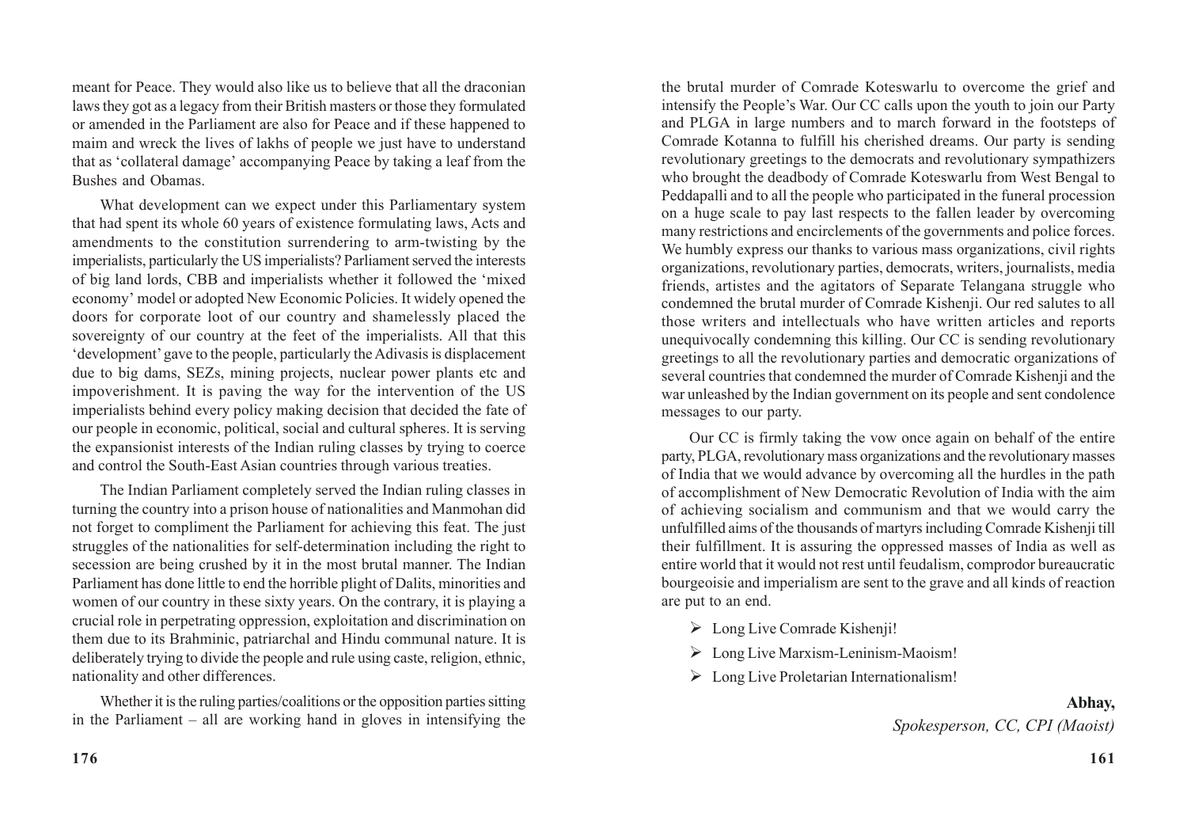meant for Peace. They would also like us to believe that all the draconian laws they got as a legacy from their British masters or those they formulated or amended in the Parliament are also for Peace and if these happened to maim and wreck the lives of lakhs of people we just have to understand that as 'collateral damage' accompanying Peace by taking a leaf from the Bushes and Obamas.

What development can we expect under this Parliamentary system that had spent its whole 60 years of existence formulating laws, Acts and amendments to the constitution surrendering to arm-twisting by the imperialists, particularly the US imperialists? Parliament served the interests of big land lords, CBB and imperialists whether it followed the 'mixed economy' model or adopted New Economic Policies. It widely opened the doors for corporate loot of our country and shamelessly placed the sovereignty of our country at the feet of the imperialists. All that this 'development' gave to the people, particularly the Adivasis is displacement due to big dams, SEZs, mining projects, nuclear power plants etc and impoverishment. It is paving the way for the intervention of the US imperialists behind every policy making decision that decided the fate of our people in economic, political, social and cultural spheres. It is serving the expansionist interests of the Indian ruling classes by trying to coerce and control the South-East Asian countries through various treaties.

The Indian Parliament completely served the Indian ruling classes in turning the country into a prison house of nationalities and Manmohan did not forget to compliment the Parliament for achieving this feat. The just struggles of the nationalities for self-determination including the right to secession are being crushed by it in the most brutal manner. The Indian Parliament has done little to end the horrible plight of Dalits, minorities and women of our country in these sixty years. On the contrary, it is playing a crucial role in perpetrating oppression, exploitation and discrimination on them due to its Brahminic, patriarchal and Hindu communal nature. It is deliberately trying to divide the people and rule using caste, religion, ethnic, nationality and other differences.

Whether it is the ruling parties/coalitions or the opposition parties sitting in the Parliament – all are working hand in gloves in intensifying the

the brutal murder of Comrade Koteswarlu to overcome the grief and intensify the People's War. Our CC calls upon the youth to join our Party and PLGA in large numbers and to march forward in the footsteps of Comrade Kotanna to fulfill his cherished dreams. Our party is sending revolutionary greetings to the democrats and revolutionary sympathizers who brought the deadbody of Comrade Koteswarlu from West Bengal to Peddapalli and to all the people who participated in the funeral procession on a huge scale to pay last respects to the fallen leader by overcoming many restrictions and encirclements of the governments and police forces. We humbly express our thanks to various mass organizations, civil rights organizations, revolutionary parties, democrats, writers, journalists, media friends, artistes and the agitators of Separate Telangana struggle who condemned the brutal murder of Comrade Kishenji. Our red salutes to all those writers and intellectuals who have written articles and reports unequivocally condemning this killing. Our CC is sending revolutionary greetings to all the revolutionary parties and democratic organizations of several countries that condemned the murder of Comrade Kishenji and the war unleashed by the Indian government on its people and sent condolence messages to our party.

Our CC is firmly taking the vow once again on behalf of the entire party, PLGA, revolutionary mass organizations and the revolutionary masses of India that we would advance by overcoming all the hurdles in the path of accomplishment of New Democratic Revolution of India with the aim of achieving socialism and communism and that we would carry the unfulfilled aims of the thousands of martyrs including Comrade Kishenji till their fulfillment. It is assuring the oppressed masses of India as well as entire world that it would not rest until feudalism, comprodor bureaucratic bourgeoisie and imperialism are sent to the grave and all kinds of reaction are put to an end.

- Long Live Comrade Kishenji!
- Long Live Marxism-Leninism-Maoism!
- Long Live Proletarian Internationalism!

**Abhay,**
*Spokesperson, CC, CPI (Maoist)*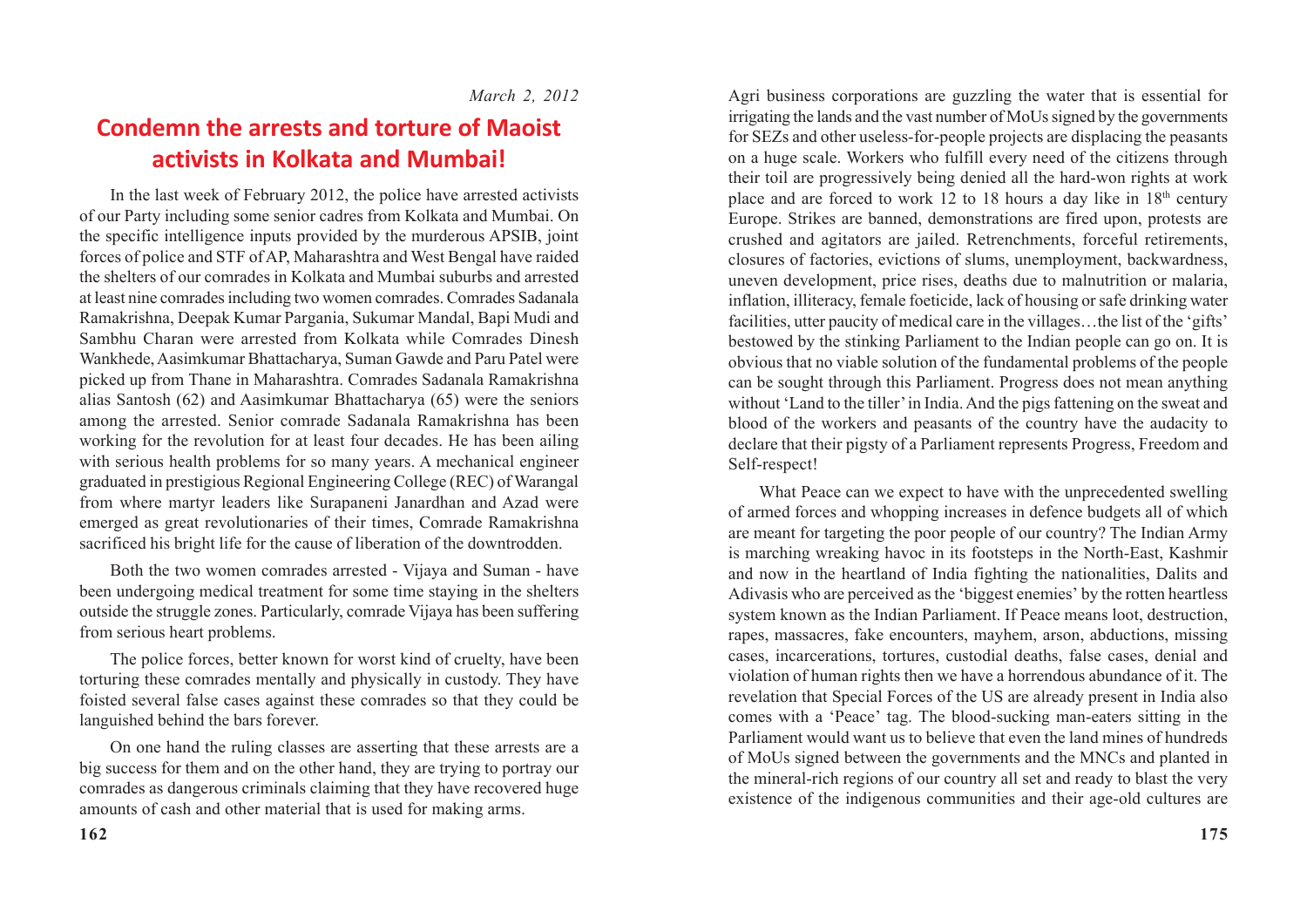*March 2, 2012*

# Condemn the arrests and torture of Maoist activists in Kolkata and Mumbai!

In the last week of February 2012, the police have arrested activists of our Party including some senior cadres from Kolkata and Mumbai. On the specific intelligence inputs provided by the murderous APSIB, joint forces of police and STF of AP, Maharashtra and West Bengal have raided the shelters of our comrades in Kolkata and Mumbai suburbs and arrested at least nine comrades including two women comrades. Comrades Sadanala Ramakrishna, Deepak Kumar Pargania, Sukumar Mandal, Bapi Mudi and Sambhu Charan were arrested from Kolkata while Comrades Dinesh Wankhede, Aasimkumar Bhattacharya, Suman Gawde and Paru Patel were picked up from Thane in Maharashtra. Comrades Sadanala Ramakrishna alias Santosh (62) and Aasimkumar Bhattacharya (65) were the seniors among the arrested. Senior comrade Sadanala Ramakrishna has been working for the revolution for at least four decades. He has been ailing with serious health problems for so many years. A mechanical engineer graduated in prestigious Regional Engineering College (REC) of Warangal from where martyr leaders like Surapaneni Janardhan and Azad were emerged as great revolutionaries of their times, Comrade Ramakrishna sacrificed his bright life for the cause of liberation of the downtrodden.

Both the two women comrades arrested - Vijaya and Suman - have been undergoing medical treatment for some time staying in the shelters outside the struggle zones. Particularly, comrade Vijaya has been suffering from serious heart problems.

The police forces, better known for worst kind of cruelty, have been torturing these comrades mentally and physically in custody. They have foisted several false cases against these comrades so that they could be languished behind the bars forever.

On one hand the ruling classes are asserting that these arrests are a big success for them and on the other hand, they are trying to portray our comrades as dangerous criminals claiming that they have recovered huge amounts of cash and other material that is used for making arms.

Agri business corporations are guzzling the water that is essential for irrigating the lands and the vast number of MoUs signed by the governments for SEZs and other useless-for-people projects are displacing the peasants on a huge scale. Workers who fulfill every need of the citizens through their toil are progressively being denied all the hard-won rights at work place and are forced to work 12 to 18 hours a day like in 18th century Europe. Strikes are banned, demonstrations are fired upon, protests are crushed and agitators are jailed. Retrenchments, forceful retirements, closures of factories, evictions of slums, unemployment, backwardness, uneven development, price rises, deaths due to malnutrition or malaria, inflation, illiteracy, female foeticide, lack of housing or safe drinking water facilities, utter paucity of medical care in the villages…the list of the 'gifts' bestowed by the stinking Parliament to the Indian people can go on. It is obvious that no viable solution of the fundamental problems of the people can be sought through this Parliament. Progress does not mean anything without 'Land to the tiller' in India. And the pigs fattening on the sweat and blood of the workers and peasants of the country have the audacity to declare that their pigsty of a Parliament represents Progress, Freedom and Self-respect!

What Peace can we expect to have with the unprecedented swelling of armed forces and whopping increases in defence budgets all of which are meant for targeting the poor people of our country? The Indian Army is marching wreaking havoc in its footsteps in the North-East, Kashmir and now in the heartland of India fighting the nationalities, Dalits and Adivasis who are perceived as the 'biggest enemies' by the rotten heartless system known as the Indian Parliament. If Peace means loot, destruction, rapes, massacres, fake encounters, mayhem, arson, abductions, missing cases, incarcerations, tortures, custodial deaths, false cases, denial and violation of human rights then we have a horrendous abundance of it. The revelation that Special Forces of the US are already present in India also comes with a 'Peace' tag. The blood-sucking man-eaters sitting in the Parliament would want us to believe that even the land mines of hundreds of MoUs signed between the governments and the MNCs and planted in the mineral-rich regions of our country all set and ready to blast the very existence of the indigenous communities and their age-old cultures are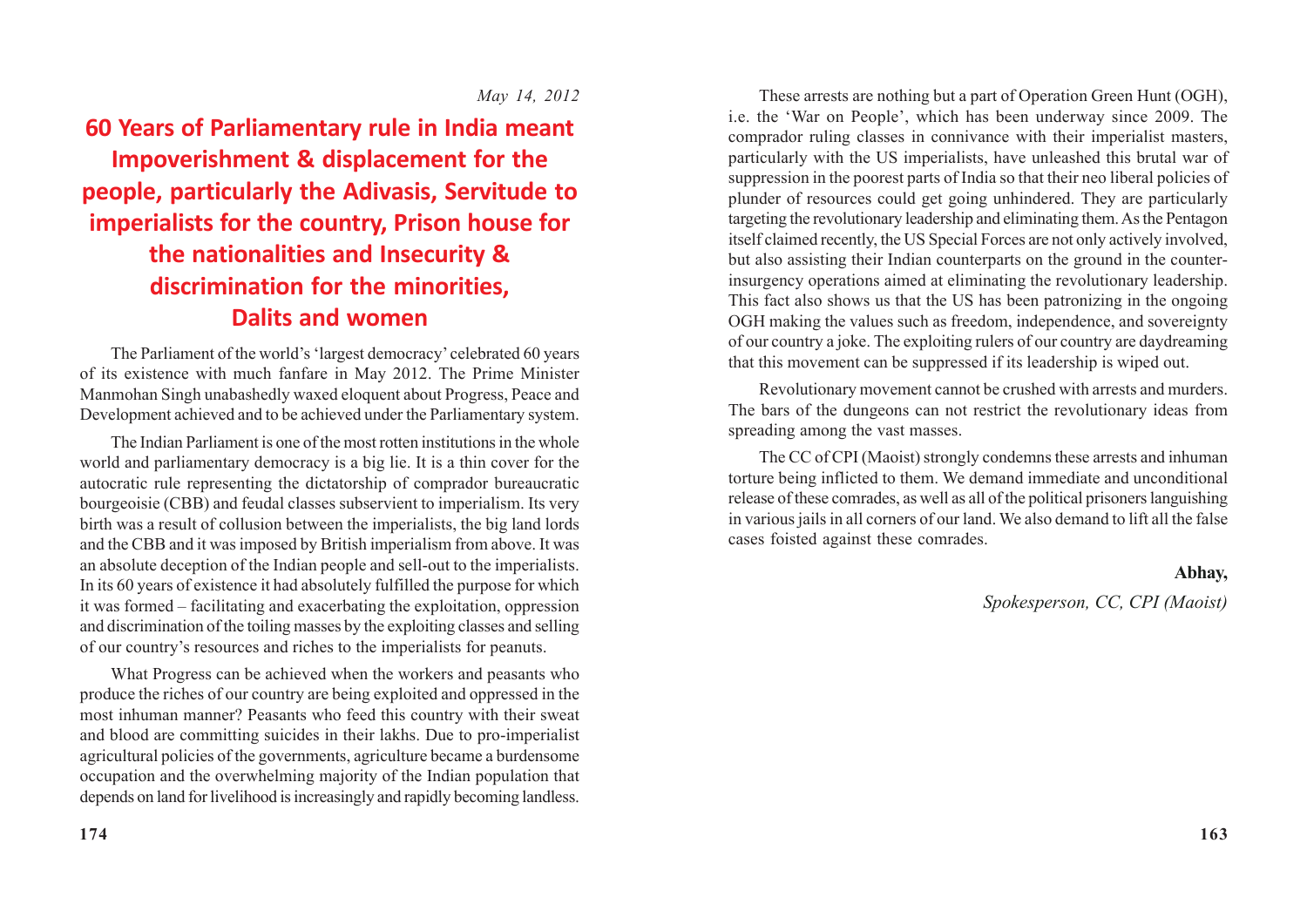*May 14, 2012*

# 60 Years of Parliamentary rule in India meant Impoverishment & displacement for the people, particularly the Adivasis, Servitude to imperialists for the country, Prison house for the nationalities and Insecurity & discrimination for the minorities, Dalits and women

The Parliament of the world's 'largest democracy' celebrated 60 years of its existence with much fanfare in May 2012. The Prime Minister Manmohan Singh unabashedly waxed eloquent about Progress, Peace and Development achieved and to be achieved under the Parliamentary system.

The Indian Parliament is one of the most rotten institutions in the whole world and parliamentary democracy is a big lie. It is a thin cover for the autocratic rule representing the dictatorship of comprador bureaucratic bourgeoisie (CBB) and feudal classes subservient to imperialism. Its very birth was a result of collusion between the imperialists, the big land lords and the CBB and it was imposed by British imperialism from above. It was an absolute deception of the Indian people and sell-out to the imperialists. In its 60 years of existence it had absolutely fulfilled the purpose for which it was formed – facilitating and exacerbating the exploitation, oppression and discrimination of the toiling masses by the exploiting classes and selling of our country's resources and riches to the imperialists for peanuts.

What Progress can be achieved when the workers and peasants who produce the riches of our country are being exploited and oppressed in the most inhuman manner? Peasants who feed this country with their sweat and blood are committing suicides in their lakhs. Due to pro-imperialist agricultural policies of the governments, agriculture became a burdensome occupation and the overwhelming majority of the Indian population that depends on land for livelihood is increasingly and rapidly becoming landless.

These arrests are nothing but a part of Operation Green Hunt (OGH), i.e. the 'War on People', which has been underway since 2009. The comprador ruling classes in connivance with their imperialist masters, particularly with the US imperialists, have unleashed this brutal war of suppression in the poorest parts of India so that their neo liberal policies of plunder of resources could get going unhindered. They are particularly targeting the revolutionary leadership and eliminating them. As the Pentagon itself claimed recently, the US Special Forces are not only actively involved, but also assisting their Indian counterparts on the ground in the counter-insurgency operations aimed at eliminating the revolutionary leadership. This fact also shows us that the US has been patronizing in the ongoing OGH making the values such as freedom, independence, and sovereignty of our country a joke. The exploiting rulers of our country are daydreaming that this movement can be suppressed if its leadership is wiped out.

Revolutionary movement cannot be crushed with arrests and murders. The bars of the dungeons can not restrict the revolutionary ideas from spreading among the vast masses.

The CC of CPI (Maoist) strongly condemns these arrests and inhuman torture being inflicted to them. We demand immediate and unconditional release of these comrades, as well as all of the political prisoners languishing in various jails in all corners of our land. We also demand to lift all the false cases foisted against these comrades.

**Abhay,**

*Spokesperson, CC, CPI (Maoist)*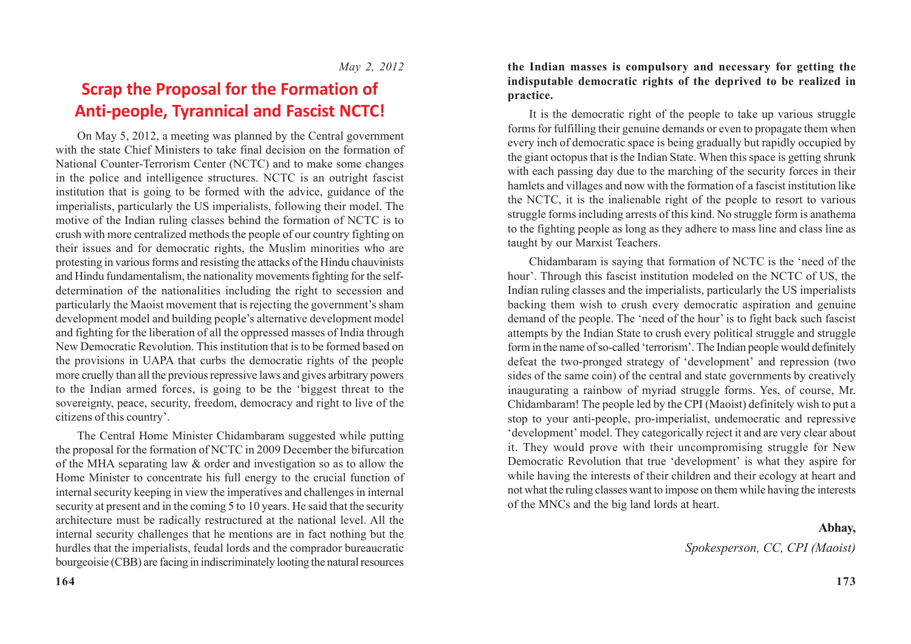*May 2, 2012*

# Scrap the Proposal for the Formation of Anti-people, Tyrannical and Fascist NCTC!

On May 5, 2012, a meeting was planned by the Central government with the state Chief Ministers to take final decision on the formation of National Counter-Terrorism Center (NCTC) and to make some changes in the police and intelligence structures. NCTC is an outright fascist institution that is going to be formed with the advice, guidance of the imperialists, particularly the US imperialists, following their model. The motive of the Indian ruling classes behind the formation of NCTC is to crush with more centralized methods the people of our country fighting on their issues and for democratic rights, the Muslim minorities who are protesting in various forms and resisting the attacks of the Hindu chauvinists and Hindu fundamentalism, the nationality movements fighting for the self-determination of the nationalities including the right to secession and particularly the Maoist movement that is rejecting the government's sham development model and building people's alternative development model and fighting for the liberation of all the oppressed masses of India through New Democratic Revolution. This institution that is to be formed based on the provisions in UAPA that curbs the democratic rights of the people more cruelly than all the previous repressive laws and gives arbitrary powers to the Indian armed forces, is going to be the 'biggest threat to the sovereignty, peace, security, freedom, democracy and right to live of the citizens of this country'.

The Central Home Minister Chidambaram suggested while putting the proposal for the formation of NCTC in 2009 December the bifurcation of the MHA separating law & order and investigation so as to allow the Home Minister to concentrate his full energy to the crucial function of internal security keeping in view the imperatives and challenges in internal security at present and in the coming 5 to 10 years. He said that the security architecture must be radically restructured at the national level. All the internal security challenges that he mentions are in fact nothing but the hurdles that the imperialists, feudal lords and the comprador bureaucratic bourgeoisie (CBB) are facing in indiscriminately looting the natural resources

**the Indian masses is compulsory and necessary for getting the indisputable democratic rights of the deprived to be realized in practice.**

It is the democratic right of the people to take up various struggle forms for fulfilling their genuine demands or even to propagate them when every inch of democratic space is being gradually but rapidly occupied by the giant octopus that is the Indian State. When this space is getting shrunk with each passing day due to the marching of the security forces in their hamlets and villages and now with the formation of a fascist institution like the NCTC, it is the inalienable right of the people to resort to various struggle forms including arrests of this kind. No struggle form is anathema to the fighting people as long as they adhere to mass line and class line as taught by our Marxist Teachers.

Chidambaram is saying that formation of NCTC is the 'need of the hour'. Through this fascist institution modeled on the NCTC of US, the Indian ruling classes and the imperialists, particularly the US imperialists backing them wish to crush every democratic aspiration and genuine demand of the people. The 'need of the hour' is to fight back such fascist attempts by the Indian State to crush every political struggle and struggle form in the name of so-called 'terrorism'. The Indian people would definitely defeat the two-pronged strategy of 'development' and repression (two sides of the same coin) of the central and state governments by creatively inaugurating a rainbow of myriad struggle forms. Yes, of course, Mr. Chidambaram! The people led by the CPI (Maoist) definitely wish to put a stop to your anti-people, pro-imperialist, undemocratic and repressive 'development' model. They categorically reject it and are very clear about it. They would prove with their uncompromising struggle for New Democratic Revolution that true 'development' is what they aspire for while having the interests of their children and their ecology at heart and not what the ruling classes want to impose on them while having the interests of the MNCs and the big land lords at heart.

**Abhay,**

*Spokesperson, CC, CPI (Maoist)*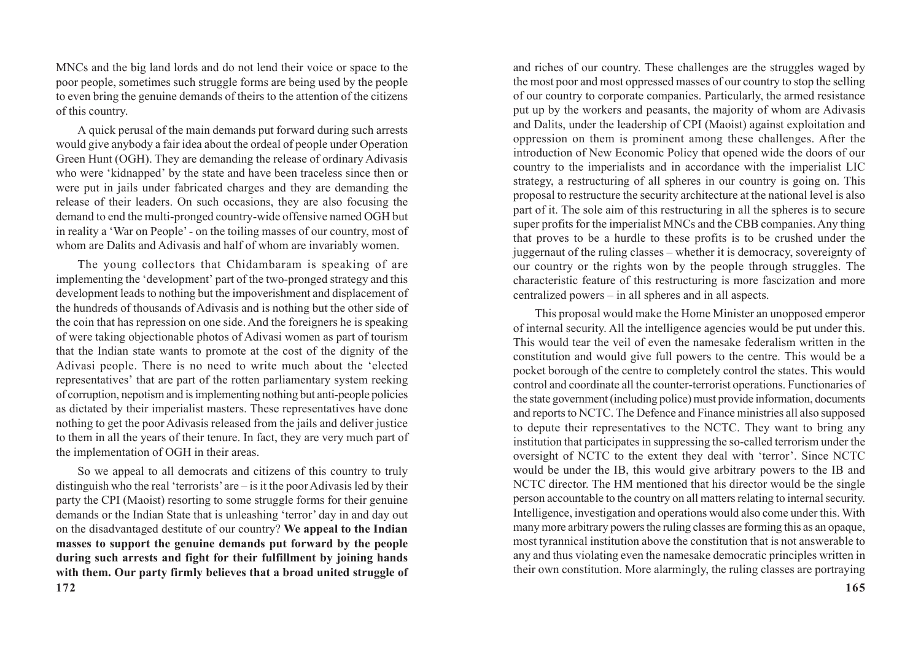MNCs and the big land lords and do not lend their voice or space to the poor people, sometimes such struggle forms are being used by the people to even bring the genuine demands of theirs to the attention of the citizens of this country.

A quick perusal of the main demands put forward during such arrests would give anybody a fair idea about the ordeal of people under Operation Green Hunt (OGH). They are demanding the release of ordinary Adivasis who were 'kidnapped' by the state and have been traceless since then or were put in jails under fabricated charges and they are demanding the release of their leaders. On such occasions, they are also focusing the demand to end the multi-pronged country-wide offensive named OGH but in reality a 'War on People' - on the toiling masses of our country, most of whom are Dalits and Adivasis and half of whom are invariably women.

The young collectors that Chidambaram is speaking of are implementing the 'development' part of the two-pronged strategy and this development leads to nothing but the impoverishment and displacement of the hundreds of thousands of Adivasis and is nothing but the other side of the coin that has repression on one side. And the foreigners he is speaking of were taking objectionable photos of Adivasi women as part of tourism that the Indian state wants to promote at the cost of the dignity of the Adivasi people. There is no need to write much about the 'elected representatives' that are part of the rotten parliamentary system reeking of corruption, nepotism and is implementing nothing but anti-people policies as dictated by their imperialist masters. These representatives have done nothing to get the poor Adivasis released from the jails and deliver justice to them in all the years of their tenure. In fact, they are very much part of the implementation of OGH in their areas.

So we appeal to all democrats and citizens of this country to truly distinguish who the real 'terrorists' are – is it the poor Adivasis led by their party the CPI (Maoist) resorting to some struggle forms for their genuine demands or the Indian State that is unleashing 'terror' day in and day out on the disadvantaged destitute of our country? **We appeal to the Indian masses to support the genuine demands put forward by the people during such arrests and fight for their fulfillment by joining hands with them. Our party firmly believes that a broad united struggle of**

and riches of our country. These challenges are the struggles waged by the most poor and most oppressed masses of our country to stop the selling of our country to corporate companies. Particularly, the armed resistance put up by the workers and peasants, the majority of whom are Adivasis and Dalits, under the leadership of CPI (Maoist) against exploitation and oppression on them is prominent among these challenges. After the introduction of New Economic Policy that opened wide the doors of our country to the imperialists and in accordance with the imperialist LIC strategy, a restructuring of all spheres in our country is going on. This proposal to restructure the security architecture at the national level is also part of it. The sole aim of this restructuring in all the spheres is to secure super profits for the imperialist MNCs and the CBB companies. Any thing that proves to be a hurdle to these profits is to be crushed under the juggernaut of the ruling classes – whether it is democracy, sovereignty of our country or the rights won by the people through struggles. The characteristic feature of this restructuring is more fascization and more centralized powers – in all spheres and in all aspects.

This proposal would make the Home Minister an unopposed emperor of internal security. All the intelligence agencies would be put under this. This would tear the veil of even the namesake federalism written in the constitution and would give full powers to the centre. This would be a pocket borough of the centre to completely control the states. This would control and coordinate all the counter-terrorist operations. Functionaries of the state government (including police) must provide information, documents and reports to NCTC. The Defence and Finance ministries all also supposed to depute their representatives to the NCTC. They want to bring any institution that participates in suppressing the so-called terrorism under the oversight of NCTC to the extent they deal with 'terror'. Since NCTC would be under the IB, this would give arbitrary powers to the IB and NCTC director. The HM mentioned that his director would be the single person accountable to the country on all matters relating to internal security. Intelligence, investigation and operations would also come under this. With many more arbitrary powers the ruling classes are forming this as an opaque, most tyrannical institution above the constitution that is not answerable to any and thus violating even the namesake democratic principles written in their own constitution. More alarmingly, the ruling classes are portraying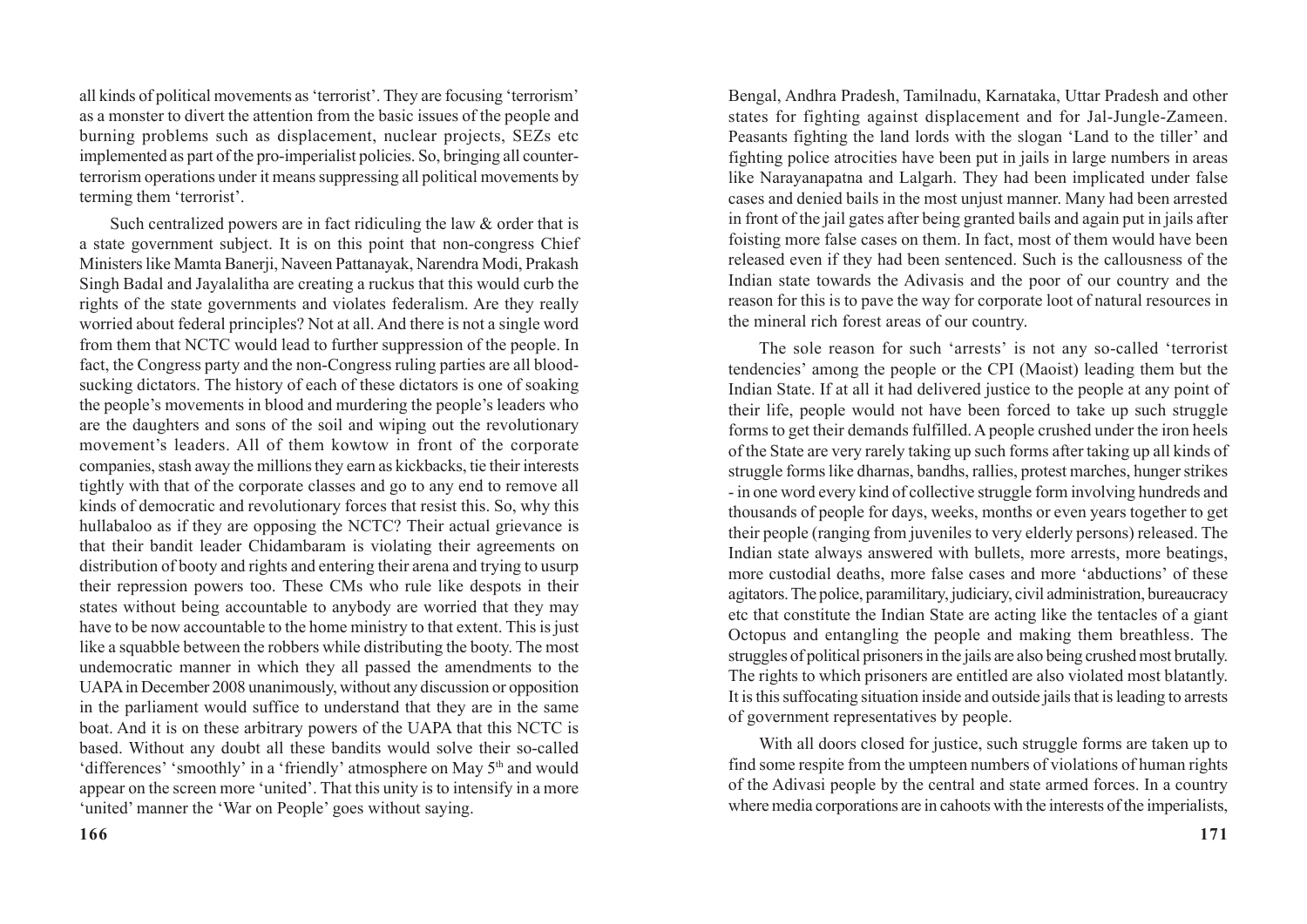all kinds of political movements as 'terrorist'. They are focusing 'terrorism' as a monster to divert the attention from the basic issues of the people and burning problems such as displacement, nuclear projects, SEZs etc implemented as part of the pro-imperialist policies. So, bringing all counter-terrorism operations under it means suppressing all political movements by terming them 'terrorist'.

Such centralized powers are in fact ridiculing the law & order that is a state government subject. It is on this point that non-congress Chief Ministers like Mamta Banerji, Naveen Pattanayak, Narendra Modi, Prakash Singh Badal and Jayalalitha are creating a ruckus that this would curb the rights of the state governments and violates federalism. Are they really worried about federal principles? Not at all. And there is not a single word from them that NCTC would lead to further suppression of the people. In fact, the Congress party and the non-Congress ruling parties are all blood-sucking dictators. The history of each of these dictators is one of soaking the people's movements in blood and murdering the people's leaders who are the daughters and sons of the soil and wiping out the revolutionary movement's leaders. All of them kowtow in front of the corporate companies, stash away the millions they earn as kickbacks, tie their interests tightly with that of the corporate classes and go to any end to remove all kinds of democratic and revolutionary forces that resist this. So, why this hullabaloo as if they are opposing the NCTC? Their actual grievance is that their bandit leader Chidambaram is violating their agreements on distribution of booty and rights and entering their arena and trying to usurp their repression powers too. These CMs who rule like despots in their states without being accountable to anybody are worried that they may have to be now accountable to the home ministry to that extent. This is just like a squabble between the robbers while distributing the booty. The most undemocratic manner in which they all passed the amendments to the UAPA in December 2008 unanimously, without any discussion or opposition in the parliament would suffice to understand that they are in the same boat. And it is on these arbitrary powers of the UAPA that this NCTC is based. Without any doubt all these bandits would solve their so-called 'differences' 'smoothly' in a 'friendly' atmosphere on May 5th and would appear on the screen more 'united'. That this unity is to intensify in a more 'united' manner the 'War on People' goes without saying.

Bengal, Andhra Pradesh, Tamilnadu, Karnataka, Uttar Pradesh and other states for fighting against displacement and for Jal-Jungle-Zameen. Peasants fighting the land lords with the slogan 'Land to the tiller' and fighting police atrocities have been put in jails in large numbers in areas like Narayanapatna and Lalgarh. They had been implicated under false cases and denied bails in the most unjust manner. Many had been arrested in front of the jail gates after being granted bails and again put in jails after foisting more false cases on them. In fact, most of them would have been released even if they had been sentenced. Such is the callousness of the Indian state towards the Adivasis and the poor of our country and the reason for this is to pave the way for corporate loot of natural resources in the mineral rich forest areas of our country.

The sole reason for such 'arrests' is not any so-called 'terrorist tendencies' among the people or the CPI (Maoist) leading them but the Indian State. If at all it had delivered justice to the people at any point of their life, people would not have been forced to take up such struggle forms to get their demands fulfilled. A people crushed under the iron heels of the State are very rarely taking up such forms after taking up all kinds of struggle forms like dharnas, bandhs, rallies, protest marches, hunger strikes - in one word every kind of collective struggle form involving hundreds and thousands of people for days, weeks, months or even years together to get their people (ranging from juveniles to very elderly persons) released. The Indian state always answered with bullets, more arrests, more beatings, more custodial deaths, more false cases and more 'abductions' of these agitators. The police, paramilitary, judiciary, civil administration, bureaucracy etc that constitute the Indian State are acting like the tentacles of a giant Octopus and entangling the people and making them breathless. The struggles of political prisoners in the jails are also being crushed most brutally. The rights to which prisoners are entitled are also violated most blatantly. It is this suffocating situation inside and outside jails that is leading to arrests of government representatives by people.

With all doors closed for justice, such struggle forms are taken up to find some respite from the umpteen numbers of violations of human rights of the Adivasi people by the central and state armed forces. In a country where media corporations are in cahoots with the interests of the imperialists,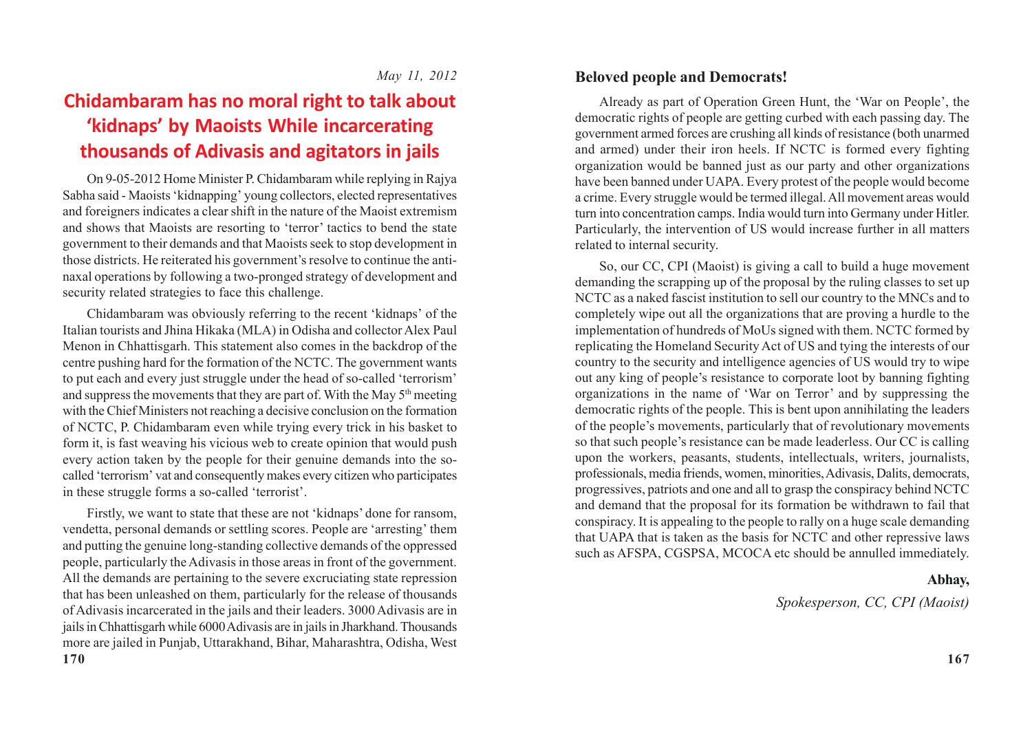*May 11, 2012*

# Chidambaram has no moral right to talk about 'kidnaps' by Maoists While incarcerating thousands of Adivasis and agitators in jails

On 9-05-2012 Home Minister P. Chidambaram while replying in Rajya Sabha said - Maoists 'kidnapping' young collectors, elected representatives and foreigners indicates a clear shift in the nature of the Maoist extremism and shows that Maoists are resorting to 'terror' tactics to bend the state government to their demands and that Maoists seek to stop development in those districts. He reiterated his government's resolve to continue the anti-naxal operations by following a two-pronged strategy of development and security related strategies to face this challenge.

Chidambaram was obviously referring to the recent 'kidnaps' of the Italian tourists and Jhina Hikaka (MLA) in Odisha and collector Alex Paul Menon in Chhattisgarh. This statement also comes in the backdrop of the centre pushing hard for the formation of the NCTC. The government wants to put each and every just struggle under the head of so-called 'terrorism' and suppress the movements that they are part of. With the May 5th meeting with the Chief Ministers not reaching a decisive conclusion on the formation of NCTC, P. Chidambaram even while trying every trick in his basket to form it, is fast weaving his vicious web to create opinion that would push every action taken by the people for their genuine demands into the so-called 'terrorism' vat and consequently makes every citizen who participates in these struggle forms a so-called 'terrorist'.

Firstly, we want to state that these are not 'kidnaps' done for ransom, vendetta, personal demands or settling scores. People are 'arresting' them and putting the genuine long-standing collective demands of the oppressed people, particularly the Adivasis in those areas in front of the government. All the demands are pertaining to the severe excruciating state repression that has been unleashed on them, particularly for the release of thousands of Adivasis incarcerated in the jails and their leaders. 3000 Adivasis are in jails in Chhattisgarh while 6000 Adivasis are in jails in Jharkhand. Thousands more are jailed in Punjab, Uttarakhand, Bihar, Maharashtra, Odisha, West

**Beloved people and Democrats!**

Already as part of Operation Green Hunt, the 'War on People', the democratic rights of people are getting curbed with each passing day. The government armed forces are crushing all kinds of resistance (both unarmed and armed) under their iron heels. If NCTC is formed every fighting organization would be banned just as our party and other organizations have been banned under UAPA. Every protest of the people would become a crime. Every struggle would be termed illegal. All movement areas would turn into concentration camps. India would turn into Germany under Hitler. Particularly, the intervention of US would increase further in all matters related to internal security.

So, our CC, CPI (Maoist) is giving a call to build a huge movement demanding the scrapping up of the proposal by the ruling classes to set up NCTC as a naked fascist institution to sell our country to the MNCs and to completely wipe out all the organizations that are proving a hurdle to the implementation of hundreds of MoUs signed with them. NCTC formed by replicating the Homeland Security Act of US and tying the interests of our country to the security and intelligence agencies of US would try to wipe out any king of people's resistance to corporate loot by banning fighting organizations in the name of 'War on Terror' and by suppressing the democratic rights of the people. This is bent upon annihilating the leaders of the people's movements, particularly that of revolutionary movements so that such people's resistance can be made leaderless. Our CC is calling upon the workers, peasants, students, intellectuals, writers, journalists, professionals, media friends, women, minorities, Adivasis, Dalits, democrats, progressives, patriots and one and all to grasp the conspiracy behind NCTC and demand that the proposal for its formation be withdrawn to fail that conspiracy. It is appealing to the people to rally on a huge scale demanding that UAPA that is taken as the basis for NCTC and other repressive laws such as AFSPA, CGSPSA, MCOCA etc should be annulled immediately.

**Abhay,**

*Spokesperson, CC, CPI (Maoist)*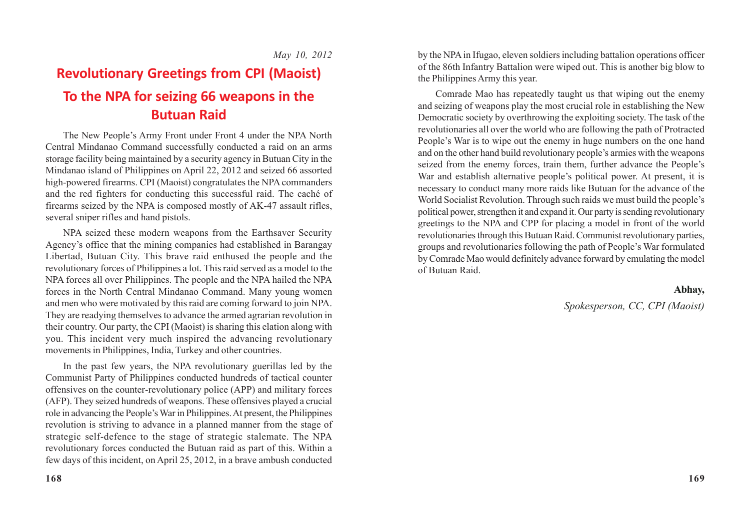*May 10, 2012*

# Revolutionary Greetings from CPI (Maoist)

# To the NPA for seizing 66 weapons in the Butuan Raid

The New People's Army Front under Front 4 under the NPA North Central Mindanao Command successfully conducted a raid on an arms storage facility being maintained by a security agency in Butuan City in the Mindanao island of Philippines on April 22, 2012 and seized 66 assorted high-powered firearms. CPI (Maoist) congratulates the NPA commanders and the red fighters for conducting this successful raid. The caché of firearms seized by the NPA is composed mostly of AK-47 assault rifles, several sniper rifles and hand pistols.

NPA seized these modern weapons from the Earthsaver Security Agency's office that the mining companies had established in Barangay Libertad, Butuan City. This brave raid enthused the people and the revolutionary forces of Philippines a lot. This raid served as a model to the NPA forces all over Philippines. The people and the NPA hailed the NPA forces in the North Central Mindanao Command. Many young women and men who were motivated by this raid are coming forward to join NPA. They are readying themselves to advance the armed agrarian revolution in their country. Our party, the CPI (Maoist) is sharing this elation along with you. This incident very much inspired the advancing revolutionary movements in Philippines, India, Turkey and other countries.

In the past few years, the NPA revolutionary guerillas led by the Communist Party of Philippines conducted hundreds of tactical counter offensives on the counter-revolutionary police (APP) and military forces (AFP). They seized hundreds of weapons. These offensives played a crucial role in advancing the People's War in Philippines. At present, the Philippines revolution is striving to advance in a planned manner from the stage of strategic self-defence to the stage of strategic stalemate. The NPA revolutionary forces conducted the Butuan raid as part of this. Within a few days of this incident, on April 25, 2012, in a brave ambush conducted by the NPA in Ifugao, eleven soldiers including battalion operations officer of the 86th Infantry Battalion were wiped out. This is another big blow to the Philippines Army this year.

Comrade Mao has repeatedly taught us that wiping out the enemy and seizing of weapons play the most crucial role in establishing the New Democratic society by overthrowing the exploiting society. The task of the revolutionaries all over the world who are following the path of Protracted People's War is to wipe out the enemy in huge numbers on the one hand and on the other hand build revolutionary people's armies with the weapons seized from the enemy forces, train them, further advance the People's War and establish alternative people's political power. At present, it is necessary to conduct many more raids like Butuan for the advance of the World Socialist Revolution. Through such raids we must build the people's political power, strengthen it and expand it. Our party is sending revolutionary greetings to the NPA and CPP for placing a model in front of the world revolutionaries through this Butuan Raid. Communist revolutionary parties, groups and revolutionaries following the path of People's War formulated by Comrade Mao would definitely advance forward by emulating the model of Butuan Raid.

**Abhay,**

*Spokesperson, CC, CPI (Maoist)*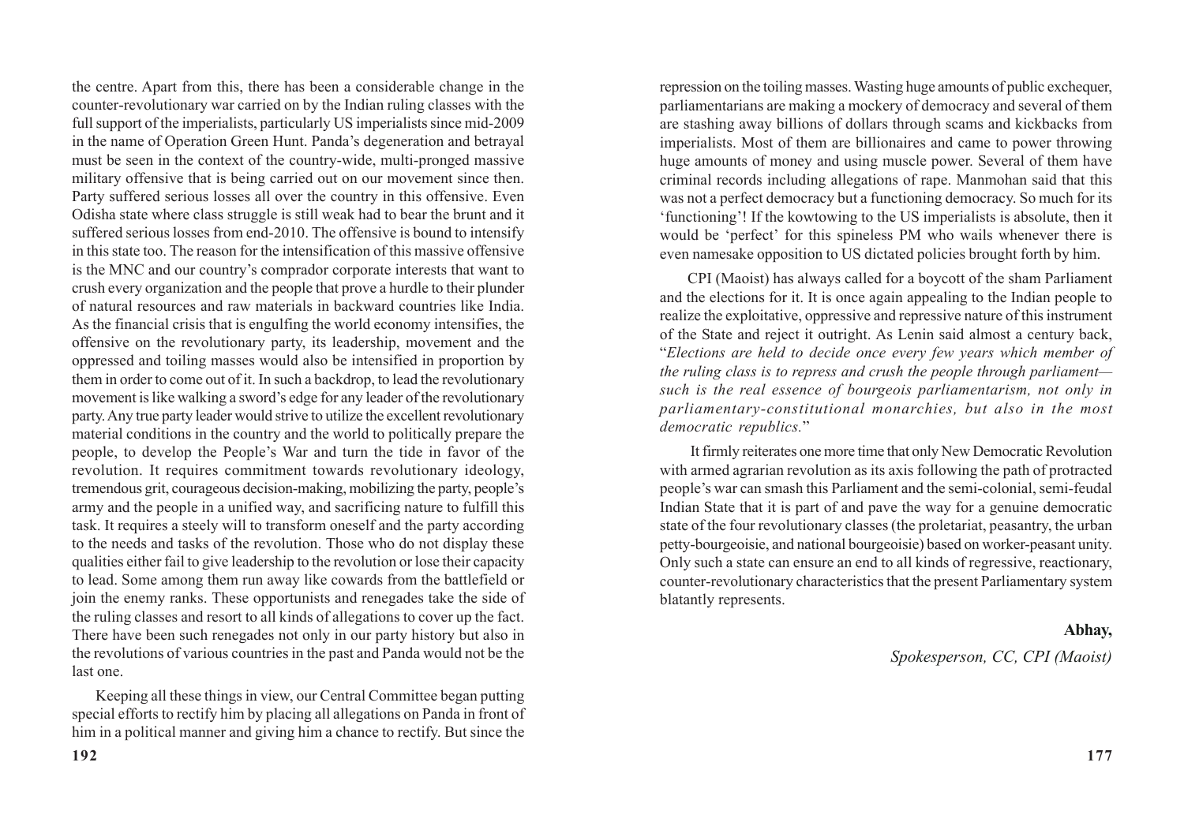the centre. Apart from this, there has been a considerable change in the counter-revolutionary war carried on by the Indian ruling classes with the full support of the imperialists, particularly US imperialists since mid-2009 in the name of Operation Green Hunt. Panda's degeneration and betrayal must be seen in the context of the country-wide, multi-pronged massive military offensive that is being carried out on our movement since then. Party suffered serious losses all over the country in this offensive. Even Odisha state where class struggle is still weak had to bear the brunt and it suffered serious losses from end-2010. The offensive is bound to intensify in this state too. The reason for the intensification of this massive offensive is the MNC and our country's comprador corporate interests that want to crush every organization and the people that prove a hurdle to their plunder of natural resources and raw materials in backward countries like India. As the financial crisis that is engulfing the world economy intensifies, the offensive on the revolutionary party, its leadership, movement and the oppressed and toiling masses would also be intensified in proportion by them in order to come out of it. In such a backdrop, to lead the revolutionary movement is like walking a sword's edge for any leader of the revolutionary party. Any true party leader would strive to utilize the excellent revolutionary material conditions in the country and the world to politically prepare the people, to develop the People's War and turn the tide in favor of the revolution. It requires commitment towards revolutionary ideology, tremendous grit, courageous decision-making, mobilizing the party, people's army and the people in a unified way, and sacrificing nature to fulfill this task. It requires a steely will to transform oneself and the party according to the needs and tasks of the revolution. Those who do not display these qualities either fail to give leadership to the revolution or lose their capacity to lead. Some among them run away like cowards from the battlefield or join the enemy ranks. These opportunists and renegades take the side of the ruling classes and resort to all kinds of allegations to cover up the fact. There have been such renegades not only in our party history but also in the revolutions of various countries in the past and Panda would not be the last one.

Keeping all these things in view, our Central Committee began putting special efforts to rectify him by placing all allegations on Panda in front of him in a political manner and giving him a chance to rectify. But since the

repression on the toiling masses. Wasting huge amounts of public exchequer, parliamentarians are making a mockery of democracy and several of them are stashing away billions of dollars through scams and kickbacks from imperialists. Most of them are billionaires and came to power throwing huge amounts of money and using muscle power. Several of them have criminal records including allegations of rape. Manmohan said that this was not a perfect democracy but a functioning democracy. So much for its 'functioning'! If the kowtowing to the US imperialists is absolute, then it would be 'perfect' for this spineless PM who wails whenever there is even namesake opposition to US dictated policies brought forth by him.

CPI (Maoist) has always called for a boycott of the sham Parliament and the elections for it. It is once again appealing to the Indian people to realize the exploitative, oppressive and repressive nature of this instrument of the State and reject it outright. As Lenin said almost a century back, "*Elections are held to decide once every few years which member of the ruling class is to repress and crush the people through parliament— such is the real essence of bourgeois parliamentarism, not only in parliamentary-constitutional monarchies, but also in the most democratic republics.*"

It firmly reiterates one more time that only New Democratic Revolution with armed agrarian revolution as its axis following the path of protracted people's war can smash this Parliament and the semi-colonial, semi-feudal Indian State that it is part of and pave the way for a genuine democratic state of the four revolutionary classes (the proletariat, peasantry, the urban petty-bourgeoisie, and national bourgeoisie) based on worker-peasant unity. Only such a state can ensure an end to all kinds of regressive, reactionary, counter-revolutionary characteristics that the present Parliamentary system blatantly represents.

**Abhay,**

*Spokesperson, CC, CPI (Maoist)*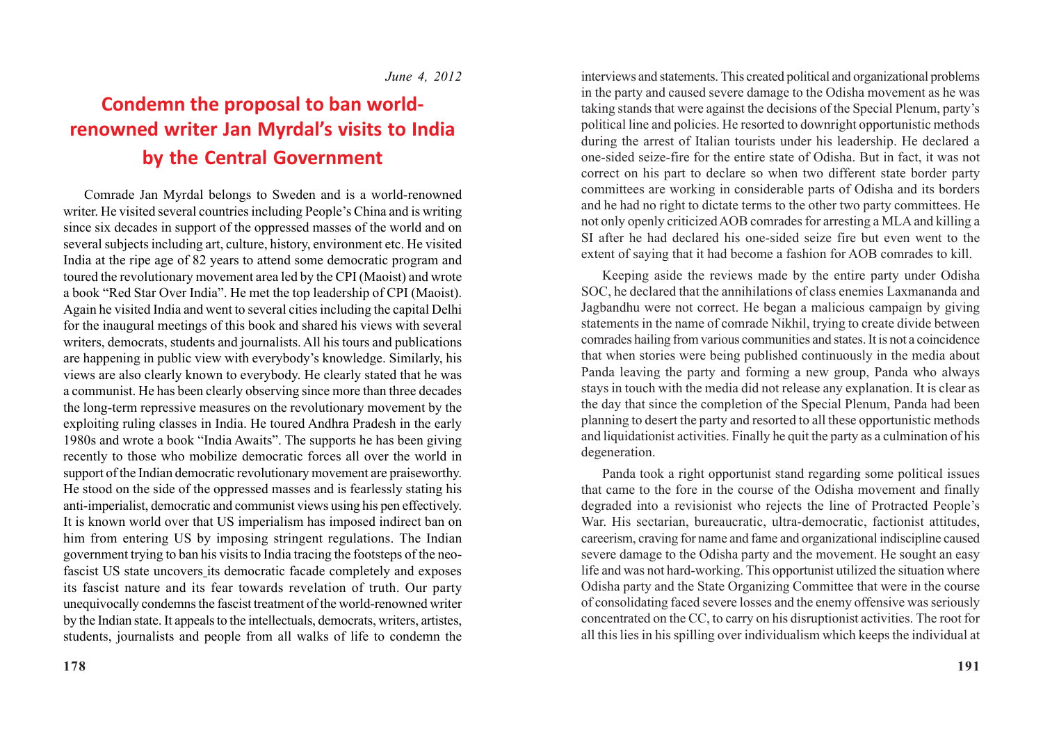*June 4, 2012*

# Condemn the proposal to ban world-renowned writer Jan Myrdal's visits to India by the Central Government

Comrade Jan Myrdal belongs to Sweden and is a world-renowned writer. He visited several countries including People's China and is writing since six decades in support of the oppressed masses of the world and on several subjects including art, culture, history, environment etc. He visited India at the ripe age of 82 years to attend some democratic program and toured the revolutionary movement area led by the CPI (Maoist) and wrote a book "Red Star Over India". He met the top leadership of CPI (Maoist). Again he visited India and went to several cities including the capital Delhi for the inaugural meetings of this book and shared his views with several writers, democrats, students and journalists. All his tours and publications are happening in public view with everybody's knowledge. Similarly, his views are also clearly known to everybody. He clearly stated that he was a communist. He has been clearly observing since more than three decades the long-term repressive measures on the revolutionary movement by the exploiting ruling classes in India. He toured Andhra Pradesh in the early 1980s and wrote a book "India Awaits". The supports he has been giving recently to those who mobilize democratic forces all over the world in support of the Indian democratic revolutionary movement are praiseworthy. He stood on the side of the oppressed masses and is fearlessly stating his anti-imperialist, democratic and communist views using his pen effectively. It is known world over that US imperialism has imposed indirect ban on him from entering US by imposing stringent regulations. The Indian government trying to ban his visits to India tracing the footsteps of the neo-fascist US state uncovers its democratic facade completely and exposes its fascist nature and its fear towards revelation of truth. Our party unequivocally condemns the fascist treatment of the world-renowned writer by the Indian state. It appeals to the intellectuals, democrats, writers, artistes, students, journalists and people from all walks of life to condemn the

interviews and statements. This created political and organizational problems in the party and caused severe damage to the Odisha movement as he was taking stands that were against the decisions of the Special Plenum, party's political line and policies. He resorted to downright opportunistic methods during the arrest of Italian tourists under his leadership. He declared a one-sided seize-fire for the entire state of Odisha. But in fact, it was not correct on his part to declare so when two different state border party committees are working in considerable parts of Odisha and its borders and he had no right to dictate terms to the other two party committees. He not only openly criticized AOB comrades for arresting a MLA and killing a SI after he had declared his one-sided seize fire but even went to the extent of saying that it had become a fashion for AOB comrades to kill.

Keeping aside the reviews made by the entire party under Odisha SOC, he declared that the annihilations of class enemies Laxmananda and Jagbandhu were not correct. He began a malicious campaign by giving statements in the name of comrade Nikhil, trying to create divide between comrades hailing from various communities and states. It is not a coincidence that when stories were being published continuously in the media about Panda leaving the party and forming a new group, Panda who always stays in touch with the media did not release any explanation. It is clear as the day that since the completion of the Special Plenum, Panda had been planning to desert the party and resorted to all these opportunistic methods and liquidationist activities. Finally he quit the party as a culmination of his degeneration.

Panda took a right opportunist stand regarding some political issues that came to the fore in the course of the Odisha movement and finally degraded into a revisionist who rejects the line of Protracted People's War. His sectarian, bureaucratic, ultra-democratic, factionist attitudes, careerism, craving for name and fame and organizational indiscipline caused severe damage to the Odisha party and the movement. He sought an easy life and was not hard-working. This opportunist utilized the situation where Odisha party and the State Organizing Committee that were in the course of consolidating faced severe losses and the enemy offensive was seriously concentrated on the CC, to carry on his disruptionist activities. The root for all this lies in his spilling over individualism which keeps the individual at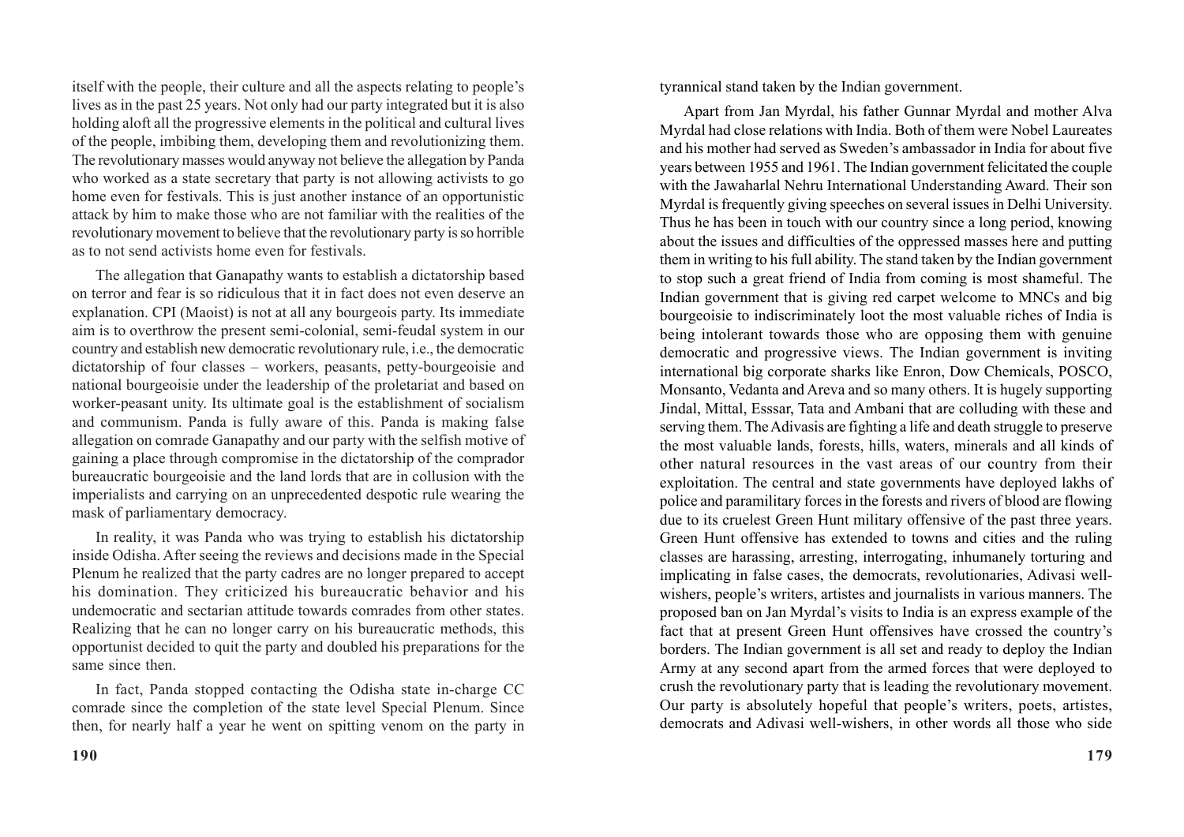itself with the people, their culture and all the aspects relating to people's lives as in the past 25 years. Not only had our party integrated but it is also holding aloft all the progressive elements in the political and cultural lives of the people, imbibing them, developing them and revolutionizing them. The revolutionary masses would anyway not believe the allegation by Panda who worked as a state secretary that party is not allowing activists to go home even for festivals. This is just another instance of an opportunistic attack by him to make those who are not familiar with the realities of the revolutionary movement to believe that the revolutionary party is so horrible as to not send activists home even for festivals.

The allegation that Ganapathy wants to establish a dictatorship based on terror and fear is so ridiculous that it in fact does not even deserve an explanation. CPI (Maoist) is not at all any bourgeois party. Its immediate aim is to overthrow the present semi-colonial, semi-feudal system in our country and establish new democratic revolutionary rule, i.e., the democratic dictatorship of four classes – workers, peasants, petty-bourgeoisie and national bourgeoisie under the leadership of the proletariat and based on worker-peasant unity. Its ultimate goal is the establishment of socialism and communism. Panda is fully aware of this. Panda is making false allegation on comrade Ganapathy and our party with the selfish motive of gaining a place through compromise in the dictatorship of the comprador bureaucratic bourgeoisie and the land lords that are in collusion with the imperialists and carrying on an unprecedented despotic rule wearing the mask of parliamentary democracy.

In reality, it was Panda who was trying to establish his dictatorship inside Odisha. After seeing the reviews and decisions made in the Special Plenum he realized that the party cadres are no longer prepared to accept his domination. They criticized his bureaucratic behavior and his undemocratic and sectarian attitude towards comrades from other states. Realizing that he can no longer carry on his bureaucratic methods, this opportunist decided to quit the party and doubled his preparations for the same since then.

In fact, Panda stopped contacting the Odisha state in-charge CC comrade since the completion of the state level Special Plenum. Since then, for nearly half a year he went on spitting venom on the party in

tyrannical stand taken by the Indian government.

Apart from Jan Myrdal, his father Gunnar Myrdal and mother Alva Myrdal had close relations with India. Both of them were Nobel Laureates and his mother had served as Sweden's ambassador in India for about five years between 1955 and 1961. The Indian government felicitated the couple with the Jawaharlal Nehru International Understanding Award. Their son Myrdal is frequently giving speeches on several issues in Delhi University. Thus he has been in touch with our country since a long period, knowing about the issues and difficulties of the oppressed masses here and putting them in writing to his full ability. The stand taken by the Indian government to stop such a great friend of India from coming is most shameful. The Indian government that is giving red carpet welcome to MNCs and big bourgeoisie to indiscriminately loot the most valuable riches of India is being intolerant towards those who are opposing them with genuine democratic and progressive views. The Indian government is inviting international big corporate sharks like Enron, Dow Chemicals, POSCO, Monsanto, Vedanta and Areva and so many others. It is hugely supporting Jindal, Mittal, Esssar, Tata and Ambani that are colluding with these and serving them. The Adivasis are fighting a life and death struggle to preserve the most valuable lands, forests, hills, waters, minerals and all kinds of other natural resources in the vast areas of our country from their exploitation. The central and state governments have deployed lakhs of police and paramilitary forces in the forests and rivers of blood are flowing due to its cruelest Green Hunt military offensive of the past three years. Green Hunt offensive has extended to towns and cities and the ruling classes are harassing, arresting, interrogating, inhumanely torturing and implicating in false cases, the democrats, revolutionaries, Adivasi well-wishers, people's writers, artistes and journalists in various manners. The proposed ban on Jan Myrdal's visits to India is an express example of the fact that at present Green Hunt offensives have crossed the country's borders. The Indian government is all set and ready to deploy the Indian Army at any second apart from the armed forces that were deployed to crush the revolutionary party that is leading the revolutionary movement. Our party is absolutely hopeful that people's writers, poets, artistes, democrats and Adivasi well-wishers, in other words all those who side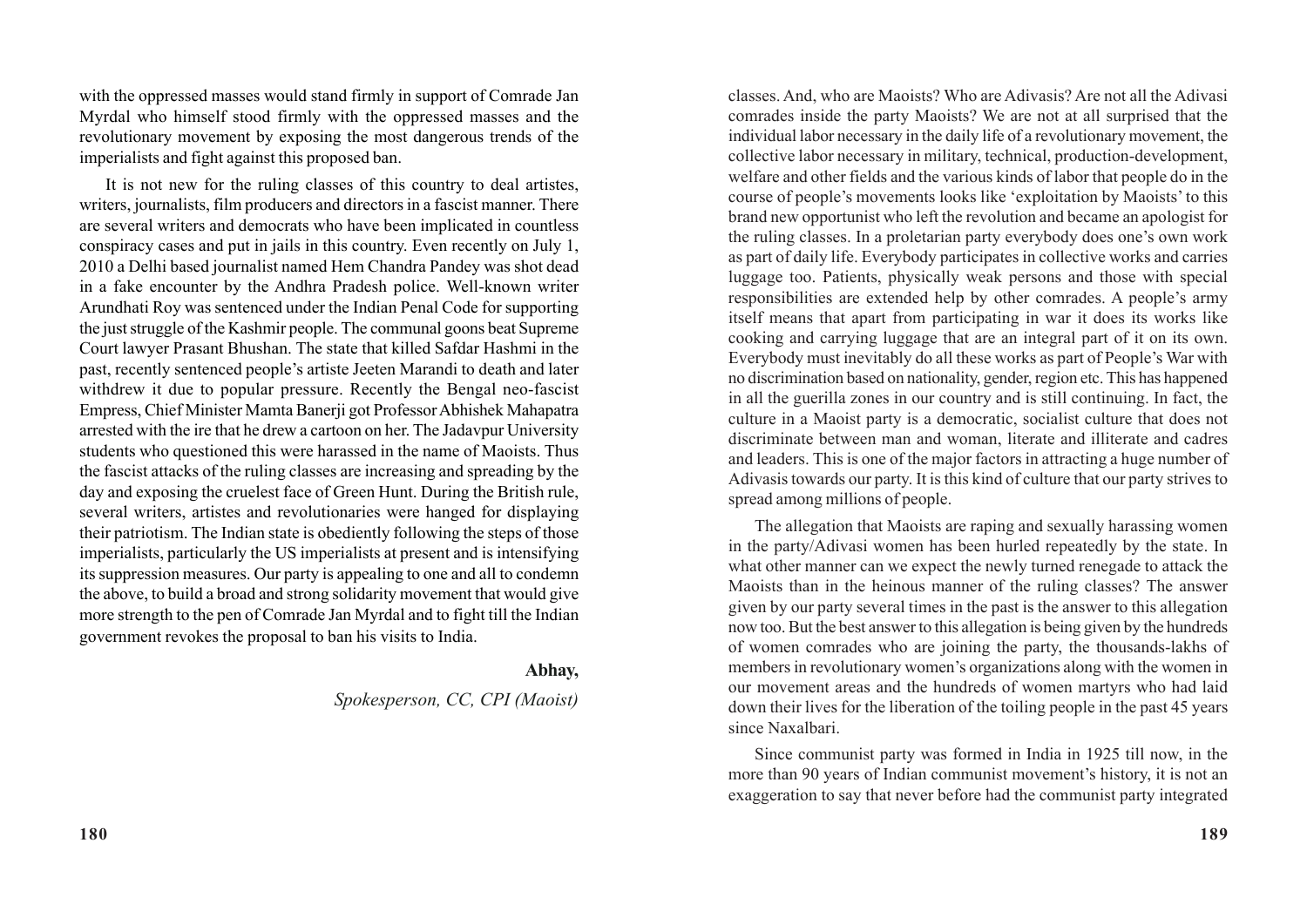with the oppressed masses would stand firmly in support of Comrade Jan Myrdal who himself stood firmly with the oppressed masses and the revolutionary movement by exposing the most dangerous trends of the imperialists and fight against this proposed ban.

It is not new for the ruling classes of this country to deal artistes, writers, journalists, film producers and directors in a fascist manner. There are several writers and democrats who have been implicated in countless conspiracy cases and put in jails in this country. Even recently on July 1, 2010 a Delhi based journalist named Hem Chandra Pandey was shot dead in a fake encounter by the Andhra Pradesh police. Well-known writer Arundhati Roy was sentenced under the Indian Penal Code for supporting the just struggle of the Kashmir people. The communal goons beat Supreme Court lawyer Prasant Bhushan. The state that killed Safdar Hashmi in the past, recently sentenced people's artiste Jeeten Marandi to death and later withdrew it due to popular pressure. Recently the Bengal neo-fascist Empress, Chief Minister Mamta Banerji got Professor Abhishek Mahapatra arrested with the ire that he drew a cartoon on her. The Jadavpur University students who questioned this were harassed in the name of Maoists. Thus the fascist attacks of the ruling classes are increasing and spreading by the day and exposing the cruelest face of Green Hunt. During the British rule, several writers, artistes and revolutionaries were hanged for displaying their patriotism. The Indian state is obediently following the steps of those imperialists, particularly the US imperialists at present and is intensifying its suppression measures. Our party is appealing to one and all to condemn the above, to build a broad and strong solidarity movement that would give more strength to the pen of Comrade Jan Myrdal and to fight till the Indian government revokes the proposal to ban his visits to India.

**Abhay,**

*Spokesperson, CC, CPI (Maoist)*

classes. And, who are Maoists? Who are Adivasis? Are not all the Adivasi comrades inside the party Maoists? We are not at all surprised that the individual labor necessary in the daily life of a revolutionary movement, the collective labor necessary in military, technical, production-development, welfare and other fields and the various kinds of labor that people do in the course of people's movements looks like 'exploitation by Maoists' to this brand new opportunist who left the revolution and became an apologist for the ruling classes. In a proletarian party everybody does one's own work as part of daily life. Everybody participates in collective works and carries luggage too. Patients, physically weak persons and those with special responsibilities are extended help by other comrades. A people's army itself means that apart from participating in war it does its works like cooking and carrying luggage that are an integral part of it on its own. Everybody must inevitably do all these works as part of People's War with no discrimination based on nationality, gender, region etc. This has happened in all the guerilla zones in our country and is still continuing. In fact, the culture in a Maoist party is a democratic, socialist culture that does not discriminate between man and woman, literate and illiterate and cadres and leaders. This is one of the major factors in attracting a huge number of Adivasis towards our party. It is this kind of culture that our party strives to spread among millions of people.

The allegation that Maoists are raping and sexually harassing women in the party/Adivasi women has been hurled repeatedly by the state. In what other manner can we expect the newly turned renegade to attack the Maoists than in the heinous manner of the ruling classes? The answer given by our party several times in the past is the answer to this allegation now too. But the best answer to this allegation is being given by the hundreds of women comrades who are joining the party, the thousands-lakhs of members in revolutionary women's organizations along with the women in our movement areas and the hundreds of women martyrs who had laid down their lives for the liberation of the toiling people in the past 45 years since Naxalbari.

Since communist party was formed in India in 1925 till now, in the more than 90 years of Indian communist movement's history, it is not an exaggeration to say that never before had the communist party integrated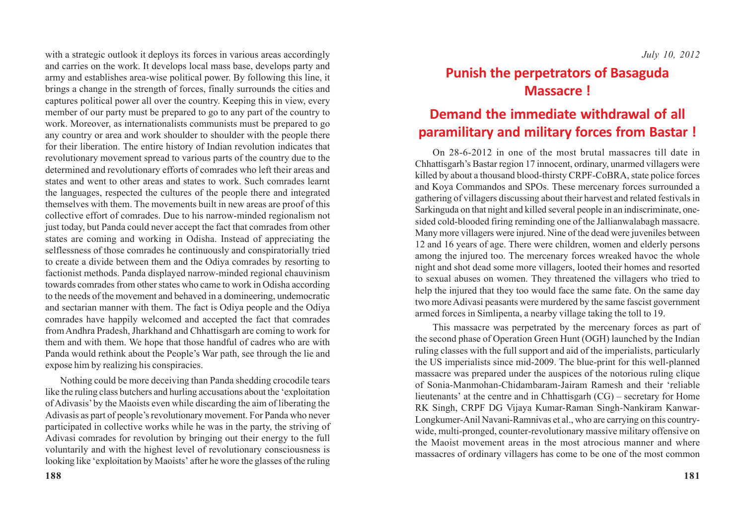with a strategic outlook it deploys its forces in various areas accordingly and carries on the work. It develops local mass base, develops party and army and establishes area-wise political power. By following this line, it brings a change in the strength of forces, finally surrounds the cities and captures political power all over the country. Keeping this in view, every member of our party must be prepared to go to any part of the country to work. Moreover, as internationalists communists must be prepared to go any country or area and work shoulder to shoulder with the people there for their liberation. The entire history of Indian revolution indicates that revolutionary movement spread to various parts of the country due to the determined and revolutionary efforts of comrades who left their areas and states and went to other areas and states to work. Such comrades learnt the languages, respected the cultures of the people there and integrated themselves with them. The movements built in new areas are proof of this collective effort of comrades. Due to his narrow-minded regionalism not just today, but Panda could never accept the fact that comrades from other states are coming and working in Odisha. Instead of appreciating the selflessness of those comrades he continuously and conspiratorially tried to create a divide between them and the Odiya comrades by resorting to factionist methods. Panda displayed narrow-minded regional chauvinism towards comrades from other states who came to work in Odisha according to the needs of the movement and behaved in a domineering, undemocratic and sectarian manner with them. The fact is Odiya people and the Odiya comrades have happily welcomed and accepted the fact that comrades from Andhra Pradesh, Jharkhand and Chhattisgarh are coming to work for them and with them. We hope that those handful of cadres who are with Panda would rethink about the People's War path, see through the lie and expose him by realizing his conspiracies.

Nothing could be more deceiving than Panda shedding crocodile tears like the ruling class butchers and hurling accusations about the 'exploitation of Adivasis' by the Maoists even while discarding the aim of liberating the Adivasis as part of people's revolutionary movement. For Panda who never participated in collective works while he was in the party, the striving of Adivasi comrades for revolution by bringing out their energy to the full voluntarily and with the highest level of revolutionary consciousness is looking like 'exploitation by Maoists' after he wore the glasses of the ruling

*July 10, 2012*

# Punish the perpetrators of Basaguda Massacre !

# Demand the immediate withdrawal of all paramilitary and military forces from Bastar !

On 28-6-2012 in one of the most brutal massacres till date in Chhattisgarh's Bastar region 17 innocent, ordinary, unarmed villagers were killed by about a thousand blood-thirsty CRPF-CoBRA, state police forces and Koya Commandos and SPOs. These mercenary forces surrounded a gathering of villagers discussing about their harvest and related festivals in Sarkinguda on that night and killed several people in an indiscriminate, one-sided cold-blooded firing reminding one of the Jallianwalabagh massacre. Many more villagers were injured. Nine of the dead were juveniles between 12 and 16 years of age. There were children, women and elderly persons among the injured too. The mercenary forces wreaked havoc the whole night and shot dead some more villagers, looted their homes and resorted to sexual abuses on women. They threatened the villagers who tried to help the injured that they too would face the same fate. On the same day two more Adivasi peasants were murdered by the same fascist government armed forces in Simlipenta, a nearby village taking the toll to 19.

This massacre was perpetrated by the mercenary forces as part of the second phase of Operation Green Hunt (OGH) launched by the Indian ruling classes with the full support and aid of the imperialists, particularly the US imperialists since mid-2009. The blue-print for this well-planned massacre was prepared under the auspices of the notorious ruling clique of Sonia-Manmohan-Chidambaram-Jairam Ramesh and their 'reliable lieutenants' at the centre and in Chhattisgarh (CG) – secretary for Home RK Singh, CRPF DG Vijaya Kumar-Raman Singh-Nankiram Kanwar-Longkumer-Anil Navani-Ramnivas et al., who are carrying on this country-wide, multi-pronged, counter-revolutionary massive military offensive on the Maoist movement areas in the most atrocious manner and where massacres of ordinary villagers has come to be one of the most common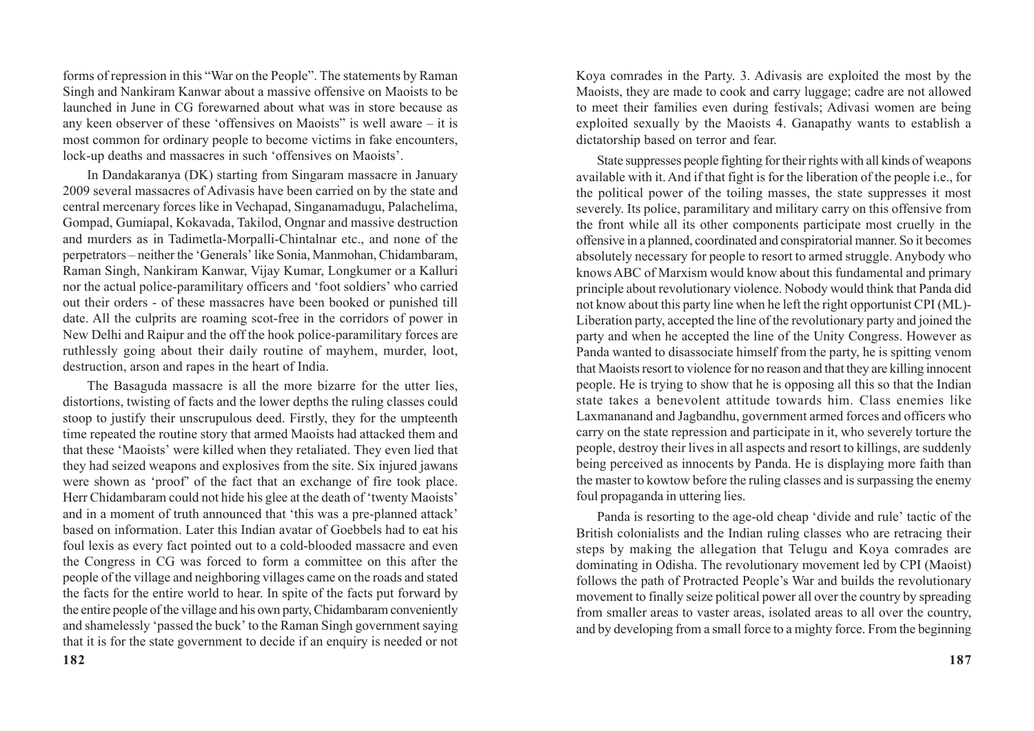forms of repression in this "War on the People". The statements by Raman Singh and Nankiram Kanwar about a massive offensive on Maoists to be launched in June in CG forewarned about what was in store because as any keen observer of these 'offensives on Maoists" is well aware – it is most common for ordinary people to become victims in fake encounters, lock-up deaths and massacres in such 'offensives on Maoists'.

In Dandakaranya (DK) starting from Singaram massacre in January 2009 several massacres of Adivasis have been carried on by the state and central mercenary forces like in Vechapad, Singanamadugu, Palachelima, Gompad, Gumiapal, Kokavada, Takilod, Ongnar and massive destruction and murders as in Tadimetla-Morpalli-Chintalnar etc., and none of the perpetrators – neither the 'Generals' like Sonia, Manmohan, Chidambaram, Raman Singh, Nankiram Kanwar, Vijay Kumar, Longkumer or a Kalluri nor the actual police-paramilitary officers and 'foot soldiers' who carried out their orders - of these massacres have been booked or punished till date. All the culprits are roaming scot-free in the corridors of power in New Delhi and Raipur and the off the hook police-paramilitary forces are ruthlessly going about their daily routine of mayhem, murder, loot, destruction, arson and rapes in the heart of India.

The Basaguda massacre is all the more bizarre for the utter lies, distortions, twisting of facts and the lower depths the ruling classes could stoop to justify their unscrupulous deed. Firstly, they for the umpteenth time repeated the routine story that armed Maoists had attacked them and that these 'Maoists' were killed when they retaliated. They even lied that they had seized weapons and explosives from the site. Six injured jawans were shown as 'proof' of the fact that an exchange of fire took place. Herr Chidambaram could not hide his glee at the death of 'twenty Maoists' and in a moment of truth announced that 'this was a pre-planned attack' based on information. Later this Indian avatar of Goebbels had to eat his foul lexis as every fact pointed out to a cold-blooded massacre and even the Congress in CG was forced to form a committee on this after the people of the village and neighboring villages came on the roads and stated the facts for the entire world to hear. In spite of the facts put forward by the entire people of the village and his own party, Chidambaram conveniently and shamelessly 'passed the buck' to the Raman Singh government saying that it is for the state government to decide if an enquiry is needed or not

Koya comrades in the Party. 3. Adivasis are exploited the most by the Maoists, they are made to cook and carry luggage; cadre are not allowed to meet their families even during festivals; Adivasi women are being exploited sexually by the Maoists 4. Ganapathy wants to establish a dictatorship based on terror and fear.

State suppresses people fighting for their rights with all kinds of weapons available with it. And if that fight is for the liberation of the people i.e., for the political power of the toiling masses, the state suppresses it most severely. Its police, paramilitary and military carry on this offensive from the front while all its other components participate most cruelly in the offensive in a planned, coordinated and conspiratorial manner. So it becomes absolutely necessary for people to resort to armed struggle. Anybody who knows ABC of Marxism would know about this fundamental and primary principle about revolutionary violence. Nobody would think that Panda did not know about this party line when he left the right opportunist CPI (ML)-Liberation party, accepted the line of the revolutionary party and joined the party and when he accepted the line of the Unity Congress. However as Panda wanted to disassociate himself from the party, he is spitting venom that Maoists resort to violence for no reason and that they are killing innocent people. He is trying to show that he is opposing all this so that the Indian state takes a benevolent attitude towards him. Class enemies like Laxmananand and Jagbandhu, government armed forces and officers who carry on the state repression and participate in it, who severely torture the people, destroy their lives in all aspects and resort to killings, are suddenly being perceived as innocents by Panda. He is displaying more faith than the master to kowtow before the ruling classes and is surpassing the enemy foul propaganda in uttering lies.

Panda is resorting to the age-old cheap 'divide and rule' tactic of the British colonialists and the Indian ruling classes who are retracing their steps by making the allegation that Telugu and Koya comrades are dominating in Odisha. The revolutionary movement led by CPI (Maoist) follows the path of Protracted People's War and builds the revolutionary movement to finally seize political power all over the country by spreading from smaller areas to vaster areas, isolated areas to all over the country, and by developing from a small force to a mighty force. From the beginning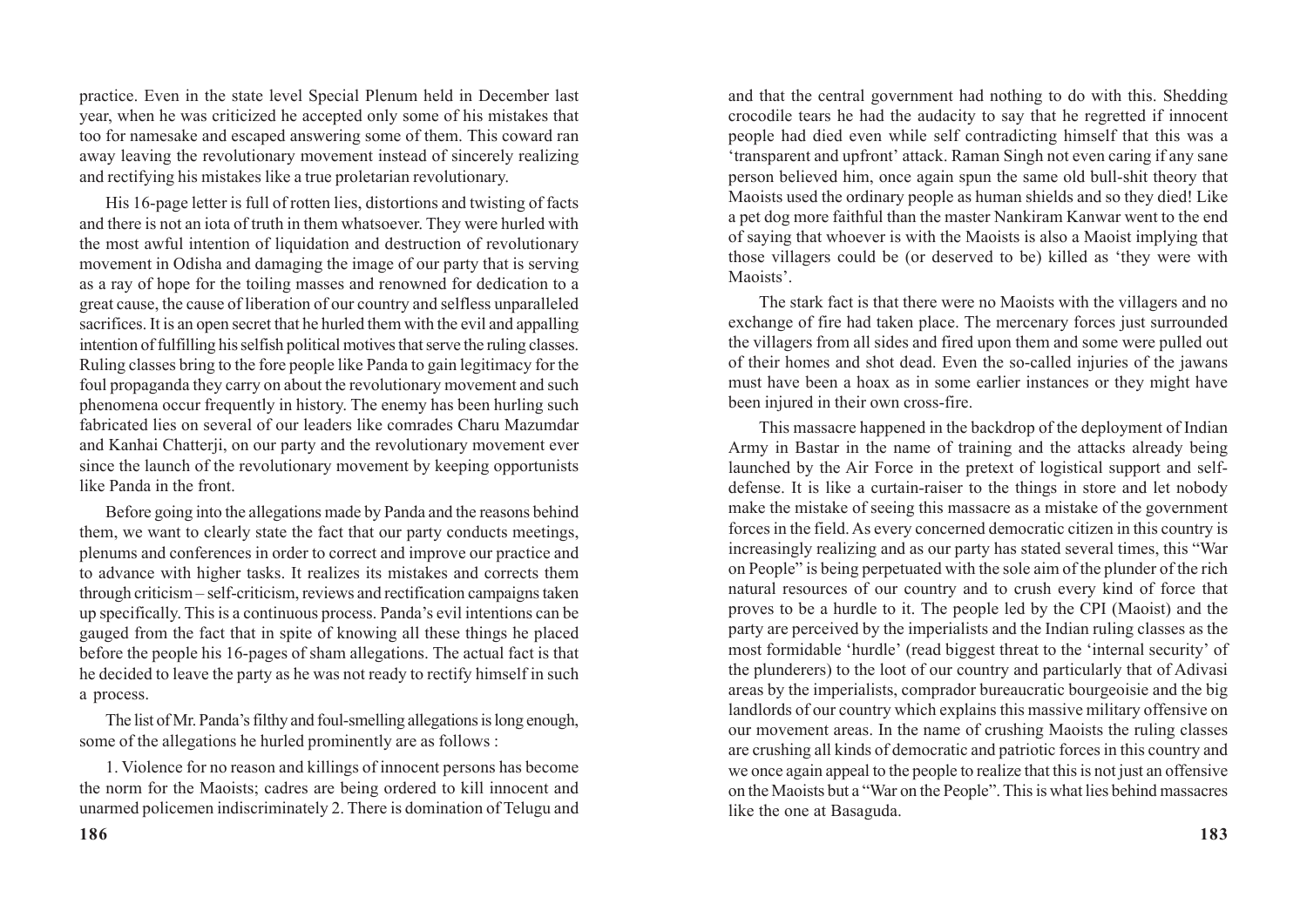practice. Even in the state level Special Plenum held in December last year, when he was criticized he accepted only some of his mistakes that too for namesake and escaped answering some of them. This coward ran away leaving the revolutionary movement instead of sincerely realizing and rectifying his mistakes like a true proletarian revolutionary.

His 16-page letter is full of rotten lies, distortions and twisting of facts and there is not an iota of truth in them whatsoever. They were hurled with the most awful intention of liquidation and destruction of revolutionary movement in Odisha and damaging the image of our party that is serving as a ray of hope for the toiling masses and renowned for dedication to a great cause, the cause of liberation of our country and selfless unparalleled sacrifices. It is an open secret that he hurled them with the evil and appalling intention of fulfilling his selfish political motives that serve the ruling classes. Ruling classes bring to the fore people like Panda to gain legitimacy for the foul propaganda they carry on about the revolutionary movement and such phenomena occur frequently in history. The enemy has been hurling such fabricated lies on several of our leaders like comrades Charu Mazumdar and Kanhai Chatterji, on our party and the revolutionary movement ever since the launch of the revolutionary movement by keeping opportunists like Panda in the front.

Before going into the allegations made by Panda and the reasons behind them, we want to clearly state the fact that our party conducts meetings, plenums and conferences in order to correct and improve our practice and to advance with higher tasks. It realizes its mistakes and corrects them through criticism – self-criticism, reviews and rectification campaigns taken up specifically. This is a continuous process. Panda's evil intentions can be gauged from the fact that in spite of knowing all these things he placed before the people his 16-pages of sham allegations. The actual fact is that he decided to leave the party as he was not ready to rectify himself in such a process.

The list of Mr. Panda's filthy and foul-smelling allegations is long enough, some of the allegations he hurled prominently are as follows :

1. Violence for no reason and killings of innocent persons has become the norm for the Maoists; cadres are being ordered to kill innocent and unarmed policemen indiscriminately 2. There is domination of Telugu and

and that the central government had nothing to do with this. Shedding crocodile tears he had the audacity to say that he regretted if innocent people had died even while self contradicting himself that this was a 'transparent and upfront' attack. Raman Singh not even caring if any sane person believed him, once again spun the same old bull-shit theory that Maoists used the ordinary people as human shields and so they died! Like a pet dog more faithful than the master Nankiram Kanwar went to the end of saying that whoever is with the Maoists is also a Maoist implying that those villagers could be (or deserved to be) killed as 'they were with Maoists'.

The stark fact is that there were no Maoists with the villagers and no exchange of fire had taken place. The mercenary forces just surrounded the villagers from all sides and fired upon them and some were pulled out of their homes and shot dead. Even the so-called injuries of the jawans must have been a hoax as in some earlier instances or they might have been injured in their own cross-fire.

This massacre happened in the backdrop of the deployment of Indian Army in Bastar in the name of training and the attacks already being launched by the Air Force in the pretext of logistical support and self-defense. It is like a curtain-raiser to the things in store and let nobody make the mistake of seeing this massacre as a mistake of the government forces in the field. As every concerned democratic citizen in this country is increasingly realizing and as our party has stated several times, this "War on People" is being perpetuated with the sole aim of the plunder of the rich natural resources of our country and to crush every kind of force that proves to be a hurdle to it. The people led by the CPI (Maoist) and the party are perceived by the imperialists and the Indian ruling classes as the most formidable 'hurdle' (read biggest threat to the 'internal security' of the plunderers) to the loot of our country and particularly that of Adivasi areas by the imperialists, comprador bureaucratic bourgeoisie and the big landlords of our country which explains this massive military offensive on our movement areas. In the name of crushing Maoists the ruling classes are crushing all kinds of democratic and patriotic forces in this country and we once again appeal to the people to realize that this is not just an offensive on the Maoists but a "War on the People". This is what lies behind massacres like the one at Basaguda.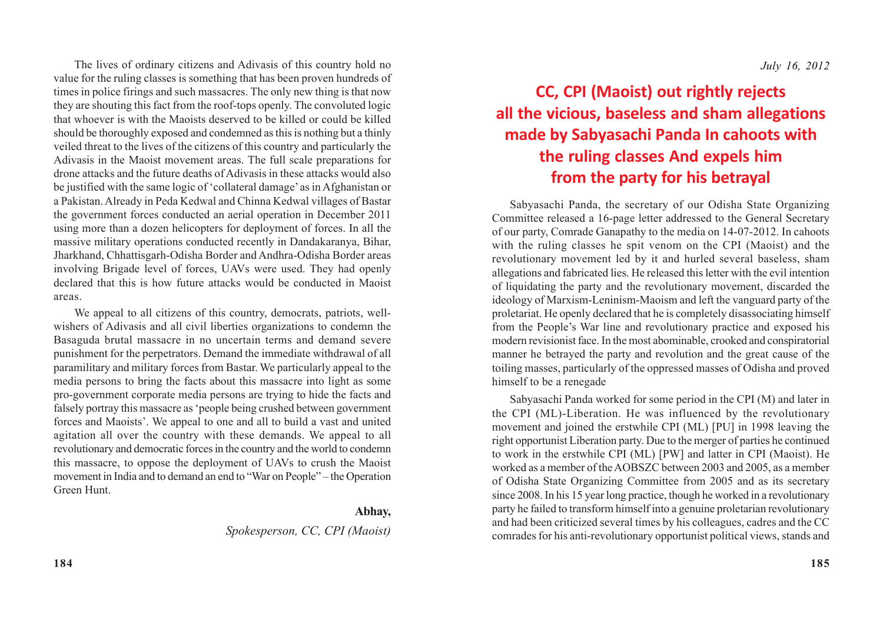The lives of ordinary citizens and Adivasis of this country hold no value for the ruling classes is something that has been proven hundreds of times in police firings and such massacres. The only new thing is that now they are shouting this fact from the roof-tops openly. The convoluted logic that whoever is with the Maoists deserved to be killed or could be killed should be thoroughly exposed and condemned as this is nothing but a thinly veiled threat to the lives of the citizens of this country and particularly the Adivasis in the Maoist movement areas. The full scale preparations for drone attacks and the future deaths of Adivasis in these attacks would also be justified with the same logic of 'collateral damage' as in Afghanistan or a Pakistan. Already in Peda Kedwal and Chinna Kedwal villages of Bastar the government forces conducted an aerial operation in December 2011 using more than a dozen helicopters for deployment of forces. In all the massive military operations conducted recently in Dandakaranya, Bihar, Jharkhand, Chhattisgarh-Odisha Border and Andhra-Odisha Border areas involving Brigade level of forces, UAVs were used. They had openly declared that this is how future attacks would be conducted in Maoist areas.

We appeal to all citizens of this country, democrats, patriots, well-wishers of Adivasis and all civil liberties organizations to condemn the Basaguda brutal massacre in no uncertain terms and demand severe punishment for the perpetrators. Demand the immediate withdrawal of all paramilitary and military forces from Bastar. We particularly appeal to the media persons to bring the facts about this massacre into light as some pro-government corporate media persons are trying to hide the facts and falsely portray this massacre as 'people being crushed between government forces and Maoists'. We appeal to one and all to build a vast and united agitation all over the country with these demands. We appeal to all revolutionary and democratic forces in the country and the world to condemn this massacre, to oppose the deployment of UAVs to crush the Maoist movement in India and to demand an end to "War on People" – the Operation Green Hunt.

**Abhay,**

*Spokesperson, CC, CPI (Maoist)*

*July 16, 2012*

# CC, CPI (Maoist) out rightly rejects all the vicious, baseless and sham allegations made by Sabyasachi Panda In cahoots with the ruling classes And expels him from the party for his betrayal

Sabyasachi Panda, the secretary of our Odisha State Organizing Committee released a 16-page letter addressed to the General Secretary of our party, Comrade Ganapathy to the media on 14-07-2012. In cahoots with the ruling classes he spit venom on the CPI (Maoist) and the revolutionary movement led by it and hurled several baseless, sham allegations and fabricated lies. He released this letter with the evil intention of liquidating the party and the revolutionary movement, discarded the ideology of Marxism-Leninism-Maoism and left the vanguard party of the proletariat. He openly declared that he is completely disassociating himself from the People's War line and revolutionary practice and exposed his modern revisionist face. In the most abominable, crooked and conspiratorial manner he betrayed the party and revolution and the great cause of the toiling masses, particularly of the oppressed masses of Odisha and proved himself to be a renegade

Sabyasachi Panda worked for some period in the CPI (M) and later in the CPI (ML)-Liberation. He was influenced by the revolutionary movement and joined the erstwhile CPI (ML) [PU] in 1998 leaving the right opportunist Liberation party. Due to the merger of parties he continued to work in the erstwhile CPI (ML) [PW] and latter in CPI (Maoist). He worked as a member of the AOBSZC between 2003 and 2005, as a member of Odisha State Organizing Committee from 2005 and as its secretary since 2008. In his 15 year long practice, though he worked in a revolutionary party he failed to transform himself into a genuine proletarian revolutionary and had been criticized several times by his colleagues, cadres and the CC comrades for his anti-revolutionary opportunist political views, stands and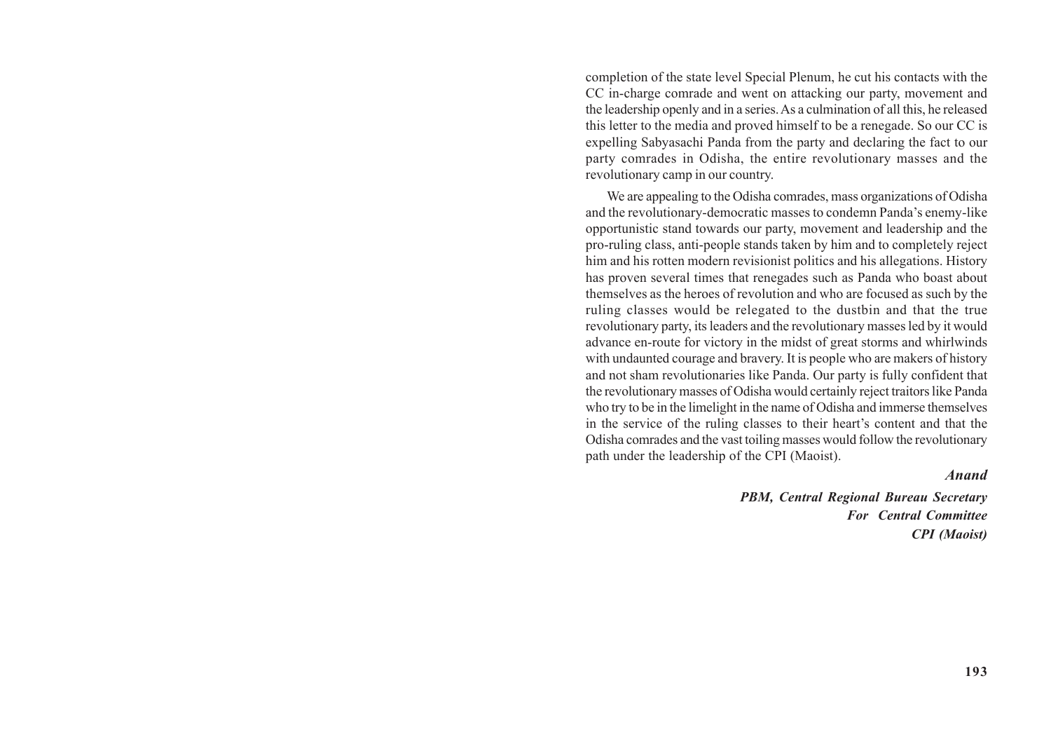completion of the state level Special Plenum, he cut his contacts with the CC in-charge comrade and went on attacking our party, movement and the leadership openly and in a series. As a culmination of all this, he released this letter to the media and proved himself to be a renegade. So our CC is expelling Sabyasachi Panda from the party and declaring the fact to our party comrades in Odisha, the entire revolutionary masses and the revolutionary camp in our country.

We are appealing to the Odisha comrades, mass organizations of Odisha and the revolutionary-democratic masses to condemn Panda's enemy-like opportunistic stand towards our party, movement and leadership and the pro-ruling class, anti-people stands taken by him and to completely reject him and his rotten modern revisionist politics and his allegations. History has proven several times that renegades such as Panda who boast about themselves as the heroes of revolution and who are focused as such by the ruling classes would be relegated to the dustbin and that the true revolutionary party, its leaders and the revolutionary masses led by it would advance en-route for victory in the midst of great storms and whirlwinds with undaunted courage and bravery. It is people who are makers of history and not sham revolutionaries like Panda. Our party is fully confident that the revolutionary masses of Odisha would certainly reject traitors like Panda who try to be in the limelight in the name of Odisha and immerse themselves in the service of the ruling classes to their heart's content and that the Odisha comrades and the vast toiling masses would follow the revolutionary path under the leadership of the CPI (Maoist).

***Anand***

***PBM, Central Regional Bureau Secretary***
***For Central Committee***
***CPI (Maoist)***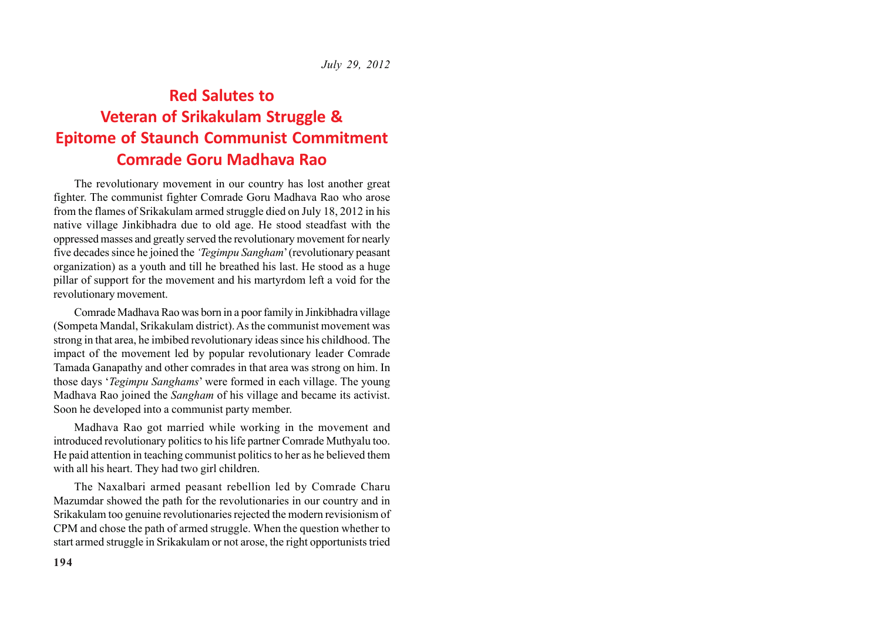*July 29, 2012*

# Red Salutes to Veteran of Srikakulam Struggle & Epitome of Staunch Communist Commitment Comrade Goru Madhava Rao

The revolutionary movement in our country has lost another great fighter. The communist fighter Comrade Goru Madhava Rao who arose from the flames of Srikakulam armed struggle died on July 18, 2012 in his native village Jinkibhadra due to old age. He stood steadfast with the oppressed masses and greatly served the revolutionary movement for nearly five decades since he joined the *'Tegimpu Sangham'* (revolutionary peasant organization) as a youth and till he breathed his last. He stood as a huge pillar of support for the movement and his martyrdom left a void for the revolutionary movement.

Comrade Madhava Rao was born in a poor family in Jinkibhadra village (Sompeta Mandal, Srikakulam district). As the communist movement was strong in that area, he imbibed revolutionary ideas since his childhood. The impact of the movement led by popular revolutionary leader Comrade Tamada Ganapathy and other comrades in that area was strong on him. In those days '*Tegimpu Sanghams*' were formed in each village. The young Madhava Rao joined the *Sangham* of his village and became its activist. Soon he developed into a communist party member.

Madhava Rao got married while working in the movement and introduced revolutionary politics to his life partner Comrade Muthyalu too. He paid attention in teaching communist politics to her as he believed them with all his heart. They had two girl children.

The Naxalbari armed peasant rebellion led by Comrade Charu Mazumdar showed the path for the revolutionaries in our country and in Srikakulam too genuine revolutionaries rejected the modern revisionism of CPM and chose the path of armed struggle. When the question whether to start armed struggle in Srikakulam or not arose, the right opportunists tried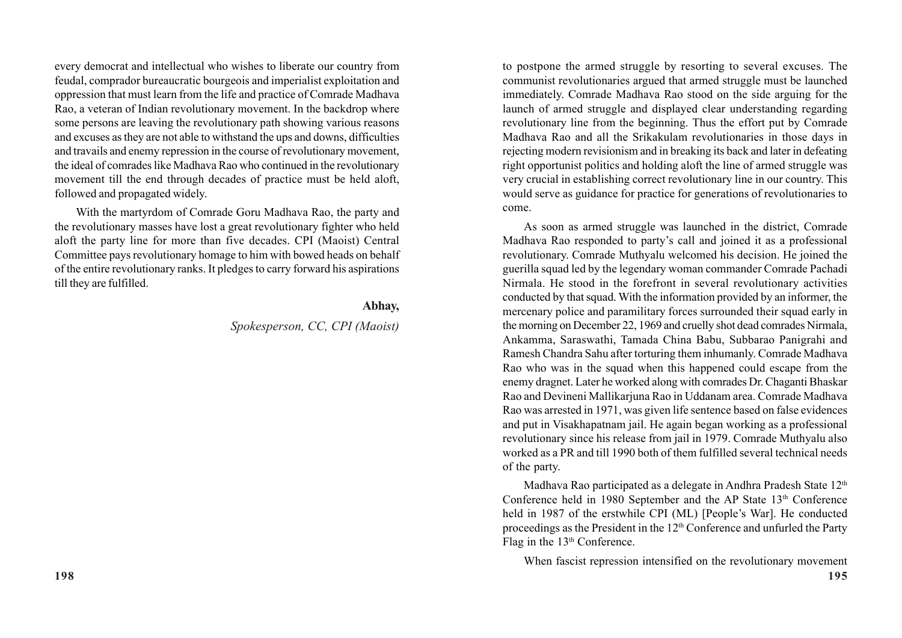every democrat and intellectual who wishes to liberate our country from feudal, comprador bureaucratic bourgeois and imperialist exploitation and oppression that must learn from the life and practice of Comrade Madhava Rao, a veteran of Indian revolutionary movement. In the backdrop where some persons are leaving the revolutionary path showing various reasons and excuses as they are not able to withstand the ups and downs, difficulties and travails and enemy repression in the course of revolutionary movement, the ideal of comrades like Madhava Rao who continued in the revolutionary movement till the end through decades of practice must be held aloft, followed and propagated widely.

With the martyrdom of Comrade Goru Madhava Rao, the party and the revolutionary masses have lost a great revolutionary fighter who held aloft the party line for more than five decades. CPI (Maoist) Central Committee pays revolutionary homage to him with bowed heads on behalf of the entire revolutionary ranks. It pledges to carry forward his aspirations till they are fulfilled.

**Abhay,**

*Spokesperson, CC, CPI (Maoist)*

to postpone the armed struggle by resorting to several excuses. The communist revolutionaries argued that armed struggle must be launched immediately. Comrade Madhava Rao stood on the side arguing for the launch of armed struggle and displayed clear understanding regarding revolutionary line from the beginning. Thus the effort put by Comrade Madhava Rao and all the Srikakulam revolutionaries in those days in rejecting modern revisionism and in breaking its back and later in defeating right opportunist politics and holding aloft the line of armed struggle was very crucial in establishing correct revolutionary line in our country. This would serve as guidance for practice for generations of revolutionaries to come.

As soon as armed struggle was launched in the district, Comrade Madhava Rao responded to party's call and joined it as a professional revolutionary. Comrade Muthyalu welcomed his decision. He joined the guerilla squad led by the legendary woman commander Comrade Pachadi Nirmala. He stood in the forefront in several revolutionary activities conducted by that squad. With the information provided by an informer, the mercenary police and paramilitary forces surrounded their squad early in the morning on December 22, 1969 and cruelly shot dead comrades Nirmala, Ankamma, Saraswathi, Tamada China Babu, Subbarao Panigrahi and Ramesh Chandra Sahu after torturing them inhumanly. Comrade Madhava Rao who was in the squad when this happened could escape from the enemy dragnet. Later he worked along with comrades Dr. Chaganti Bhaskar Rao and Devineni Mallikarjuna Rao in Uddanam area. Comrade Madhava Rao was arrested in 1971, was given life sentence based on false evidences and put in Visakhapatnam jail. He again began working as a professional revolutionary since his release from jail in 1979. Comrade Muthyalu also worked as a PR and till 1990 both of them fulfilled several technical needs of the party.

Madhava Rao participated as a delegate in Andhra Pradesh State 12th Conference held in 1980 September and the AP State 13th Conference held in 1987 of the erstwhile CPI (ML) [People's War]. He conducted proceedings as the President in the 12th Conference and unfurled the Party Flag in the 13th Conference.

When fascist repression intensified on the revolutionary movement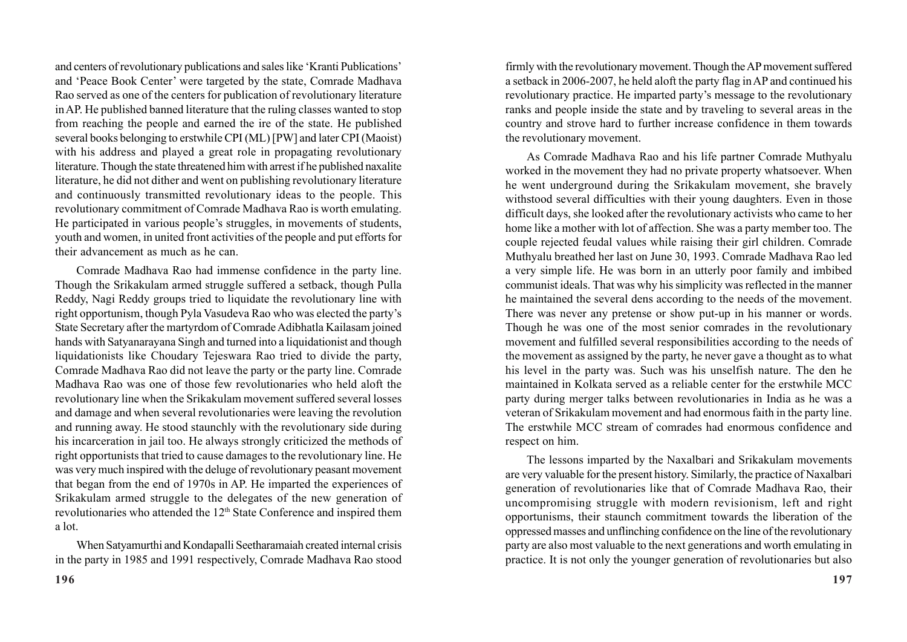and centers of revolutionary publications and sales like 'Kranti Publications' and 'Peace Book Center' were targeted by the state, Comrade Madhava Rao served as one of the centers for publication of revolutionary literature in AP. He published banned literature that the ruling classes wanted to stop from reaching the people and earned the ire of the state. He published several books belonging to erstwhile CPI (ML) [PW] and later CPI (Maoist) with his address and played a great role in propagating revolutionary literature. Though the state threatened him with arrest if he published naxalite literature, he did not dither and went on publishing revolutionary literature and continuously transmitted revolutionary ideas to the people. This revolutionary commitment of Comrade Madhava Rao is worth emulating. He participated in various people's struggles, in movements of students, youth and women, in united front activities of the people and put efforts for their advancement as much as he can.

Comrade Madhava Rao had immense confidence in the party line. Though the Srikakulam armed struggle suffered a setback, though Pulla Reddy, Nagi Reddy groups tried to liquidate the revolutionary line with right opportunism, though Pyla Vasudeva Rao who was elected the party's State Secretary after the martyrdom of Comrade Adibhatla Kailasam joined hands with Satyanarayana Singh and turned into a liquidationist and though liquidationists like Choudary Tejeswara Rao tried to divide the party, Comrade Madhava Rao did not leave the party or the party line. Comrade Madhava Rao was one of those few revolutionaries who held aloft the revolutionary line when the Srikakulam movement suffered several losses and damage and when several revolutionaries were leaving the revolution and running away. He stood staunchly with the revolutionary side during his incarceration in jail too. He always strongly criticized the methods of right opportunists that tried to cause damages to the revolutionary line. He was very much inspired with the deluge of revolutionary peasant movement that began from the end of 1970s in AP. He imparted the experiences of Srikakulam armed struggle to the delegates of the new generation of revolutionaries who attended the 12th State Conference and inspired them a lot.

When Satyamurthi and Kondapalli Seetharamaiah created internal crisis in the party in 1985 and 1991 respectively, Comrade Madhava Rao stood firmly with the revolutionary movement. Though the AP movement suffered a setback in 2006-2007, he held aloft the party flag in AP and continued his revolutionary practice. He imparted party's message to the revolutionary ranks and people inside the state and by traveling to several areas in the country and strove hard to further increase confidence in them towards the revolutionary movement.

As Comrade Madhava Rao and his life partner Comrade Muthyalu worked in the movement they had no private property whatsoever. When he went underground during the Srikakulam movement, she bravely withstood several difficulties with their young daughters. Even in those difficult days, she looked after the revolutionary activists who came to her home like a mother with lot of affection. She was a party member too. The couple rejected feudal values while raising their girl children. Comrade Muthyalu breathed her last on June 30, 1993. Comrade Madhava Rao led a very simple life. He was born in an utterly poor family and imbibed communist ideals. That was why his simplicity was reflected in the manner he maintained the several dens according to the needs of the movement. There was never any pretense or show put-up in his manner or words. Though he was one of the most senior comrades in the revolutionary movement and fulfilled several responsibilities according to the needs of the movement as assigned by the party, he never gave a thought as to what his level in the party was. Such was his unselfish nature. The den he maintained in Kolkata served as a reliable center for the erstwhile MCC party during merger talks between revolutionaries in India as he was a veteran of Srikakulam movement and had enormous faith in the party line. The erstwhile MCC stream of comrades had enormous confidence and respect on him.

The lessons imparted by the Naxalbari and Srikakulam movements are very valuable for the present history. Similarly, the practice of Naxalbari generation of revolutionaries like that of Comrade Madhava Rao, their uncompromising struggle with modern revisionism, left and right opportunisms, their staunch commitment towards the liberation of the oppressed masses and unflinching confidence on the line of the revolutionary party are also most valuable to the next generations and worth emulating in practice. It is not only the younger generation of revolutionaries but also